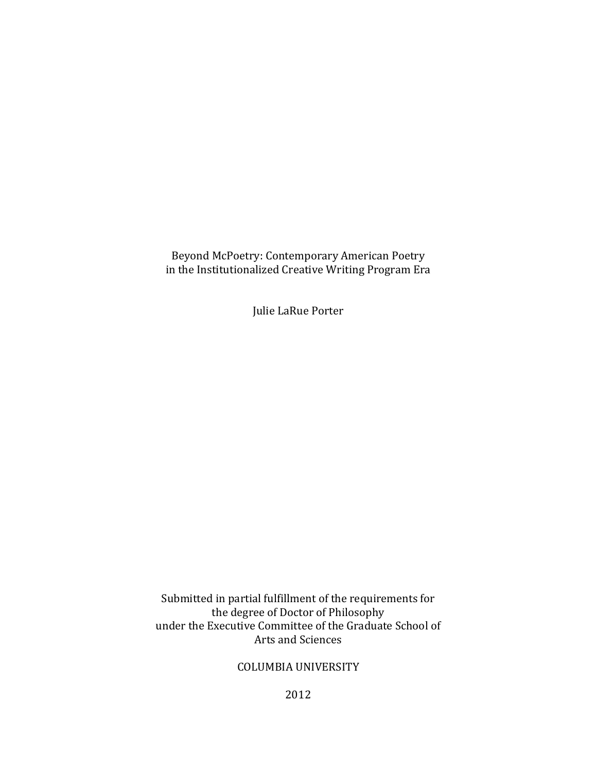# Beyond McPoetry: Contemporary American Poetry in the Institutionalized Creative Writing Program Era

Julie LaRue Porter

Submitted in partial fulfillment of the requirements for the degree of Doctor of Philosophy under the Executive Committee of the Graduate School of Arts and Sciences

COLUMBIA UNIVERSITY

2012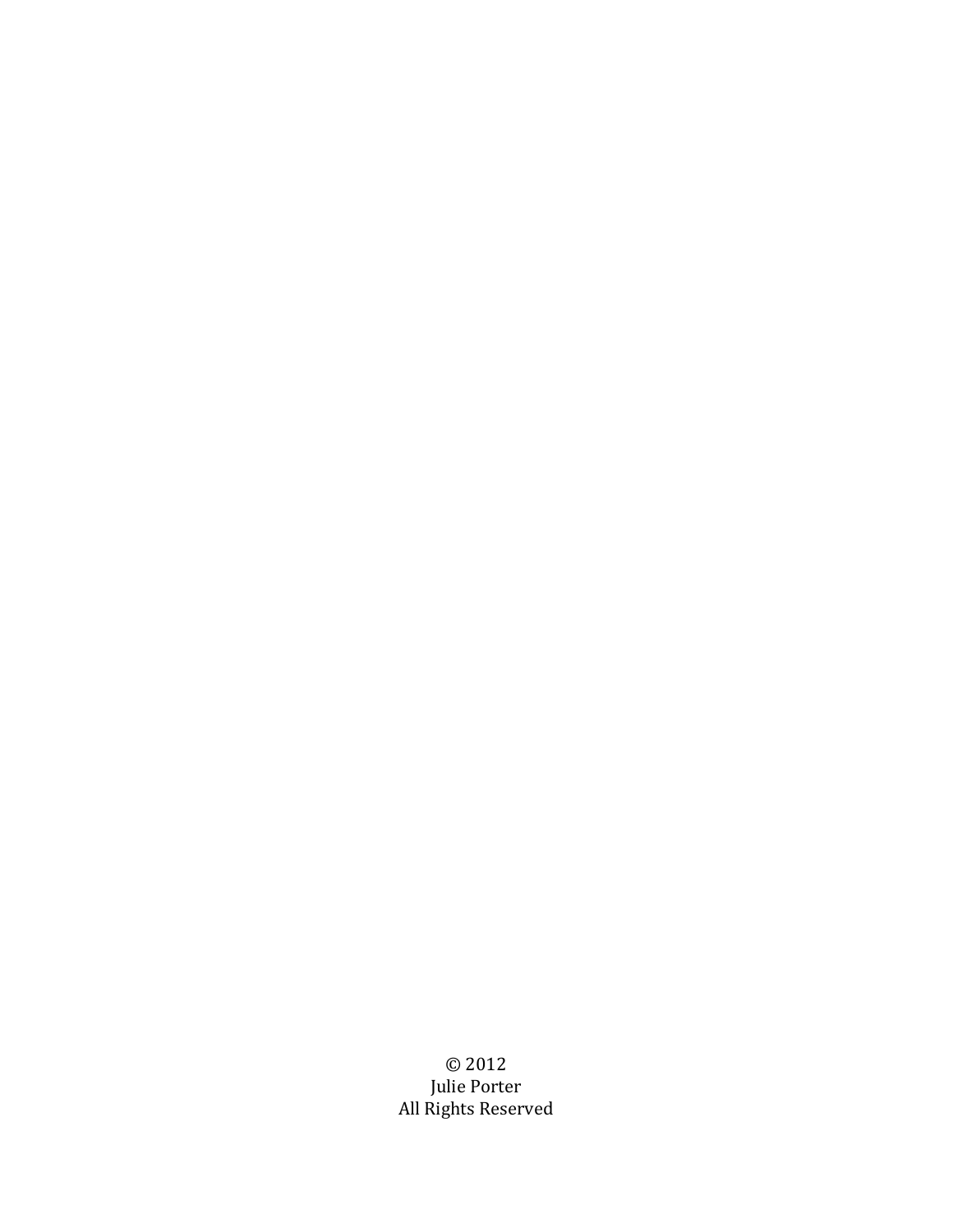© 2012
Julie Porter
All Rights Reserved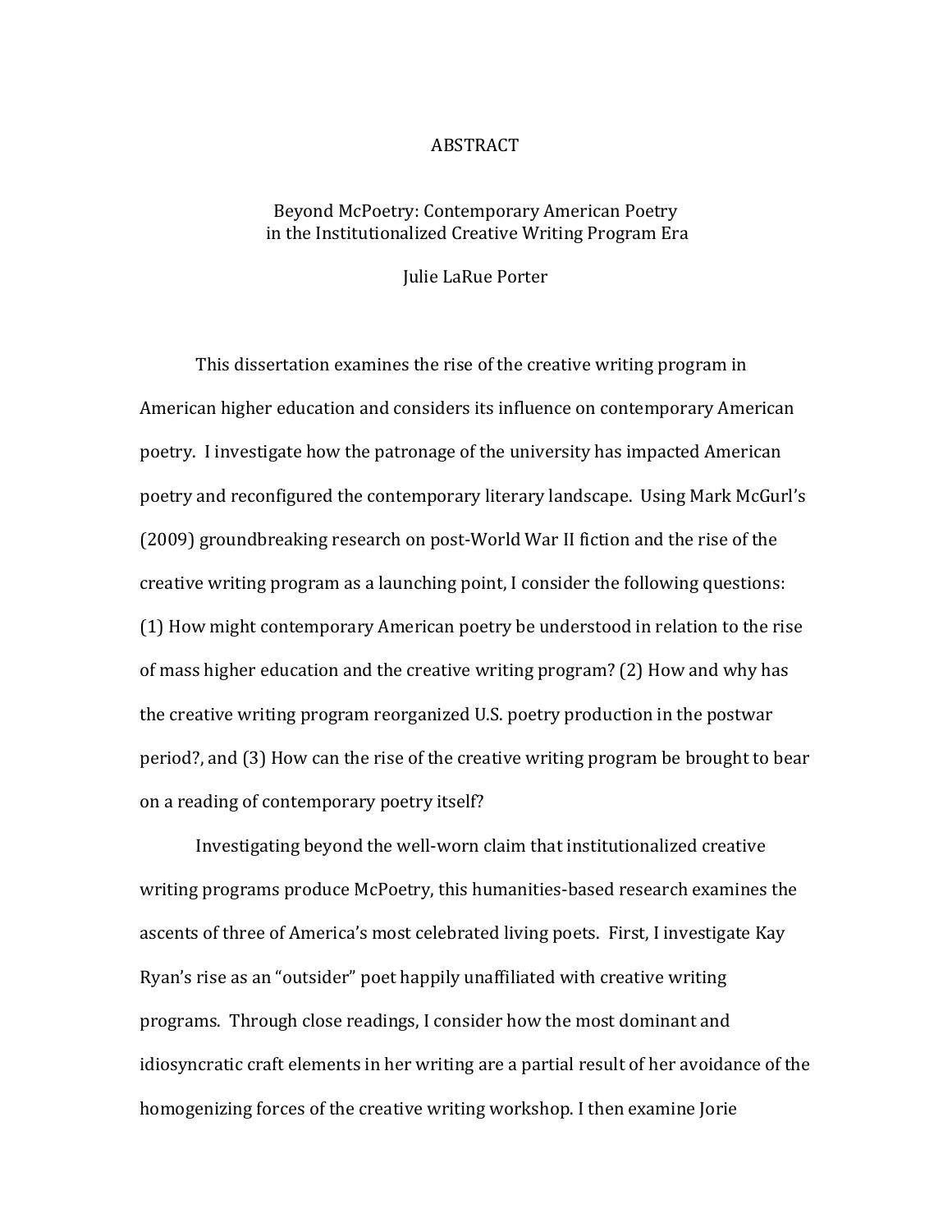# ABSTRACT

## Beyond McPoetry: Contemporary American Poetry in the Institutionalized Creative Writing Program Era

Julie LaRue Porter

This dissertation examines the rise of the creative writing program in American higher education and considers its influence on contemporary American poetry. I investigate how the patronage of the university has impacted American poetry and reconfigured the contemporary literary landscape. Using Mark McGurl's (2009) groundbreaking research on post-World War II fiction and the rise of the creative writing program as a launching point, I consider the following questions: (1) How might contemporary American poetry be understood in relation to the rise of mass higher education and the creative writing program? (2) How and why has the creative writing program reorganized U.S. poetry production in the postwar period?, and (3) How can the rise of the creative writing program be brought to bear on a reading of contemporary poetry itself?

Investigating beyond the well-worn claim that institutionalized creative writing programs produce McPoetry, this humanities-based research examines the ascents of three of America's most celebrated living poets. First, I investigate Kay Ryan's rise as an "outsider" poet happily unaffiliated with creative writing programs. Through close readings, I consider how the most dominant and idiosyncratic craft elements in her writing are a partial result of her avoidance of the homogenizing forces of the creative writing workshop. I then examine Jorie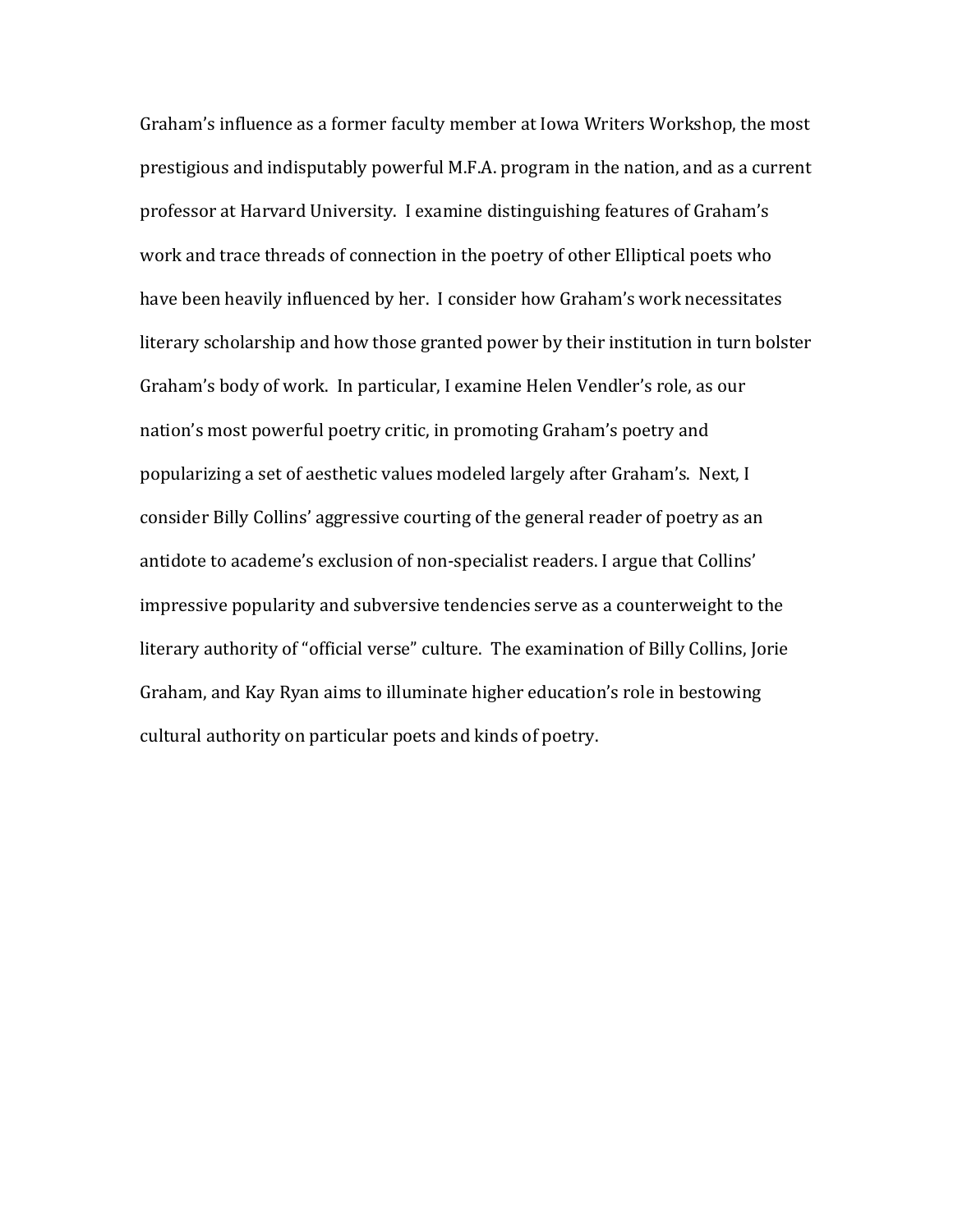Graham's influence as a former faculty member at Iowa Writers Workshop, the most prestigious and indisputably powerful M.F.A. program in the nation, and as a current professor at Harvard University. I examine distinguishing features of Graham's work and trace threads of connection in the poetry of other Elliptical poets who have been heavily influenced by her. I consider how Graham's work necessitates literary scholarship and how those granted power by their institution in turn bolster Graham's body of work. In particular, I examine Helen Vendler's role, as our nation's most powerful poetry critic, in promoting Graham's poetry and popularizing a set of aesthetic values modeled largely after Graham's. Next, I consider Billy Collins' aggressive courting of the general reader of poetry as an antidote to academe's exclusion of non-specialist readers. I argue that Collins' impressive popularity and subversive tendencies serve as a counterweight to the literary authority of "official verse" culture. The examination of Billy Collins, Jorie Graham, and Kay Ryan aims to illuminate higher education's role in bestowing cultural authority on particular poets and kinds of poetry.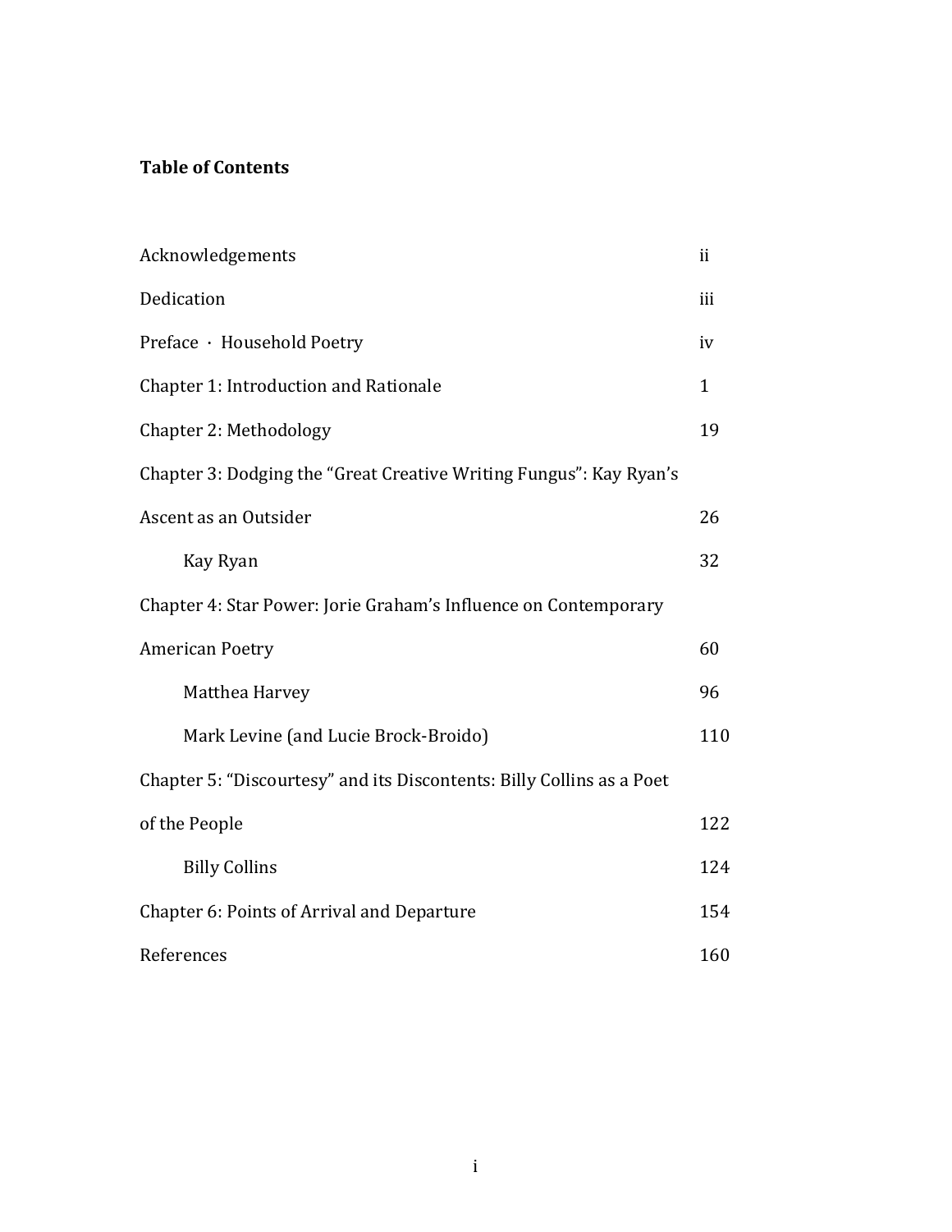**Table of Contents**

| | |
|---|---|
| Acknowledgements | ii |
| Dedication | iii |
| Preface · Household Poetry | iv |
| Chapter 1: Introduction and Rationale | 1 |
| Chapter 2: Methodology | 19 |
| Chapter 3: Dodging the "Great Creative Writing Fungus": Kay Ryan's Ascent as an Outsider | 26 |
| Kay Ryan | 32 |
| Chapter 4: Star Power: Jorie Graham's Influence on Contemporary American Poetry | 60 |
| Matthea Harvey | 96 |
| Mark Levine (and Lucie Brock-Broido) | 110 |
| Chapter 5: "Discourtesy" and its Discontents: Billy Collins as a Poet of the People | 122 |
| Billy Collins | 124 |
| Chapter 6: Points of Arrival and Departure | 154 |
| References | 160 |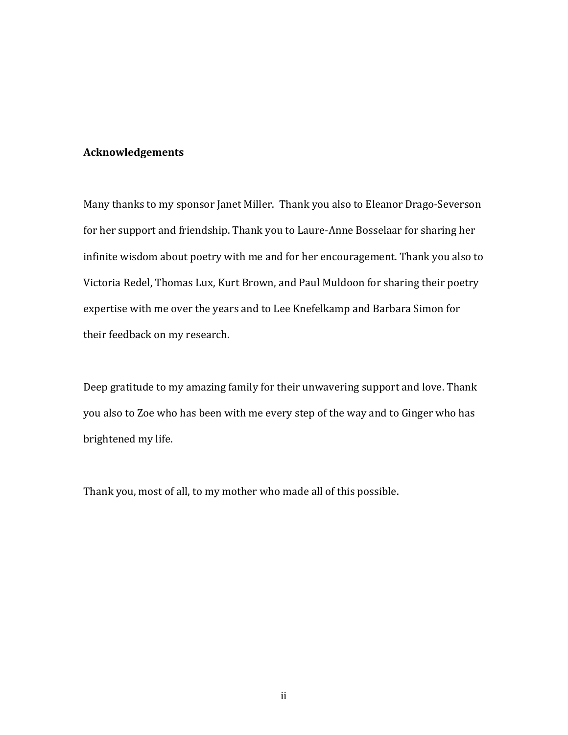## Acknowledgements

Many thanks to my sponsor Janet Miller.  Thank you also to Eleanor Drago-Severson for her support and friendship. Thank you to Laure-Anne Bosselaar for sharing her infinite wisdom about poetry with me and for her encouragement. Thank you also to Victoria Redel, Thomas Lux, Kurt Brown, and Paul Muldoon for sharing their poetry expertise with me over the years and to Lee Knefelkamp and Barbara Simon for their feedback on my research.

Deep gratitude to my amazing family for their unwavering support and love. Thank you also to Zoe who has been with me every step of the way and to Ginger who has brightened my life.

Thank you, most of all, to my mother who made all of this possible.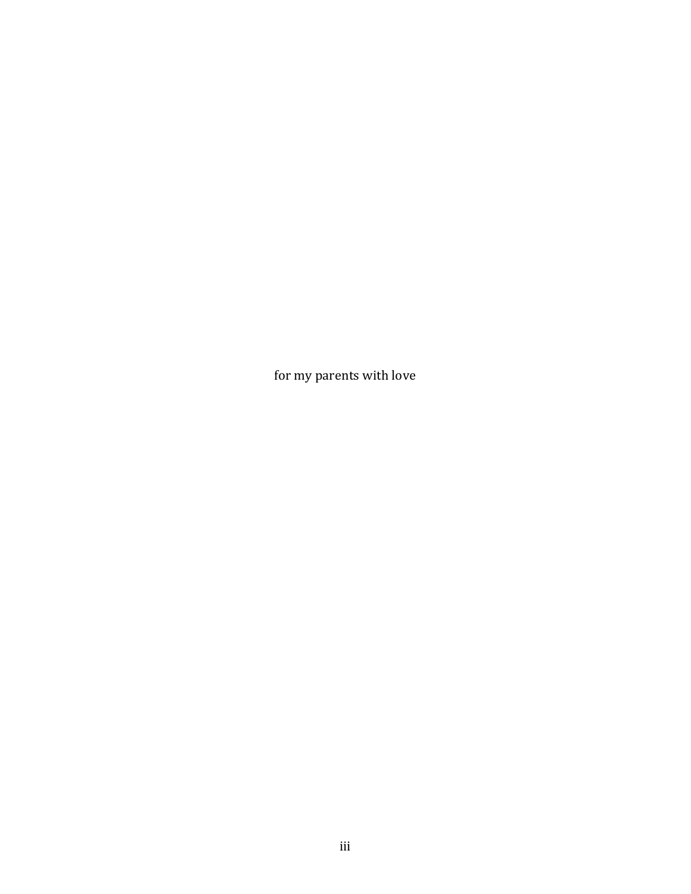for my parents with love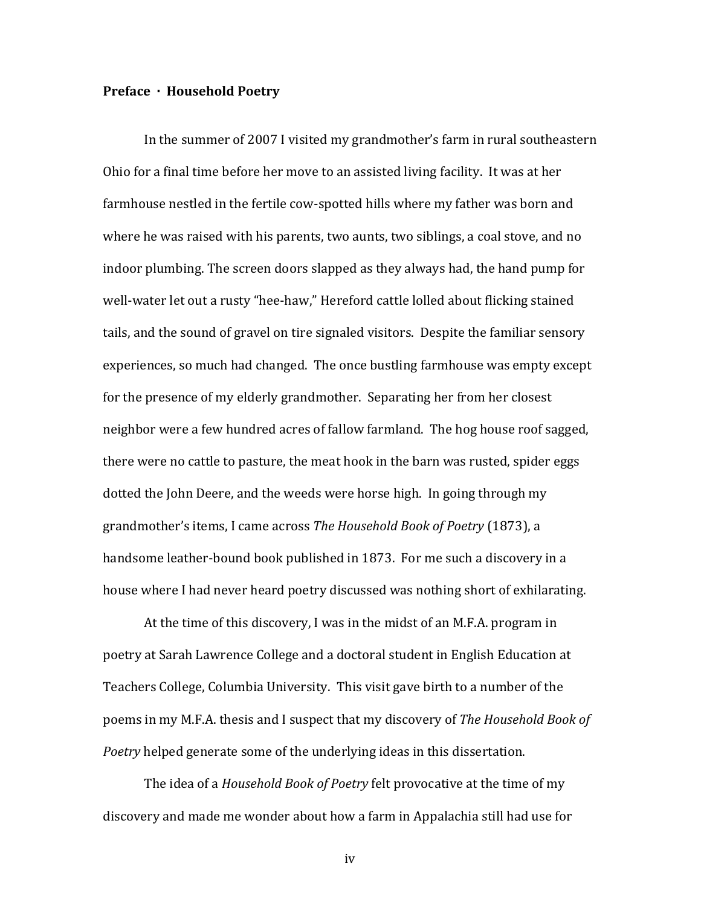**Preface · Household Poetry**

In the summer of 2007 I visited my grandmother's farm in rural southeastern Ohio for a final time before her move to an assisted living facility. It was at her farmhouse nestled in the fertile cow-spotted hills where my father was born and where he was raised with his parents, two aunts, two siblings, a coal stove, and no indoor plumbing. The screen doors slapped as they always had, the hand pump for well-water let out a rusty "hee-haw," Hereford cattle lolled about flicking stained tails, and the sound of gravel on tire signaled visitors. Despite the familiar sensory experiences, so much had changed. The once bustling farmhouse was empty except for the presence of my elderly grandmother. Separating her from her closest neighbor were a few hundred acres of fallow farmland. The hog house roof sagged, there were no cattle to pasture, the meat hook in the barn was rusted, spider eggs dotted the John Deere, and the weeds were horse high. In going through my grandmother's items, I came across *The Household Book of Poetry* (1873), a handsome leather-bound book published in 1873. For me such a discovery in a house where I had never heard poetry discussed was nothing short of exhilarating.

At the time of this discovery, I was in the midst of an M.F.A. program in poetry at Sarah Lawrence College and a doctoral student in English Education at Teachers College, Columbia University. This visit gave birth to a number of the poems in my M.F.A. thesis and I suspect that my discovery of *The Household Book of Poetry* helped generate some of the underlying ideas in this dissertation.

The idea of a *Household Book of Poetry* felt provocative at the time of my discovery and made me wonder about how a farm in Appalachia still had use for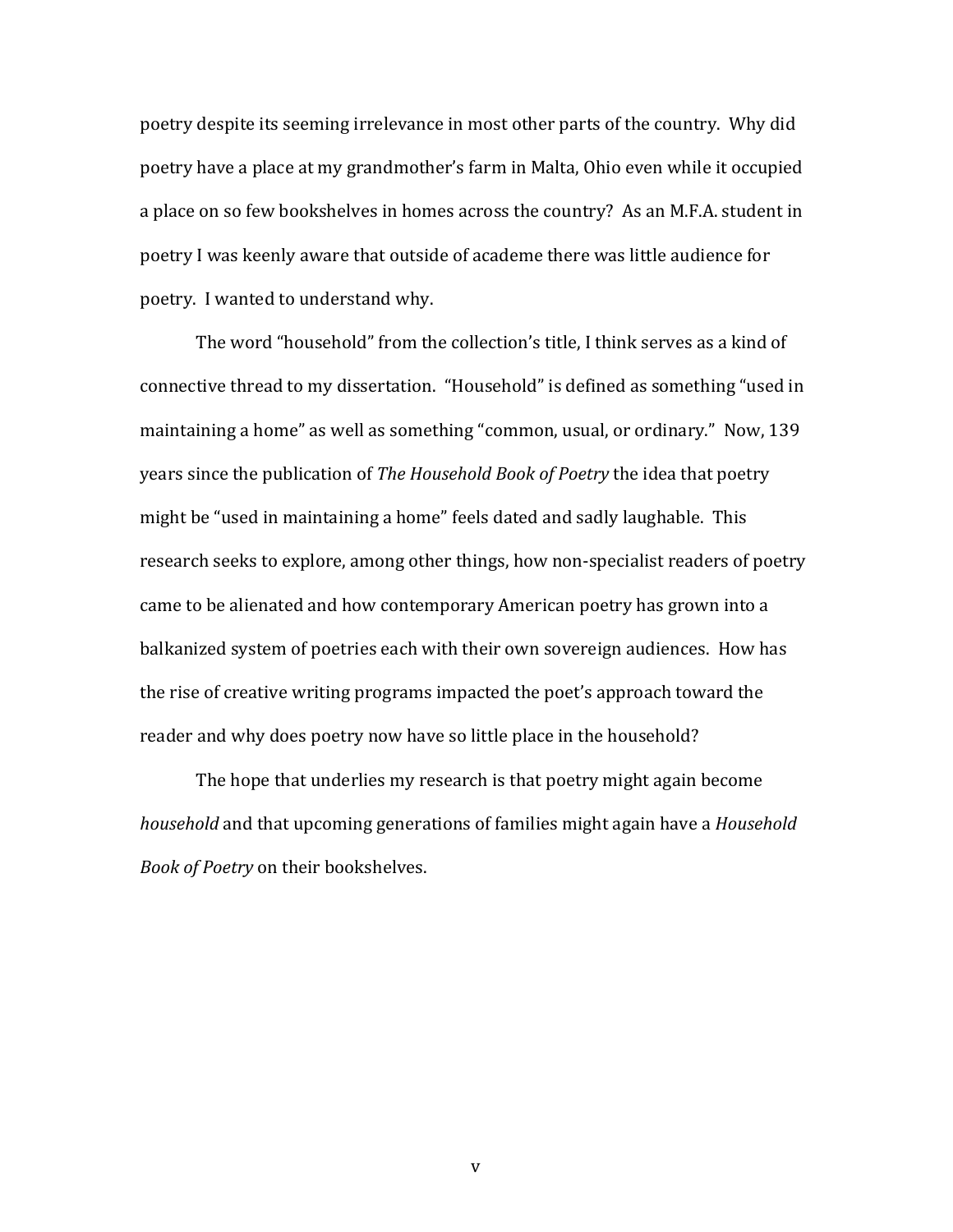poetry despite its seeming irrelevance in most other parts of the country. Why did poetry have a place at my grandmother's farm in Malta, Ohio even while it occupied a place on so few bookshelves in homes across the country? As an M.F.A. student in poetry I was keenly aware that outside of academe there was little audience for poetry. I wanted to understand why.

The word "household" from the collection's title, I think serves as a kind of connective thread to my dissertation. "Household" is defined as something "used in maintaining a home" as well as something "common, usual, or ordinary." Now, 139 years since the publication of *The Household Book of Poetry* the idea that poetry might be "used in maintaining a home" feels dated and sadly laughable. This research seeks to explore, among other things, how non-specialist readers of poetry came to be alienated and how contemporary American poetry has grown into a balkanized system of poetries each with their own sovereign audiences. How has the rise of creative writing programs impacted the poet's approach toward the reader and why does poetry now have so little place in the household?

The hope that underlies my research is that poetry might again become *household* and that upcoming generations of families might again have a *Household Book of Poetry* on their bookshelves.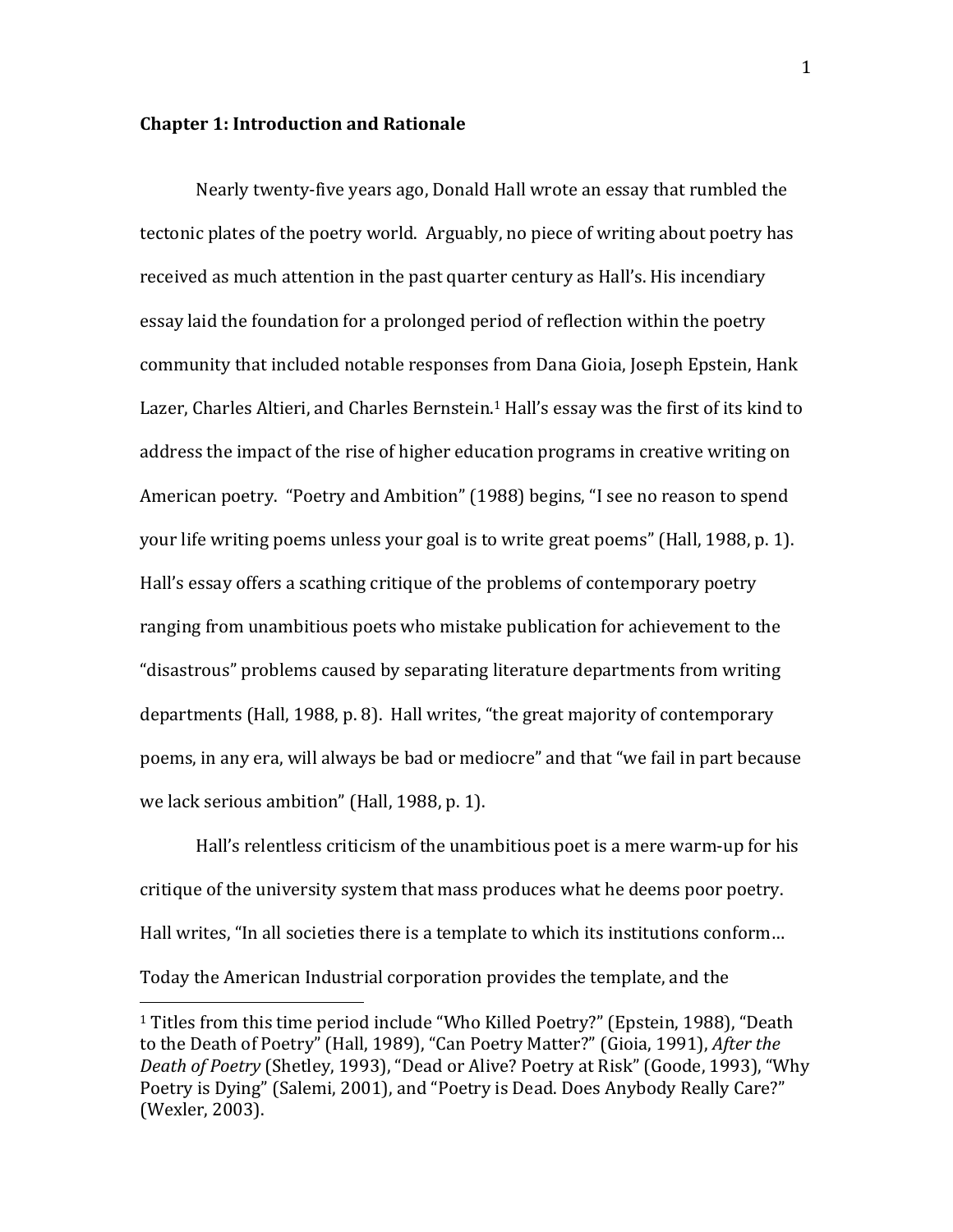## Chapter 1: Introduction and Rationale

Nearly twenty-five years ago, Donald Hall wrote an essay that rumbled the tectonic plates of the poetry world. Arguably, no piece of writing about poetry has received as much attention in the past quarter century as Hall's. His incendiary essay laid the foundation for a prolonged period of reflection within the poetry community that included notable responses from Dana Gioia, Joseph Epstein, Hank Lazer, Charles Altieri, and Charles Bernstein.[1] Hall's essay was the first of its kind to address the impact of the rise of higher education programs in creative writing on American poetry. "Poetry and Ambition" (1988) begins, "I see no reason to spend your life writing poems unless your goal is to write great poems" (Hall, 1988, p. 1). Hall's essay offers a scathing critique of the problems of contemporary poetry ranging from unambitious poets who mistake publication for achievement to the "disastrous" problems caused by separating literature departments from writing departments (Hall, 1988, p. 8). Hall writes, "the great majority of contemporary poems, in any era, will always be bad or mediocre" and that "we fail in part because we lack serious ambition" (Hall, 1988, p. 1).

Hall's relentless criticism of the unambitious poet is a mere warm-up for his critique of the university system that mass produces what he deems poor poetry. Hall writes, "In all societies there is a template to which its institutions conform… Today the American Industrial corporation provides the template, and the

---

[1] Titles from this time period include "Who Killed Poetry?" (Epstein, 1988), "Death to the Death of Poetry" (Hall, 1989), "Can Poetry Matter?" (Gioia, 1991), *After the Death of Poetry* (Shetley, 1993), "Dead or Alive? Poetry at Risk" (Goode, 1993), "Why Poetry is Dying" (Salemi, 2001), and "Poetry is Dead. Does Anybody Really Care?" (Wexler, 2003).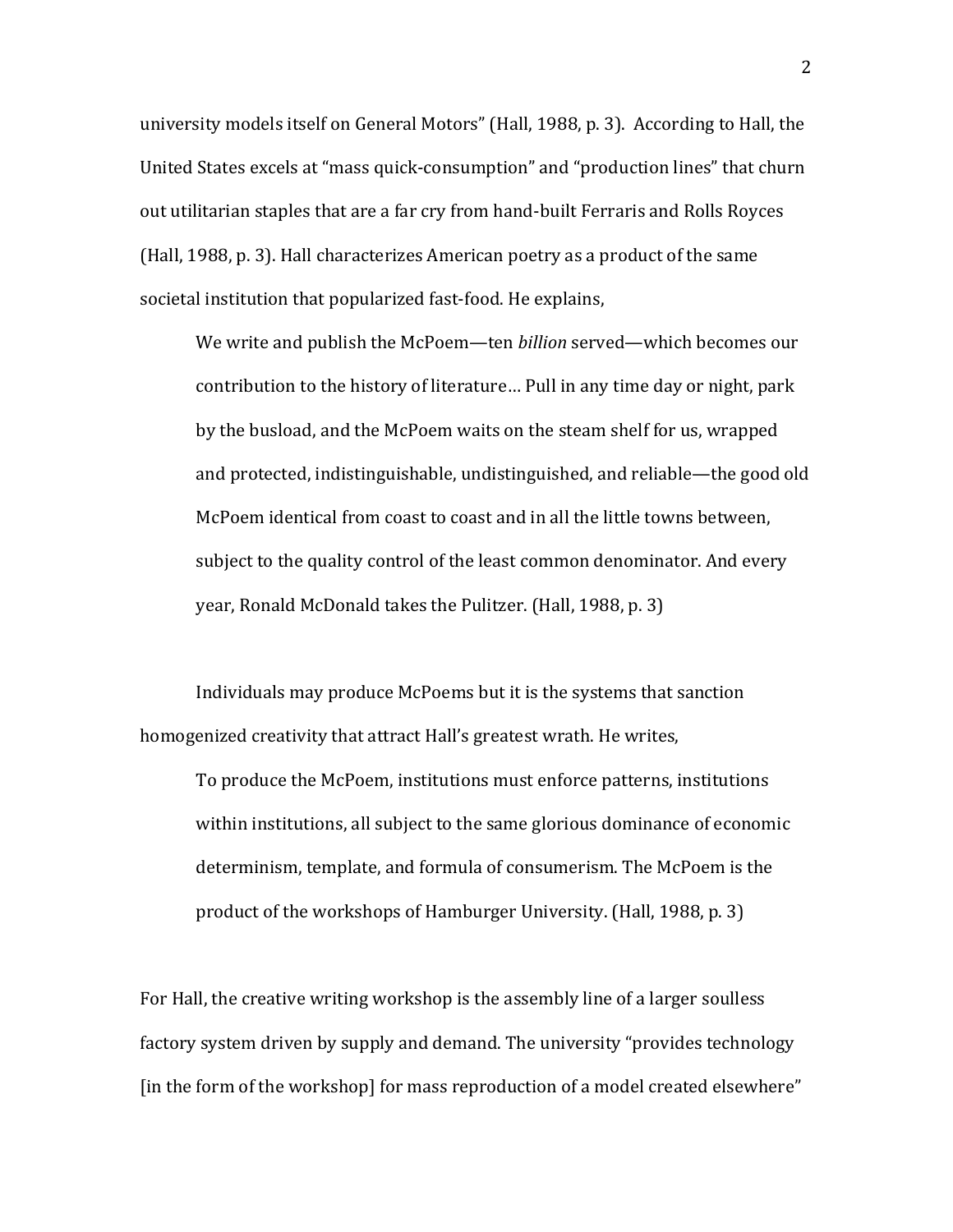university models itself on General Motors" (Hall, 1988, p. 3). According to Hall, the United States excels at "mass quick-consumption" and "production lines" that churn out utilitarian staples that are a far cry from hand-built Ferraris and Rolls Royces (Hall, 1988, p. 3). Hall characterizes American poetry as a product of the same societal institution that popularized fast-food. He explains,

> We write and publish the McPoem—ten *billion* served—which becomes our contribution to the history of literature… Pull in any time day or night, park by the busload, and the McPoem waits on the steam shelf for us, wrapped and protected, indistinguishable, undistinguished, and reliable—the good old McPoem identical from coast to coast and in all the little towns between, subject to the quality control of the least common denominator. And every year, Ronald McDonald takes the Pulitzer. (Hall, 1988, p. 3)

Individuals may produce McPoems but it is the systems that sanction homogenized creativity that attract Hall's greatest wrath. He writes,

> To produce the McPoem, institutions must enforce patterns, institutions within institutions, all subject to the same glorious dominance of economic determinism, template, and formula of consumerism. The McPoem is the product of the workshops of Hamburger University. (Hall, 1988, p. 3)

For Hall, the creative writing workshop is the assembly line of a larger soulless factory system driven by supply and demand. The university "provides technology [in the form of the workshop] for mass reproduction of a model created elsewhere"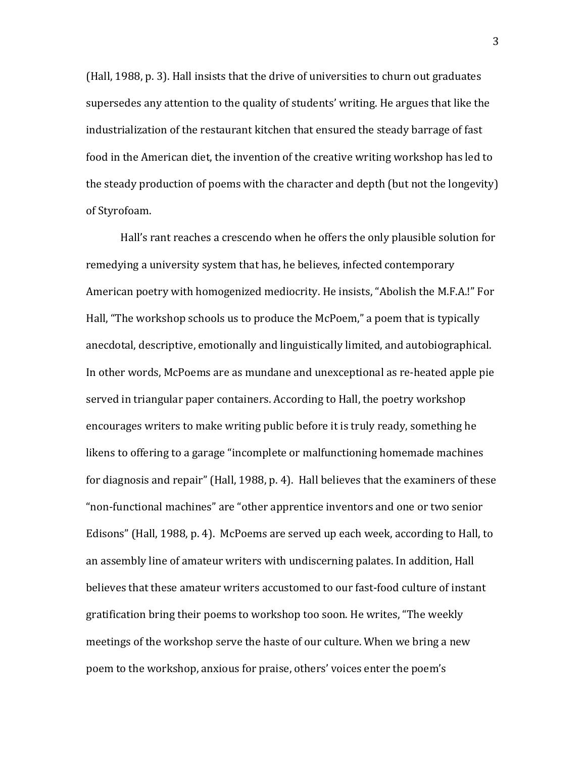(Hall, 1988, p. 3). Hall insists that the drive of universities to churn out graduates supersedes any attention to the quality of students' writing. He argues that like the industrialization of the restaurant kitchen that ensured the steady barrage of fast food in the American diet, the invention of the creative writing workshop has led to the steady production of poems with the character and depth (but not the longevity) of Styrofoam.

Hall's rant reaches a crescendo when he offers the only plausible solution for remedying a university system that has, he believes, infected contemporary American poetry with homogenized mediocrity. He insists, "Abolish the M.F.A.!" For Hall, "The workshop schools us to produce the McPoem," a poem that is typically anecdotal, descriptive, emotionally and linguistically limited, and autobiographical. In other words, McPoems are as mundane and unexceptional as re-heated apple pie served in triangular paper containers. According to Hall, the poetry workshop encourages writers to make writing public before it is truly ready, something he likens to offering to a garage "incomplete or malfunctioning homemade machines for diagnosis and repair" (Hall, 1988, p. 4). Hall believes that the examiners of these "non-functional machines" are "other apprentice inventors and one or two senior Edisons" (Hall, 1988, p. 4). McPoems are served up each week, according to Hall, to an assembly line of amateur writers with undiscerning palates. In addition, Hall believes that these amateur writers accustomed to our fast-food culture of instant gratification bring their poems to workshop too soon. He writes, "The weekly meetings of the workshop serve the haste of our culture. When we bring a new poem to the workshop, anxious for praise, others' voices enter the poem's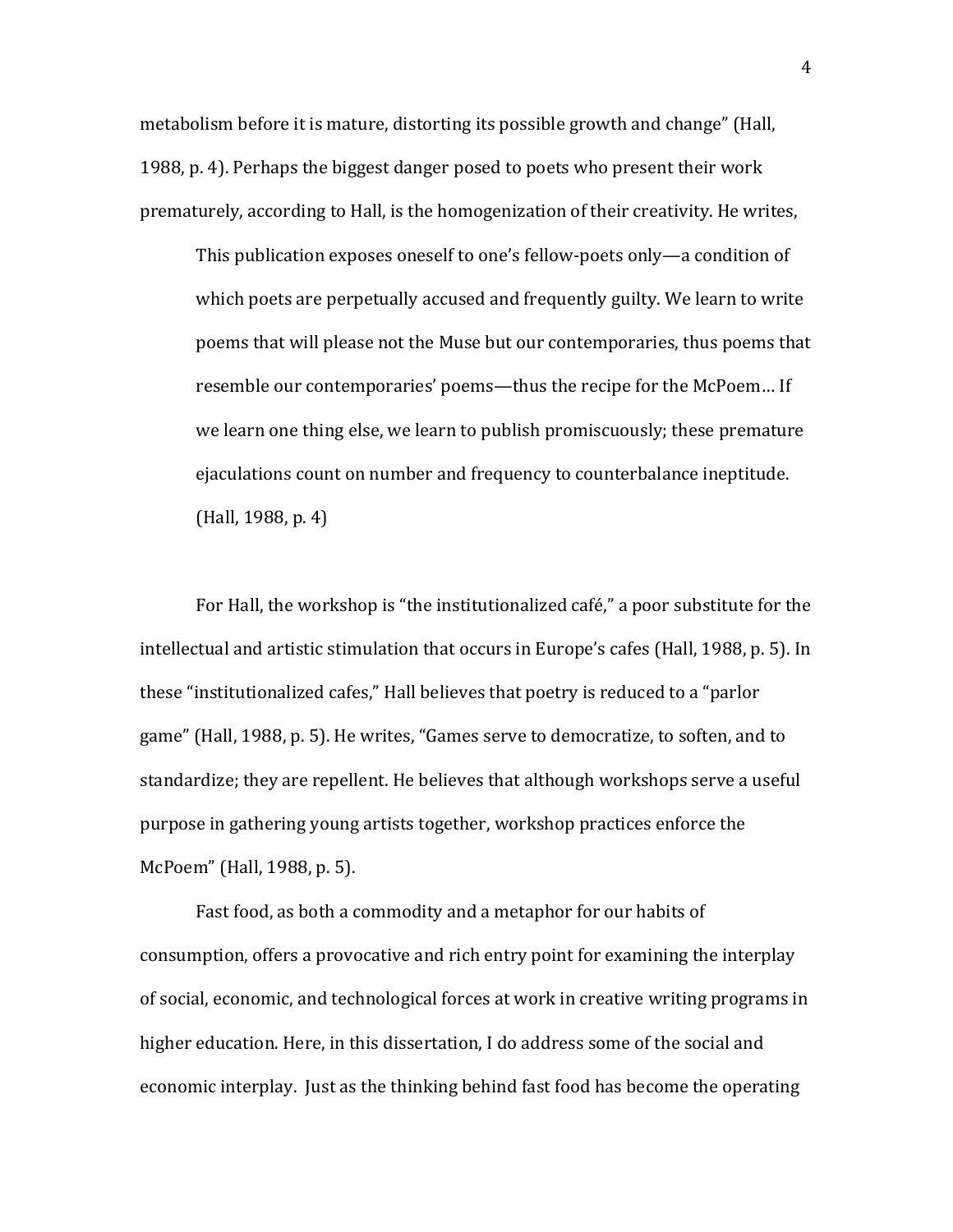metabolism before it is mature, distorting its possible growth and change" (Hall, 1988, p. 4). Perhaps the biggest danger posed to poets who present their work prematurely, according to Hall, is the homogenization of their creativity. He writes,

> This publication exposes oneself to one's fellow-poets only—a condition of which poets are perpetually accused and frequently guilty. We learn to write poems that will please not the Muse but our contemporaries, thus poems that resemble our contemporaries' poems—thus the recipe for the McPoem… If we learn one thing else, we learn to publish promiscuously; these premature ejaculations count on number and frequency to counterbalance ineptitude. (Hall, 1988, p. 4)

For Hall, the workshop is "the institutionalized café," a poor substitute for the intellectual and artistic stimulation that occurs in Europe's cafes (Hall, 1988, p. 5). In these "institutionalized cafes," Hall believes that poetry is reduced to a "parlor game" (Hall, 1988, p. 5). He writes, "Games serve to democratize, to soften, and to standardize; they are repellent. He believes that although workshops serve a useful purpose in gathering young artists together, workshop practices enforce the McPoem" (Hall, 1988, p. 5).

Fast food, as both a commodity and a metaphor for our habits of consumption, offers a provocative and rich entry point for examining the interplay of social, economic, and technological forces at work in creative writing programs in higher education. Here, in this dissertation, I do address some of the social and economic interplay. Just as the thinking behind fast food has become the operating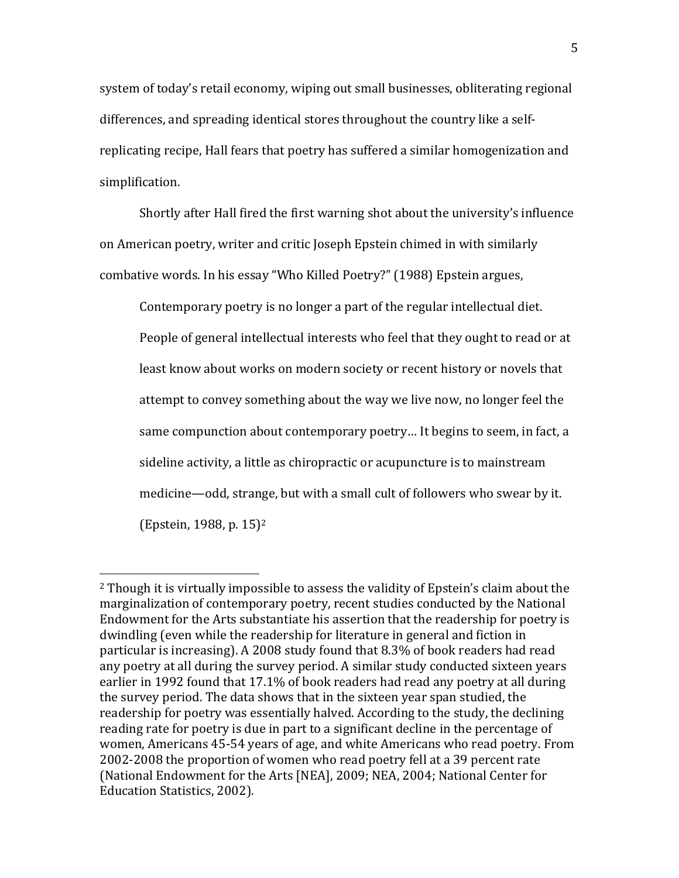system of today's retail economy, wiping out small businesses, obliterating regional differences, and spreading identical stores throughout the country like a self-replicating recipe, Hall fears that poetry has suffered a similar homogenization and simplification.

Shortly after Hall fired the first warning shot about the university's influence on American poetry, writer and critic Joseph Epstein chimed in with similarly combative words. In his essay "Who Killed Poetry?" (1988) Epstein argues,

> Contemporary poetry is no longer a part of the regular intellectual diet. People of general intellectual interests who feel that they ought to read or at least know about works on modern society or recent history or novels that attempt to convey something about the way we live now, no longer feel the same compunction about contemporary poetry… It begins to seem, in fact, a sideline activity, a little as chiropractic or acupuncture is to mainstream medicine—odd, strange, but with a small cult of followers who swear by it. (Epstein, 1988, p. 15)[2]

---

[2] Though it is virtually impossible to assess the validity of Epstein's claim about the marginalization of contemporary poetry, recent studies conducted by the National Endowment for the Arts substantiate his assertion that the readership for poetry is dwindling (even while the readership for literature in general and fiction in particular is increasing). A 2008 study found that 8.3% of book readers had read any poetry at all during the survey period. A similar study conducted sixteen years earlier in 1992 found that 17.1% of book readers had read any poetry at all during the survey period. The data shows that in the sixteen year span studied, the readership for poetry was essentially halved. According to the study, the declining reading rate for poetry is due in part to a significant decline in the percentage of women, Americans 45-54 years of age, and white Americans who read poetry. From 2002-2008 the proportion of women who read poetry fell at a 39 percent rate (National Endowment for the Arts [NEA], 2009; NEA, 2004; National Center for Education Statistics, 2002).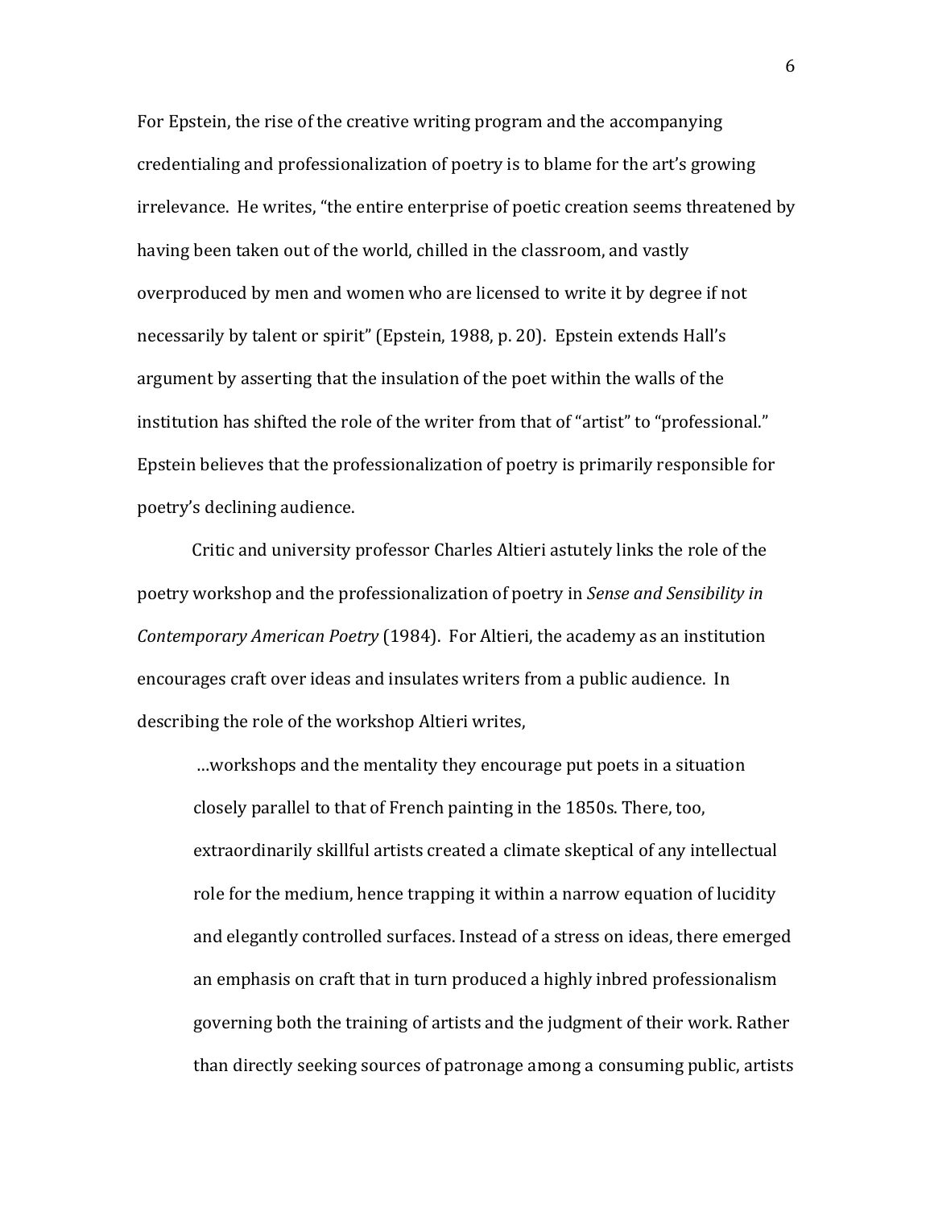For Epstein, the rise of the creative writing program and the accompanying credentialing and professionalization of poetry is to blame for the art's growing irrelevance. He writes, "the entire enterprise of poetic creation seems threatened by having been taken out of the world, chilled in the classroom, and vastly overproduced by men and women who are licensed to write it by degree if not necessarily by talent or spirit" (Epstein, 1988, p. 20). Epstein extends Hall's argument by asserting that the insulation of the poet within the walls of the institution has shifted the role of the writer from that of "artist" to "professional." Epstein believes that the professionalization of poetry is primarily responsible for poetry's declining audience.

Critic and university professor Charles Altieri astutely links the role of the poetry workshop and the professionalization of poetry in *Sense and Sensibility in Contemporary American Poetry* (1984). For Altieri, the academy as an institution encourages craft over ideas and insulates writers from a public audience. In describing the role of the workshop Altieri writes,

> …workshops and the mentality they encourage put poets in a situation closely parallel to that of French painting in the 1850s. There, too, extraordinarily skillful artists created a climate skeptical of any intellectual role for the medium, hence trapping it within a narrow equation of lucidity and elegantly controlled surfaces. Instead of a stress on ideas, there emerged an emphasis on craft that in turn produced a highly inbred professionalism governing both the training of artists and the judgment of their work. Rather than directly seeking sources of patronage among a consuming public, artists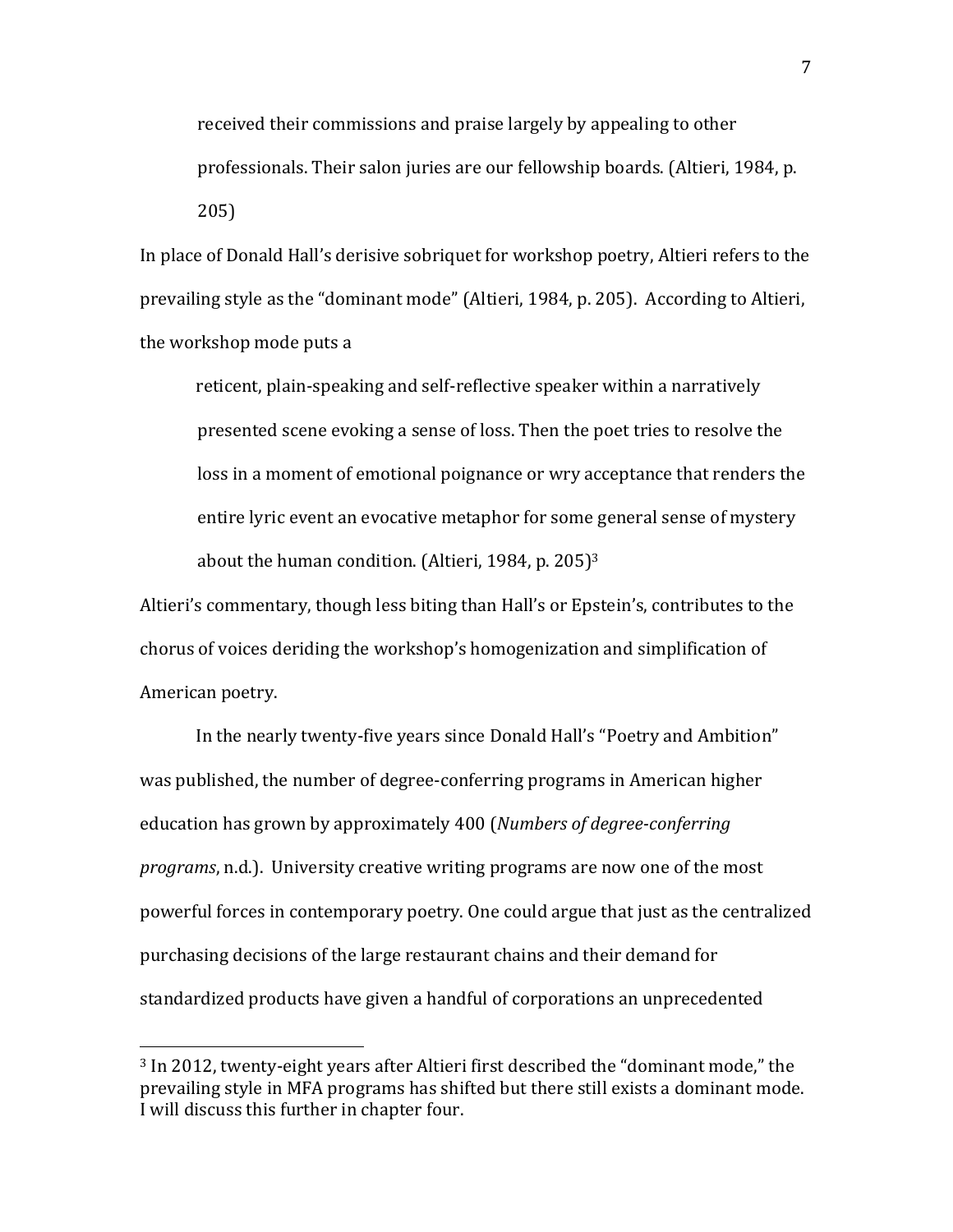> received their commissions and praise largely by appealing to other professionals. Their salon juries are our fellowship boards. (Altieri, 1984, p. 205)

In place of Donald Hall's derisive sobriquet for workshop poetry, Altieri refers to the prevailing style as the "dominant mode" (Altieri, 1984, p. 205). According to Altieri, the workshop mode puts a

> reticent, plain-speaking and self-reflective speaker within a narratively presented scene evoking a sense of loss. Then the poet tries to resolve the loss in a moment of emotional poignance or wry acceptance that renders the entire lyric event an evocative metaphor for some general sense of mystery about the human condition. (Altieri, 1984, p. 205)[3]

Altieri's commentary, though less biting than Hall's or Epstein's, contributes to the chorus of voices deriding the workshop's homogenization and simplification of American poetry.

In the nearly twenty-five years since Donald Hall's "Poetry and Ambition" was published, the number of degree-conferring programs in American higher education has grown by approximately 400 (*Numbers of degree-conferring programs*, n.d.). University creative writing programs are now one of the most powerful forces in contemporary poetry. One could argue that just as the centralized purchasing decisions of the large restaurant chains and their demand for standardized products have given a handful of corporations an unprecedented

---

[3] In 2012, twenty-eight years after Altieri first described the "dominant mode," the prevailing style in MFA programs has shifted but there still exists a dominant mode. I will discuss this further in chapter four.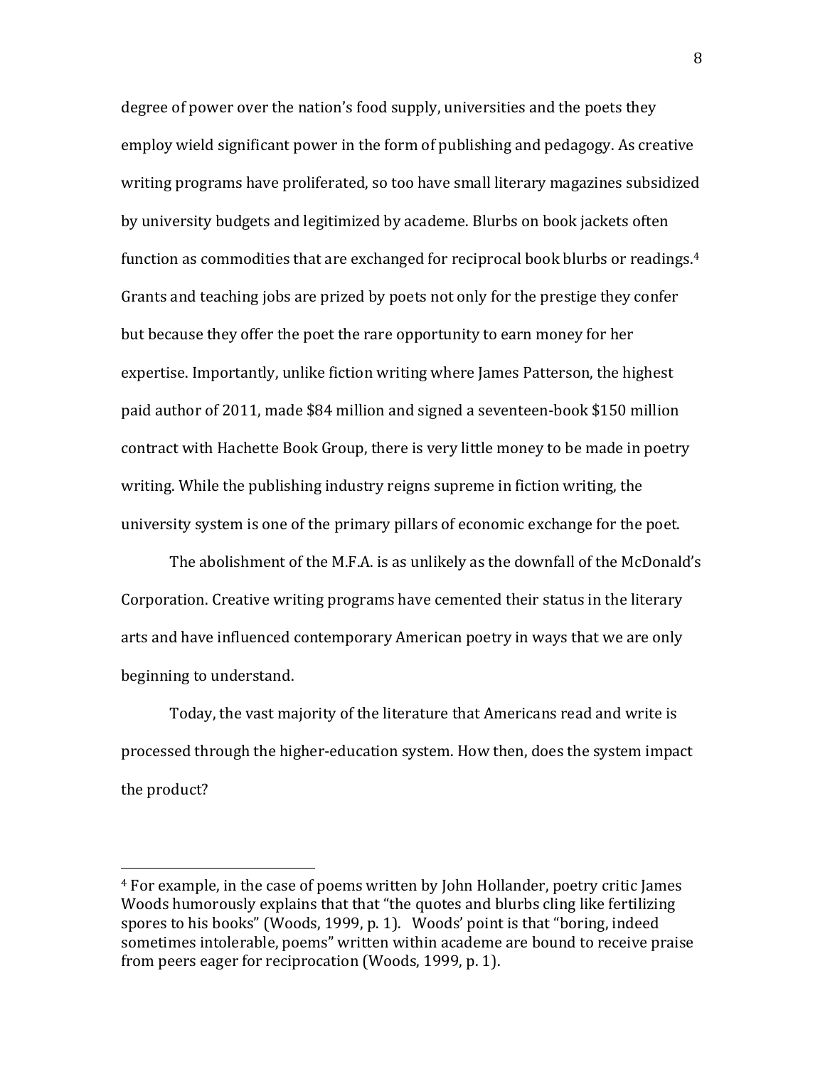degree of power over the nation's food supply, universities and the poets they employ wield significant power in the form of publishing and pedagogy. As creative writing programs have proliferated, so too have small literary magazines subsidized by university budgets and legitimized by academe. Blurbs on book jackets often function as commodities that are exchanged for reciprocal book blurbs or readings.[4] Grants and teaching jobs are prized by poets not only for the prestige they confer but because they offer the poet the rare opportunity to earn money for her expertise. Importantly, unlike fiction writing where James Patterson, the highest paid author of 2011, made $84 million and signed a seventeen-book $150 million contract with Hachette Book Group, there is very little money to be made in poetry writing. While the publishing industry reigns supreme in fiction writing, the university system is one of the primary pillars of economic exchange for the poet.

The abolishment of the M.F.A. is as unlikely as the downfall of the McDonald's Corporation. Creative writing programs have cemented their status in the literary arts and have influenced contemporary American poetry in ways that we are only beginning to understand.

Today, the vast majority of the literature that Americans read and write is processed through the higher-education system. How then, does the system impact the product?

---

[4] For example, in the case of poems written by John Hollander, poetry critic James Woods humorously explains that that "the quotes and blurbs cling like fertilizing spores to his books" (Woods, 1999, p. 1). Woods' point is that "boring, indeed sometimes intolerable, poems" written within academe are bound to receive praise from peers eager for reciprocation (Woods, 1999, p. 1).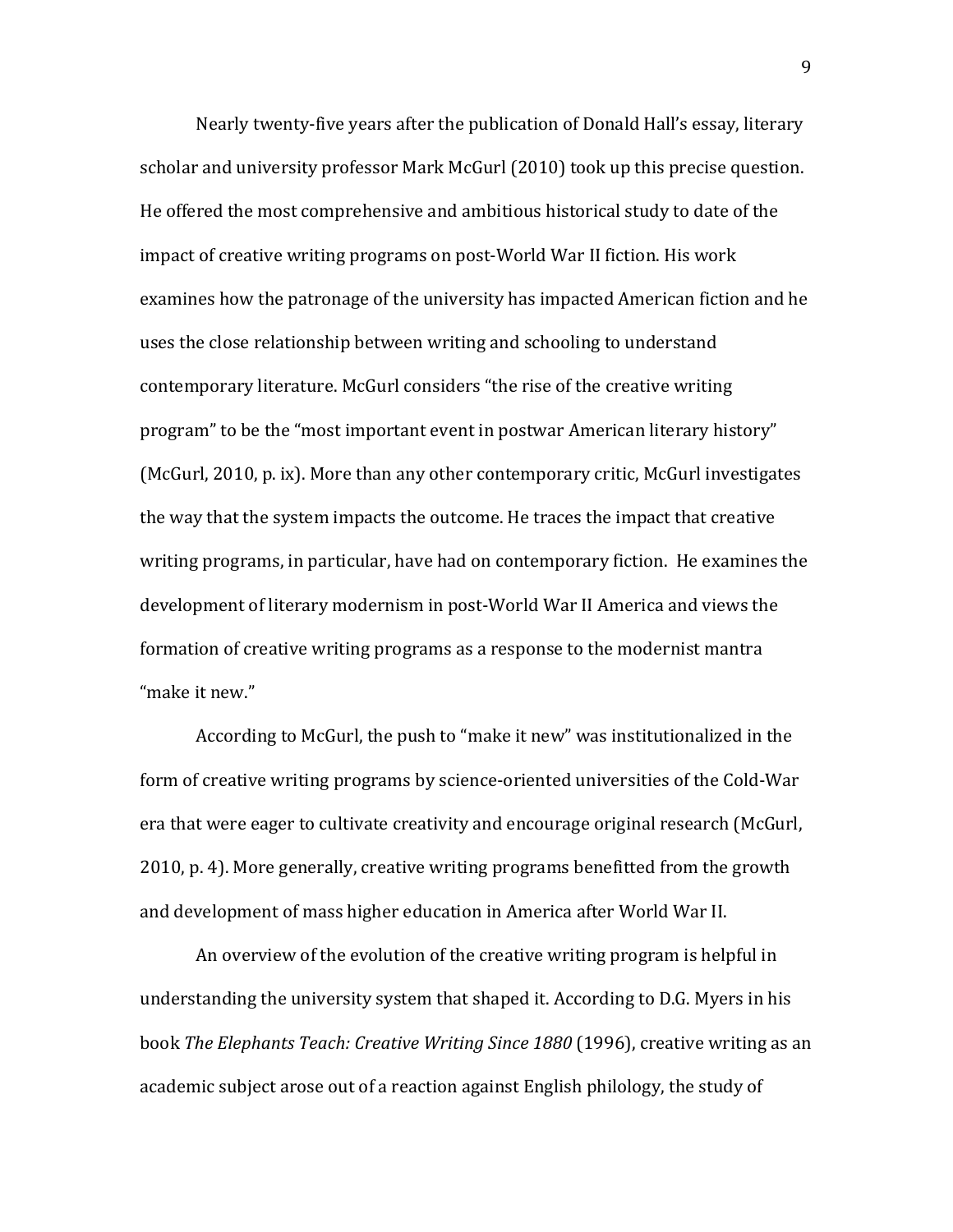Nearly twenty-five years after the publication of Donald Hall's essay, literary scholar and university professor Mark McGurl (2010) took up this precise question. He offered the most comprehensive and ambitious historical study to date of the impact of creative writing programs on post-World War II fiction. His work examines how the patronage of the university has impacted American fiction and he uses the close relationship between writing and schooling to understand contemporary literature. McGurl considers "the rise of the creative writing program" to be the "most important event in postwar American literary history" (McGurl, 2010, p. ix). More than any other contemporary critic, McGurl investigates the way that the system impacts the outcome. He traces the impact that creative writing programs, in particular, have had on contemporary fiction. He examines the development of literary modernism in post-World War II America and views the formation of creative writing programs as a response to the modernist mantra "make it new."

According to McGurl, the push to "make it new" was institutionalized in the form of creative writing programs by science-oriented universities of the Cold-War era that were eager to cultivate creativity and encourage original research (McGurl, 2010, p. 4). More generally, creative writing programs benefitted from the growth and development of mass higher education in America after World War II.

An overview of the evolution of the creative writing program is helpful in understanding the university system that shaped it. According to D.G. Myers in his book *The Elephants Teach: Creative Writing Since 1880* (1996), creative writing as an academic subject arose out of a reaction against English philology, the study of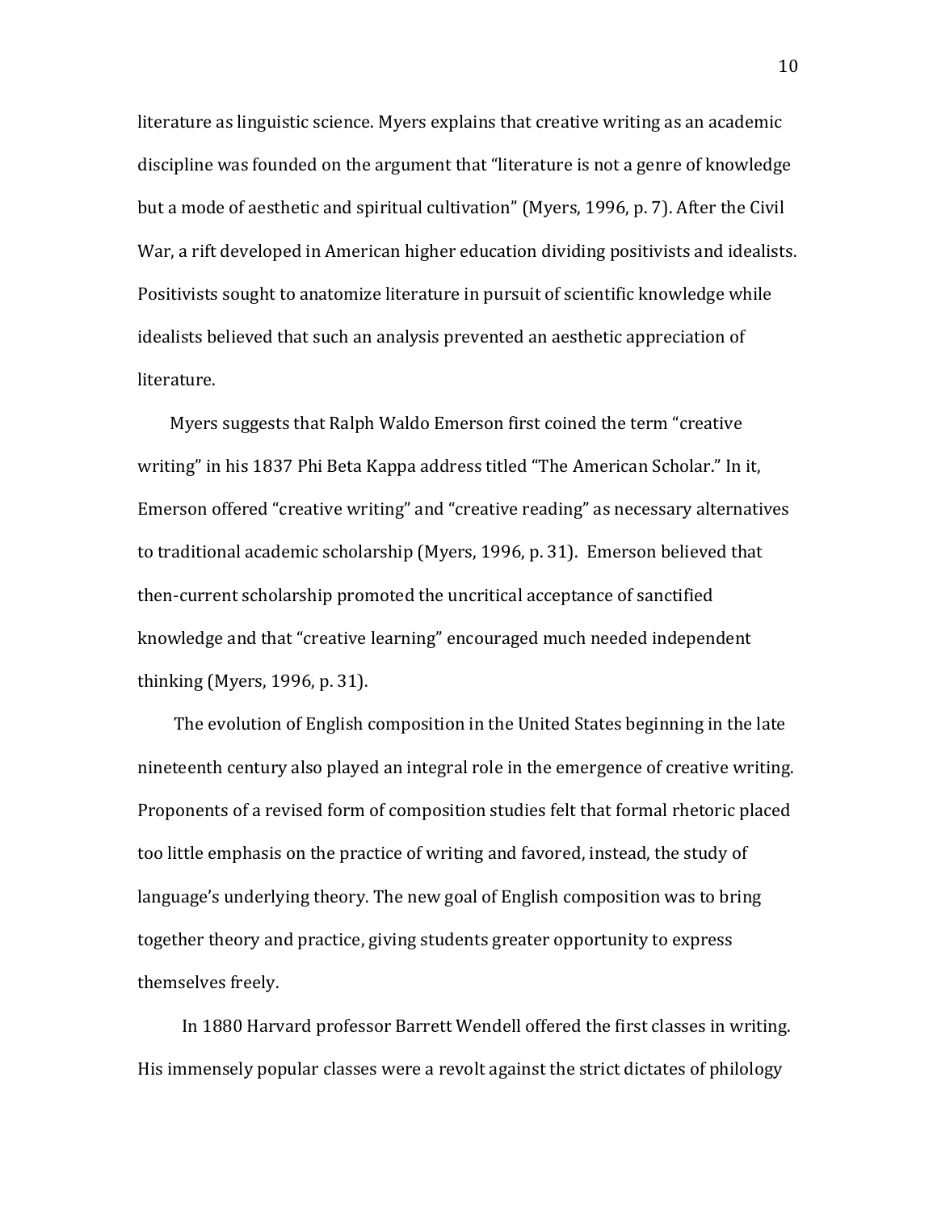literature as linguistic science. Myers explains that creative writing as an academic discipline was founded on the argument that "literature is not a genre of knowledge but a mode of aesthetic and spiritual cultivation" (Myers, 1996, p. 7). After the Civil War, a rift developed in American higher education dividing positivists and idealists. Positivists sought to anatomize literature in pursuit of scientific knowledge while idealists believed that such an analysis prevented an aesthetic appreciation of literature.

Myers suggests that Ralph Waldo Emerson first coined the term "creative writing" in his 1837 Phi Beta Kappa address titled "The American Scholar." In it, Emerson offered "creative writing" and "creative reading" as necessary alternatives to traditional academic scholarship (Myers, 1996, p. 31). Emerson believed that then-current scholarship promoted the uncritical acceptance of sanctified knowledge and that "creative learning" encouraged much needed independent thinking (Myers, 1996, p. 31).

The evolution of English composition in the United States beginning in the late nineteenth century also played an integral role in the emergence of creative writing. Proponents of a revised form of composition studies felt that formal rhetoric placed too little emphasis on the practice of writing and favored, instead, the study of language's underlying theory. The new goal of English composition was to bring together theory and practice, giving students greater opportunity to express themselves freely.

In 1880 Harvard professor Barrett Wendell offered the first classes in writing. His immensely popular classes were a revolt against the strict dictates of philology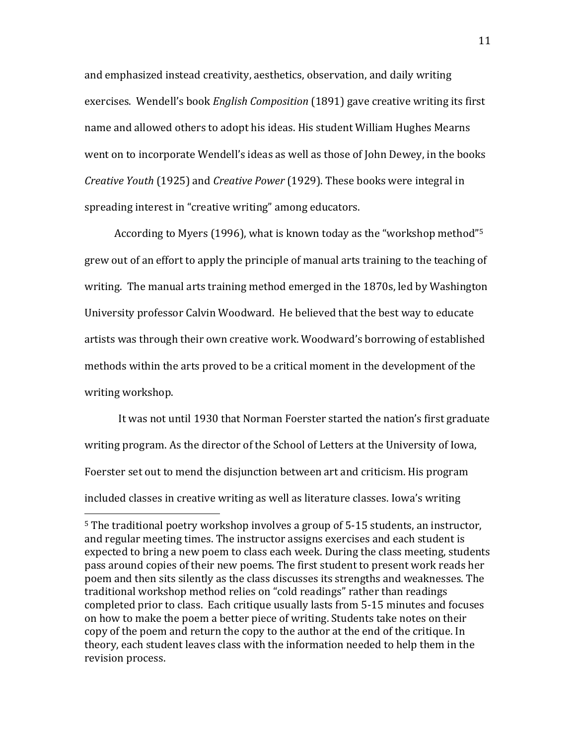and emphasized instead creativity, aesthetics, observation, and daily writing exercises. Wendell's book *English Composition* (1891) gave creative writing its first name and allowed others to adopt his ideas. His student William Hughes Mearns went on to incorporate Wendell's ideas as well as those of John Dewey, in the books *Creative Youth* (1925) and *Creative Power* (1929). These books were integral in spreading interest in "creative writing" among educators.

According to Myers (1996), what is known today as the "workshop method"[5] grew out of an effort to apply the principle of manual arts training to the teaching of writing. The manual arts training method emerged in the 1870s, led by Washington University professor Calvin Woodward. He believed that the best way to educate artists was through their own creative work. Woodward's borrowing of established methods within the arts proved to be a critical moment in the development of the writing workshop.

It was not until 1930 that Norman Foerster started the nation's first graduate writing program. As the director of the School of Letters at the University of Iowa, Foerster set out to mend the disjunction between art and criticism. His program included classes in creative writing as well as literature classes. Iowa's writing

---

[5] The traditional poetry workshop involves a group of 5-15 students, an instructor, and regular meeting times. The instructor assigns exercises and each student is expected to bring a new poem to class each week. During the class meeting, students pass around copies of their new poems. The first student to present work reads her poem and then sits silently as the class discusses its strengths and weaknesses. The traditional workshop method relies on "cold readings" rather than readings completed prior to class. Each critique usually lasts from 5-15 minutes and focuses on how to make the poem a better piece of writing. Students take notes on their copy of the poem and return the copy to the author at the end of the critique. In theory, each student leaves class with the information needed to help them in the revision process.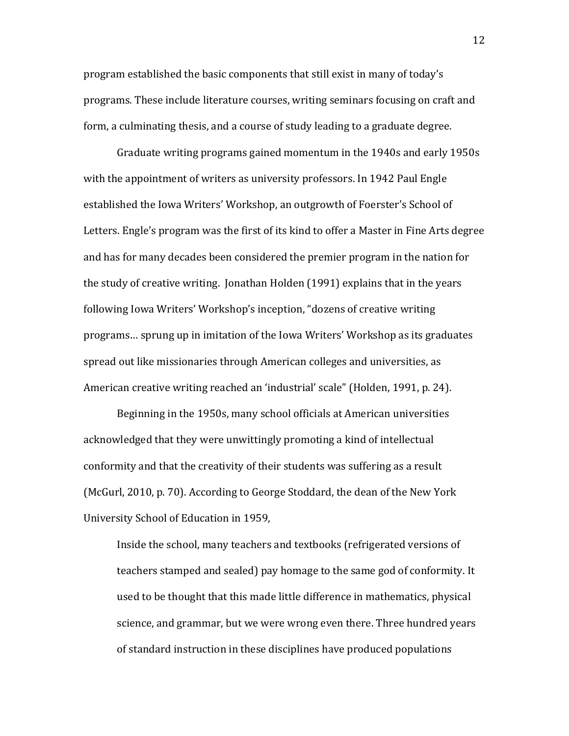program established the basic components that still exist in many of today's programs. These include literature courses, writing seminars focusing on craft and form, a culminating thesis, and a course of study leading to a graduate degree.

Graduate writing programs gained momentum in the 1940s and early 1950s with the appointment of writers as university professors. In 1942 Paul Engle established the Iowa Writers' Workshop, an outgrowth of Foerster's School of Letters. Engle's program was the first of its kind to offer a Master in Fine Arts degree and has for many decades been considered the premier program in the nation for the study of creative writing. Jonathan Holden (1991) explains that in the years following Iowa Writers' Workshop's inception, "dozens of creative writing programs… sprung up in imitation of the Iowa Writers' Workshop as its graduates spread out like missionaries through American colleges and universities, as American creative writing reached an 'industrial' scale" (Holden, 1991, p. 24).

Beginning in the 1950s, many school officials at American universities acknowledged that they were unwittingly promoting a kind of intellectual conformity and that the creativity of their students was suffering as a result (McGurl, 2010, p. 70). According to George Stoddard, the dean of the New York University School of Education in 1959,

> Inside the school, many teachers and textbooks (refrigerated versions of teachers stamped and sealed) pay homage to the same god of conformity. It used to be thought that this made little difference in mathematics, physical science, and grammar, but we were wrong even there. Three hundred years of standard instruction in these disciplines have produced populations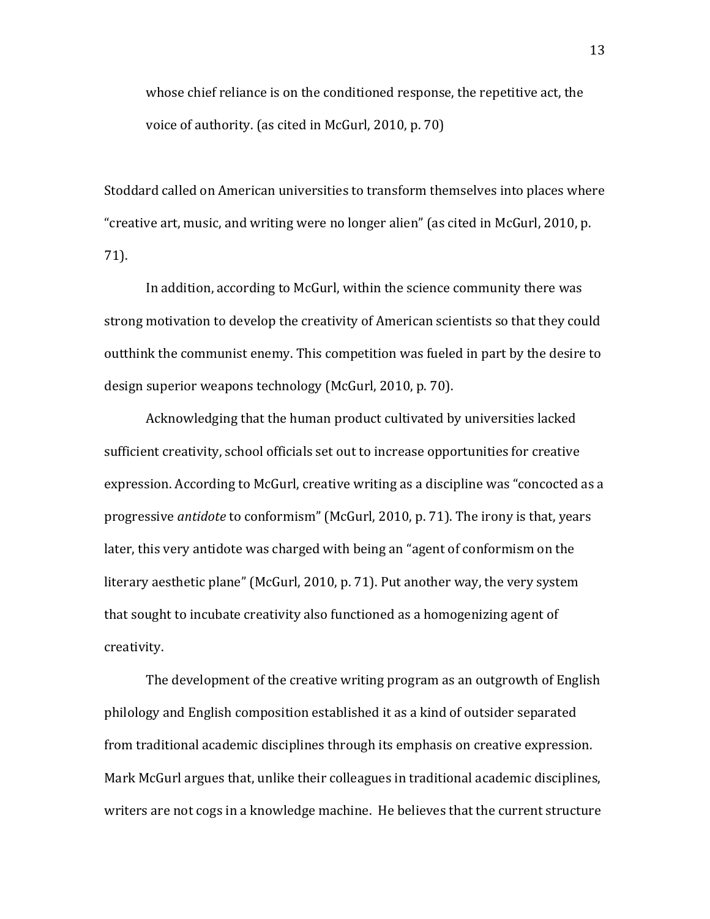> whose chief reliance is on the conditioned response, the repetitive act, the voice of authority. (as cited in McGurl, 2010, p. 70)

Stoddard called on American universities to transform themselves into places where "creative art, music, and writing were no longer alien" (as cited in McGurl, 2010, p. 71).

In addition, according to McGurl, within the science community there was strong motivation to develop the creativity of American scientists so that they could outthink the communist enemy. This competition was fueled in part by the desire to design superior weapons technology (McGurl, 2010, p. 70).

Acknowledging that the human product cultivated by universities lacked sufficient creativity, school officials set out to increase opportunities for creative expression. According to McGurl, creative writing as a discipline was "concocted as a progressive *antidote* to conformism" (McGurl, 2010, p. 71). The irony is that, years later, this very antidote was charged with being an "agent of conformism on the literary aesthetic plane" (McGurl, 2010, p. 71). Put another way, the very system that sought to incubate creativity also functioned as a homogenizing agent of creativity.

The development of the creative writing program as an outgrowth of English philology and English composition established it as a kind of outsider separated from traditional academic disciplines through its emphasis on creative expression. Mark McGurl argues that, unlike their colleagues in traditional academic disciplines, writers are not cogs in a knowledge machine. He believes that the current structure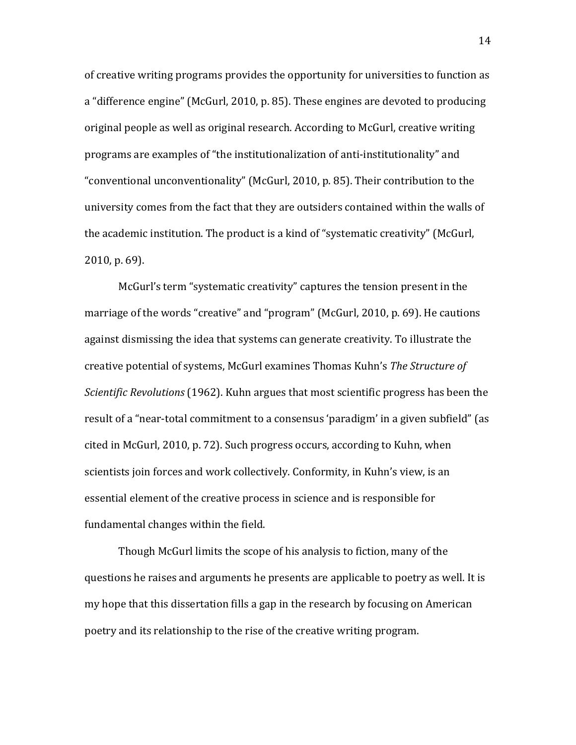of creative writing programs provides the opportunity for universities to function as a "difference engine" (McGurl, 2010, p. 85). These engines are devoted to producing original people as well as original research. According to McGurl, creative writing programs are examples of "the institutionalization of anti-institutionality" and "conventional unconventionality" (McGurl, 2010, p. 85). Their contribution to the university comes from the fact that they are outsiders contained within the walls of the academic institution. The product is a kind of "systematic creativity" (McGurl, 2010, p. 69).

McGurl's term "systematic creativity" captures the tension present in the marriage of the words "creative" and "program" (McGurl, 2010, p. 69). He cautions against dismissing the idea that systems can generate creativity. To illustrate the creative potential of systems, McGurl examines Thomas Kuhn's *The Structure of Scientific Revolutions* (1962). Kuhn argues that most scientific progress has been the result of a "near-total commitment to a consensus 'paradigm' in a given subfield" (as cited in McGurl, 2010, p. 72). Such progress occurs, according to Kuhn, when scientists join forces and work collectively. Conformity, in Kuhn's view, is an essential element of the creative process in science and is responsible for fundamental changes within the field.

Though McGurl limits the scope of his analysis to fiction, many of the questions he raises and arguments he presents are applicable to poetry as well. It is my hope that this dissertation fills a gap in the research by focusing on American poetry and its relationship to the rise of the creative writing program.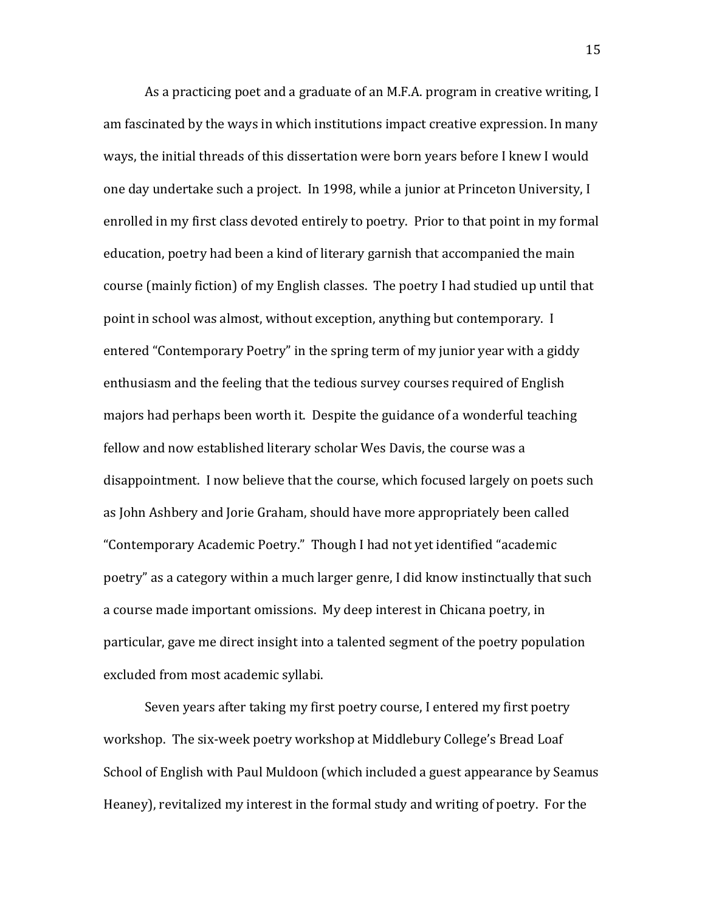As a practicing poet and a graduate of an M.F.A. program in creative writing, I am fascinated by the ways in which institutions impact creative expression. In many ways, the initial threads of this dissertation were born years before I knew I would one day undertake such a project. In 1998, while a junior at Princeton University, I enrolled in my first class devoted entirely to poetry. Prior to that point in my formal education, poetry had been a kind of literary garnish that accompanied the main course (mainly fiction) of my English classes. The poetry I had studied up until that point in school was almost, without exception, anything but contemporary. I entered "Contemporary Poetry" in the spring term of my junior year with a giddy enthusiasm and the feeling that the tedious survey courses required of English majors had perhaps been worth it. Despite the guidance of a wonderful teaching fellow and now established literary scholar Wes Davis, the course was a disappointment. I now believe that the course, which focused largely on poets such as John Ashbery and Jorie Graham, should have more appropriately been called "Contemporary Academic Poetry." Though I had not yet identified "academic poetry" as a category within a much larger genre, I did know instinctually that such a course made important omissions. My deep interest in Chicana poetry, in particular, gave me direct insight into a talented segment of the poetry population excluded from most academic syllabi.

Seven years after taking my first poetry course, I entered my first poetry workshop. The six-week poetry workshop at Middlebury College's Bread Loaf School of English with Paul Muldoon (which included a guest appearance by Seamus Heaney), revitalized my interest in the formal study and writing of poetry. For the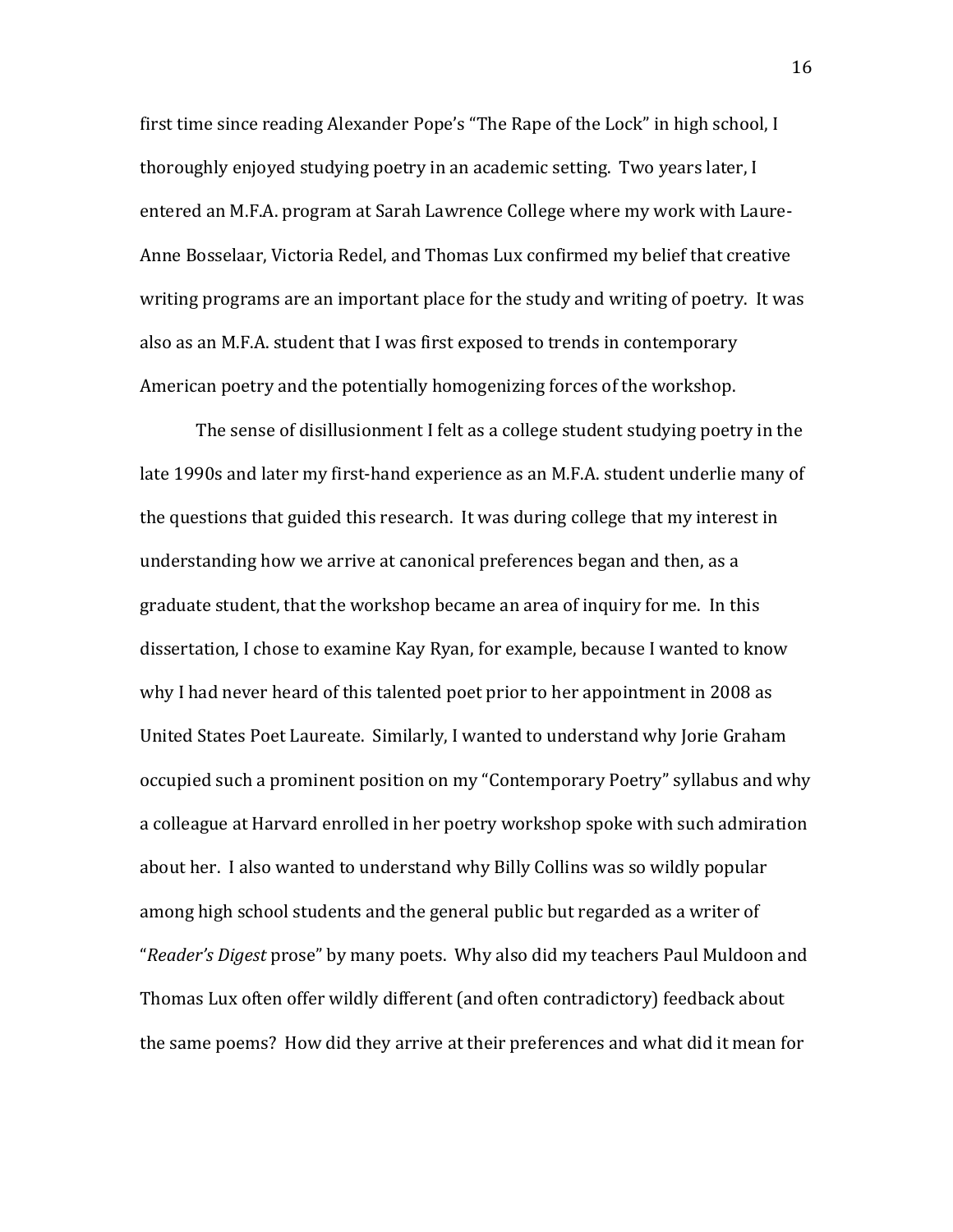first time since reading Alexander Pope's "The Rape of the Lock" in high school, I thoroughly enjoyed studying poetry in an academic setting. Two years later, I entered an M.F.A. program at Sarah Lawrence College where my work with Laure-Anne Bosselaar, Victoria Redel, and Thomas Lux confirmed my belief that creative writing programs are an important place for the study and writing of poetry. It was also as an M.F.A. student that I was first exposed to trends in contemporary American poetry and the potentially homogenizing forces of the workshop.

The sense of disillusionment I felt as a college student studying poetry in the late 1990s and later my first-hand experience as an M.F.A. student underlie many of the questions that guided this research. It was during college that my interest in understanding how we arrive at canonical preferences began and then, as a graduate student, that the workshop became an area of inquiry for me. In this dissertation, I chose to examine Kay Ryan, for example, because I wanted to know why I had never heard of this talented poet prior to her appointment in 2008 as United States Poet Laureate. Similarly, I wanted to understand why Jorie Graham occupied such a prominent position on my "Contemporary Poetry" syllabus and why a colleague at Harvard enrolled in her poetry workshop spoke with such admiration about her. I also wanted to understand why Billy Collins was so wildly popular among high school students and the general public but regarded as a writer of "*Reader's Digest* prose" by many poets. Why also did my teachers Paul Muldoon and Thomas Lux often offer wildly different (and often contradictory) feedback about the same poems? How did they arrive at their preferences and what did it mean for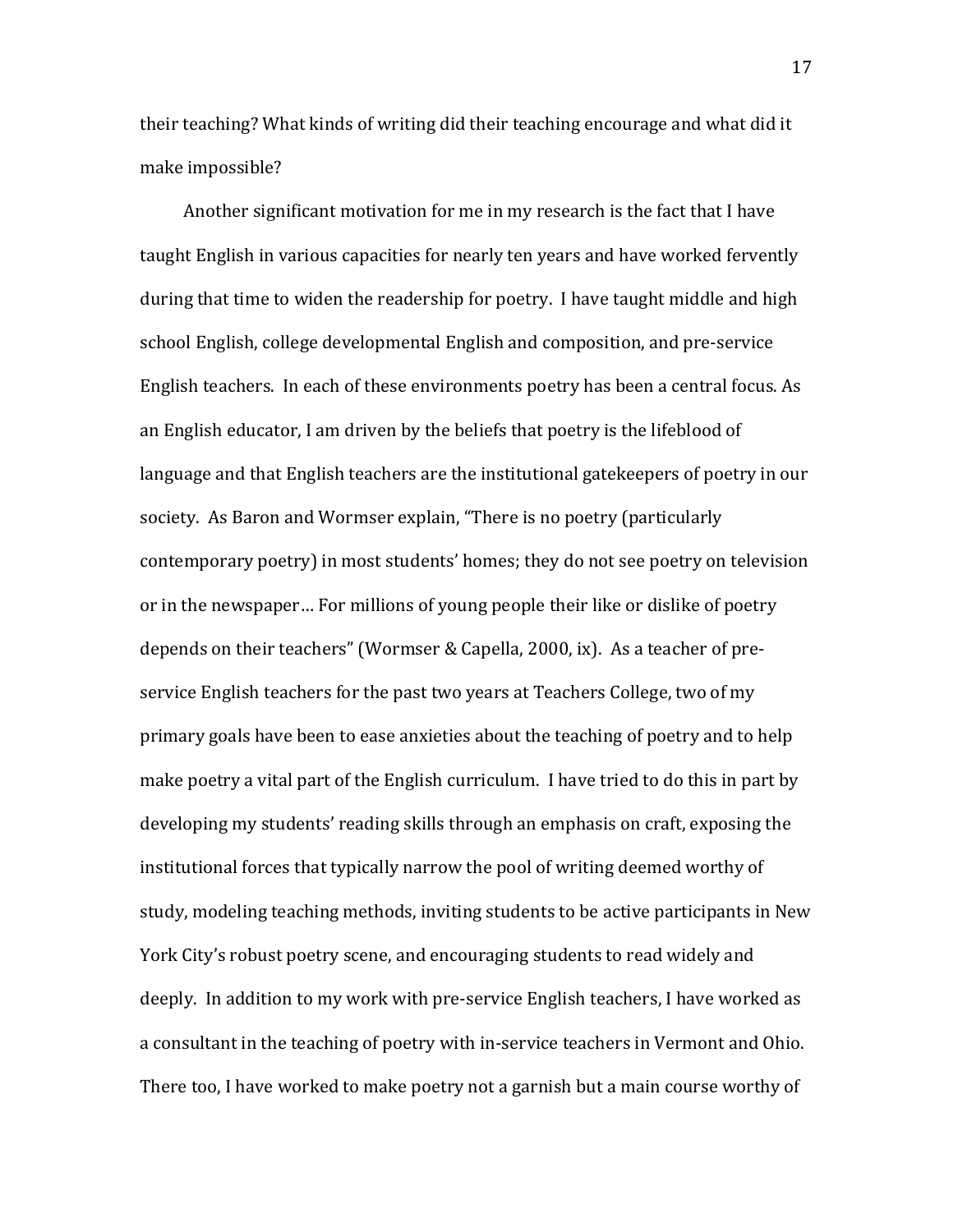their teaching? What kinds of writing did their teaching encourage and what did it make impossible?

Another significant motivation for me in my research is the fact that I have taught English in various capacities for nearly ten years and have worked fervently during that time to widen the readership for poetry. I have taught middle and high school English, college developmental English and composition, and pre-service English teachers. In each of these environments poetry has been a central focus. As an English educator, I am driven by the beliefs that poetry is the lifeblood of language and that English teachers are the institutional gatekeepers of poetry in our society. As Baron and Wormser explain, "There is no poetry (particularly contemporary poetry) in most students' homes; they do not see poetry on television or in the newspaper… For millions of young people their like or dislike of poetry depends on their teachers" (Wormser & Capella, 2000, ix). As a teacher of pre-service English teachers for the past two years at Teachers College, two of my primary goals have been to ease anxieties about the teaching of poetry and to help make poetry a vital part of the English curriculum. I have tried to do this in part by developing my students' reading skills through an emphasis on craft, exposing the institutional forces that typically narrow the pool of writing deemed worthy of study, modeling teaching methods, inviting students to be active participants in New York City's robust poetry scene, and encouraging students to read widely and deeply. In addition to my work with pre-service English teachers, I have worked as a consultant in the teaching of poetry with in-service teachers in Vermont and Ohio. There too, I have worked to make poetry not a garnish but a main course worthy of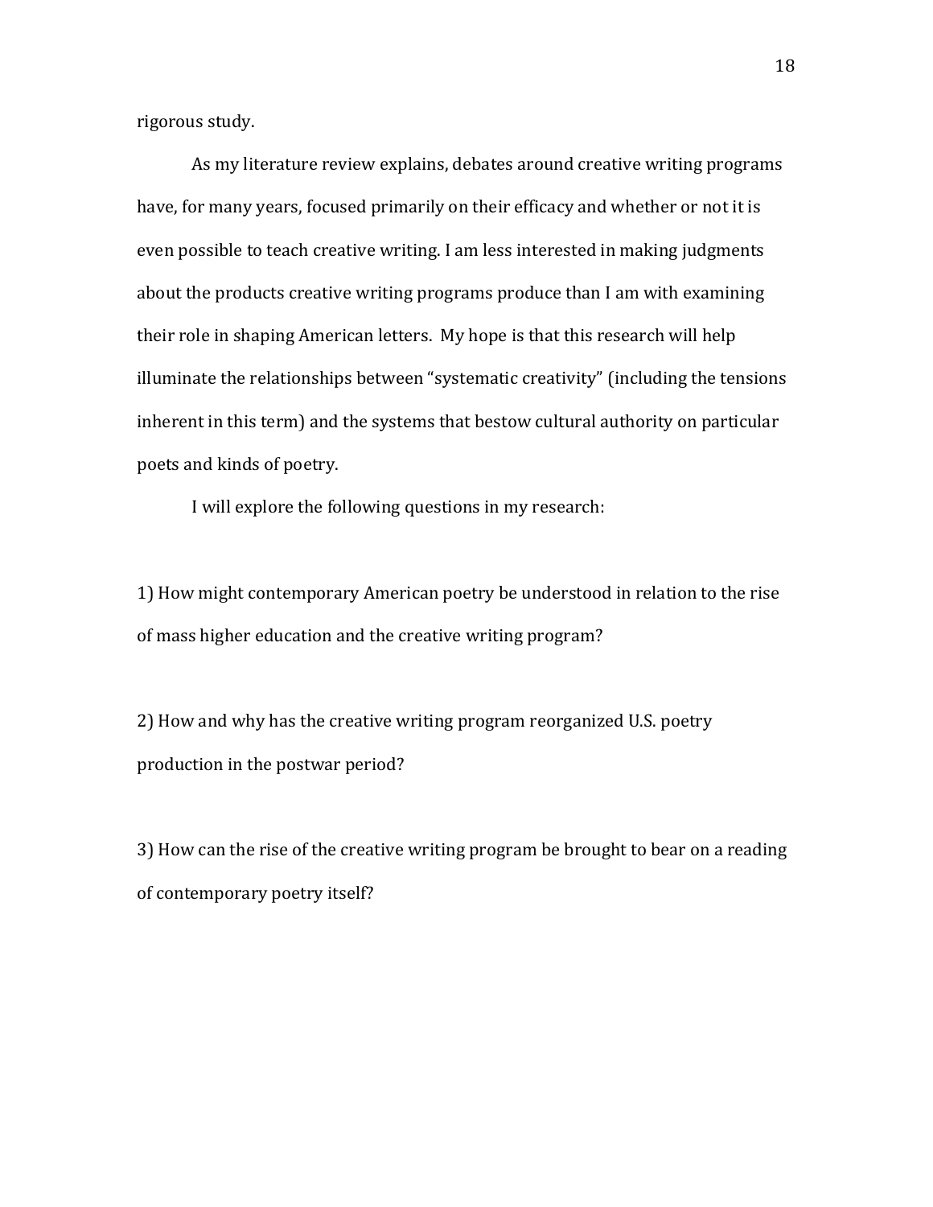rigorous study.

As my literature review explains, debates around creative writing programs have, for many years, focused primarily on their efficacy and whether or not it is even possible to teach creative writing. I am less interested in making judgments about the products creative writing programs produce than I am with examining their role in shaping American letters. My hope is that this research will help illuminate the relationships between "systematic creativity" (including the tensions inherent in this term) and the systems that bestow cultural authority on particular poets and kinds of poetry.

I will explore the following questions in my research:

1) How might contemporary American poetry be understood in relation to the rise of mass higher education and the creative writing program?

2) How and why has the creative writing program reorganized U.S. poetry production in the postwar period?

3) How can the rise of the creative writing program be brought to bear on a reading of contemporary poetry itself?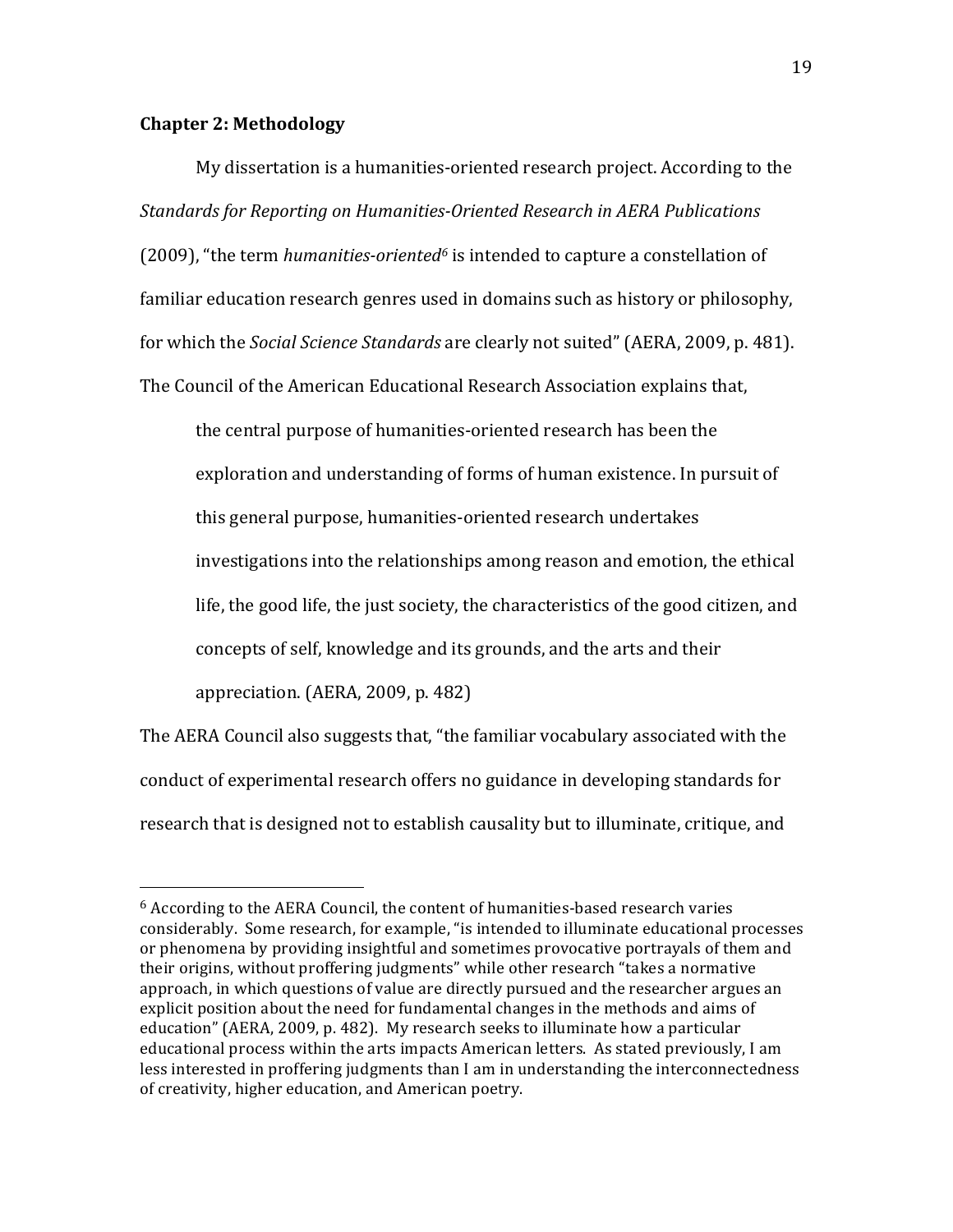## Chapter 2: Methodology

My dissertation is a humanities-oriented research project. According to the *Standards for Reporting on Humanities-Oriented Research in AERA Publications* (2009), "the term *humanities-oriented*[6] is intended to capture a constellation of familiar education research genres used in domains such as history or philosophy, for which the *Social Science Standards* are clearly not suited" (AERA, 2009, p. 481). The Council of the American Educational Research Association explains that,

> the central purpose of humanities-oriented research has been the exploration and understanding of forms of human existence. In pursuit of this general purpose, humanities-oriented research undertakes investigations into the relationships among reason and emotion, the ethical life, the good life, the just society, the characteristics of the good citizen, and concepts of self, knowledge and its grounds, and the arts and their appreciation. (AERA, 2009, p. 482)

The AERA Council also suggests that, "the familiar vocabulary associated with the conduct of experimental research offers no guidance in developing standards for research that is designed not to establish causality but to illuminate, critique, and

---

[6] According to the AERA Council, the content of humanities-based research varies considerably. Some research, for example, "is intended to illuminate educational processes or phenomena by providing insightful and sometimes provocative portrayals of them and their origins, without proffering judgments" while other research "takes a normative approach, in which questions of value are directly pursued and the researcher argues an explicit position about the need for fundamental changes in the methods and aims of education" (AERA, 2009, p. 482). My research seeks to illuminate how a particular educational process within the arts impacts American letters. As stated previously, I am less interested in proffering judgments than I am in understanding the interconnectedness of creativity, higher education, and American poetry.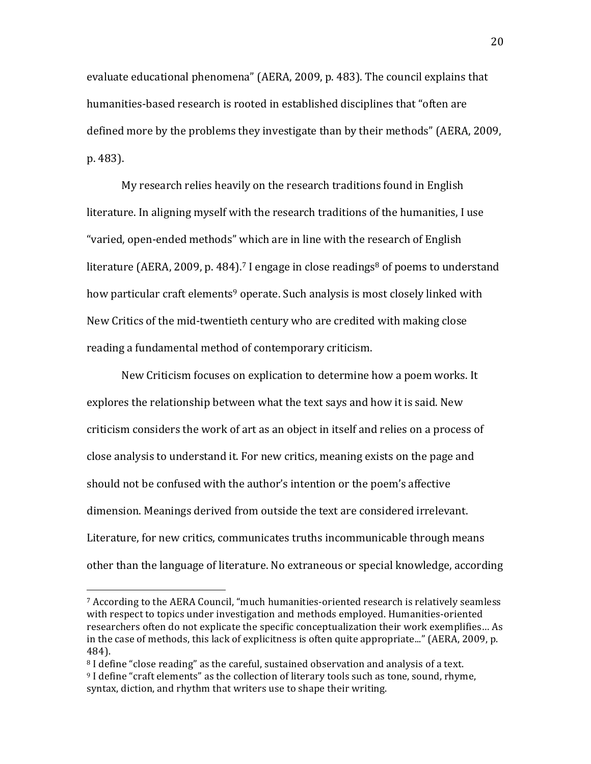evaluate educational phenomena" (AERA, 2009, p. 483). The council explains that humanities-based research is rooted in established disciplines that "often are defined more by the problems they investigate than by their methods" (AERA, 2009, p. 483).

My research relies heavily on the research traditions found in English literature. In aligning myself with the research traditions of the humanities, I use "varied, open-ended methods" which are in line with the research of English literature (AERA, 2009, p. 484).[7] I engage in close readings[8] of poems to understand how particular craft elements[9] operate. Such analysis is most closely linked with New Critics of the mid-twentieth century who are credited with making close reading a fundamental method of contemporary criticism.

New Criticism focuses on explication to determine how a poem works. It explores the relationship between what the text says and how it is said. New criticism considers the work of art as an object in itself and relies on a process of close analysis to understand it. For new critics, meaning exists on the page and should not be confused with the author's intention or the poem's affective dimension. Meanings derived from outside the text are considered irrelevant. Literature, for new critics, communicates truths incommunicable through means other than the language of literature. No extraneous or special knowledge, according

---

[7] According to the AERA Council, "much humanities-oriented research is relatively seamless with respect to topics under investigation and methods employed. Humanities-oriented researchers often do not explicate the specific conceptualization their work exemplifies… As in the case of methods, this lack of explicitness is often quite appropriate..." (AERA, 2009, p. 484).

[8] I define "close reading" as the careful, sustained observation and analysis of a text.

[9] I define "craft elements" as the collection of literary tools such as tone, sound, rhyme, syntax, diction, and rhythm that writers use to shape their writing.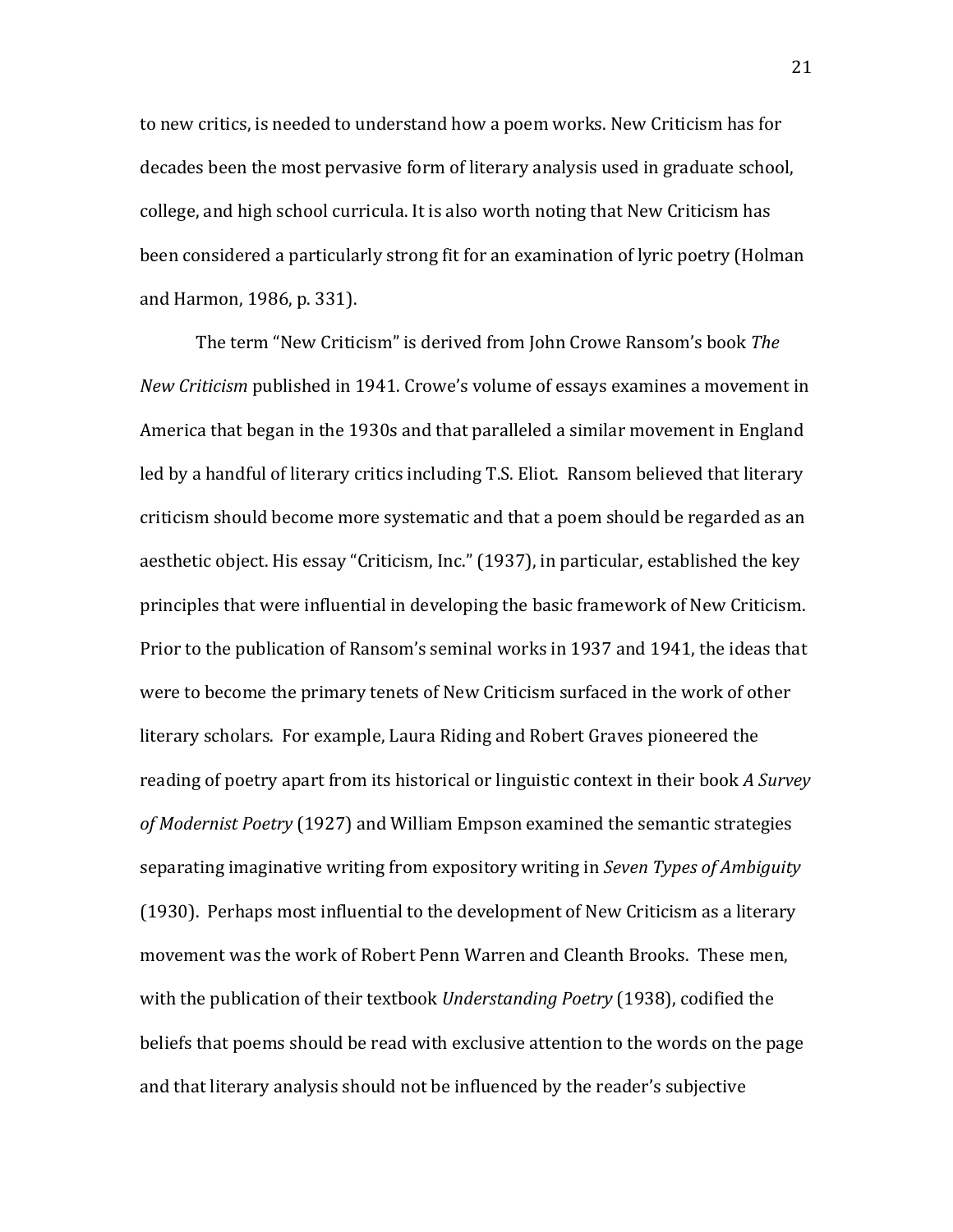to new critics, is needed to understand how a poem works. New Criticism has for decades been the most pervasive form of literary analysis used in graduate school, college, and high school curricula. It is also worth noting that New Criticism has been considered a particularly strong fit for an examination of lyric poetry (Holman and Harmon, 1986, p. 331).

The term "New Criticism" is derived from John Crowe Ransom's book *The New Criticism* published in 1941. Crowe's volume of essays examines a movement in America that began in the 1930s and that paralleled a similar movement in England led by a handful of literary critics including T.S. Eliot. Ransom believed that literary criticism should become more systematic and that a poem should be regarded as an aesthetic object. His essay "Criticism, Inc." (1937), in particular, established the key principles that were influential in developing the basic framework of New Criticism. Prior to the publication of Ransom's seminal works in 1937 and 1941, the ideas that were to become the primary tenets of New Criticism surfaced in the work of other literary scholars. For example, Laura Riding and Robert Graves pioneered the reading of poetry apart from its historical or linguistic context in their book *A Survey of Modernist Poetry* (1927) and William Empson examined the semantic strategies separating imaginative writing from expository writing in *Seven Types of Ambiguity* (1930). Perhaps most influential to the development of New Criticism as a literary movement was the work of Robert Penn Warren and Cleanth Brooks. These men, with the publication of their textbook *Understanding Poetry* (1938), codified the beliefs that poems should be read with exclusive attention to the words on the page and that literary analysis should not be influenced by the reader's subjective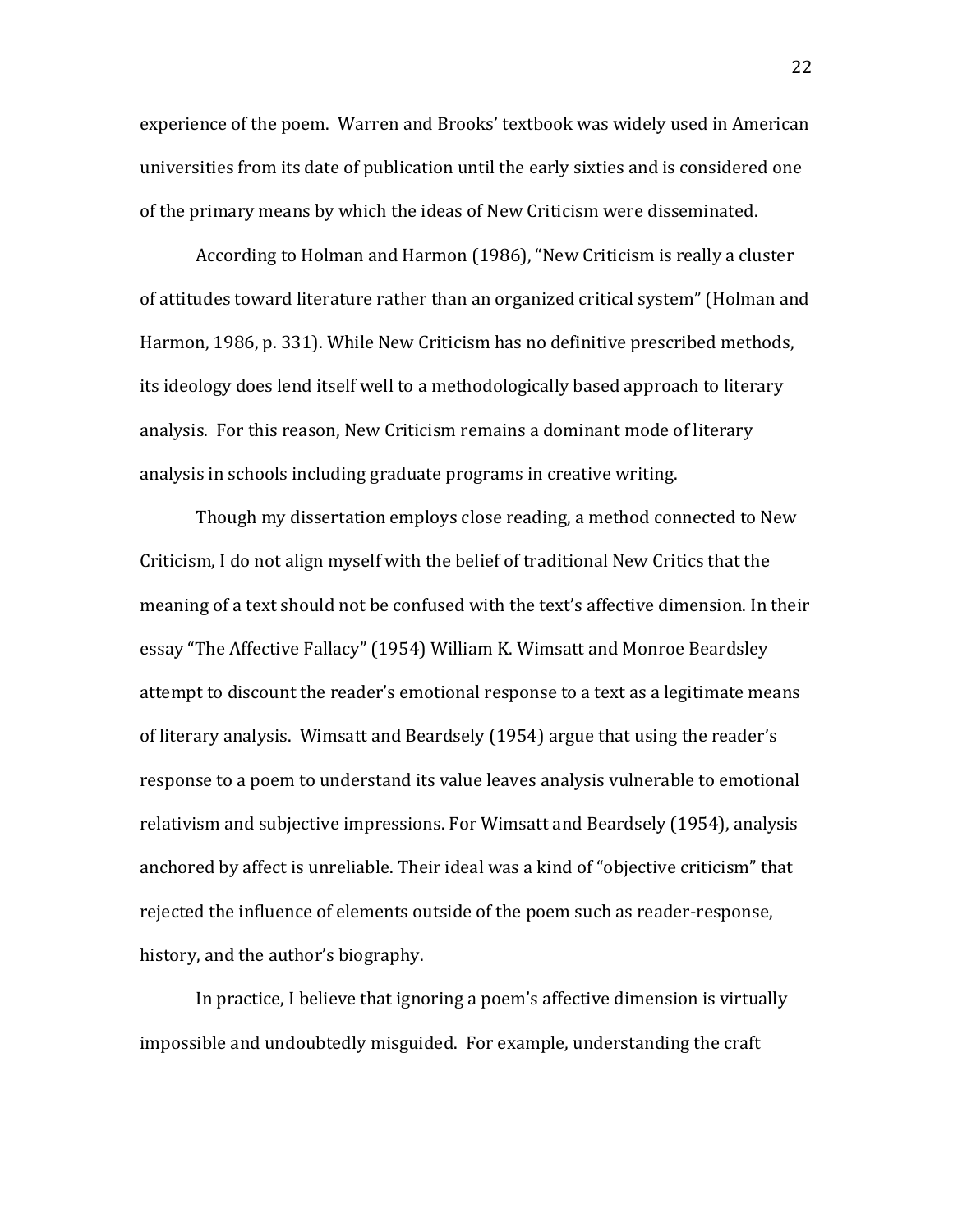experience of the poem. Warren and Brooks' textbook was widely used in American universities from its date of publication until the early sixties and is considered one of the primary means by which the ideas of New Criticism were disseminated.

According to Holman and Harmon (1986), "New Criticism is really a cluster of attitudes toward literature rather than an organized critical system" (Holman and Harmon, 1986, p. 331). While New Criticism has no definitive prescribed methods, its ideology does lend itself well to a methodologically based approach to literary analysis. For this reason, New Criticism remains a dominant mode of literary analysis in schools including graduate programs in creative writing.

Though my dissertation employs close reading, a method connected to New Criticism, I do not align myself with the belief of traditional New Critics that the meaning of a text should not be confused with the text's affective dimension. In their essay "The Affective Fallacy" (1954) William K. Wimsatt and Monroe Beardsley attempt to discount the reader's emotional response to a text as a legitimate means of literary analysis. Wimsatt and Beardsely (1954) argue that using the reader's response to a poem to understand its value leaves analysis vulnerable to emotional relativism and subjective impressions. For Wimsatt and Beardsely (1954), analysis anchored by affect is unreliable. Their ideal was a kind of "objective criticism" that rejected the influence of elements outside of the poem such as reader-response, history, and the author's biography.

In practice, I believe that ignoring a poem's affective dimension is virtually impossible and undoubtedly misguided. For example, understanding the craft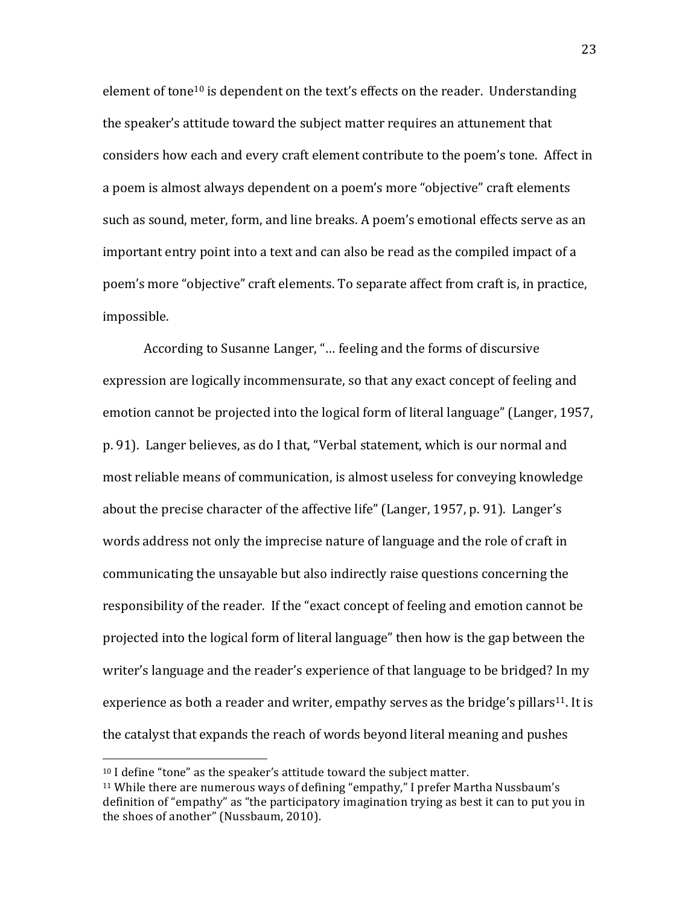element of tone[10] is dependent on the text's effects on the reader. Understanding the speaker's attitude toward the subject matter requires an attunement that considers how each and every craft element contribute to the poem's tone. Affect in a poem is almost always dependent on a poem's more "objective" craft elements such as sound, meter, form, and line breaks. A poem's emotional effects serve as an important entry point into a text and can also be read as the compiled impact of a poem's more "objective" craft elements. To separate affect from craft is, in practice, impossible.

According to Susanne Langer, "… feeling and the forms of discursive expression are logically incommensurate, so that any exact concept of feeling and emotion cannot be projected into the logical form of literal language" (Langer, 1957, p. 91). Langer believes, as do I that, "Verbal statement, which is our normal and most reliable means of communication, is almost useless for conveying knowledge about the precise character of the affective life" (Langer, 1957, p. 91). Langer's words address not only the imprecise nature of language and the role of craft in communicating the unsayable but also indirectly raise questions concerning the responsibility of the reader. If the "exact concept of feeling and emotion cannot be projected into the logical form of literal language" then how is the gap between the writer's language and the reader's experience of that language to be bridged? In my experience as both a reader and writer, empathy serves as the bridge's pillars[11]. It is the catalyst that expands the reach of words beyond literal meaning and pushes

---

[10] I define "tone" as the speaker's attitude toward the subject matter.

[11] While there are numerous ways of defining "empathy," I prefer Martha Nussbaum's definition of "empathy" as "the participatory imagination trying as best it can to put you in the shoes of another" (Nussbaum, 2010).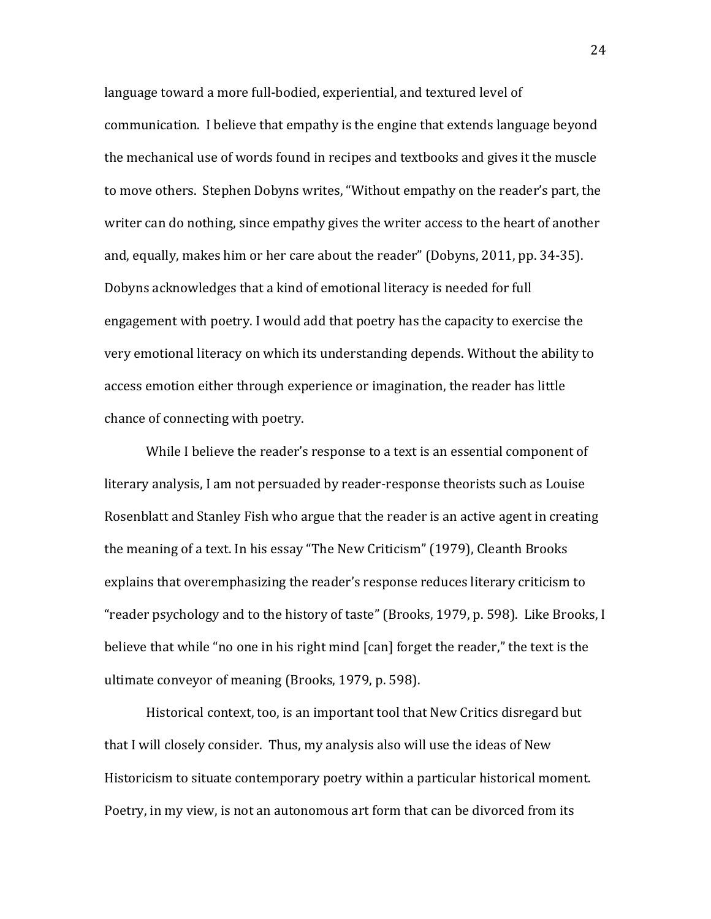language toward a more full-bodied, experiential, and textured level of communication. I believe that empathy is the engine that extends language beyond the mechanical use of words found in recipes and textbooks and gives it the muscle to move others. Stephen Dobyns writes, "Without empathy on the reader's part, the writer can do nothing, since empathy gives the writer access to the heart of another and, equally, makes him or her care about the reader" (Dobyns, 2011, pp. 34-35). Dobyns acknowledges that a kind of emotional literacy is needed for full engagement with poetry. I would add that poetry has the capacity to exercise the very emotional literacy on which its understanding depends. Without the ability to access emotion either through experience or imagination, the reader has little chance of connecting with poetry.

While I believe the reader's response to a text is an essential component of literary analysis, I am not persuaded by reader-response theorists such as Louise Rosenblatt and Stanley Fish who argue that the reader is an active agent in creating the meaning of a text. In his essay "The New Criticism" (1979), Cleanth Brooks explains that overemphasizing the reader's response reduces literary criticism to "reader psychology and to the history of taste" (Brooks, 1979, p. 598). Like Brooks, I believe that while "no one in his right mind [can] forget the reader," the text is the ultimate conveyor of meaning (Brooks, 1979, p. 598).

Historical context, too, is an important tool that New Critics disregard but that I will closely consider. Thus, my analysis also will use the ideas of New Historicism to situate contemporary poetry within a particular historical moment. Poetry, in my view, is not an autonomous art form that can be divorced from its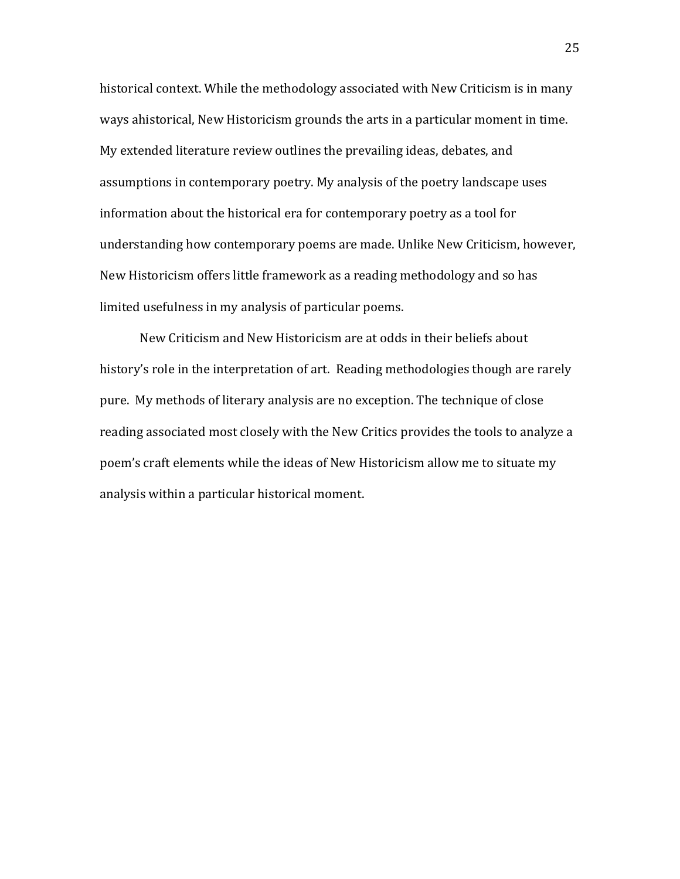historical context. While the methodology associated with New Criticism is in many ways ahistorical, New Historicism grounds the arts in a particular moment in time. My extended literature review outlines the prevailing ideas, debates, and assumptions in contemporary poetry. My analysis of the poetry landscape uses information about the historical era for contemporary poetry as a tool for understanding how contemporary poems are made. Unlike New Criticism, however, New Historicism offers little framework as a reading methodology and so has limited usefulness in my analysis of particular poems.

New Criticism and New Historicism are at odds in their beliefs about history's role in the interpretation of art. Reading methodologies though are rarely pure. My methods of literary analysis are no exception. The technique of close reading associated most closely with the New Critics provides the tools to analyze a poem's craft elements while the ideas of New Historicism allow me to situate my analysis within a particular historical moment.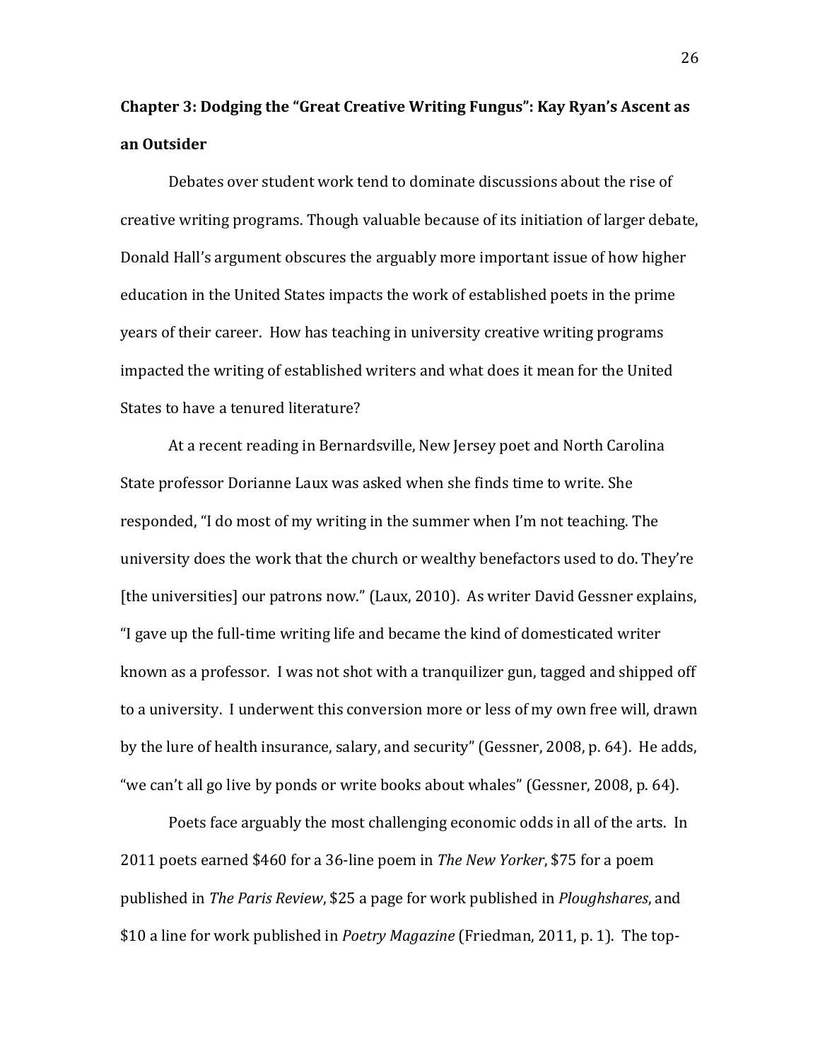## Chapter 3: Dodging the "Great Creative Writing Fungus": Kay Ryan's Ascent as an Outsider

Debates over student work tend to dominate discussions about the rise of creative writing programs. Though valuable because of its initiation of larger debate, Donald Hall's argument obscures the arguably more important issue of how higher education in the United States impacts the work of established poets in the prime years of their career. How has teaching in university creative writing programs impacted the writing of established writers and what does it mean for the United States to have a tenured literature?

At a recent reading in Bernardsville, New Jersey poet and North Carolina State professor Dorianne Laux was asked when she finds time to write. She responded, "I do most of my writing in the summer when I'm not teaching. The university does the work that the church or wealthy benefactors used to do. They're [the universities] our patrons now." (Laux, 2010). As writer David Gessner explains, "I gave up the full-time writing life and became the kind of domesticated writer known as a professor. I was not shot with a tranquilizer gun, tagged and shipped off to a university. I underwent this conversion more or less of my own free will, drawn by the lure of health insurance, salary, and security" (Gessner, 2008, p. 64). He adds, "we can't all go live by ponds or write books about whales" (Gessner, 2008, p. 64).

Poets face arguably the most challenging economic odds in all of the arts. In 2011 poets earned $460 for a 36-line poem in *The New Yorker*, $75 for a poem published in *The Paris Review*, $25 a page for work published in *Ploughshares*, and $10 a line for work published in *Poetry Magazine* (Friedman, 2011, p. 1). The top-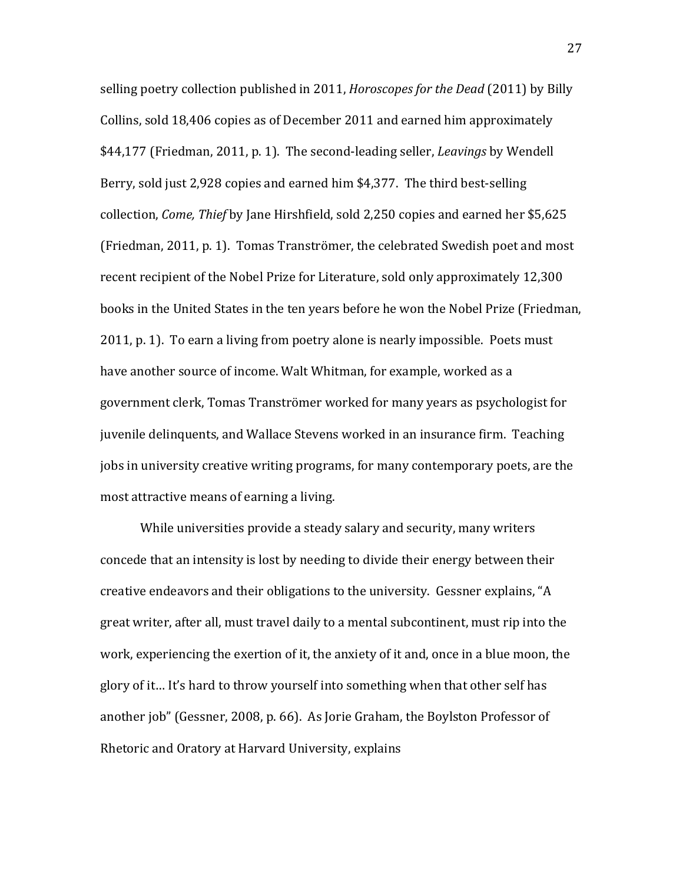selling poetry collection published in 2011, *Horoscopes for the Dead* (2011) by Billy Collins, sold 18,406 copies as of December 2011 and earned him approximately $44,177 (Friedman, 2011, p. 1). The second-leading seller, *Leavings* by Wendell Berry, sold just 2,928 copies and earned him $4,377. The third best-selling collection, *Come, Thief* by Jane Hirshfield, sold 2,250 copies and earned her $5,625 (Friedman, 2011, p. 1). Tomas Tranströmer, the celebrated Swedish poet and most recent recipient of the Nobel Prize for Literature, sold only approximately 12,300 books in the United States in the ten years before he won the Nobel Prize (Friedman, 2011, p. 1). To earn a living from poetry alone is nearly impossible. Poets must have another source of income. Walt Whitman, for example, worked as a government clerk, Tomas Tranströmer worked for many years as psychologist for juvenile delinquents, and Wallace Stevens worked in an insurance firm. Teaching jobs in university creative writing programs, for many contemporary poets, are the most attractive means of earning a living.

While universities provide a steady salary and security, many writers concede that an intensity is lost by needing to divide their energy between their creative endeavors and their obligations to the university. Gessner explains, "A great writer, after all, must travel daily to a mental subcontinent, must rip into the work, experiencing the exertion of it, the anxiety of it and, once in a blue moon, the glory of it… It's hard to throw yourself into something when that other self has another job" (Gessner, 2008, p. 66). As Jorie Graham, the Boylston Professor of Rhetoric and Oratory at Harvard University, explains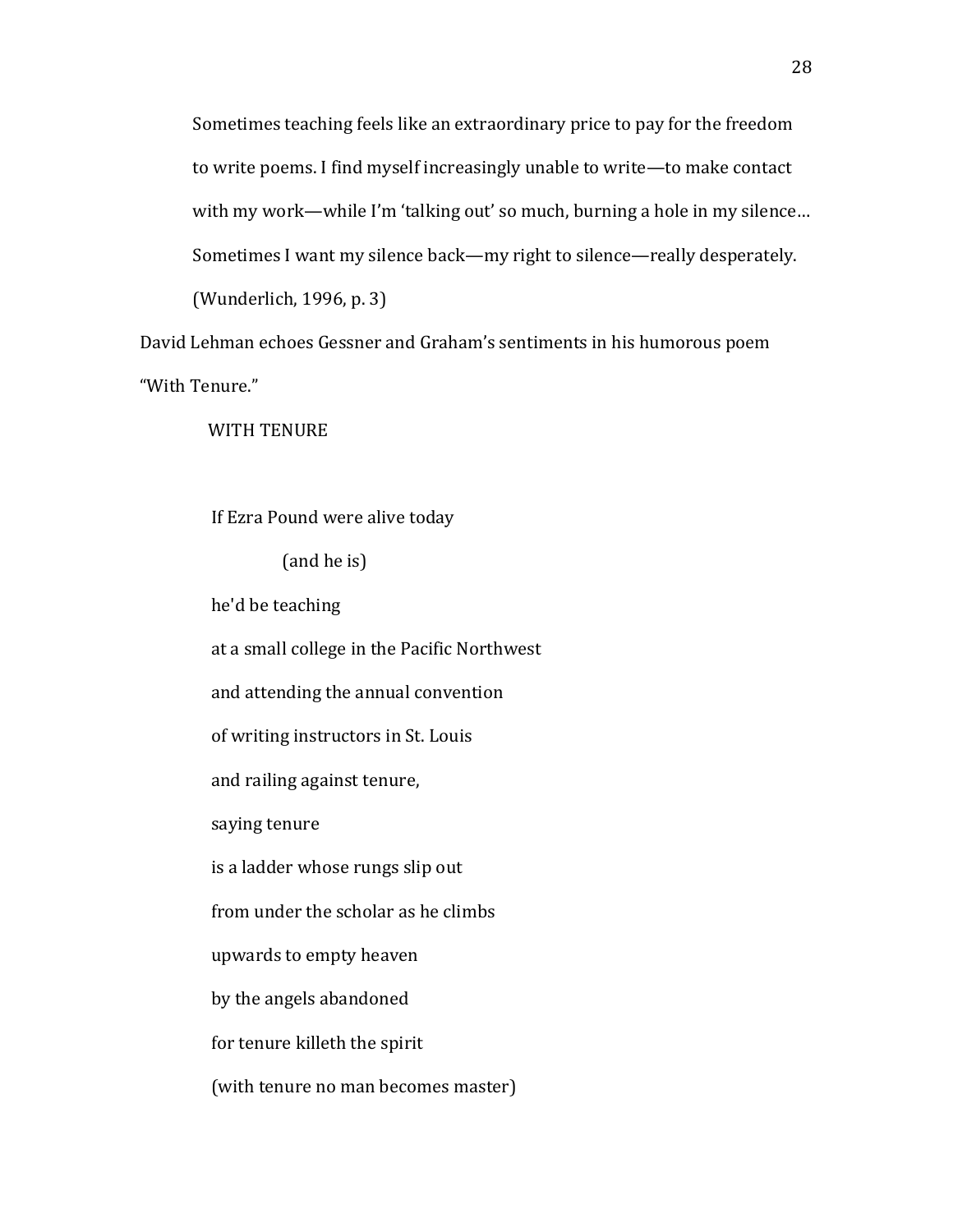> Sometimes teaching feels like an extraordinary price to pay for the freedom to write poems. I find myself increasingly unable to write—to make contact with my work—while I'm 'talking out' so much, burning a hole in my silence… Sometimes I want my silence back—my right to silence—really desperately. (Wunderlich, 1996, p. 3)

David Lehman echoes Gessner and Graham's sentiments in his humorous poem "With Tenure."

WITH TENURE

If Ezra Pound were alive today  
&nbsp;&nbsp;&nbsp;&nbsp;&nbsp;&nbsp;&nbsp;&nbsp;(and he is)  
he'd be teaching  
at a small college in the Pacific Northwest  
and attending the annual convention  
of writing instructors in St. Louis  
and railing against tenure,  
saying tenure  
is a ladder whose rungs slip out  
from under the scholar as he climbs  
upwards to empty heaven  
by the angels abandoned  
for tenure killeth the spirit  
(with tenure no man becomes master)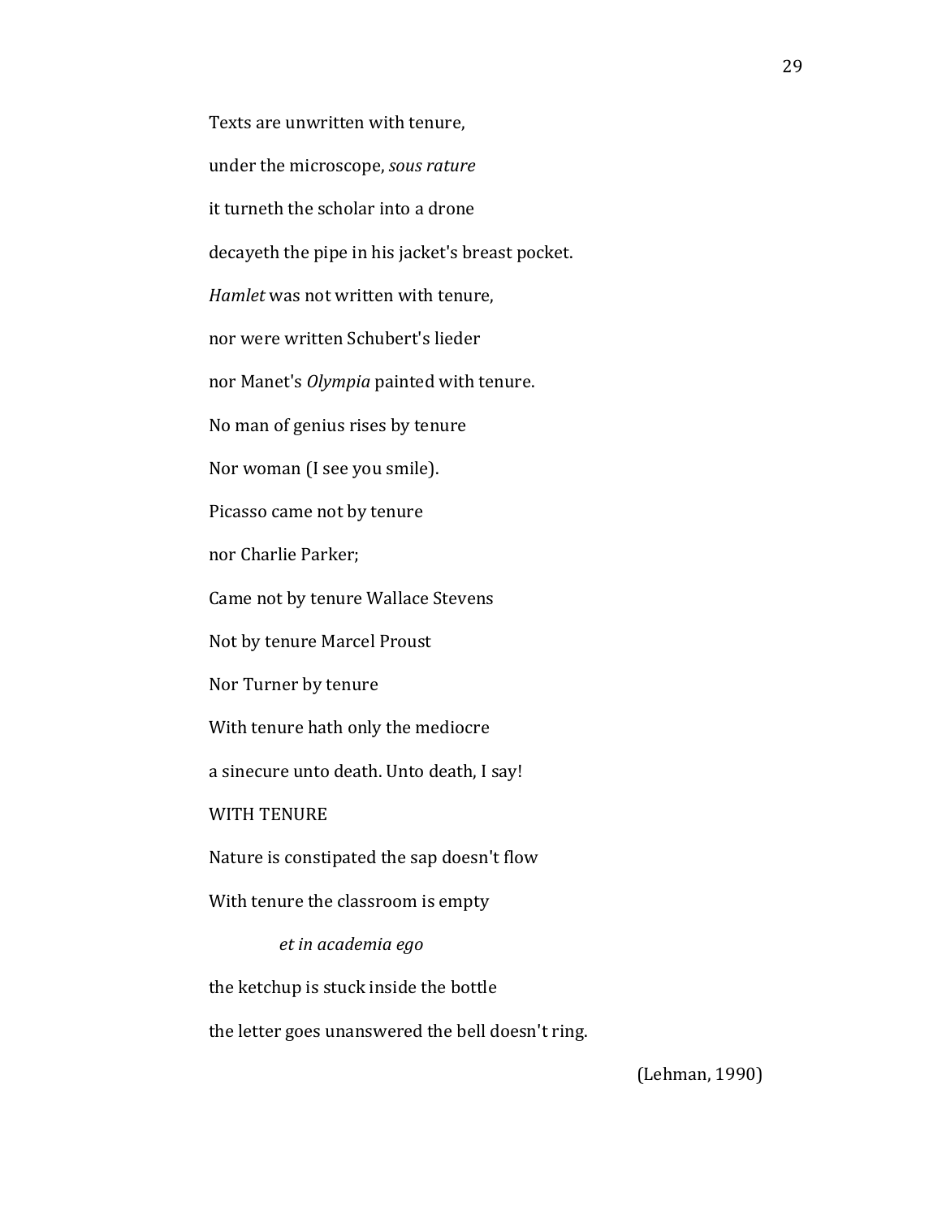Texts are unwritten with tenure,

under the microscope, *sous rature*

it turneth the scholar into a drone

decayeth the pipe in his jacket's breast pocket.

*Hamlet* was not written with tenure,

nor were written Schubert's lieder

nor Manet's *Olympia* painted with tenure.

No man of genius rises by tenure

Nor woman (I see you smile).

Picasso came not by tenure

nor Charlie Parker;

Came not by tenure Wallace Stevens

Not by tenure Marcel Proust

Nor Turner by tenure

With tenure hath only the mediocre

a sinecure unto death. Unto death, I say!

WITH TENURE

Nature is constipated the sap doesn't flow

With tenure the classroom is empty

        *et in academia ego*

the ketchup is stuck inside the bottle

the letter goes unanswered the bell doesn't ring.

(Lehman, 1990)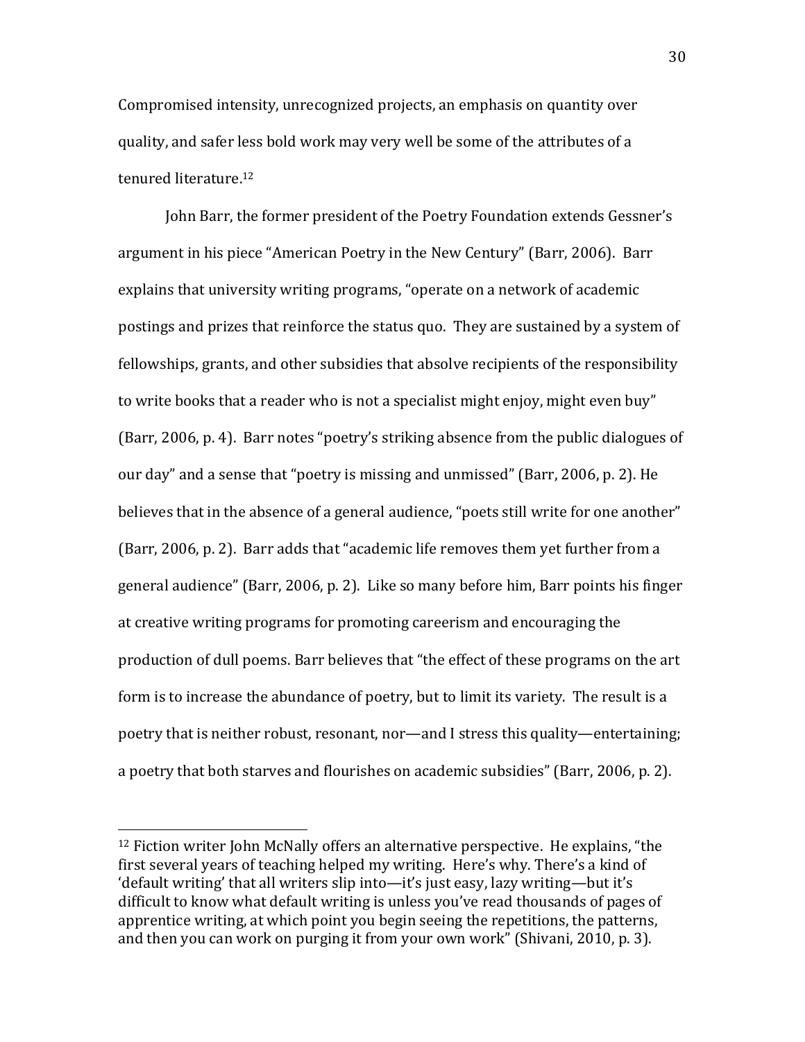Compromised intensity, unrecognized projects, an emphasis on quantity over quality, and safer less bold work may very well be some of the attributes of a tenured literature.[12]

John Barr, the former president of the Poetry Foundation extends Gessner's argument in his piece "American Poetry in the New Century" (Barr, 2006). Barr explains that university writing programs, "operate on a network of academic postings and prizes that reinforce the status quo. They are sustained by a system of fellowships, grants, and other subsidies that absolve recipients of the responsibility to write books that a reader who is not a specialist might enjoy, might even buy" (Barr, 2006, p. 4). Barr notes "poetry's striking absence from the public dialogues of our day" and a sense that "poetry is missing and unmissed" (Barr, 2006, p. 2). He believes that in the absence of a general audience, "poets still write for one another" (Barr, 2006, p. 2). Barr adds that "academic life removes them yet further from a general audience" (Barr, 2006, p. 2). Like so many before him, Barr points his finger at creative writing programs for promoting careerism and encouraging the production of dull poems. Barr believes that "the effect of these programs on the art form is to increase the abundance of poetry, but to limit its variety. The result is a poetry that is neither robust, resonant, nor—and I stress this quality—entertaining; a poetry that both starves and flourishes on academic subsidies" (Barr, 2006, p. 2).

---

[12] Fiction writer John McNally offers an alternative perspective. He explains, "the first several years of teaching helped my writing. Here's why. There's a kind of 'default writing' that all writers slip into—it's just easy, lazy writing—but it's difficult to know what default writing is unless you've read thousands of pages of apprentice writing, at which point you begin seeing the repetitions, the patterns, and then you can work on purging it from your own work" (Shivani, 2010, p. 3).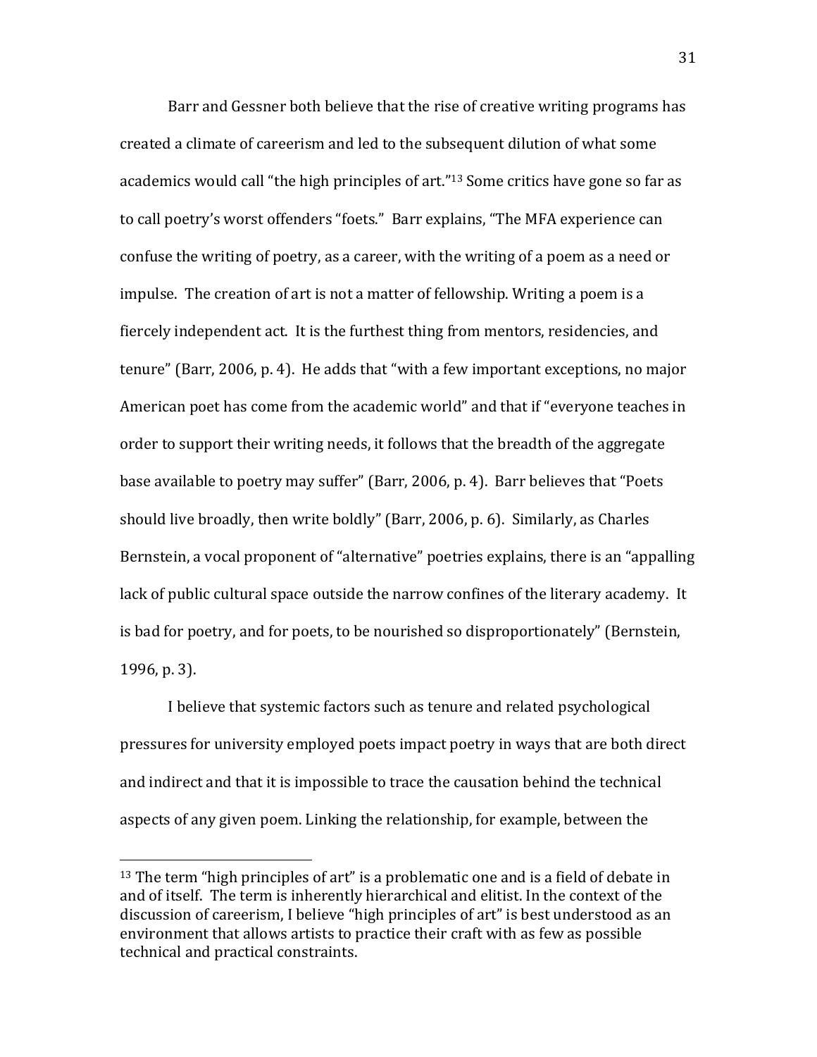Barr and Gessner both believe that the rise of creative writing programs has created a climate of careerism and led to the subsequent dilution of what some academics would call "the high principles of art."[13] Some critics have gone so far as to call poetry's worst offenders "foets." Barr explains, "The MFA experience can confuse the writing of poetry, as a career, with the writing of a poem as a need or impulse. The creation of art is not a matter of fellowship. Writing a poem is a fiercely independent act. It is the furthest thing from mentors, residencies, and tenure" (Barr, 2006, p. 4). He adds that "with a few important exceptions, no major American poet has come from the academic world" and that if "everyone teaches in order to support their writing needs, it follows that the breadth of the aggregate base available to poetry may suffer" (Barr, 2006, p. 4). Barr believes that "Poets should live broadly, then write boldly" (Barr, 2006, p. 6). Similarly, as Charles Bernstein, a vocal proponent of "alternative" poetries explains, there is an "appalling lack of public cultural space outside the narrow confines of the literary academy. It is bad for poetry, and for poets, to be nourished so disproportionately" (Bernstein, 1996, p. 3).

I believe that systemic factors such as tenure and related psychological pressures for university employed poets impact poetry in ways that are both direct and indirect and that it is impossible to trace the causation behind the technical aspects of any given poem. Linking the relationship, for example, between the

---

[13] The term "high principles of art" is a problematic one and is a field of debate in and of itself. The term is inherently hierarchical and elitist. In the context of the discussion of careerism, I believe "high principles of art" is best understood as an environment that allows artists to practice their craft with as few as possible technical and practical constraints.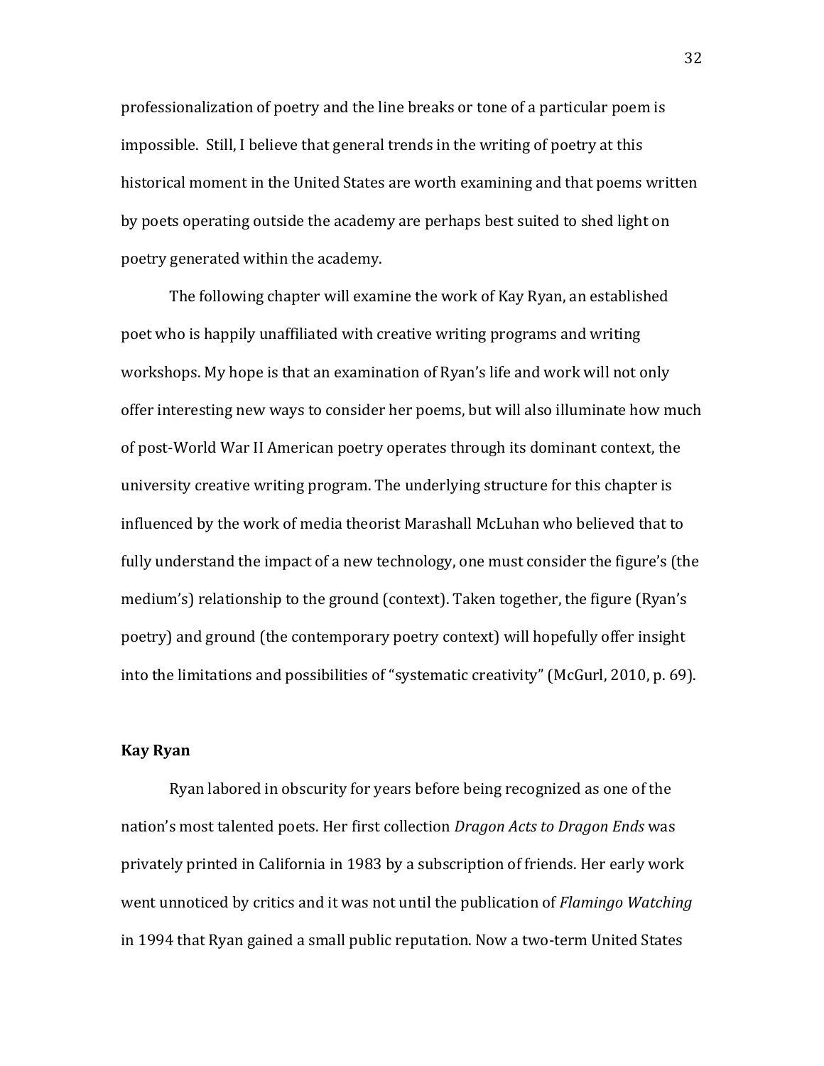professionalization of poetry and the line breaks or tone of a particular poem is impossible. Still, I believe that general trends in the writing of poetry at this historical moment in the United States are worth examining and that poems written by poets operating outside the academy are perhaps best suited to shed light on poetry generated within the academy.

The following chapter will examine the work of Kay Ryan, an established poet who is happily unaffiliated with creative writing programs and writing workshops. My hope is that an examination of Ryan's life and work will not only offer interesting new ways to consider her poems, but will also illuminate how much of post-World War II American poetry operates through its dominant context, the university creative writing program. The underlying structure for this chapter is influenced by the work of media theorist Marashall McLuhan who believed that to fully understand the impact of a new technology, one must consider the figure's (the medium's) relationship to the ground (context). Taken together, the figure (Ryan's poetry) and ground (the contemporary poetry context) will hopefully offer insight into the limitations and possibilities of "systematic creativity" (McGurl, 2010, p. 69).

**Kay Ryan**

Ryan labored in obscurity for years before being recognized as one of the nation's most talented poets. Her first collection *Dragon Acts to Dragon Ends* was privately printed in California in 1983 by a subscription of friends. Her early work went unnoticed by critics and it was not until the publication of *Flamingo Watching* in 1994 that Ryan gained a small public reputation. Now a two-term United States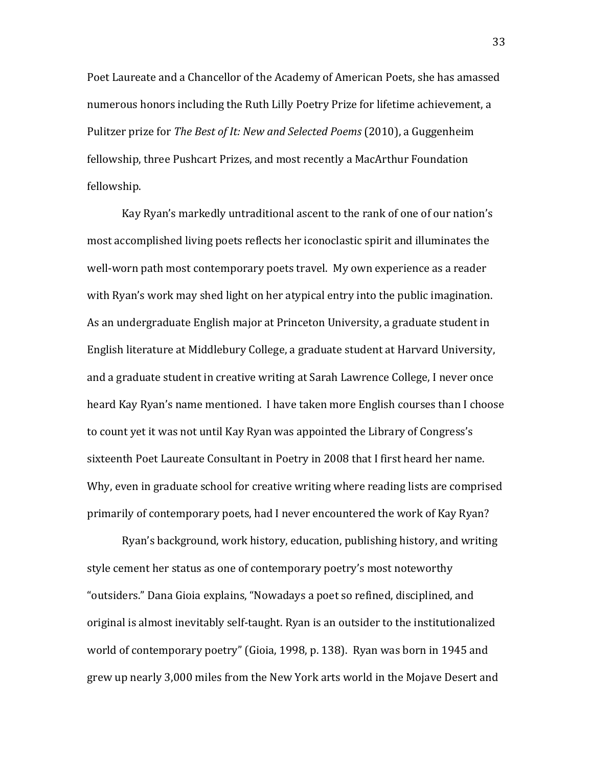Poet Laureate and a Chancellor of the Academy of American Poets, she has amassed numerous honors including the Ruth Lilly Poetry Prize for lifetime achievement, a Pulitzer prize for *The Best of It: New and Selected Poems* (2010), a Guggenheim fellowship, three Pushcart Prizes, and most recently a MacArthur Foundation fellowship.

Kay Ryan's markedly untraditional ascent to the rank of one of our nation's most accomplished living poets reflects her iconoclastic spirit and illuminates the well-worn path most contemporary poets travel. My own experience as a reader with Ryan's work may shed light on her atypical entry into the public imagination. As an undergraduate English major at Princeton University, a graduate student in English literature at Middlebury College, a graduate student at Harvard University, and a graduate student in creative writing at Sarah Lawrence College, I never once heard Kay Ryan's name mentioned. I have taken more English courses than I choose to count yet it was not until Kay Ryan was appointed the Library of Congress's sixteenth Poet Laureate Consultant in Poetry in 2008 that I first heard her name. Why, even in graduate school for creative writing where reading lists are comprised primarily of contemporary poets, had I never encountered the work of Kay Ryan?

Ryan's background, work history, education, publishing history, and writing style cement her status as one of contemporary poetry's most noteworthy "outsiders." Dana Gioia explains, "Nowadays a poet so refined, disciplined, and original is almost inevitably self-taught. Ryan is an outsider to the institutionalized world of contemporary poetry" (Gioia, 1998, p. 138). Ryan was born in 1945 and grew up nearly 3,000 miles from the New York arts world in the Mojave Desert and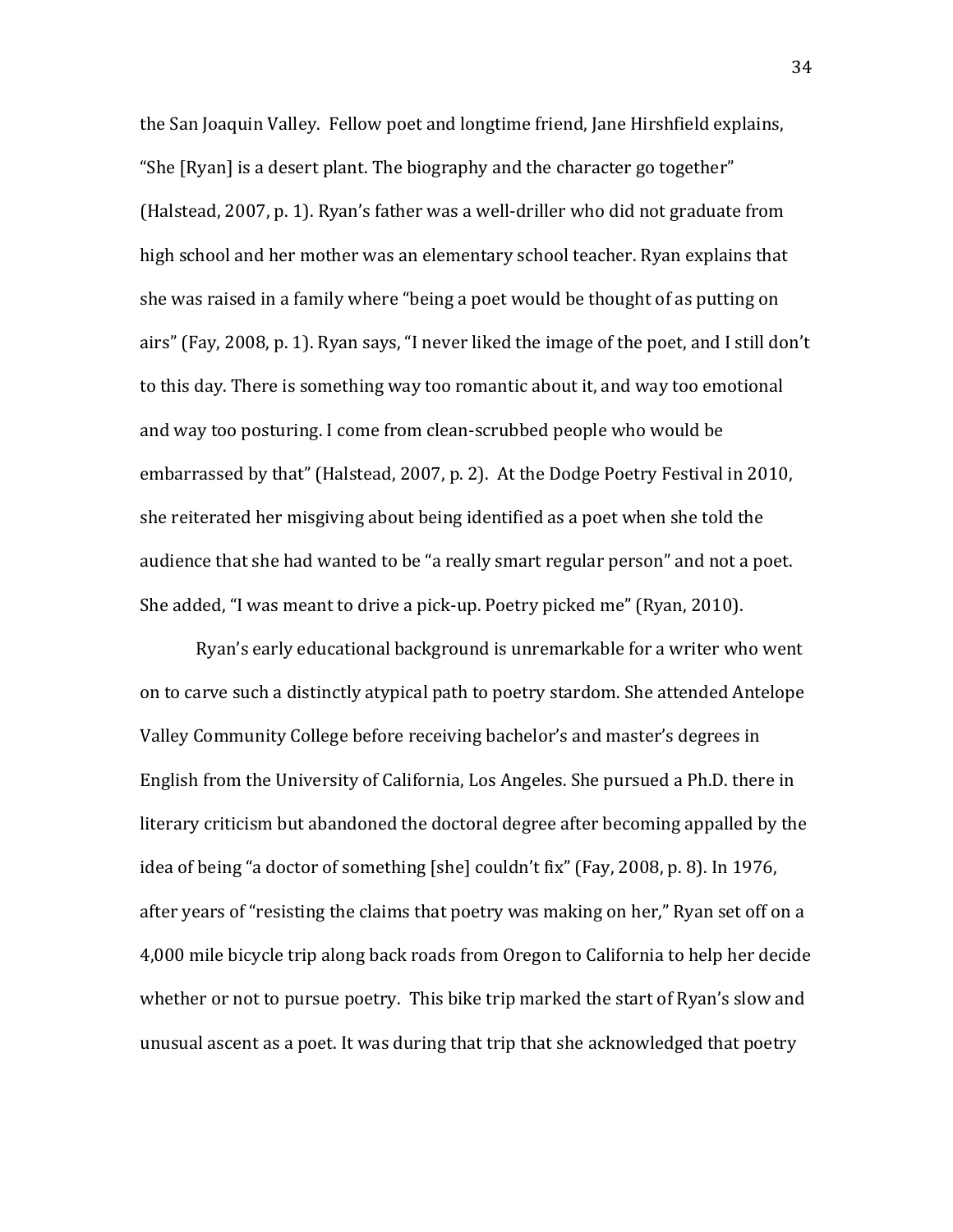the San Joaquin Valley. Fellow poet and longtime friend, Jane Hirshfield explains, "She [Ryan] is a desert plant. The biography and the character go together" (Halstead, 2007, p. 1). Ryan's father was a well-driller who did not graduate from high school and her mother was an elementary school teacher. Ryan explains that she was raised in a family where "being a poet would be thought of as putting on airs" (Fay, 2008, p. 1). Ryan says, "I never liked the image of the poet, and I still don't to this day. There is something way too romantic about it, and way too emotional and way too posturing. I come from clean-scrubbed people who would be embarrassed by that" (Halstead, 2007, p. 2). At the Dodge Poetry Festival in 2010, she reiterated her misgiving about being identified as a poet when she told the audience that she had wanted to be "a really smart regular person" and not a poet. She added, "I was meant to drive a pick-up. Poetry picked me" (Ryan, 2010).

Ryan's early educational background is unremarkable for a writer who went on to carve such a distinctly atypical path to poetry stardom. She attended Antelope Valley Community College before receiving bachelor's and master's degrees in English from the University of California, Los Angeles. She pursued a Ph.D. there in literary criticism but abandoned the doctoral degree after becoming appalled by the idea of being "a doctor of something [she] couldn't fix" (Fay, 2008, p. 8). In 1976, after years of "resisting the claims that poetry was making on her," Ryan set off on a 4,000 mile bicycle trip along back roads from Oregon to California to help her decide whether or not to pursue poetry. This bike trip marked the start of Ryan's slow and unusual ascent as a poet. It was during that trip that she acknowledged that poetry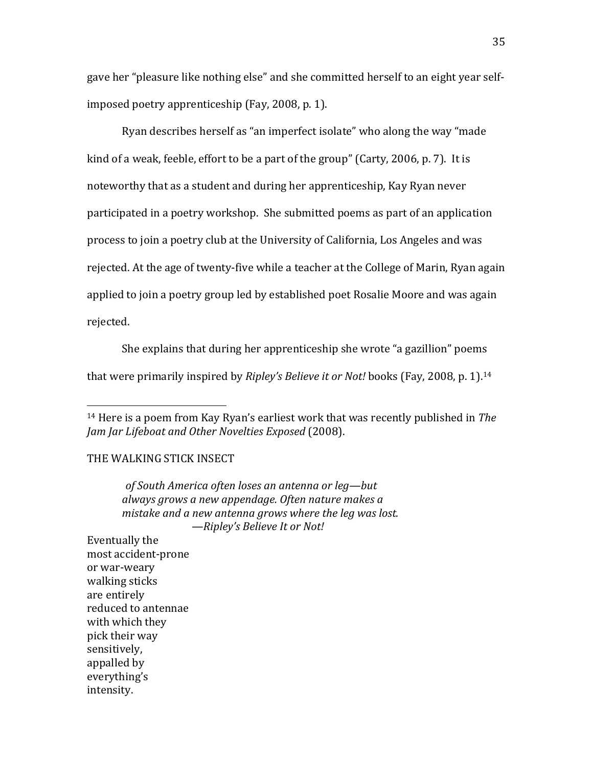gave her "pleasure like nothing else" and she committed herself to an eight year self-imposed poetry apprenticeship (Fay, 2008, p. 1).

Ryan describes herself as "an imperfect isolate" who along the way "made kind of a weak, feeble, effort to be a part of the group" (Carty, 2006, p. 7). It is noteworthy that as a student and during her apprenticeship, Kay Ryan never participated in a poetry workshop. She submitted poems as part of an application process to join a poetry club at the University of California, Los Angeles and was rejected. At the age of twenty-five while a teacher at the College of Marin, Ryan again applied to join a poetry group led by established poet Rosalie Moore and was again rejected.

She explains that during her apprenticeship she wrote "a gazillion" poems that were primarily inspired by *Ripley's Believe it or Not!* books (Fay, 2008, p. 1).[14]

---

[14] Here is a poem from Kay Ryan's earliest work that was recently published in *The Jam Jar Lifeboat and Other Novelties Exposed* (2008).

THE WALKING STICK INSECT

> *of South America often loses an antenna or leg—but always grows a new appendage. Often nature makes a mistake and a new antenna grows where the leg was lost.*
> —*Ripley's Believe It or Not!*

Eventually the  
most accident-prone  
or war-weary  
walking sticks  
are entirely  
reduced to antennae  
with which they  
pick their way  
sensitively,  
appalled by  
everything's  
intensity.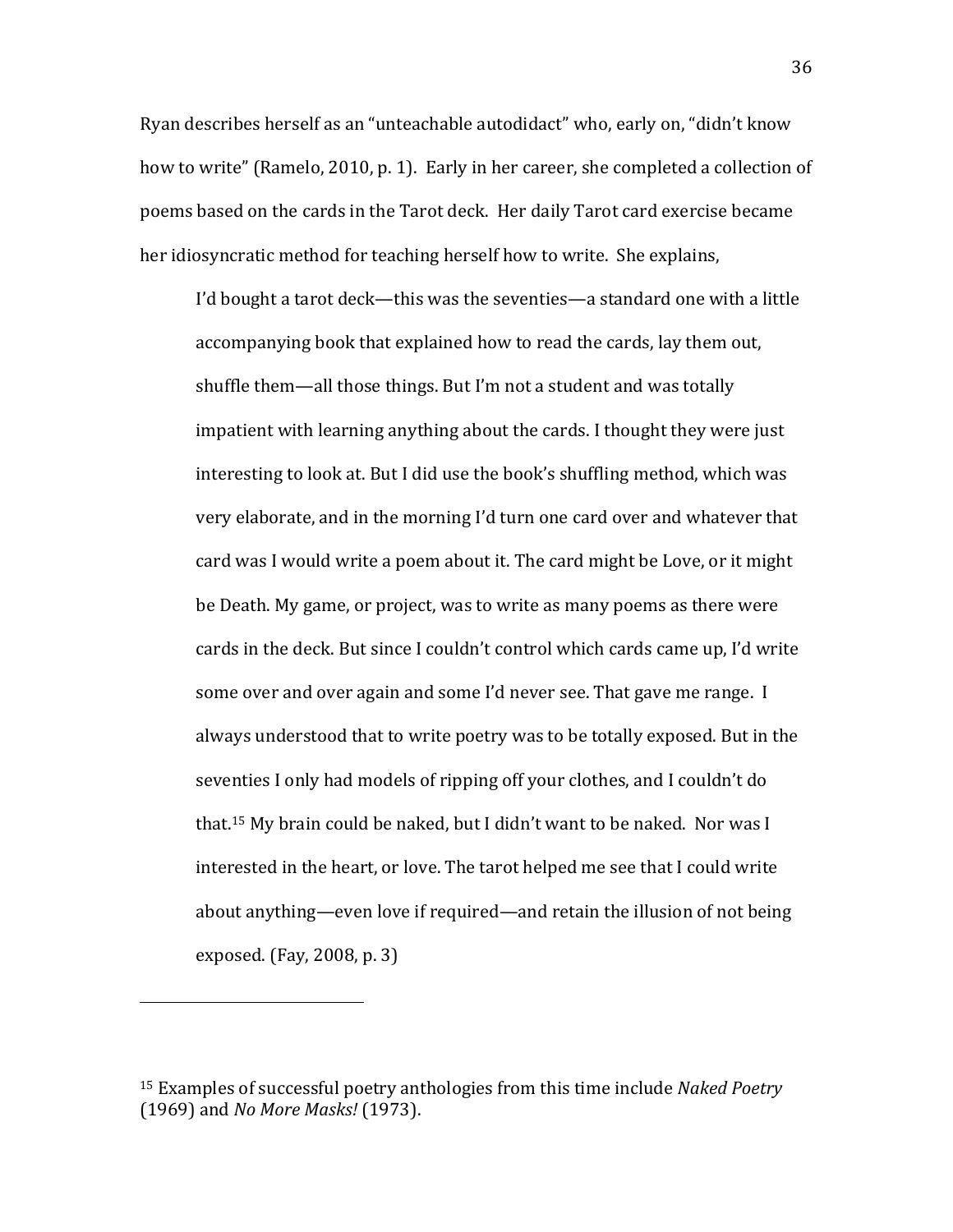Ryan describes herself as an "unteachable autodidact" who, early on, "didn't know how to write" (Ramelo, 2010, p. 1). Early in her career, she completed a collection of poems based on the cards in the Tarot deck. Her daily Tarot card exercise became her idiosyncratic method for teaching herself how to write. She explains,

> I'd bought a tarot deck—this was the seventies—a standard one with a little accompanying book that explained how to read the cards, lay them out, shuffle them—all those things. But I'm not a student and was totally impatient with learning anything about the cards. I thought they were just interesting to look at. But I did use the book's shuffling method, which was very elaborate, and in the morning I'd turn one card over and whatever that card was I would write a poem about it. The card might be Love, or it might be Death. My game, or project, was to write as many poems as there were cards in the deck. But since I couldn't control which cards came up, I'd write some over and over again and some I'd never see. That gave me range. I always understood that to write poetry was to be totally exposed. But in the seventies I only had models of ripping off your clothes, and I couldn't do that.[15] My brain could be naked, but I didn't want to be naked. Nor was I interested in the heart, or love. The tarot helped me see that I could write about anything—even love if required—and retain the illusion of not being exposed. (Fay, 2008, p. 3)

---

[15] Examples of successful poetry anthologies from this time include *Naked Poetry* (1969) and *No More Masks!* (1973).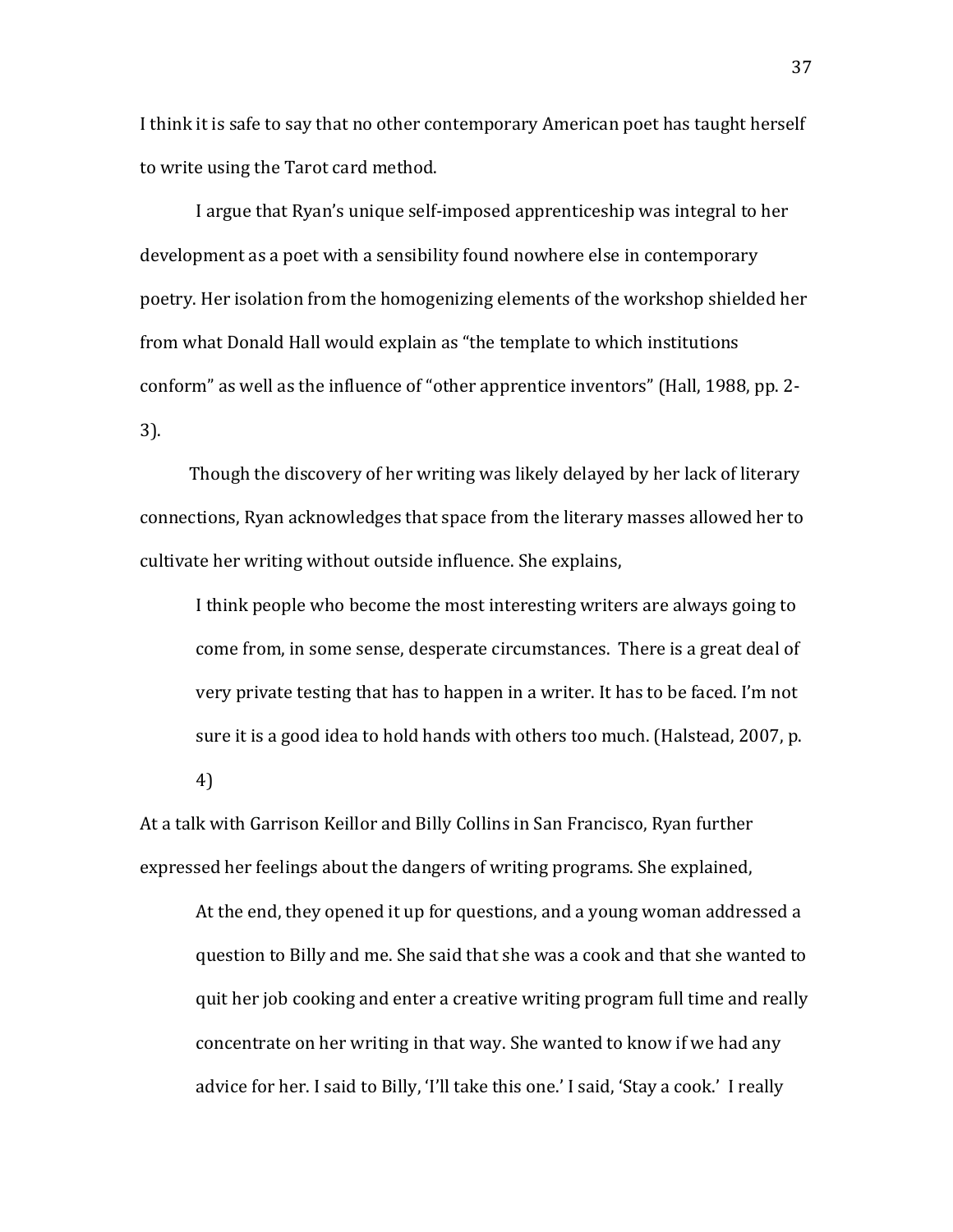I think it is safe to say that no other contemporary American poet has taught herself to write using the Tarot card method.

I argue that Ryan's unique self-imposed apprenticeship was integral to her development as a poet with a sensibility found nowhere else in contemporary poetry. Her isolation from the homogenizing elements of the workshop shielded her from what Donald Hall would explain as "the template to which institutions conform" as well as the influence of "other apprentice inventors" (Hall, 1988, pp. 2-3).

Though the discovery of her writing was likely delayed by her lack of literary connections, Ryan acknowledges that space from the literary masses allowed her to cultivate her writing without outside influence. She explains,

> I think people who become the most interesting writers are always going to come from, in some sense, desperate circumstances. There is a great deal of very private testing that has to happen in a writer. It has to be faced. I'm not sure it is a good idea to hold hands with others too much. (Halstead, 2007, p. 4)

At a talk with Garrison Keillor and Billy Collins in San Francisco, Ryan further expressed her feelings about the dangers of writing programs. She explained,

> At the end, they opened it up for questions, and a young woman addressed a question to Billy and me. She said that she was a cook and that she wanted to quit her job cooking and enter a creative writing program full time and really concentrate on her writing in that way. She wanted to know if we had any advice for her. I said to Billy, 'I'll take this one.' I said, 'Stay a cook.' I really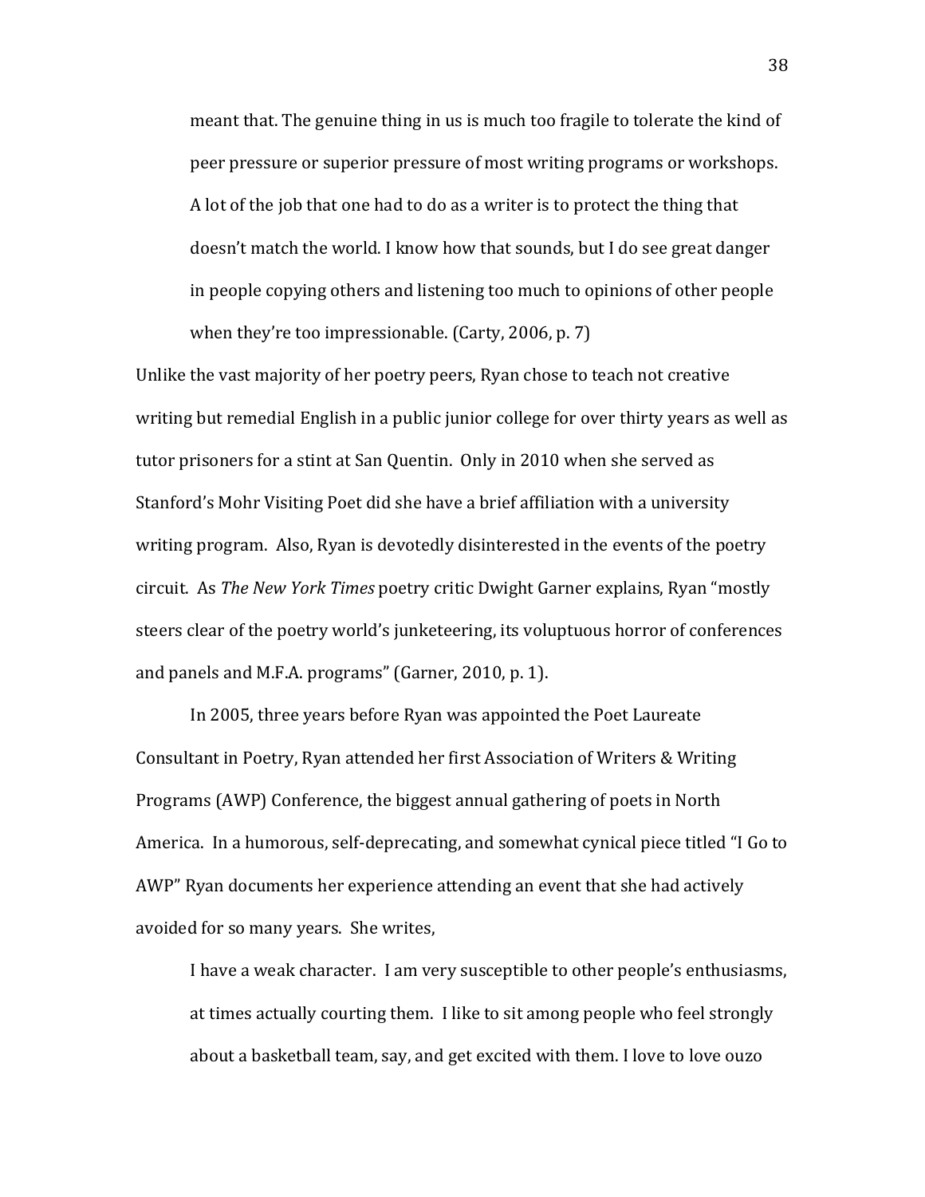> meant that. The genuine thing in us is much too fragile to tolerate the kind of peer pressure or superior pressure of most writing programs or workshops. A lot of the job that one had to do as a writer is to protect the thing that doesn't match the world. I know how that sounds, but I do see great danger in people copying others and listening too much to opinions of other people when they're too impressionable. (Carty, 2006, p. 7)

Unlike the vast majority of her poetry peers, Ryan chose to teach not creative writing but remedial English in a public junior college for over thirty years as well as tutor prisoners for a stint at San Quentin. Only in 2010 when she served as Stanford's Mohr Visiting Poet did she have a brief affiliation with a university writing program. Also, Ryan is devotedly disinterested in the events of the poetry circuit. As *The New York Times* poetry critic Dwight Garner explains, Ryan "mostly steers clear of the poetry world's junketeering, its voluptuous horror of conferences and panels and M.F.A. programs" (Garner, 2010, p. 1).

In 2005, three years before Ryan was appointed the Poet Laureate Consultant in Poetry, Ryan attended her first Association of Writers & Writing Programs (AWP) Conference, the biggest annual gathering of poets in North America. In a humorous, self-deprecating, and somewhat cynical piece titled "I Go to AWP" Ryan documents her experience attending an event that she had actively avoided for so many years. She writes,

> I have a weak character. I am very susceptible to other people's enthusiasms, at times actually courting them. I like to sit among people who feel strongly about a basketball team, say, and get excited with them. I love to love ouzo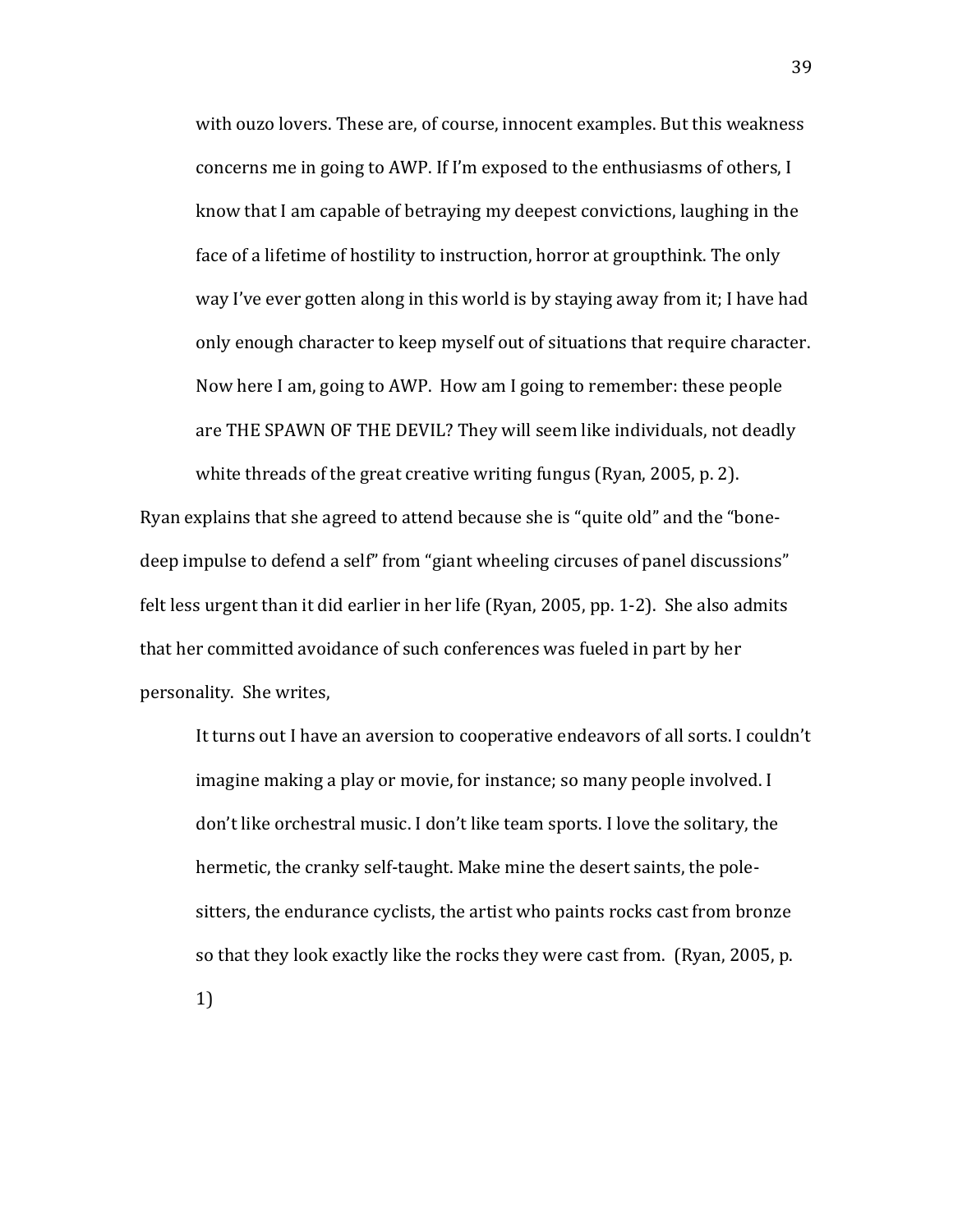> with ouzo lovers. These are, of course, innocent examples. But this weakness concerns me in going to AWP. If I'm exposed to the enthusiasms of others, I know that I am capable of betraying my deepest convictions, laughing in the face of a lifetime of hostility to instruction, horror at groupthink. The only way I've ever gotten along in this world is by staying away from it; I have had only enough character to keep myself out of situations that require character. Now here I am, going to AWP. How am I going to remember: these people are THE SPAWN OF THE DEVIL? They will seem like individuals, not deadly white threads of the great creative writing fungus (Ryan, 2005, p. 2).

Ryan explains that she agreed to attend because she is "quite old" and the "bone-deep impulse to defend a self" from "giant wheeling circuses of panel discussions" felt less urgent than it did earlier in her life (Ryan, 2005, pp. 1-2). She also admits that her committed avoidance of such conferences was fueled in part by her personality. She writes,

> It turns out I have an aversion to cooperative endeavors of all sorts. I couldn't imagine making a play or movie, for instance; so many people involved. I don't like orchestral music. I don't like team sports. I love the solitary, the hermetic, the cranky self-taught. Make mine the desert saints, the pole-sitters, the endurance cyclists, the artist who paints rocks cast from bronze so that they look exactly like the rocks they were cast from. (Ryan, 2005, p. 1)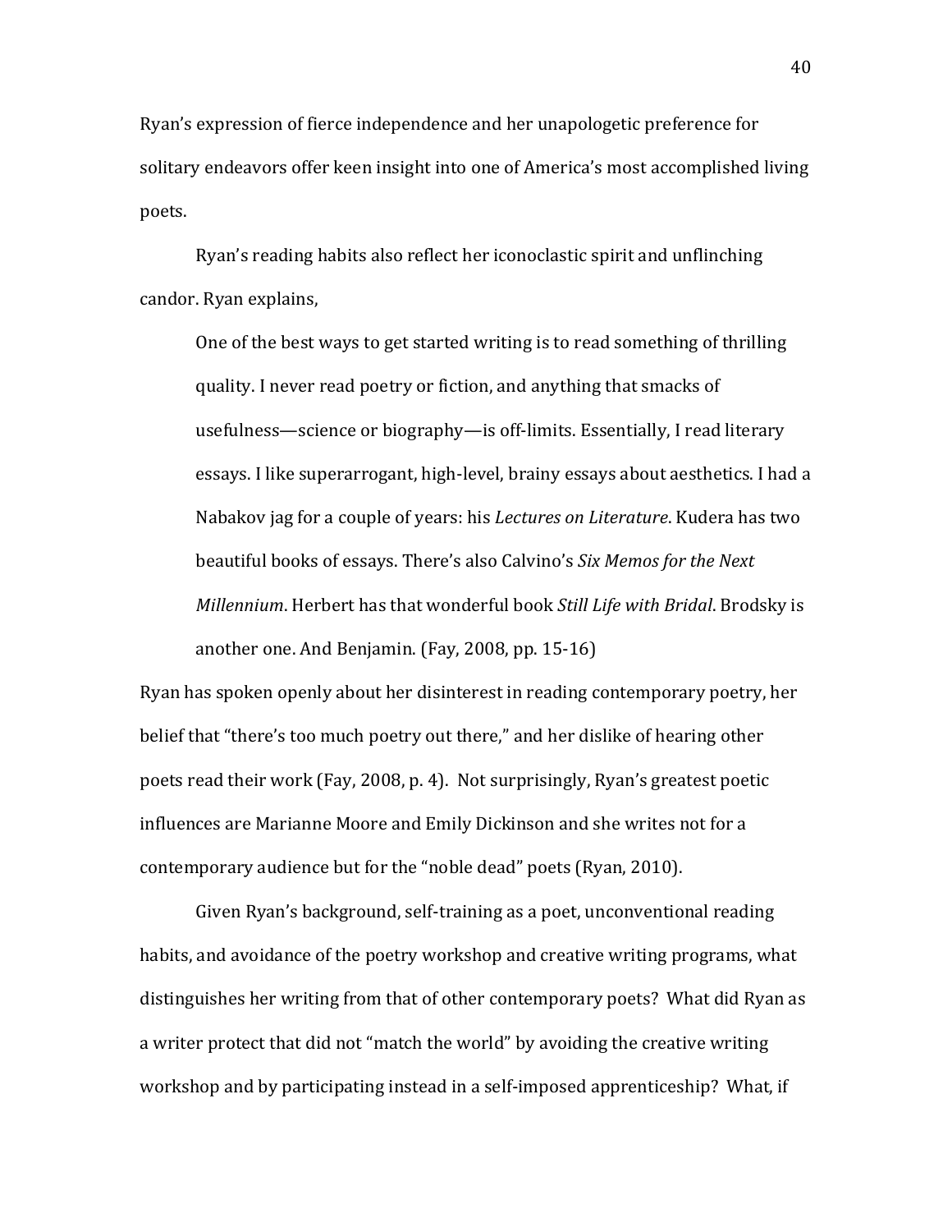Ryan's expression of fierce independence and her unapologetic preference for solitary endeavors offer keen insight into one of America's most accomplished living poets.

Ryan's reading habits also reflect her iconoclastic spirit and unflinching candor. Ryan explains,

> One of the best ways to get started writing is to read something of thrilling quality. I never read poetry or fiction, and anything that smacks of usefulness—science or biography—is off-limits. Essentially, I read literary essays. I like superarrogant, high-level, brainy essays about aesthetics. I had a Nabakov jag for a couple of years: his *Lectures on Literature*. Kudera has two beautiful books of essays. There's also Calvino's *Six Memos for the Next Millennium*. Herbert has that wonderful book *Still Life with Bridal*. Brodsky is another one. And Benjamin. (Fay, 2008, pp. 15-16)

Ryan has spoken openly about her disinterest in reading contemporary poetry, her belief that "there's too much poetry out there," and her dislike of hearing other poets read their work (Fay, 2008, p. 4). Not surprisingly, Ryan's greatest poetic influences are Marianne Moore and Emily Dickinson and she writes not for a contemporary audience but for the "noble dead" poets (Ryan, 2010).

Given Ryan's background, self-training as a poet, unconventional reading habits, and avoidance of the poetry workshop and creative writing programs, what distinguishes her writing from that of other contemporary poets? What did Ryan as a writer protect that did not "match the world" by avoiding the creative writing workshop and by participating instead in a self-imposed apprenticeship? What, if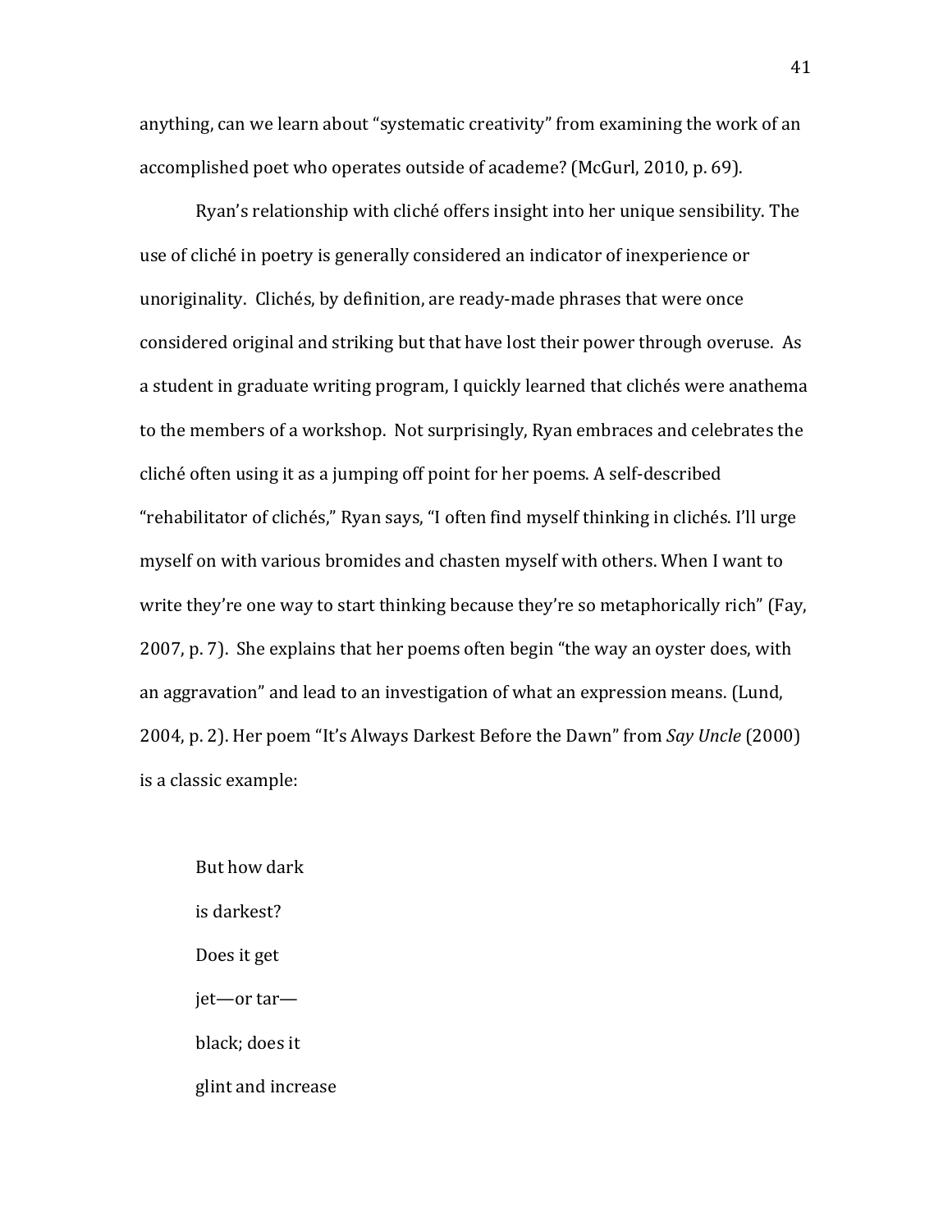anything, can we learn about "systematic creativity" from examining the work of an accomplished poet who operates outside of academe? (McGurl, 2010, p. 69).

Ryan's relationship with cliché offers insight into her unique sensibility. The use of cliché in poetry is generally considered an indicator of inexperience or unoriginality. Clichés, by definition, are ready-made phrases that were once considered original and striking but that have lost their power through overuse. As a student in graduate writing program, I quickly learned that clichés were anathema to the members of a workshop. Not surprisingly, Ryan embraces and celebrates the cliché often using it as a jumping off point for her poems. A self-described "rehabilitator of clichés," Ryan says, "I often find myself thinking in clichés. I'll urge myself on with various bromides and chasten myself with others. When I want to write they're one way to start thinking because they're so metaphorically rich" (Fay, 2007, p. 7). She explains that her poems often begin "the way an oyster does, with an aggravation" and lead to an investigation of what an expression means. (Lund, 2004, p. 2). Her poem "It's Always Darkest Before the Dawn" from *Say Uncle* (2000) is a classic example:

> But how dark
>
> is darkest?
>
> Does it get
>
> jet—or tar—
>
> black; does it
>
> glint and increase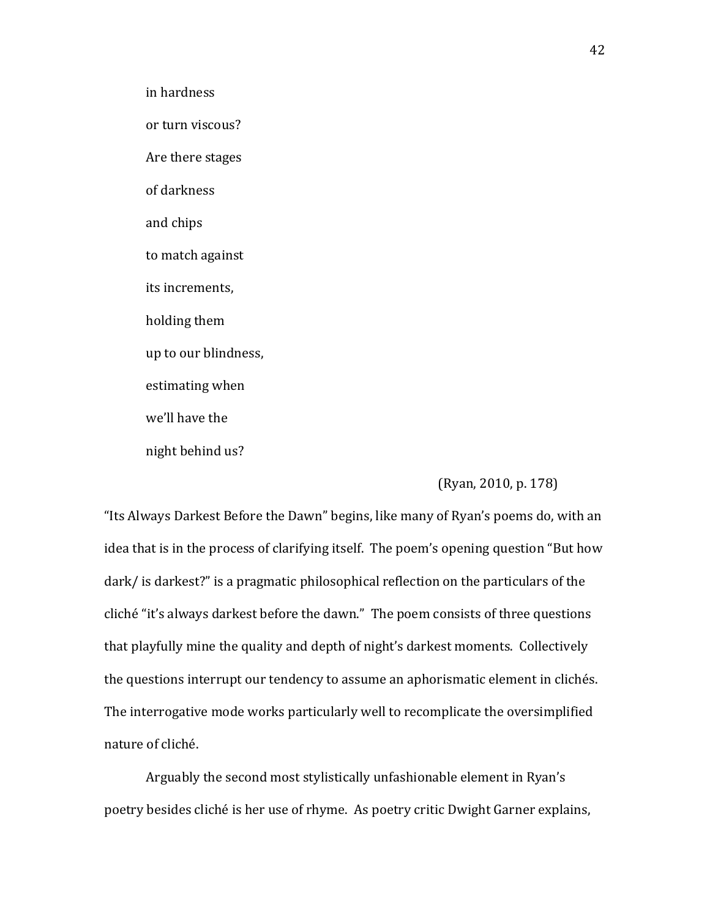in hardness

or turn viscous?

Are there stages

of darkness

and chips

to match against

its increments,

holding them

up to our blindness,

estimating when

we'll have the

night behind us?

(Ryan, 2010, p. 178)

"Its Always Darkest Before the Dawn" begins, like many of Ryan's poems do, with an idea that is in the process of clarifying itself. The poem's opening question "But how dark/ is darkest?" is a pragmatic philosophical reflection on the particulars of the cliché "it's always darkest before the dawn." The poem consists of three questions that playfully mine the quality and depth of night's darkest moments. Collectively the questions interrupt our tendency to assume an aphorismatic element in clichés. The interrogative mode works particularly well to recomplicate the oversimplified nature of cliché.

Arguably the second most stylistically unfashionable element in Ryan's poetry besides cliché is her use of rhyme. As poetry critic Dwight Garner explains,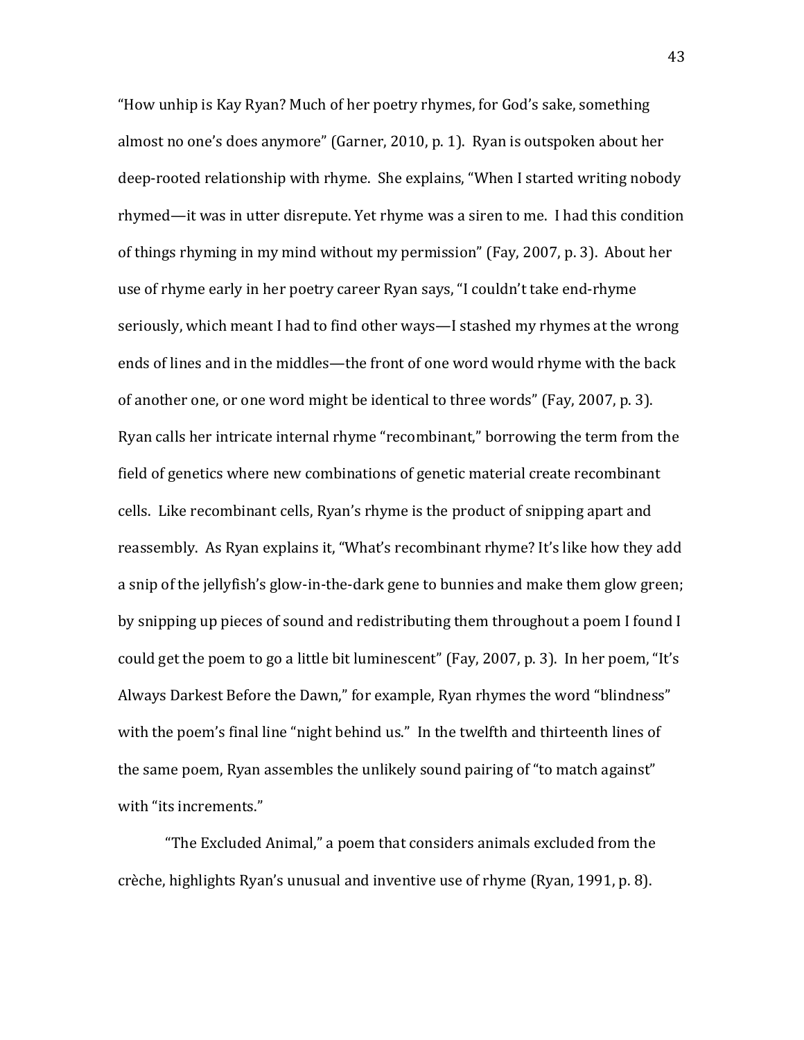"How unhip is Kay Ryan? Much of her poetry rhymes, for God's sake, something almost no one's does anymore" (Garner, 2010, p. 1). Ryan is outspoken about her deep-rooted relationship with rhyme. She explains, "When I started writing nobody rhymed—it was in utter disrepute. Yet rhyme was a siren to me. I had this condition of things rhyming in my mind without my permission" (Fay, 2007, p. 3). About her use of rhyme early in her poetry career Ryan says, "I couldn't take end-rhyme seriously, which meant I had to find other ways—I stashed my rhymes at the wrong ends of lines and in the middles—the front of one word would rhyme with the back of another one, or one word might be identical to three words" (Fay, 2007, p. 3). Ryan calls her intricate internal rhyme "recombinant," borrowing the term from the field of genetics where new combinations of genetic material create recombinant cells. Like recombinant cells, Ryan's rhyme is the product of snipping apart and reassembly. As Ryan explains it, "What's recombinant rhyme? It's like how they add a snip of the jellyfish's glow-in-the-dark gene to bunnies and make them glow green; by snipping up pieces of sound and redistributing them throughout a poem I found I could get the poem to go a little bit luminescent" (Fay, 2007, p. 3). In her poem, "It's Always Darkest Before the Dawn," for example, Ryan rhymes the word "blindness" with the poem's final line "night behind us." In the twelfth and thirteenth lines of the same poem, Ryan assembles the unlikely sound pairing of "to match against" with "its increments."

"The Excluded Animal," a poem that considers animals excluded from the crèche, highlights Ryan's unusual and inventive use of rhyme (Ryan, 1991, p. 8).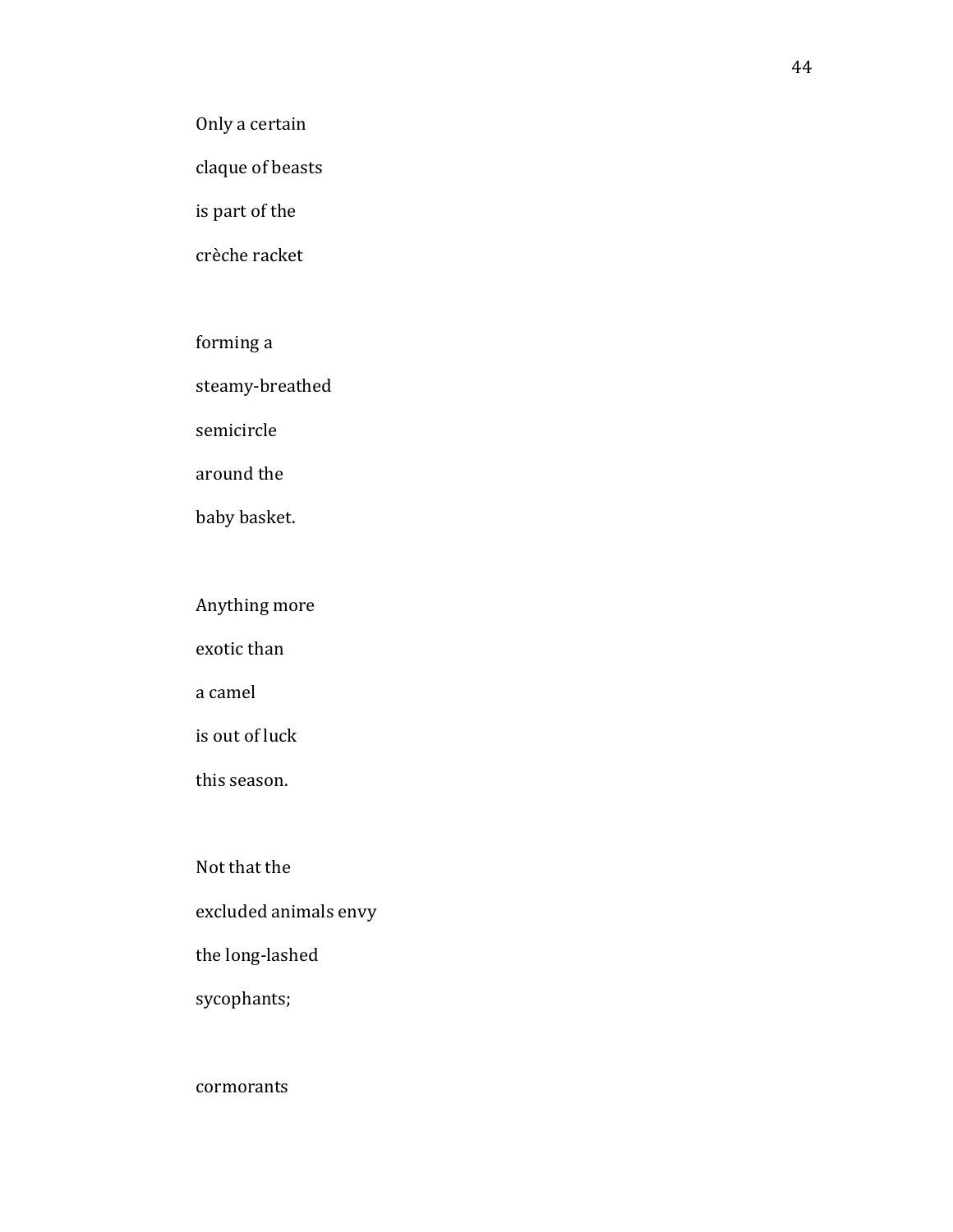Only a certain

claque of beasts

is part of the

crèche racket

forming a

steamy-breathed

semicircle

around the

baby basket.

Anything more

exotic than

a camel

is out of luck

this season.

Not that the

excluded animals envy

the long-lashed

sycophants;

cormorants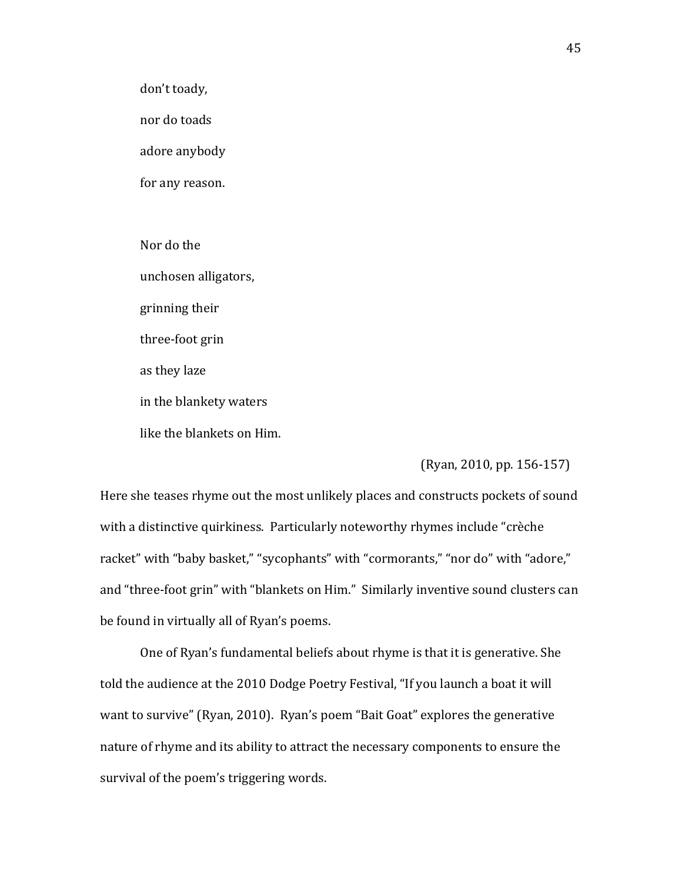don't toady,

nor do toads

adore anybody

for any reason.

Nor do the

unchosen alligators,

grinning their

three-foot grin

as they laze

in the blankety waters

like the blankets on Him.

(Ryan, 2010, pp. 156-157)

Here she teases rhyme out the most unlikely places and constructs pockets of sound with a distinctive quirkiness. Particularly noteworthy rhymes include "crèche racket" with "baby basket," "sycophants" with "cormorants," "nor do" with "adore," and "three-foot grin" with "blankets on Him." Similarly inventive sound clusters can be found in virtually all of Ryan's poems.

One of Ryan's fundamental beliefs about rhyme is that it is generative. She told the audience at the 2010 Dodge Poetry Festival, "If you launch a boat it will want to survive" (Ryan, 2010). Ryan's poem "Bait Goat" explores the generative nature of rhyme and its ability to attract the necessary components to ensure the survival of the poem's triggering words.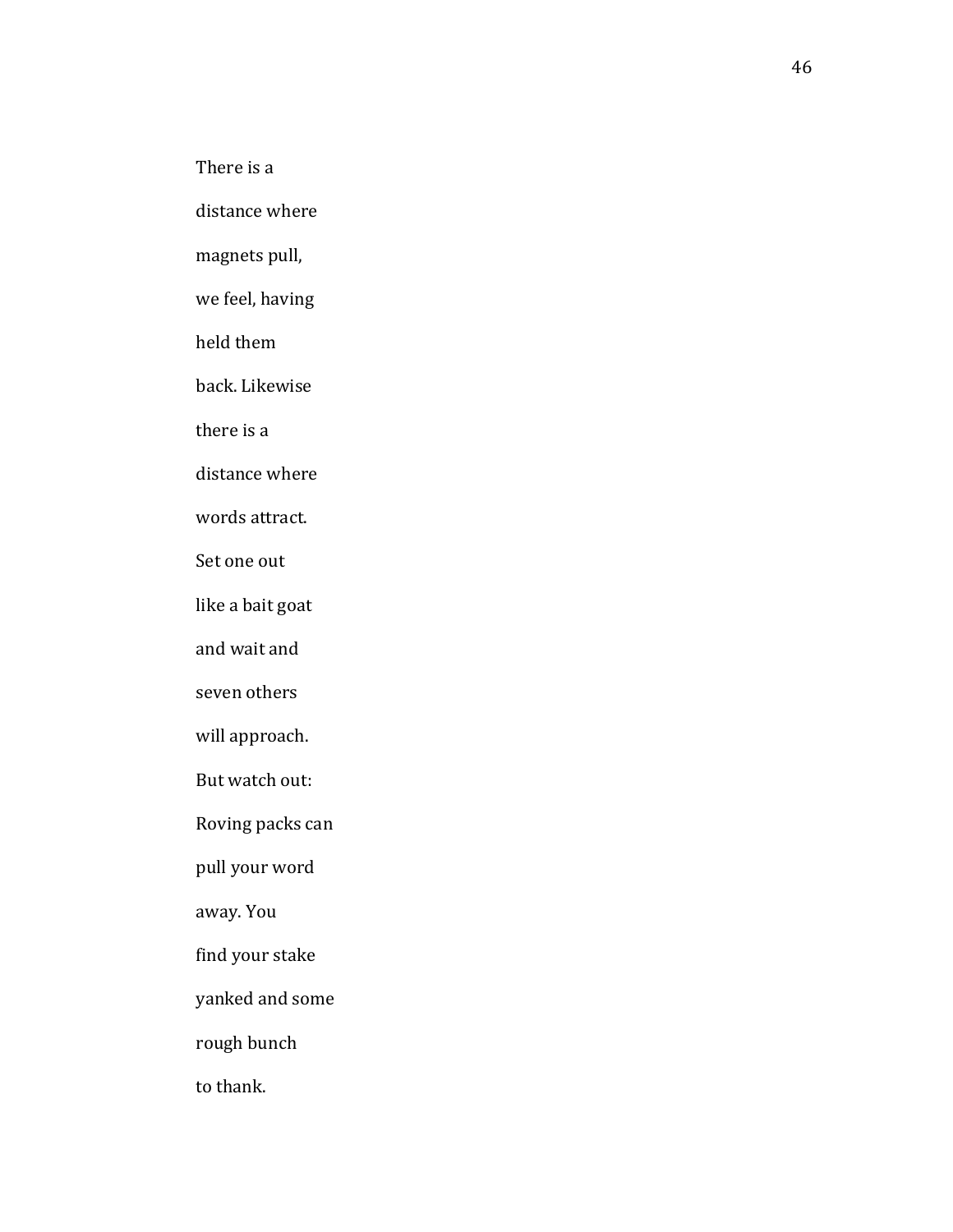There is a

distance where

magnets pull,

we feel, having

held them

back. Likewise

there is a

distance where

words attract.

Set one out

like a bait goat

and wait and

seven others

will approach.

But watch out:

Roving packs can

pull your word

away. You

find your stake

yanked and some

rough bunch

to thank.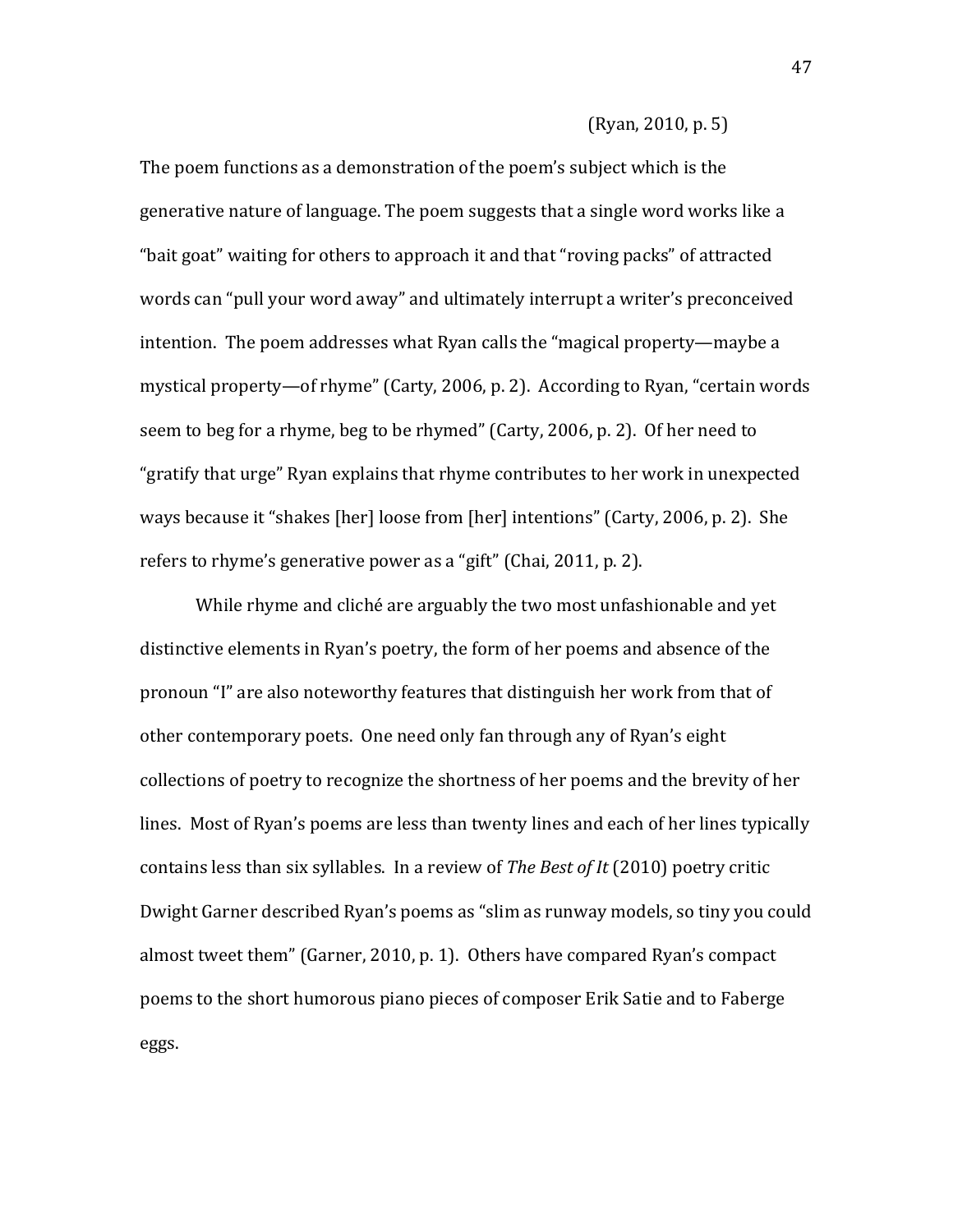(Ryan, 2010, p. 5)

The poem functions as a demonstration of the poem's subject which is the generative nature of language. The poem suggests that a single word works like a "bait goat" waiting for others to approach it and that "roving packs" of attracted words can "pull your word away" and ultimately interrupt a writer's preconceived intention. The poem addresses what Ryan calls the "magical property—maybe a mystical property—of rhyme" (Carty, 2006, p. 2). According to Ryan, "certain words seem to beg for a rhyme, beg to be rhymed" (Carty, 2006, p. 2). Of her need to "gratify that urge" Ryan explains that rhyme contributes to her work in unexpected ways because it "shakes [her] loose from [her] intentions" (Carty, 2006, p. 2). She refers to rhyme's generative power as a "gift" (Chai, 2011, p. 2).

While rhyme and cliché are arguably the two most unfashionable and yet distinctive elements in Ryan's poetry, the form of her poems and absence of the pronoun "I" are also noteworthy features that distinguish her work from that of other contemporary poets. One need only fan through any of Ryan's eight collections of poetry to recognize the shortness of her poems and the brevity of her lines. Most of Ryan's poems are less than twenty lines and each of her lines typically contains less than six syllables. In a review of *The Best of It* (2010) poetry critic Dwight Garner described Ryan's poems as "slim as runway models, so tiny you could almost tweet them" (Garner, 2010, p. 1). Others have compared Ryan's compact poems to the short humorous piano pieces of composer Erik Satie and to Faberge eggs.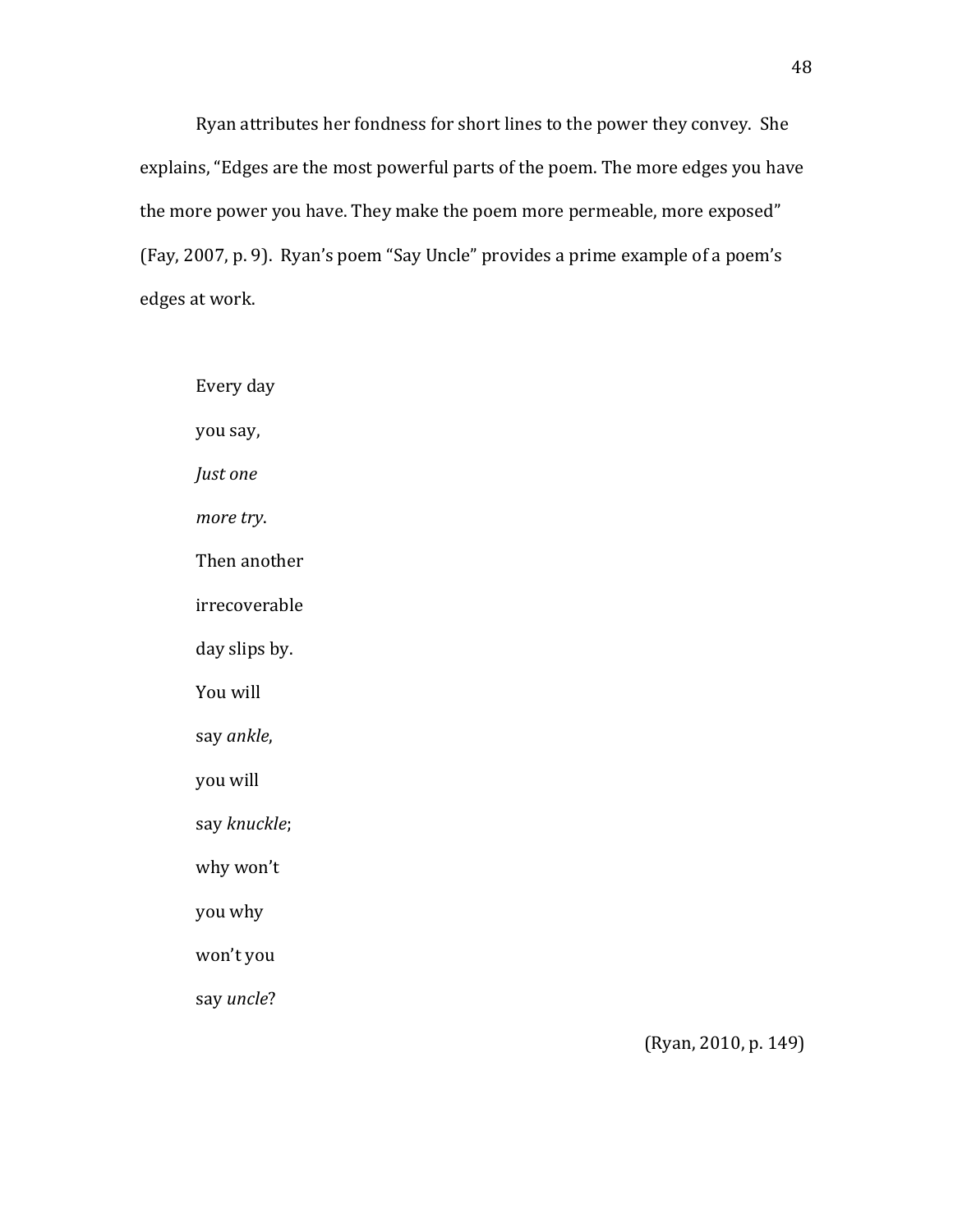Ryan attributes her fondness for short lines to the power they convey. She explains, "Edges are the most powerful parts of the poem. The more edges you have the more power you have. They make the poem more permeable, more exposed" (Fay, 2007, p. 9). Ryan's poem "Say Uncle" provides a prime example of a poem's edges at work.

> Every day
>
> you say,
>
> *Just one*
>
> *more try*.
>
> Then another
>
> irrecoverable
>
> day slips by.
>
> You will
>
> say *ankle*,
>
> you will
>
> say *knuckle*;
>
> why won't
>
> you why
>
> won't you
>
> say *uncle*?

(Ryan, 2010, p. 149)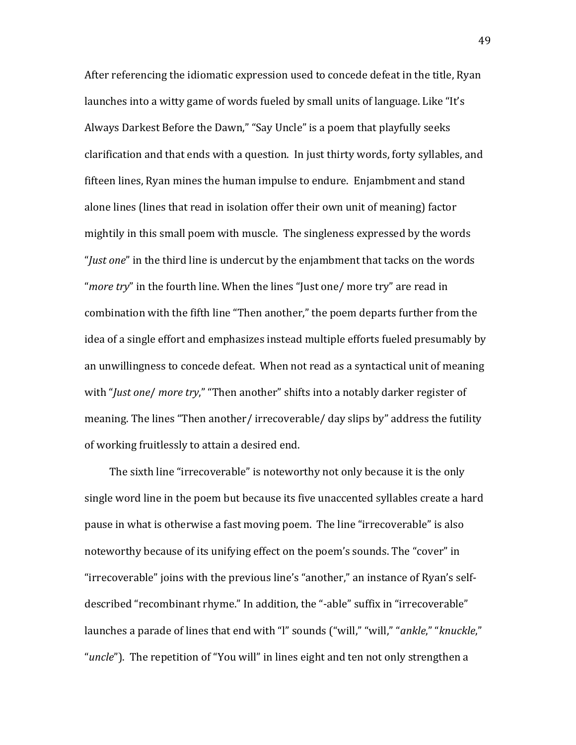After referencing the idiomatic expression used to concede defeat in the title, Ryan launches into a witty game of words fueled by small units of language. Like "It's Always Darkest Before the Dawn," "Say Uncle" is a poem that playfully seeks clarification and that ends with a question. In just thirty words, forty syllables, and fifteen lines, Ryan mines the human impulse to endure. Enjambment and stand alone lines (lines that read in isolation offer their own unit of meaning) factor mightily in this small poem with muscle. The singleness expressed by the words "*Just one*" in the third line is undercut by the enjambment that tacks on the words "*more try*" in the fourth line. When the lines "Just one/ more try" are read in combination with the fifth line "Then another," the poem departs further from the idea of a single effort and emphasizes instead multiple efforts fueled presumably by an unwillingness to concede defeat. When not read as a syntactical unit of meaning with "*Just one*/ *more try*," "Then another" shifts into a notably darker register of meaning. The lines "Then another/ irrecoverable/ day slips by" address the futility of working fruitlessly to attain a desired end.

The sixth line "irrecoverable" is noteworthy not only because it is the only single word line in the poem but because its five unaccented syllables create a hard pause in what is otherwise a fast moving poem. The line "irrecoverable" is also noteworthy because of its unifying effect on the poem's sounds. The "cover" in "irrecoverable" joins with the previous line's "another," an instance of Ryan's self-described "recombinant rhyme." In addition, the "-able" suffix in "irrecoverable" launches a parade of lines that end with "l" sounds ("will," "will," "*ankle*," "*knuckle*," "*uncle*"). The repetition of "You will" in lines eight and ten not only strengthen a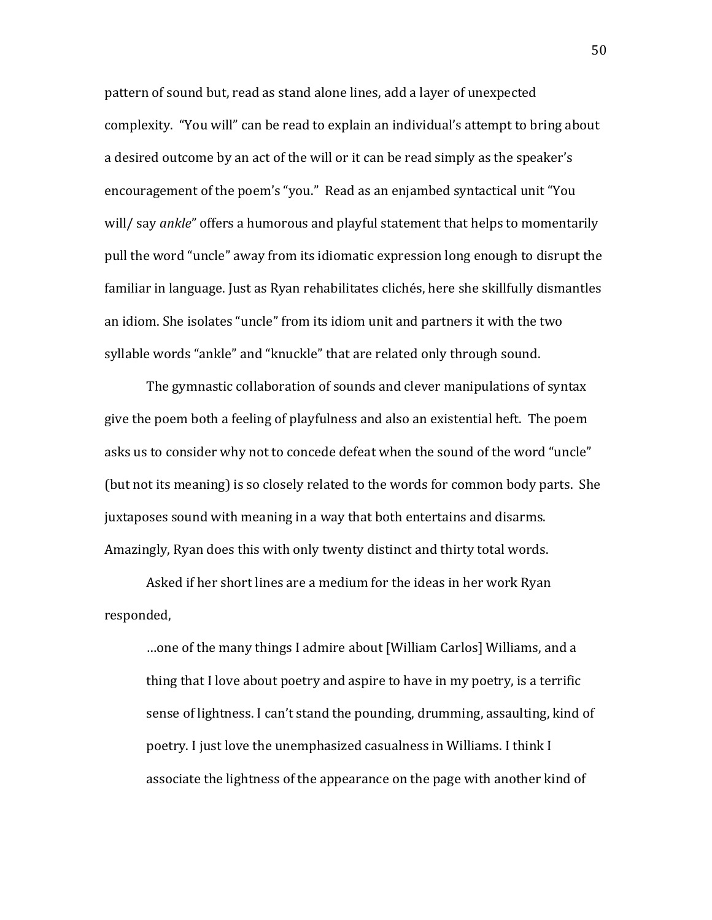pattern of sound but, read as stand alone lines, add a layer of unexpected complexity. "You will" can be read to explain an individual's attempt to bring about a desired outcome by an act of the will or it can be read simply as the speaker's encouragement of the poem's "you." Read as an enjambed syntactical unit "You will/ say *ankle*" offers a humorous and playful statement that helps to momentarily pull the word "uncle" away from its idiomatic expression long enough to disrupt the familiar in language. Just as Ryan rehabilitates clichés, here she skillfully dismantles an idiom. She isolates "uncle" from its idiom unit and partners it with the two syllable words "ankle" and "knuckle" that are related only through sound.

The gymnastic collaboration of sounds and clever manipulations of syntax give the poem both a feeling of playfulness and also an existential heft. The poem asks us to consider why not to concede defeat when the sound of the word "uncle" (but not its meaning) is so closely related to the words for common body parts. She juxtaposes sound with meaning in a way that both entertains and disarms. Amazingly, Ryan does this with only twenty distinct and thirty total words.

Asked if her short lines are a medium for the ideas in her work Ryan responded,

> …one of the many things I admire about [William Carlos] Williams, and a thing that I love about poetry and aspire to have in my poetry, is a terrific sense of lightness. I can't stand the pounding, drumming, assaulting, kind of poetry. I just love the unemphasized casualness in Williams. I think I associate the lightness of the appearance on the page with another kind of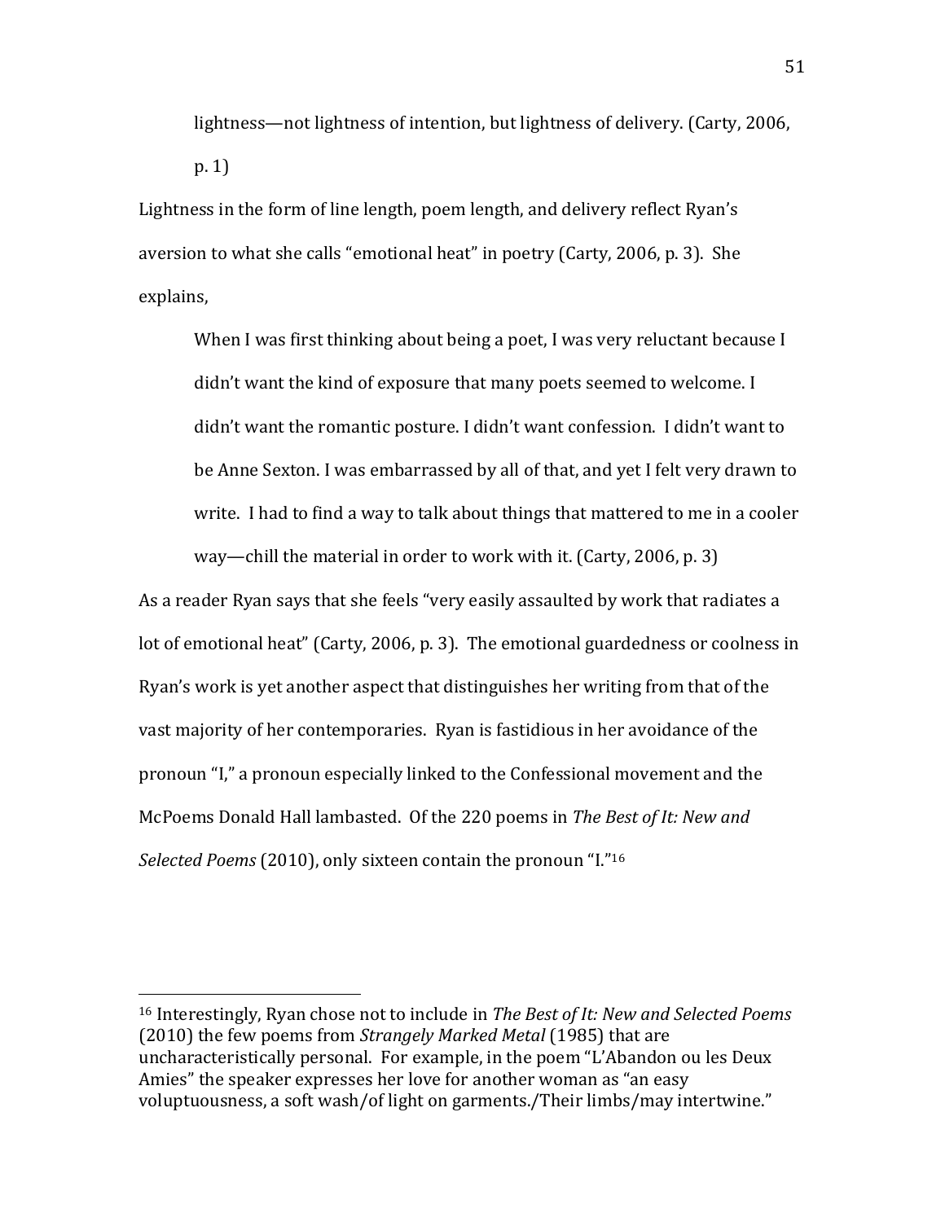> lightness—not lightness of intention, but lightness of delivery. (Carty, 2006, p. 1)

Lightness in the form of line length, poem length, and delivery reflect Ryan's aversion to what she calls "emotional heat" in poetry (Carty, 2006, p. 3). She explains,

> When I was first thinking about being a poet, I was very reluctant because I didn't want the kind of exposure that many poets seemed to welcome. I didn't want the romantic posture. I didn't want confession. I didn't want to be Anne Sexton. I was embarrassed by all of that, and yet I felt very drawn to write. I had to find a way to talk about things that mattered to me in a cooler way—chill the material in order to work with it. (Carty, 2006, p. 3)

As a reader Ryan says that she feels "very easily assaulted by work that radiates a lot of emotional heat" (Carty, 2006, p. 3). The emotional guardedness or coolness in Ryan's work is yet another aspect that distinguishes her writing from that of the vast majority of her contemporaries. Ryan is fastidious in her avoidance of the pronoun "I," a pronoun especially linked to the Confessional movement and the McPoems Donald Hall lambasted. Of the 220 poems in *The Best of It: New and Selected Poems* (2010), only sixteen contain the pronoun "I."[16]

---

[16] Interestingly, Ryan chose not to include in *The Best of It: New and Selected Poems* (2010) the few poems from *Strangely Marked Metal* (1985) that are uncharacteristically personal. For example, in the poem "L'Abandon ou les Deux Amies" the speaker expresses her love for another woman as "an easy voluptuousness, a soft wash/of light on garments./Their limbs/may intertwine."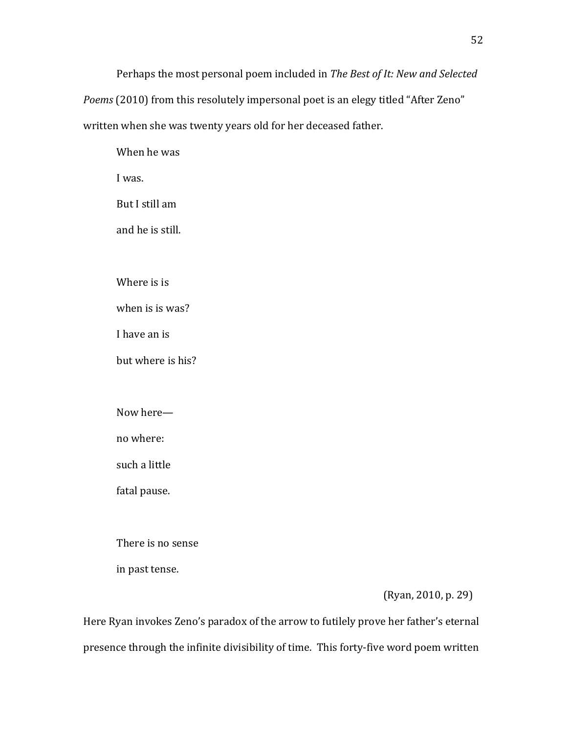Perhaps the most personal poem included in *The Best of It: New and Selected Poems* (2010) from this resolutely impersonal poet is an elegy titled "After Zeno" written when she was twenty years old for her deceased father.

> When he was  
> I was.  
> But I still am  
> and he is still.
>
> Where is is  
> when is is was?  
> I have an is  
> but where is his?
>
> Now here—  
> no where:  
> such a little  
> fatal pause.
>
> There is no sense  
> in past tense.
>
> (Ryan, 2010, p. 29)

Here Ryan invokes Zeno's paradox of the arrow to futilely prove her father's eternal presence through the infinite divisibility of time. This forty-five word poem written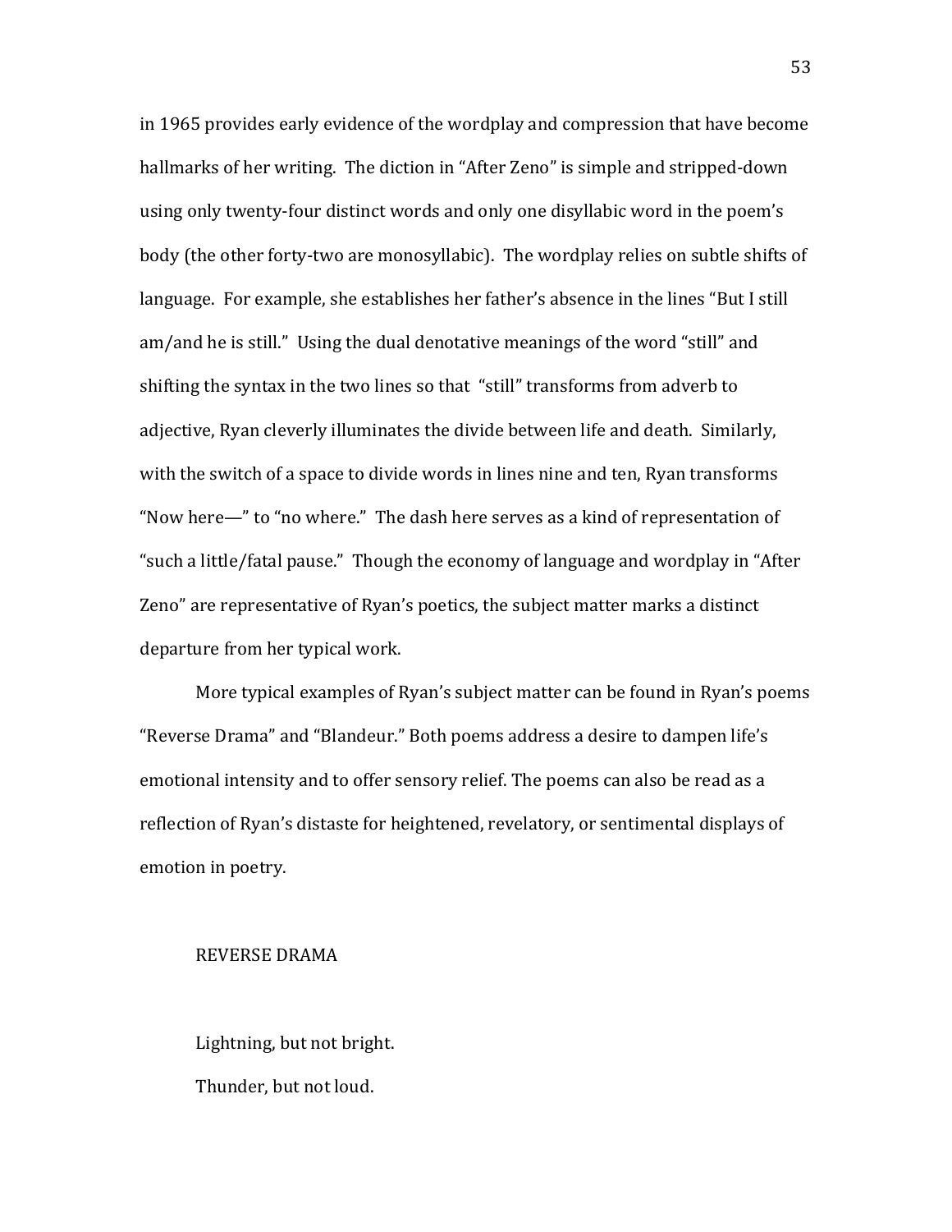in 1965 provides early evidence of the wordplay and compression that have become hallmarks of her writing. The diction in "After Zeno" is simple and stripped-down using only twenty-four distinct words and only one disyllabic word in the poem's body (the other forty-two are monosyllabic). The wordplay relies on subtle shifts of language. For example, she establishes her father's absence in the lines "But I still am/and he is still." Using the dual denotative meanings of the word "still" and shifting the syntax in the two lines so that "still" transforms from adverb to adjective, Ryan cleverly illuminates the divide between life and death. Similarly, with the switch of a space to divide words in lines nine and ten, Ryan transforms "Now here—" to "no where." The dash here serves as a kind of representation of "such a little/fatal pause." Though the economy of language and wordplay in "After Zeno" are representative of Ryan's poetics, the subject matter marks a distinct departure from her typical work.

More typical examples of Ryan's subject matter can be found in Ryan's poems "Reverse Drama" and "Blandeur." Both poems address a desire to dampen life's emotional intensity and to offer sensory relief. The poems can also be read as a reflection of Ryan's distaste for heightened, revelatory, or sentimental displays of emotion in poetry.

REVERSE DRAMA

Lightning, but not bright.

Thunder, but not loud.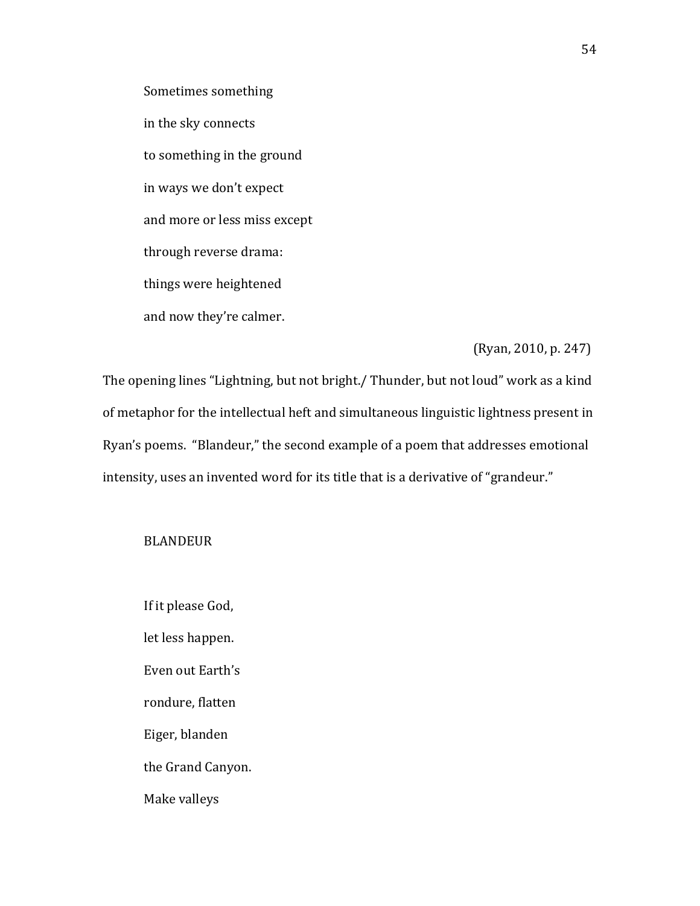Sometimes something

in the sky connects

to something in the ground

in ways we don't expect

and more or less miss except

through reverse drama:

things were heightened

and now they're calmer.

(Ryan, 2010, p. 247)

The opening lines "Lightning, but not bright./ Thunder, but not loud" work as a kind of metaphor for the intellectual heft and simultaneous linguistic lightness present in Ryan's poems. "Blandeur," the second example of a poem that addresses emotional intensity, uses an invented word for its title that is a derivative of "grandeur."

BLANDEUR

If it please God,

let less happen.

Even out Earth's

rondure, flatten

Eiger, blanden

the Grand Canyon.

Make valleys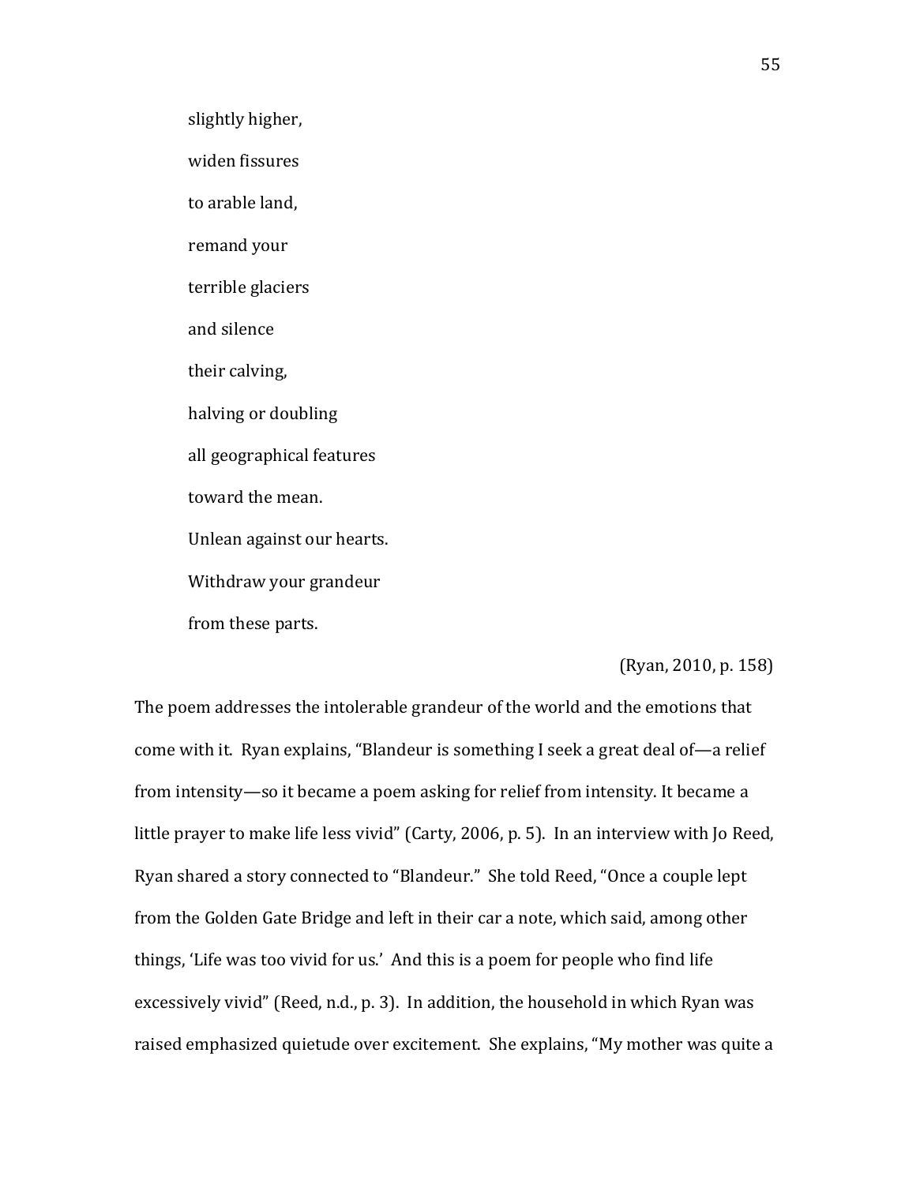slightly higher,

widen fissures

to arable land,

remand your

terrible glaciers

and silence

their calving,

halving or doubling

all geographical features

toward the mean.

Unlean against our hearts.

Withdraw your grandeur

from these parts.

(Ryan, 2010, p. 158)

The poem addresses the intolerable grandeur of the world and the emotions that come with it. Ryan explains, "Blandeur is something I seek a great deal of—a relief from intensity—so it became a poem asking for relief from intensity. It became a little prayer to make life less vivid" (Carty, 2006, p. 5). In an interview with Jo Reed, Ryan shared a story connected to "Blandeur." She told Reed, "Once a couple lept from the Golden Gate Bridge and left in their car a note, which said, among other things, 'Life was too vivid for us.' And this is a poem for people who find life excessively vivid" (Reed, n.d., p. 3). In addition, the household in which Ryan was raised emphasized quietude over excitement. She explains, "My mother was quite a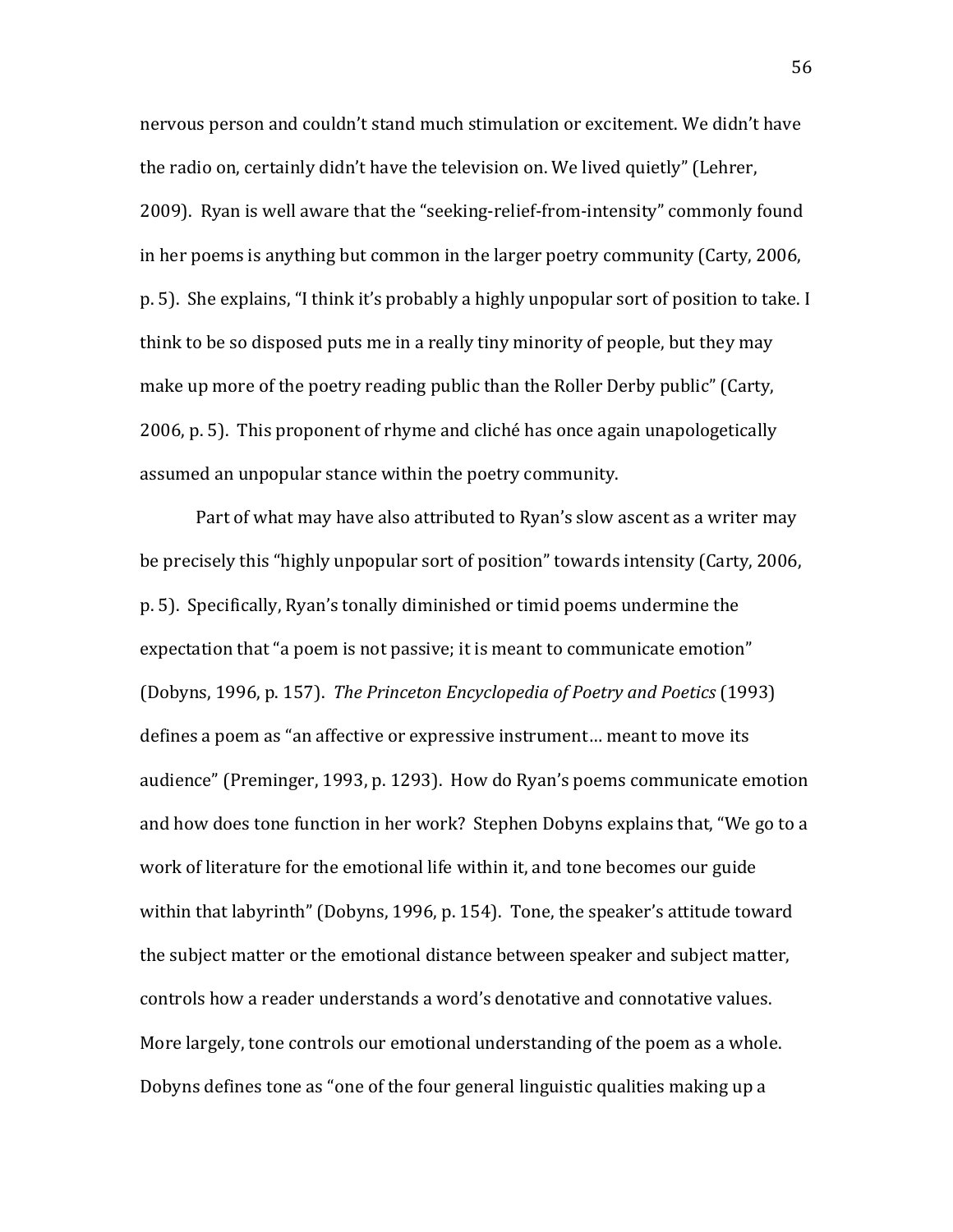nervous person and couldn't stand much stimulation or excitement. We didn't have the radio on, certainly didn't have the television on. We lived quietly" (Lehrer, 2009). Ryan is well aware that the "seeking-relief-from-intensity" commonly found in her poems is anything but common in the larger poetry community (Carty, 2006, p. 5). She explains, "I think it's probably a highly unpopular sort of position to take. I think to be so disposed puts me in a really tiny minority of people, but they may make up more of the poetry reading public than the Roller Derby public" (Carty, 2006, p. 5). This proponent of rhyme and cliché has once again unapologetically assumed an unpopular stance within the poetry community.

Part of what may have also attributed to Ryan's slow ascent as a writer may be precisely this "highly unpopular sort of position" towards intensity (Carty, 2006, p. 5). Specifically, Ryan's tonally diminished or timid poems undermine the expectation that "a poem is not passive; it is meant to communicate emotion" (Dobyns, 1996, p. 157). *The Princeton Encyclopedia of Poetry and Poetics* (1993) defines a poem as "an affective or expressive instrument… meant to move its audience" (Preminger, 1993, p. 1293). How do Ryan's poems communicate emotion and how does tone function in her work? Stephen Dobyns explains that, "We go to a work of literature for the emotional life within it, and tone becomes our guide within that labyrinth" (Dobyns, 1996, p. 154). Tone, the speaker's attitude toward the subject matter or the emotional distance between speaker and subject matter, controls how a reader understands a word's denotative and connotative values. More largely, tone controls our emotional understanding of the poem as a whole. Dobyns defines tone as "one of the four general linguistic qualities making up a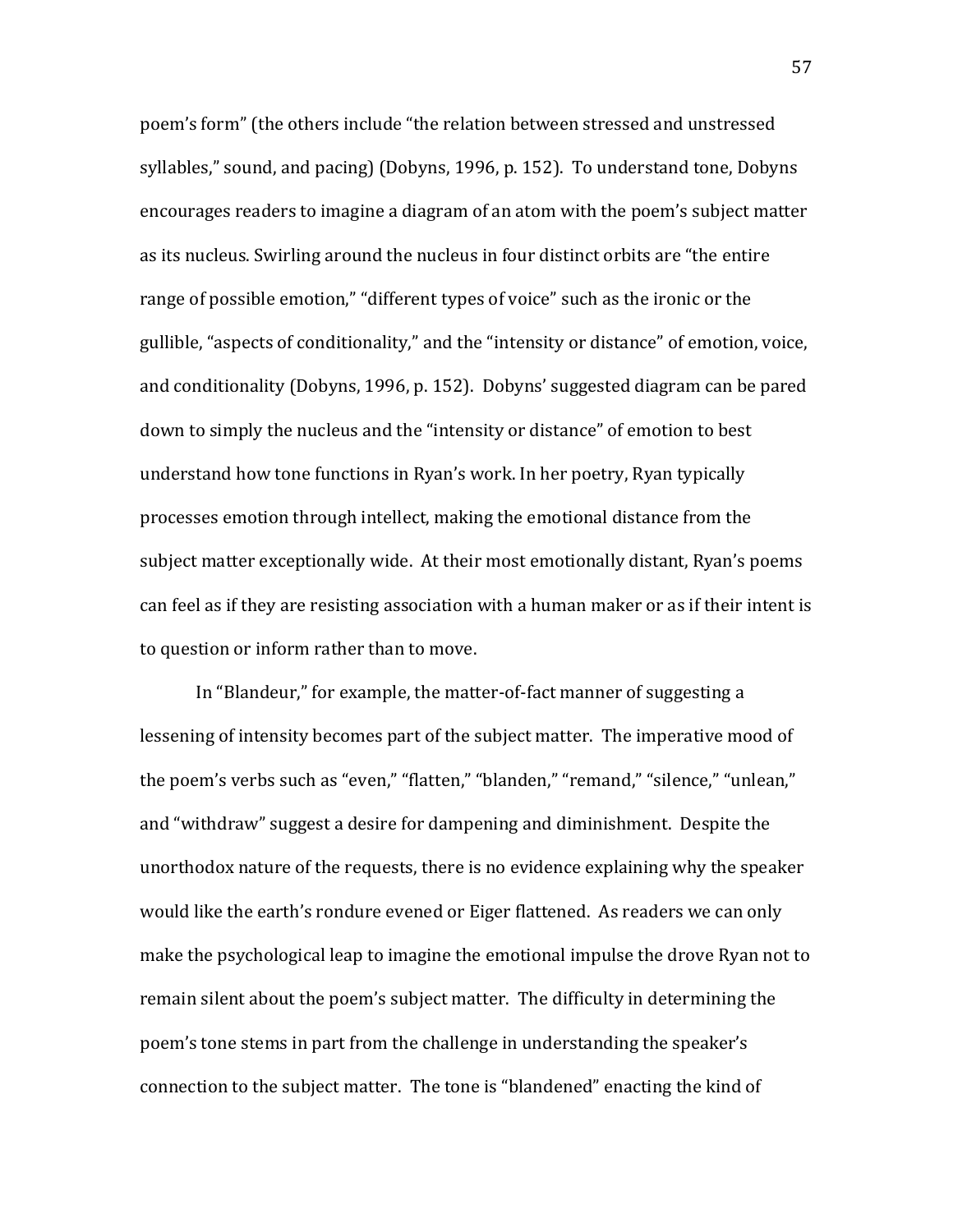poem's form" (the others include "the relation between stressed and unstressed syllables," sound, and pacing) (Dobyns, 1996, p. 152). To understand tone, Dobyns encourages readers to imagine a diagram of an atom with the poem's subject matter as its nucleus. Swirling around the nucleus in four distinct orbits are "the entire range of possible emotion," "different types of voice" such as the ironic or the gullible, "aspects of conditionality," and the "intensity or distance" of emotion, voice, and conditionality (Dobyns, 1996, p. 152). Dobyns' suggested diagram can be pared down to simply the nucleus and the "intensity or distance" of emotion to best understand how tone functions in Ryan's work. In her poetry, Ryan typically processes emotion through intellect, making the emotional distance from the subject matter exceptionally wide. At their most emotionally distant, Ryan's poems can feel as if they are resisting association with a human maker or as if their intent is to question or inform rather than to move.

In "Blandeur," for example, the matter-of-fact manner of suggesting a lessening of intensity becomes part of the subject matter. The imperative mood of the poem's verbs such as "even," "flatten," "blanden," "remand," "silence," "unlean," and "withdraw" suggest a desire for dampening and diminishment. Despite the unorthodox nature of the requests, there is no evidence explaining why the speaker would like the earth's rondure evened or Eiger flattened. As readers we can only make the psychological leap to imagine the emotional impulse the drove Ryan not to remain silent about the poem's subject matter. The difficulty in determining the poem's tone stems in part from the challenge in understanding the speaker's connection to the subject matter. The tone is "blandened" enacting the kind of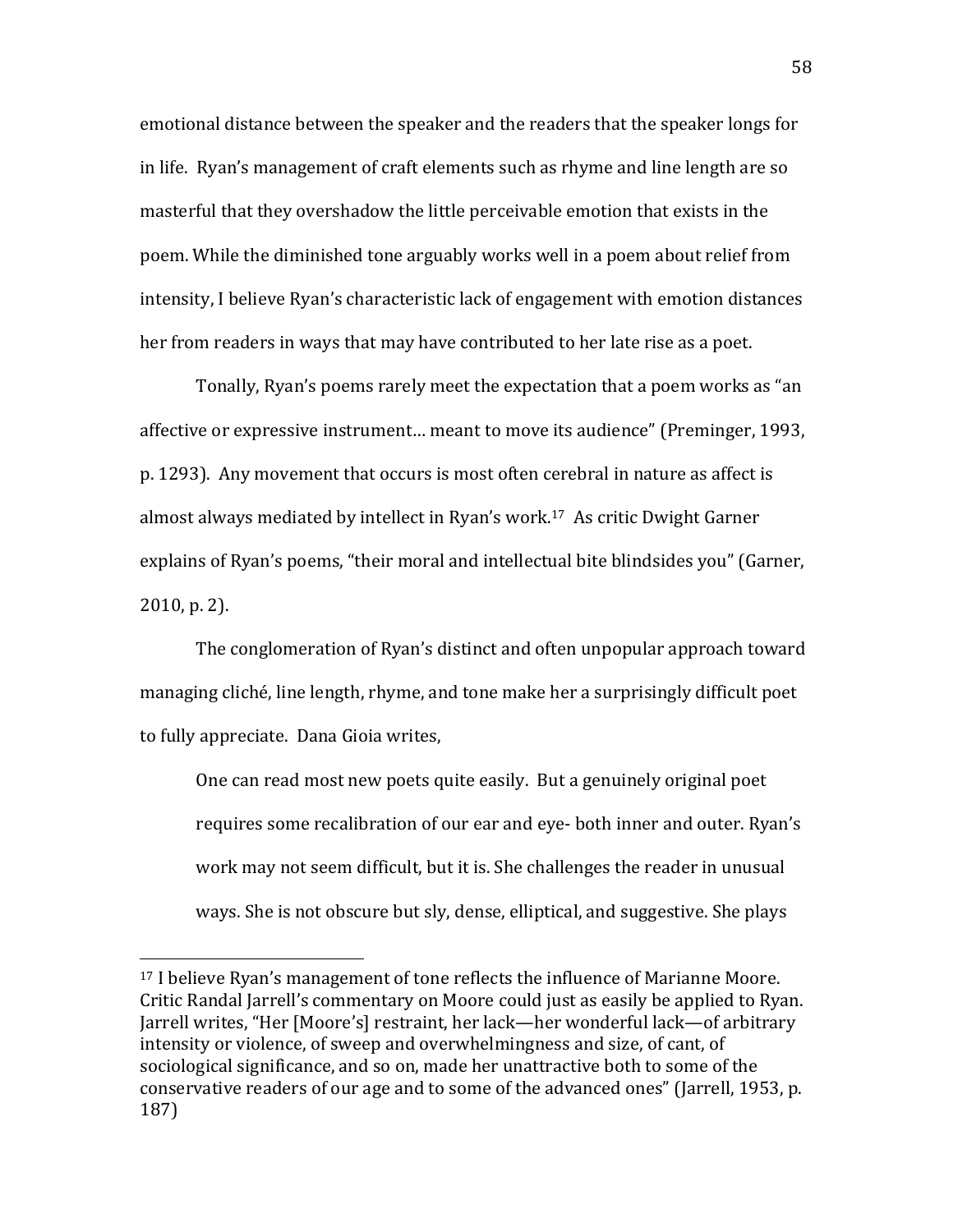emotional distance between the speaker and the readers that the speaker longs for in life. Ryan's management of craft elements such as rhyme and line length are so masterful that they overshadow the little perceivable emotion that exists in the poem. While the diminished tone arguably works well in a poem about relief from intensity, I believe Ryan's characteristic lack of engagement with emotion distances her from readers in ways that may have contributed to her late rise as a poet.

Tonally, Ryan's poems rarely meet the expectation that a poem works as "an affective or expressive instrument… meant to move its audience" (Preminger, 1993, p. 1293). Any movement that occurs is most often cerebral in nature as affect is almost always mediated by intellect in Ryan's work.[17] As critic Dwight Garner explains of Ryan's poems, "their moral and intellectual bite blindsides you" (Garner, 2010, p. 2).

The conglomeration of Ryan's distinct and often unpopular approach toward managing cliché, line length, rhyme, and tone make her a surprisingly difficult poet to fully appreciate. Dana Gioia writes,

> One can read most new poets quite easily. But a genuinely original poet requires some recalibration of our ear and eye- both inner and outer. Ryan's work may not seem difficult, but it is. She challenges the reader in unusual ways. She is not obscure but sly, dense, elliptical, and suggestive. She plays

---

[17] I believe Ryan's management of tone reflects the influence of Marianne Moore. Critic Randal Jarrell's commentary on Moore could just as easily be applied to Ryan. Jarrell writes, "Her [Moore's] restraint, her lack—her wonderful lack—of arbitrary intensity or violence, of sweep and overwhelmingness and size, of cant, of sociological significance, and so on, made her unattractive both to some of the conservative readers of our age and to some of the advanced ones" (Jarrell, 1953, p. 187)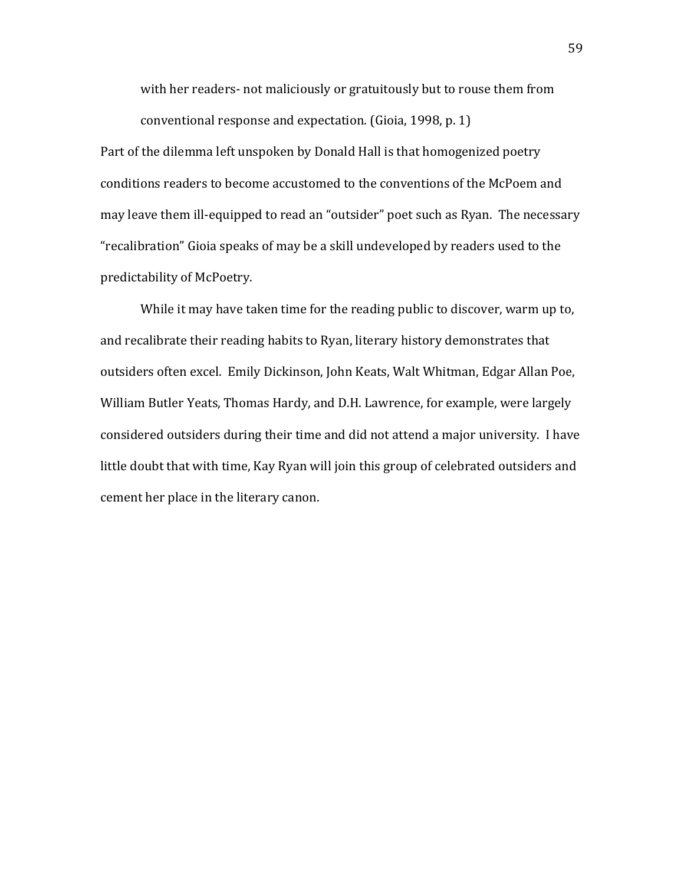> with her readers- not maliciously or gratuitously but to rouse them from conventional response and expectation. (Gioia, 1998, p. 1)

Part of the dilemma left unspoken by Donald Hall is that homogenized poetry conditions readers to become accustomed to the conventions of the McPoem and may leave them ill-equipped to read an "outsider" poet such as Ryan. The necessary "recalibration" Gioia speaks of may be a skill undeveloped by readers used to the predictability of McPoetry.

While it may have taken time for the reading public to discover, warm up to, and recalibrate their reading habits to Ryan, literary history demonstrates that outsiders often excel. Emily Dickinson, John Keats, Walt Whitman, Edgar Allan Poe, William Butler Yeats, Thomas Hardy, and D.H. Lawrence, for example, were largely considered outsiders during their time and did not attend a major university. I have little doubt that with time, Kay Ryan will join this group of celebrated outsiders and cement her place in the literary canon.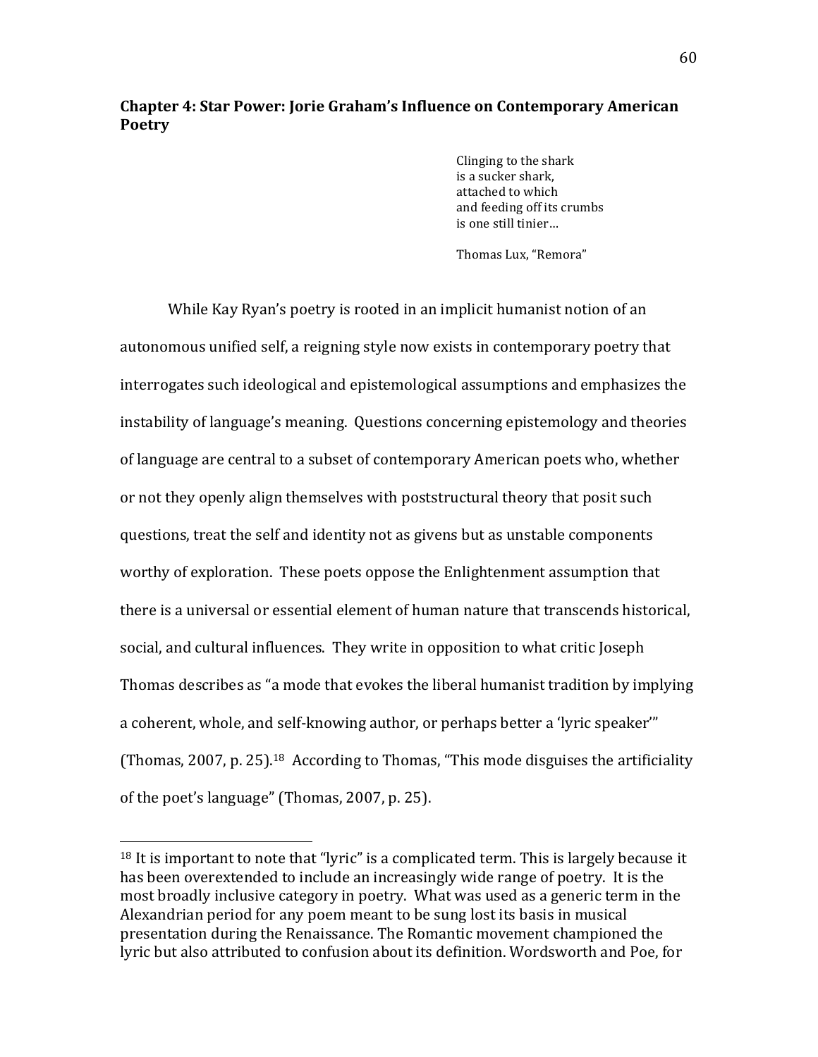## Chapter 4: Star Power: Jorie Graham's Influence on Contemporary American Poetry

> Clinging to the shark
> is a sucker shark,
> attached to which
> and feeding off its crumbs
> is one still tinier…
>
> Thomas Lux, "Remora"

While Kay Ryan's poetry is rooted in an implicit humanist notion of an autonomous unified self, a reigning style now exists in contemporary poetry that interrogates such ideological and epistemological assumptions and emphasizes the instability of language's meaning. Questions concerning epistemology and theories of language are central to a subset of contemporary American poets who, whether or not they openly align themselves with poststructural theory that posit such questions, treat the self and identity not as givens but as unstable components worthy of exploration. These poets oppose the Enlightenment assumption that there is a universal or essential element of human nature that transcends historical, social, and cultural influences. They write in opposition to what critic Joseph Thomas describes as "a mode that evokes the liberal humanist tradition by implying a coherent, whole, and self-knowing author, or perhaps better a 'lyric speaker'" (Thomas, 2007, p. 25).[18] According to Thomas, "This mode disguises the artificiality of the poet's language" (Thomas, 2007, p. 25).

---

[18] It is important to note that "lyric" is a complicated term. This is largely because it has been overextended to include an increasingly wide range of poetry. It is the most broadly inclusive category in poetry. What was used as a generic term in the Alexandrian period for any poem meant to be sung lost its basis in musical presentation during the Renaissance. The Romantic movement championed the lyric but also attributed to confusion about its definition. Wordsworth and Poe, for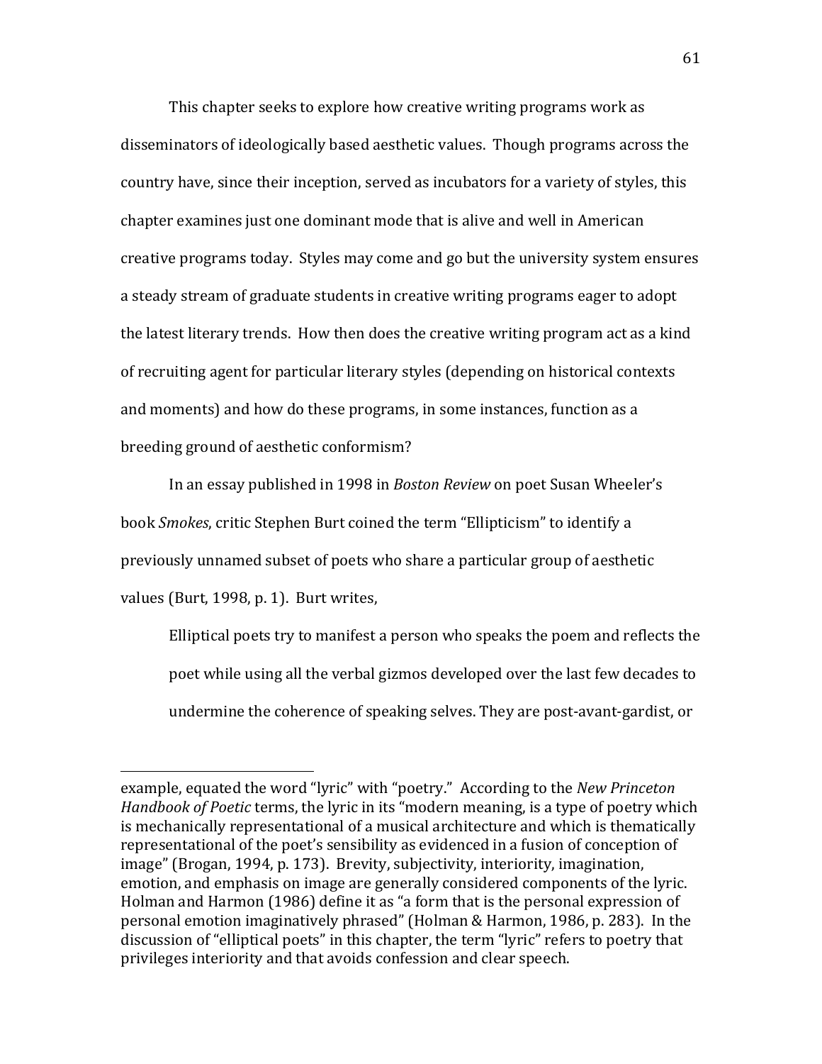This chapter seeks to explore how creative writing programs work as disseminators of ideologically based aesthetic values. Though programs across the country have, since their inception, served as incubators for a variety of styles, this chapter examines just one dominant mode that is alive and well in American creative programs today. Styles may come and go but the university system ensures a steady stream of graduate students in creative writing programs eager to adopt the latest literary trends. How then does the creative writing program act as a kind of recruiting agent for particular literary styles (depending on historical contexts and moments) and how do these programs, in some instances, function as a breeding ground of aesthetic conformism?

In an essay published in 1998 in *Boston Review* on poet Susan Wheeler's book *Smokes*, critic Stephen Burt coined the term "Ellipticism" to identify a previously unnamed subset of poets who share a particular group of aesthetic values (Burt, 1998, p. 1). Burt writes,

> Elliptical poets try to manifest a person who speaks the poem and reflects the poet while using all the verbal gizmos developed over the last few decades to undermine the coherence of speaking selves. They are post-avant-gardist, or

---

example, equated the word "lyric" with "poetry." According to the *New Princeton Handbook of Poetic* terms, the lyric in its "modern meaning, is a type of poetry which is mechanically representational of a musical architecture and which is thematically representational of the poet's sensibility as evidenced in a fusion of conception of image" (Brogan, 1994, p. 173). Brevity, subjectivity, interiority, imagination, emotion, and emphasis on image are generally considered components of the lyric. Holman and Harmon (1986) define it as "a form that is the personal expression of personal emotion imaginatively phrased" (Holman & Harmon, 1986, p. 283). In the discussion of "elliptical poets" in this chapter, the term "lyric" refers to poetry that privileges interiority and that avoids confession and clear speech.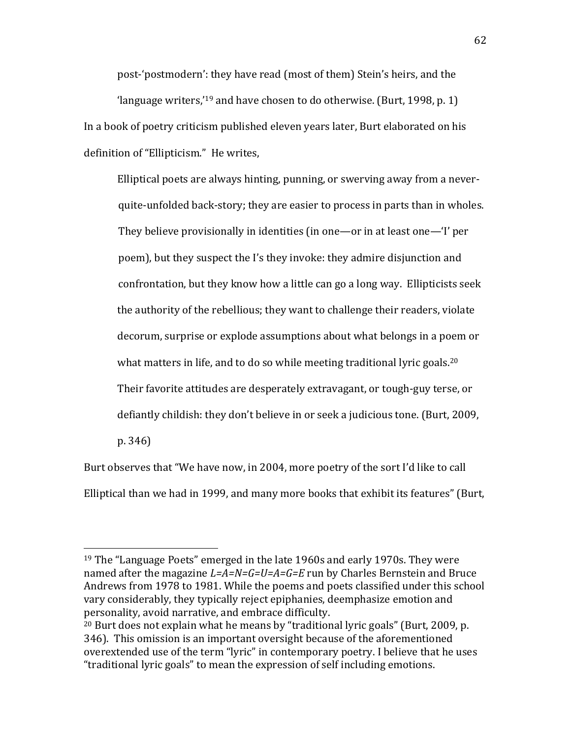> post-'postmodern': they have read (most of them) Stein's heirs, and the 'language writers,'[19] and have chosen to do otherwise. (Burt, 1998, p. 1)

In a book of poetry criticism published eleven years later, Burt elaborated on his definition of "Ellipticism." He writes,

> Elliptical poets are always hinting, punning, or swerving away from a never-quite-unfolded back-story; they are easier to process in parts than in wholes. They believe provisionally in identities (in one—or in at least one—'I' per poem), but they suspect the I's they invoke: they admire disjunction and confrontation, but they know how a little can go a long way. Ellipticists seek the authority of the rebellious; they want to challenge their readers, violate decorum, surprise or explode assumptions about what belongs in a poem or what matters in life, and to do so while meeting traditional lyric goals.[20] Their favorite attitudes are desperately extravagant, or tough-guy terse, or defiantly childish: they don't believe in or seek a judicious tone. (Burt, 2009, p. 346)

Burt observes that "We have now, in 2004, more poetry of the sort I'd like to call Elliptical than we had in 1999, and many more books that exhibit its features" (Burt,

---

[19] The "Language Poets" emerged in the late 1960s and early 1970s. They were named after the magazine *L=A=N=G=U=A=G=E* run by Charles Bernstein and Bruce Andrews from 1978 to 1981. While the poems and poets classified under this school vary considerably, they typically reject epiphanies, deemphasize emotion and personality, avoid narrative, and embrace difficulty.

[20] Burt does not explain what he means by "traditional lyric goals" (Burt, 2009, p. 346). This omission is an important oversight because of the aforementioned overextended use of the term "lyric" in contemporary poetry. I believe that he uses "traditional lyric goals" to mean the expression of self including emotions.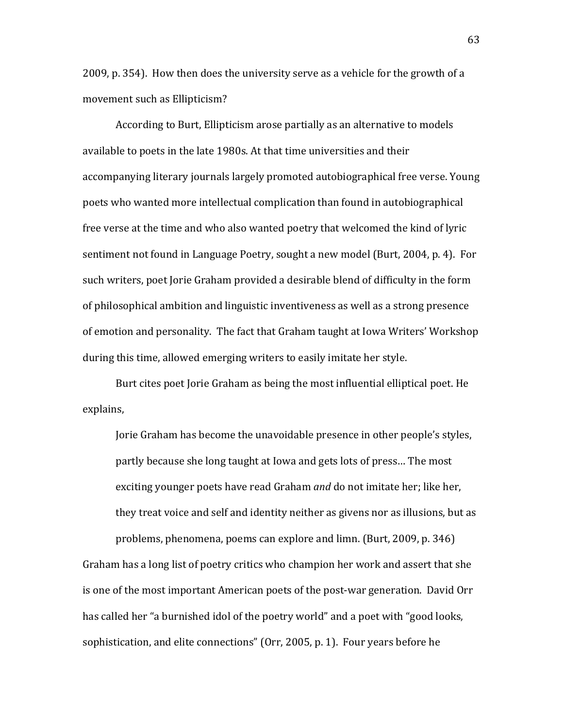2009, p. 354). How then does the university serve as a vehicle for the growth of a movement such as Ellipticism?

According to Burt, Ellipticism arose partially as an alternative to models available to poets in the late 1980s. At that time universities and their accompanying literary journals largely promoted autobiographical free verse. Young poets who wanted more intellectual complication than found in autobiographical free verse at the time and who also wanted poetry that welcomed the kind of lyric sentiment not found in Language Poetry, sought a new model (Burt, 2004, p. 4). For such writers, poet Jorie Graham provided a desirable blend of difficulty in the form of philosophical ambition and linguistic inventiveness as well as a strong presence of emotion and personality. The fact that Graham taught at Iowa Writers' Workshop during this time, allowed emerging writers to easily imitate her style.

Burt cites poet Jorie Graham as being the most influential elliptical poet. He explains,

> Jorie Graham has become the unavoidable presence in other people's styles, partly because she long taught at Iowa and gets lots of press… The most exciting younger poets have read Graham *and* do not imitate her; like her, they treat voice and self and identity neither as givens nor as illusions, but as problems, phenomena, poems can explore and limn. (Burt, 2009, p. 346)

Graham has a long list of poetry critics who champion her work and assert that she is one of the most important American poets of the post-war generation. David Orr has called her "a burnished idol of the poetry world" and a poet with "good looks, sophistication, and elite connections" (Orr, 2005, p. 1). Four years before he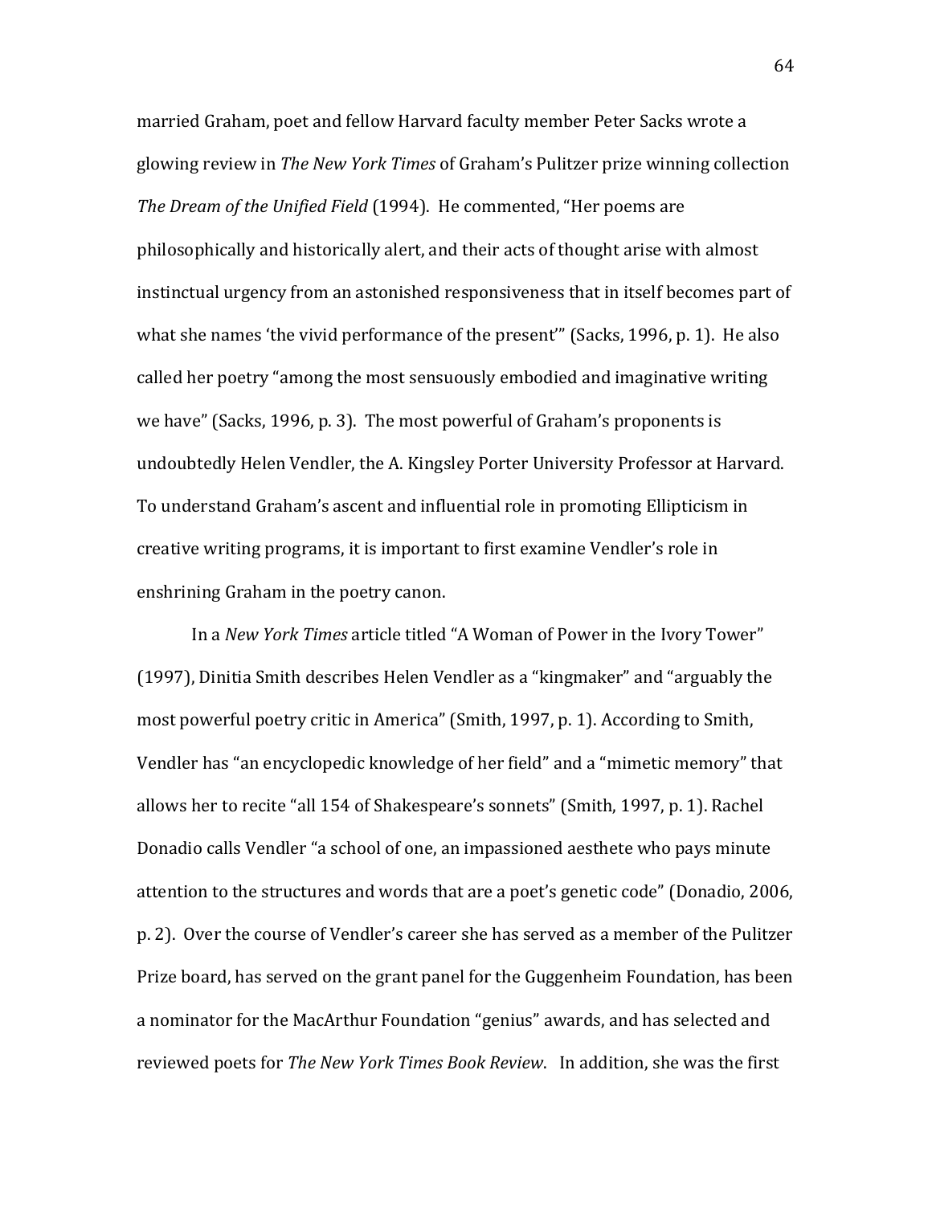married Graham, poet and fellow Harvard faculty member Peter Sacks wrote a glowing review in *The New York Times* of Graham's Pulitzer prize winning collection *The Dream of the Unified Field* (1994). He commented, "Her poems are philosophically and historically alert, and their acts of thought arise with almost instinctual urgency from an astonished responsiveness that in itself becomes part of what she names 'the vivid performance of the present'" (Sacks, 1996, p. 1). He also called her poetry "among the most sensuously embodied and imaginative writing we have" (Sacks, 1996, p. 3). The most powerful of Graham's proponents is undoubtedly Helen Vendler, the A. Kingsley Porter University Professor at Harvard. To understand Graham's ascent and influential role in promoting Ellipticism in creative writing programs, it is important to first examine Vendler's role in enshrining Graham in the poetry canon.

In a *New York Times* article titled "A Woman of Power in the Ivory Tower" (1997), Dinitia Smith describes Helen Vendler as a "kingmaker" and "arguably the most powerful poetry critic in America" (Smith, 1997, p. 1). According to Smith, Vendler has "an encyclopedic knowledge of her field" and a "mimetic memory" that allows her to recite "all 154 of Shakespeare's sonnets" (Smith, 1997, p. 1). Rachel Donadio calls Vendler "a school of one, an impassioned aesthete who pays minute attention to the structures and words that are a poet's genetic code" (Donadio, 2006, p. 2). Over the course of Vendler's career she has served as a member of the Pulitzer Prize board, has served on the grant panel for the Guggenheim Foundation, has been a nominator for the MacArthur Foundation "genius" awards, and has selected and reviewed poets for *The New York Times Book Review*. In addition, she was the first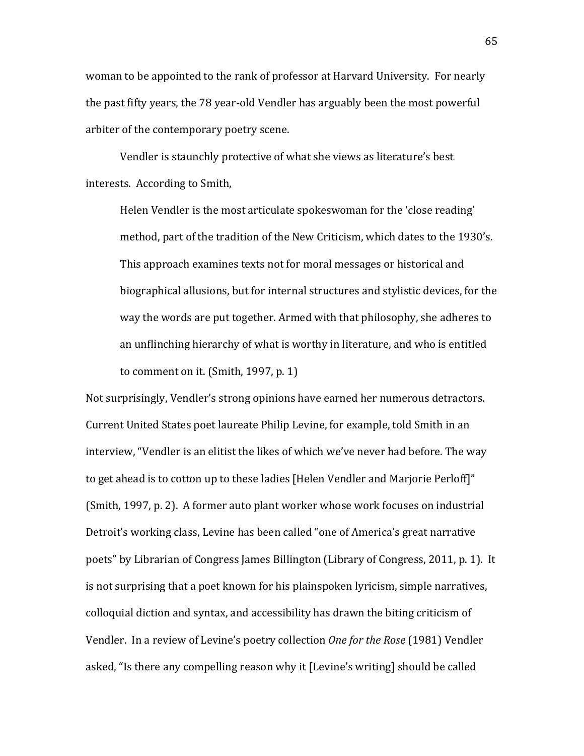woman to be appointed to the rank of professor at Harvard University. For nearly the past fifty years, the 78 year-old Vendler has arguably been the most powerful arbiter of the contemporary poetry scene.

Vendler is staunchly protective of what she views as literature's best interests. According to Smith,

> Helen Vendler is the most articulate spokeswoman for the 'close reading' method, part of the tradition of the New Criticism, which dates to the 1930's. This approach examines texts not for moral messages or historical and biographical allusions, but for internal structures and stylistic devices, for the way the words are put together. Armed with that philosophy, she adheres to an unflinching hierarchy of what is worthy in literature, and who is entitled to comment on it. (Smith, 1997, p. 1)

Not surprisingly, Vendler's strong opinions have earned her numerous detractors. Current United States poet laureate Philip Levine, for example, told Smith in an interview, "Vendler is an elitist the likes of which we've never had before. The way to get ahead is to cotton up to these ladies [Helen Vendler and Marjorie Perloff]" (Smith, 1997, p. 2). A former auto plant worker whose work focuses on industrial Detroit's working class, Levine has been called "one of America's great narrative poets" by Librarian of Congress James Billington (Library of Congress, 2011, p. 1). It is not surprising that a poet known for his plainspoken lyricism, simple narratives, colloquial diction and syntax, and accessibility has drawn the biting criticism of Vendler. In a review of Levine's poetry collection *One for the Rose* (1981) Vendler asked, "Is there any compelling reason why it [Levine's writing] should be called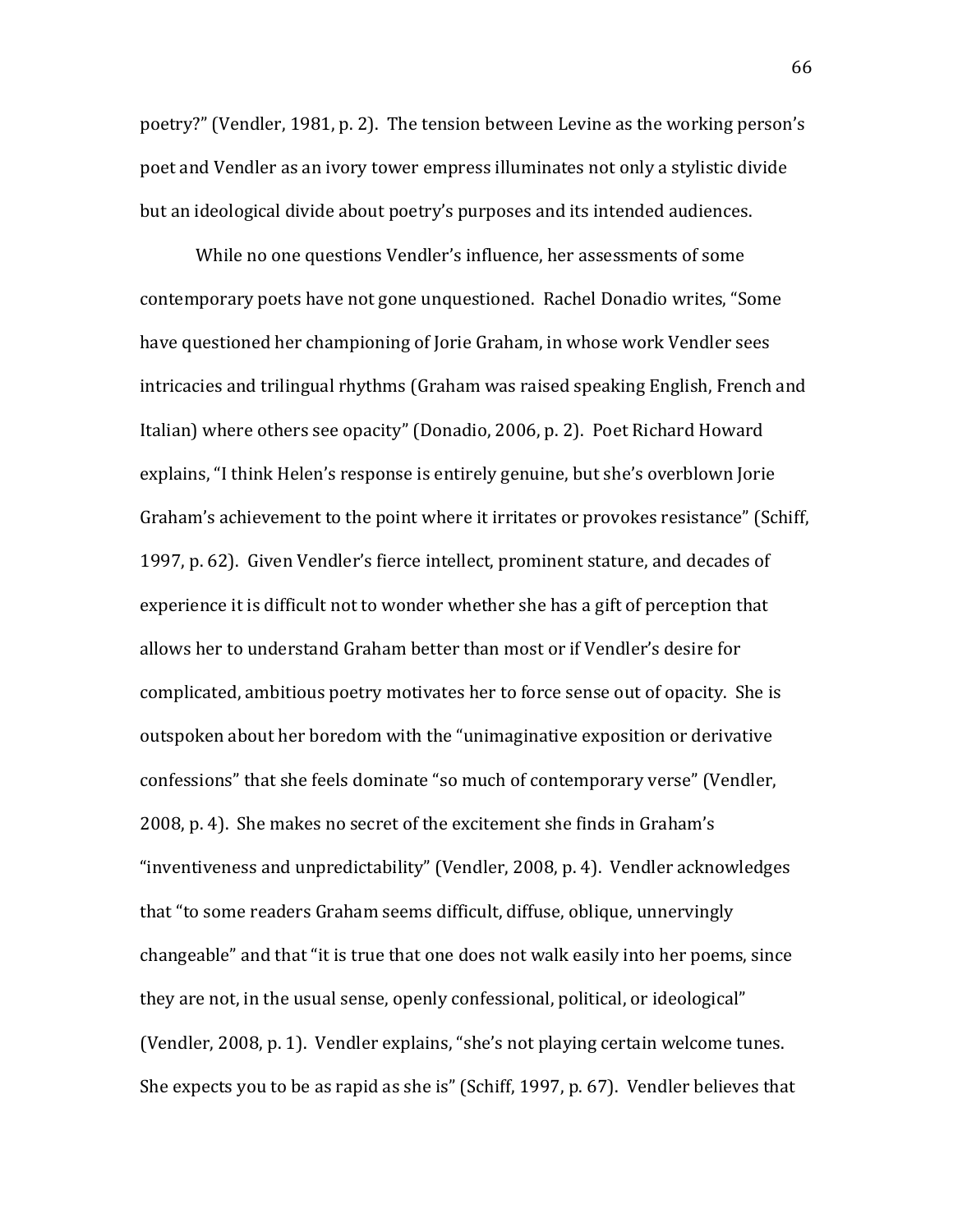poetry?" (Vendler, 1981, p. 2). The tension between Levine as the working person's poet and Vendler as an ivory tower empress illuminates not only a stylistic divide but an ideological divide about poetry's purposes and its intended audiences.

While no one questions Vendler's influence, her assessments of some contemporary poets have not gone unquestioned. Rachel Donadio writes, "Some have questioned her championing of Jorie Graham, in whose work Vendler sees intricacies and trilingual rhythms (Graham was raised speaking English, French and Italian) where others see opacity" (Donadio, 2006, p. 2). Poet Richard Howard explains, "I think Helen's response is entirely genuine, but she's overblown Jorie Graham's achievement to the point where it irritates or provokes resistance" (Schiff, 1997, p. 62). Given Vendler's fierce intellect, prominent stature, and decades of experience it is difficult not to wonder whether she has a gift of perception that allows her to understand Graham better than most or if Vendler's desire for complicated, ambitious poetry motivates her to force sense out of opacity. She is outspoken about her boredom with the "unimaginative exposition or derivative confessions" that she feels dominate "so much of contemporary verse" (Vendler, 2008, p. 4). She makes no secret of the excitement she finds in Graham's "inventiveness and unpredictability" (Vendler, 2008, p. 4). Vendler acknowledges that "to some readers Graham seems difficult, diffuse, oblique, unnervingly changeable" and that "it is true that one does not walk easily into her poems, since they are not, in the usual sense, openly confessional, political, or ideological" (Vendler, 2008, p. 1). Vendler explains, "she's not playing certain welcome tunes. She expects you to be as rapid as she is" (Schiff, 1997, p. 67). Vendler believes that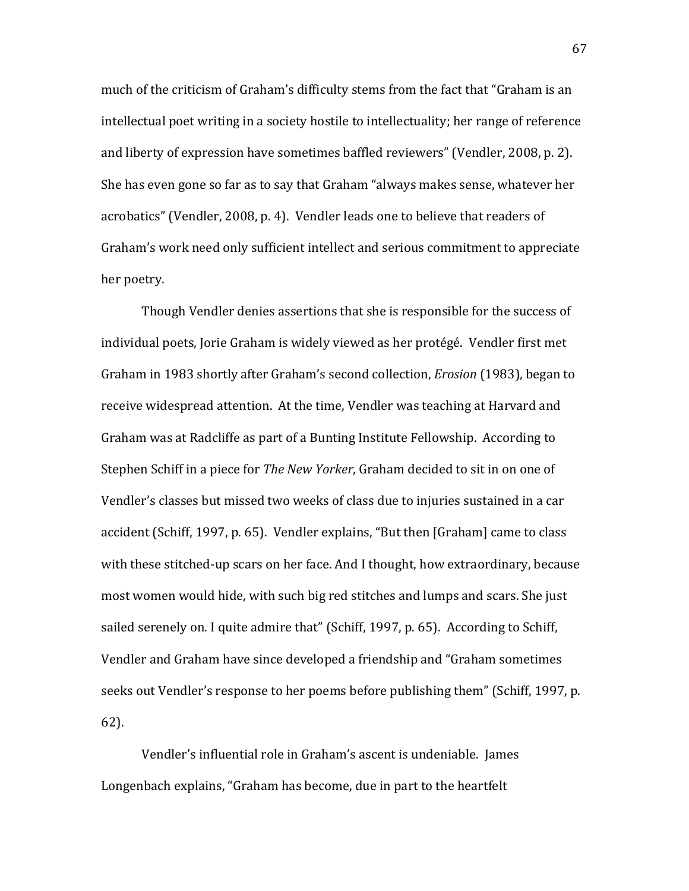much of the criticism of Graham's difficulty stems from the fact that "Graham is an intellectual poet writing in a society hostile to intellectuality; her range of reference and liberty of expression have sometimes baffled reviewers" (Vendler, 2008, p. 2). She has even gone so far as to say that Graham "always makes sense, whatever her acrobatics" (Vendler, 2008, p. 4). Vendler leads one to believe that readers of Graham's work need only sufficient intellect and serious commitment to appreciate her poetry.

Though Vendler denies assertions that she is responsible for the success of individual poets, Jorie Graham is widely viewed as her protégé. Vendler first met Graham in 1983 shortly after Graham's second collection, *Erosion* (1983), began to receive widespread attention. At the time, Vendler was teaching at Harvard and Graham was at Radcliffe as part of a Bunting Institute Fellowship. According to Stephen Schiff in a piece for *The New Yorker*, Graham decided to sit in on one of Vendler's classes but missed two weeks of class due to injuries sustained in a car accident (Schiff, 1997, p. 65). Vendler explains, "But then [Graham] came to class with these stitched-up scars on her face. And I thought, how extraordinary, because most women would hide, with such big red stitches and lumps and scars. She just sailed serenely on. I quite admire that" (Schiff, 1997, p. 65). According to Schiff, Vendler and Graham have since developed a friendship and "Graham sometimes seeks out Vendler's response to her poems before publishing them" (Schiff, 1997, p. 62).

Vendler's influential role in Graham's ascent is undeniable. James Longenbach explains, "Graham has become, due in part to the heartfelt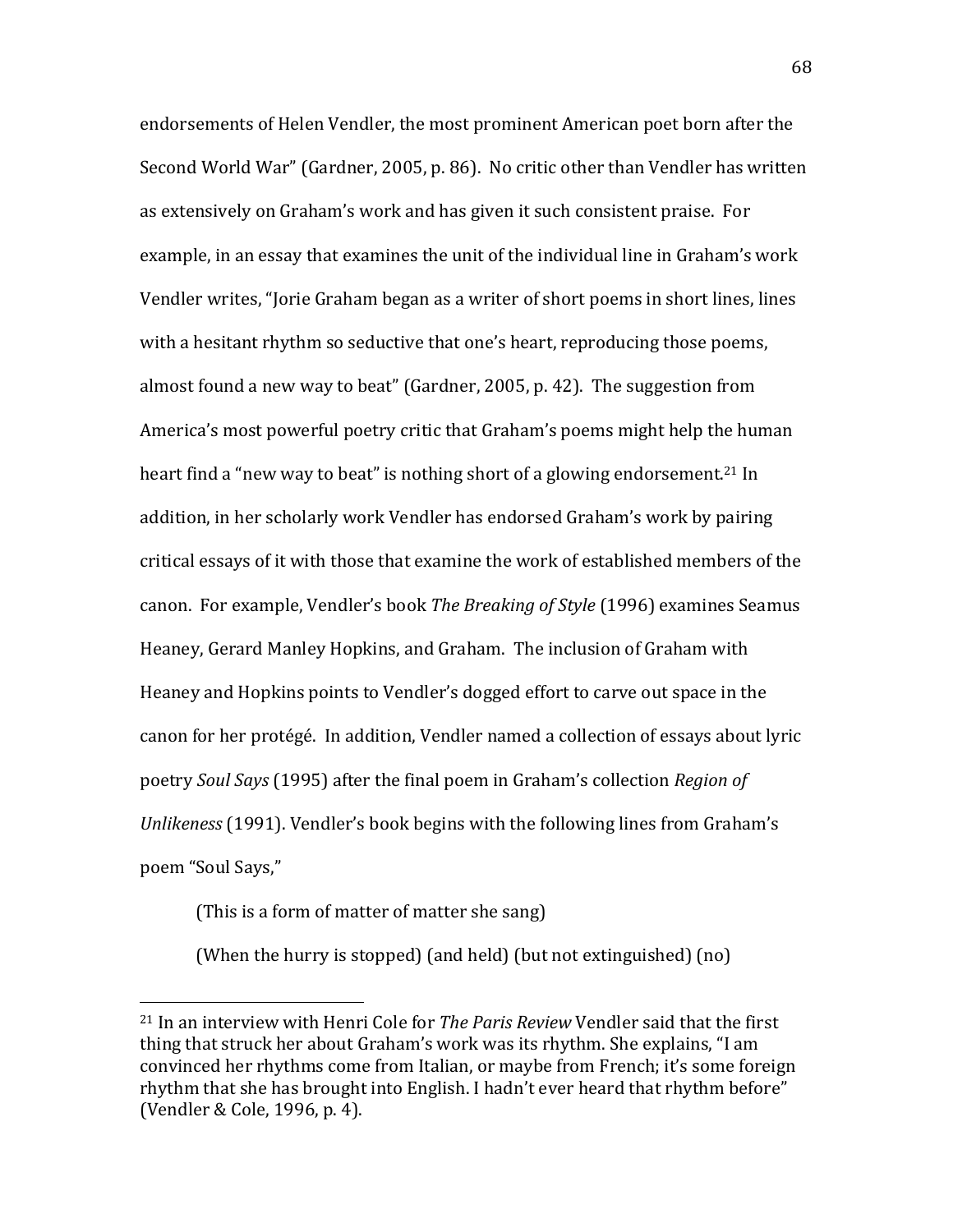endorsements of Helen Vendler, the most prominent American poet born after the Second World War" (Gardner, 2005, p. 86). No critic other than Vendler has written as extensively on Graham's work and has given it such consistent praise. For example, in an essay that examines the unit of the individual line in Graham's work Vendler writes, "Jorie Graham began as a writer of short poems in short lines, lines with a hesitant rhythm so seductive that one's heart, reproducing those poems, almost found a new way to beat" (Gardner, 2005, p. 42). The suggestion from America's most powerful poetry critic that Graham's poems might help the human heart find a "new way to beat" is nothing short of a glowing endorsement.[21] In addition, in her scholarly work Vendler has endorsed Graham's work by pairing critical essays of it with those that examine the work of established members of the canon. For example, Vendler's book *The Breaking of Style* (1996) examines Seamus Heaney, Gerard Manley Hopkins, and Graham. The inclusion of Graham with Heaney and Hopkins points to Vendler's dogged effort to carve out space in the canon for her protégé. In addition, Vendler named a collection of essays about lyric poetry *Soul Says* (1995) after the final poem in Graham's collection *Region of Unlikeness* (1991). Vendler's book begins with the following lines from Graham's poem "Soul Says,"

> (This is a form of matter of matter she sang)
>
> (When the hurry is stopped) (and held) (but not extinguished) (no)

---

[21] In an interview with Henri Cole for *The Paris Review* Vendler said that the first thing that struck her about Graham's work was its rhythm. She explains, "I am convinced her rhythms come from Italian, or maybe from French; it's some foreign rhythm that she has brought into English. I hadn't ever heard that rhythm before" (Vendler & Cole, 1996, p. 4).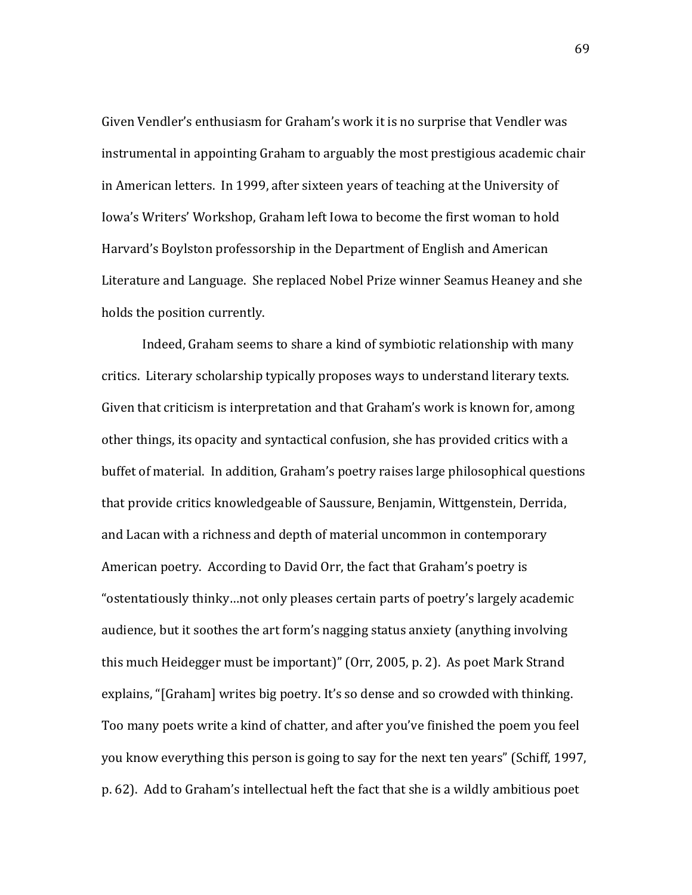Given Vendler's enthusiasm for Graham's work it is no surprise that Vendler was instrumental in appointing Graham to arguably the most prestigious academic chair in American letters. In 1999, after sixteen years of teaching at the University of Iowa's Writers' Workshop, Graham left Iowa to become the first woman to hold Harvard's Boylston professorship in the Department of English and American Literature and Language. She replaced Nobel Prize winner Seamus Heaney and she holds the position currently.

Indeed, Graham seems to share a kind of symbiotic relationship with many critics. Literary scholarship typically proposes ways to understand literary texts. Given that criticism is interpretation and that Graham's work is known for, among other things, its opacity and syntactical confusion, she has provided critics with a buffet of material. In addition, Graham's poetry raises large philosophical questions that provide critics knowledgeable of Saussure, Benjamin, Wittgenstein, Derrida, and Lacan with a richness and depth of material uncommon in contemporary American poetry. According to David Orr, the fact that Graham's poetry is "ostentatiously thinky…not only pleases certain parts of poetry's largely academic audience, but it soothes the art form's nagging status anxiety (anything involving this much Heidegger must be important)" (Orr, 2005, p. 2). As poet Mark Strand explains, "[Graham] writes big poetry. It's so dense and so crowded with thinking. Too many poets write a kind of chatter, and after you've finished the poem you feel you know everything this person is going to say for the next ten years" (Schiff, 1997, p. 62). Add to Graham's intellectual heft the fact that she is a wildly ambitious poet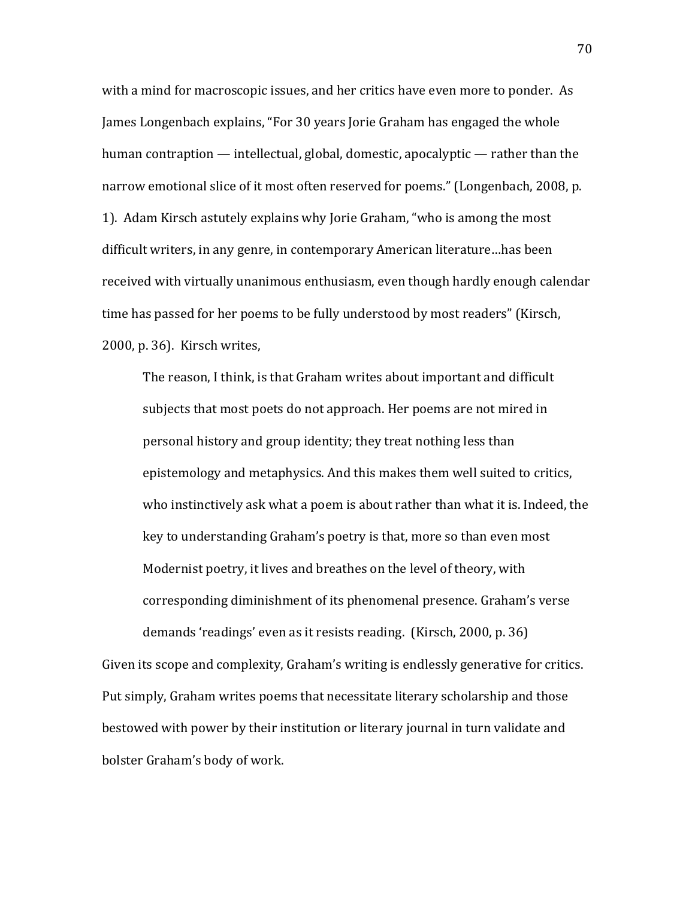with a mind for macroscopic issues, and her critics have even more to ponder. As James Longenbach explains, "For 30 years Jorie Graham has engaged the whole human contraption — intellectual, global, domestic, apocalyptic — rather than the narrow emotional slice of it most often reserved for poems." (Longenbach, 2008, p. 1). Adam Kirsch astutely explains why Jorie Graham, "who is among the most difficult writers, in any genre, in contemporary American literature…has been received with virtually unanimous enthusiasm, even though hardly enough calendar time has passed for her poems to be fully understood by most readers" (Kirsch, 2000, p. 36). Kirsch writes,

> The reason, I think, is that Graham writes about important and difficult subjects that most poets do not approach. Her poems are not mired in personal history and group identity; they treat nothing less than epistemology and metaphysics. And this makes them well suited to critics, who instinctively ask what a poem is about rather than what it is. Indeed, the key to understanding Graham's poetry is that, more so than even most Modernist poetry, it lives and breathes on the level of theory, with corresponding diminishment of its phenomenal presence. Graham's verse demands 'readings' even as it resists reading. (Kirsch, 2000, p. 36)

Given its scope and complexity, Graham's writing is endlessly generative for critics. Put simply, Graham writes poems that necessitate literary scholarship and those bestowed with power by their institution or literary journal in turn validate and bolster Graham's body of work.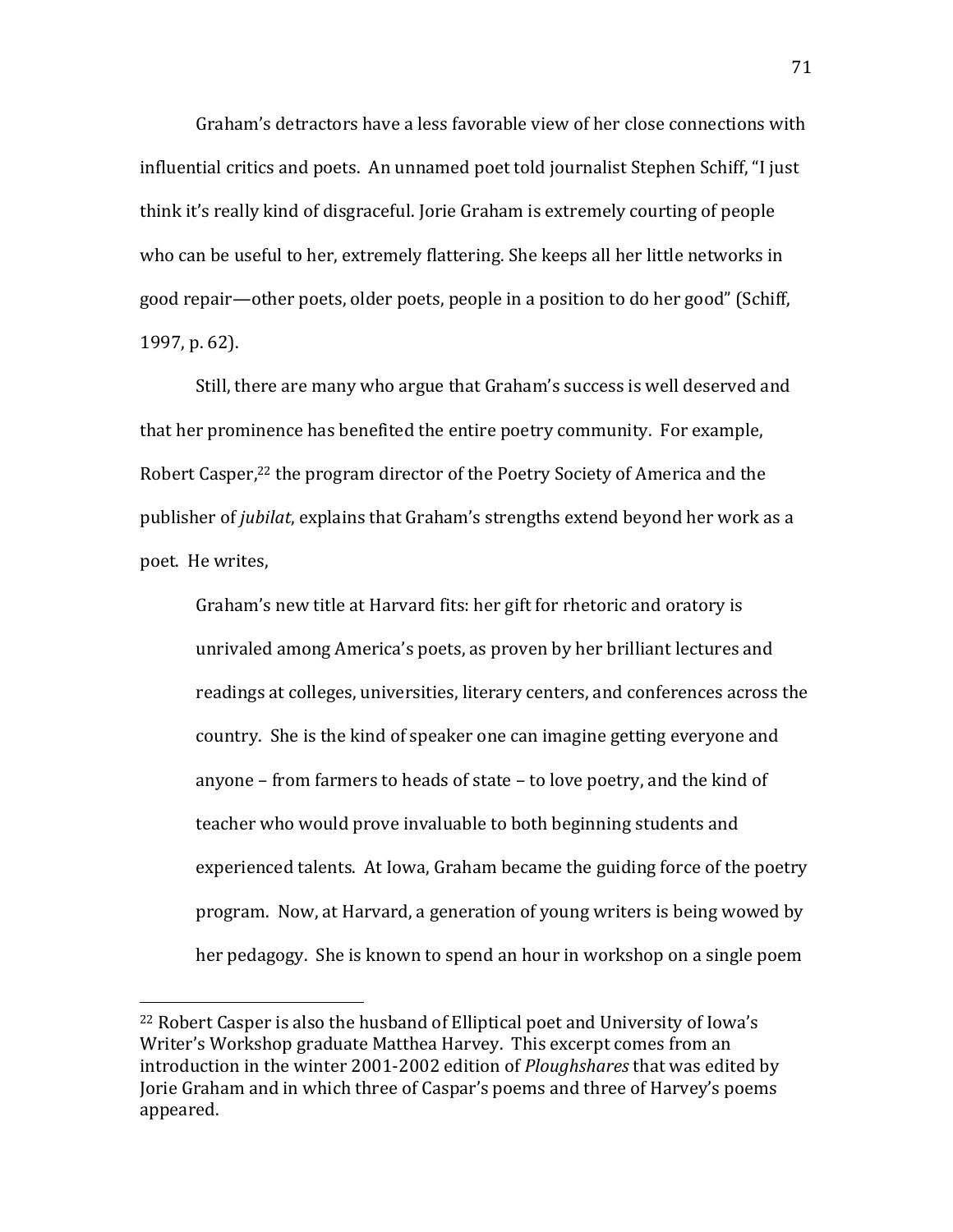Graham's detractors have a less favorable view of her close connections with influential critics and poets. An unnamed poet told journalist Stephen Schiff, "I just think it's really kind of disgraceful. Jorie Graham is extremely courting of people who can be useful to her, extremely flattering. She keeps all her little networks in good repair—other poets, older poets, people in a position to do her good" (Schiff, 1997, p. 62).

Still, there are many who argue that Graham's success is well deserved and that her prominence has benefited the entire poetry community. For example, Robert Casper,[22] the program director of the Poetry Society of America and the publisher of *jubilat*, explains that Graham's strengths extend beyond her work as a poet. He writes,

> Graham's new title at Harvard fits: her gift for rhetoric and oratory is unrivaled among America's poets, as proven by her brilliant lectures and readings at colleges, universities, literary centers, and conferences across the country. She is the kind of speaker one can imagine getting everyone and anyone – from farmers to heads of state – to love poetry, and the kind of teacher who would prove invaluable to both beginning students and experienced talents. At Iowa, Graham became the guiding force of the poetry program. Now, at Harvard, a generation of young writers is being wowed by her pedagogy. She is known to spend an hour in workshop on a single poem

---

[22] Robert Casper is also the husband of Elliptical poet and University of Iowa's Writer's Workshop graduate Matthea Harvey. This excerpt comes from an introduction in the winter 2001-2002 edition of *Ploughshares* that was edited by Jorie Graham and in which three of Caspar's poems and three of Harvey's poems appeared.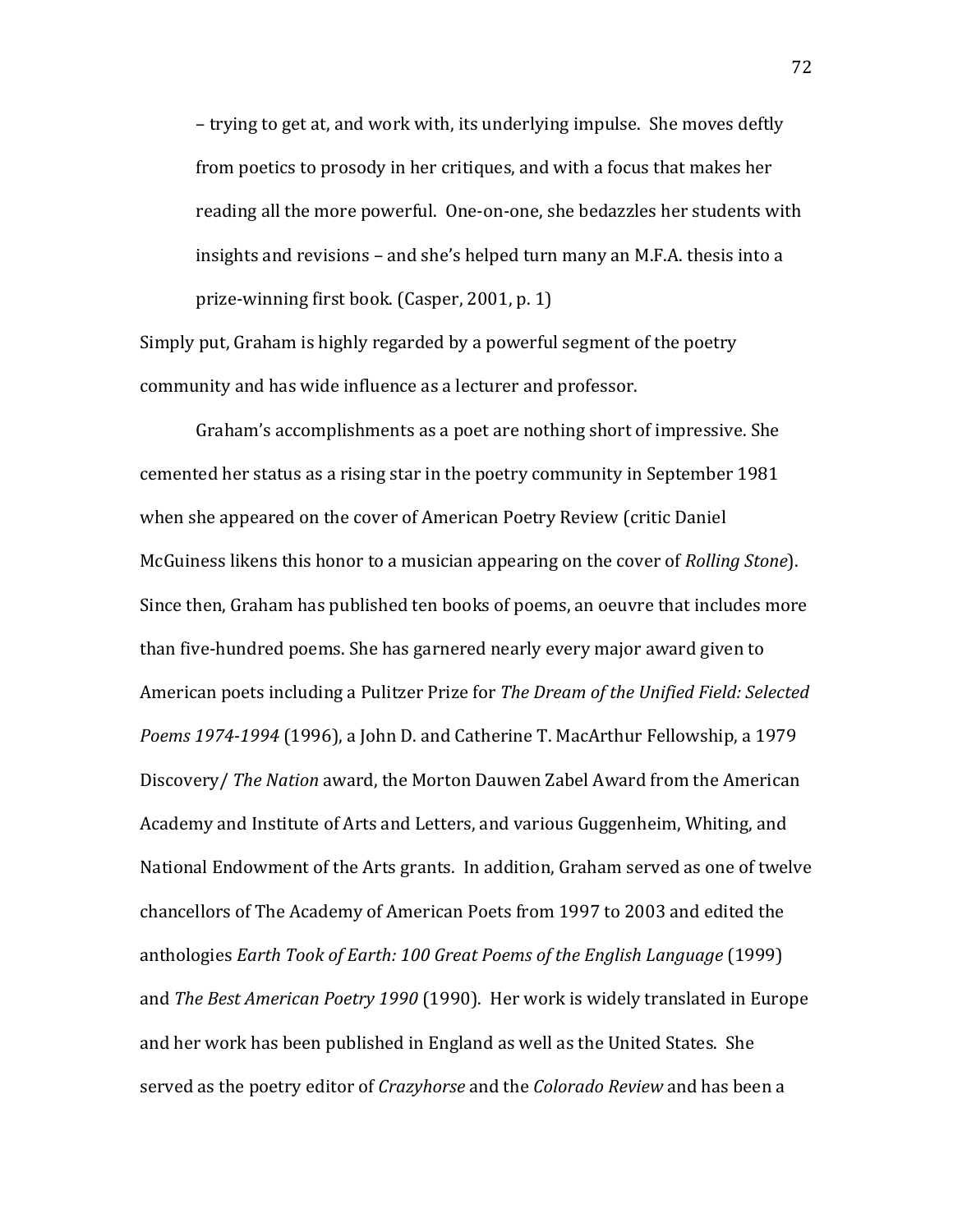> – trying to get at, and work with, its underlying impulse. She moves deftly from poetics to prosody in her critiques, and with a focus that makes her reading all the more powerful. One-on-one, she bedazzles her students with insights and revisions – and she's helped turn many an M.F.A. thesis into a prize-winning first book. (Casper, 2001, p. 1)

Simply put, Graham is highly regarded by a powerful segment of the poetry community and has wide influence as a lecturer and professor.

Graham's accomplishments as a poet are nothing short of impressive. She cemented her status as a rising star in the poetry community in September 1981 when she appeared on the cover of American Poetry Review (critic Daniel McGuiness likens this honor to a musician appearing on the cover of *Rolling Stone*). Since then, Graham has published ten books of poems, an oeuvre that includes more than five-hundred poems. She has garnered nearly every major award given to American poets including a Pulitzer Prize for *The Dream of the Unified Field: Selected Poems 1974-1994* (1996), a John D. and Catherine T. MacArthur Fellowship, a 1979 Discovery/ *The Nation* award, the Morton Dauwen Zabel Award from the American Academy and Institute of Arts and Letters, and various Guggenheim, Whiting, and National Endowment of the Arts grants. In addition, Graham served as one of twelve chancellors of The Academy of American Poets from 1997 to 2003 and edited the anthologies *Earth Took of Earth: 100 Great Poems of the English Language* (1999) and *The Best American Poetry 1990* (1990). Her work is widely translated in Europe and her work has been published in England as well as the United States. She served as the poetry editor of *Crazyhorse* and the *Colorado Review* and has been a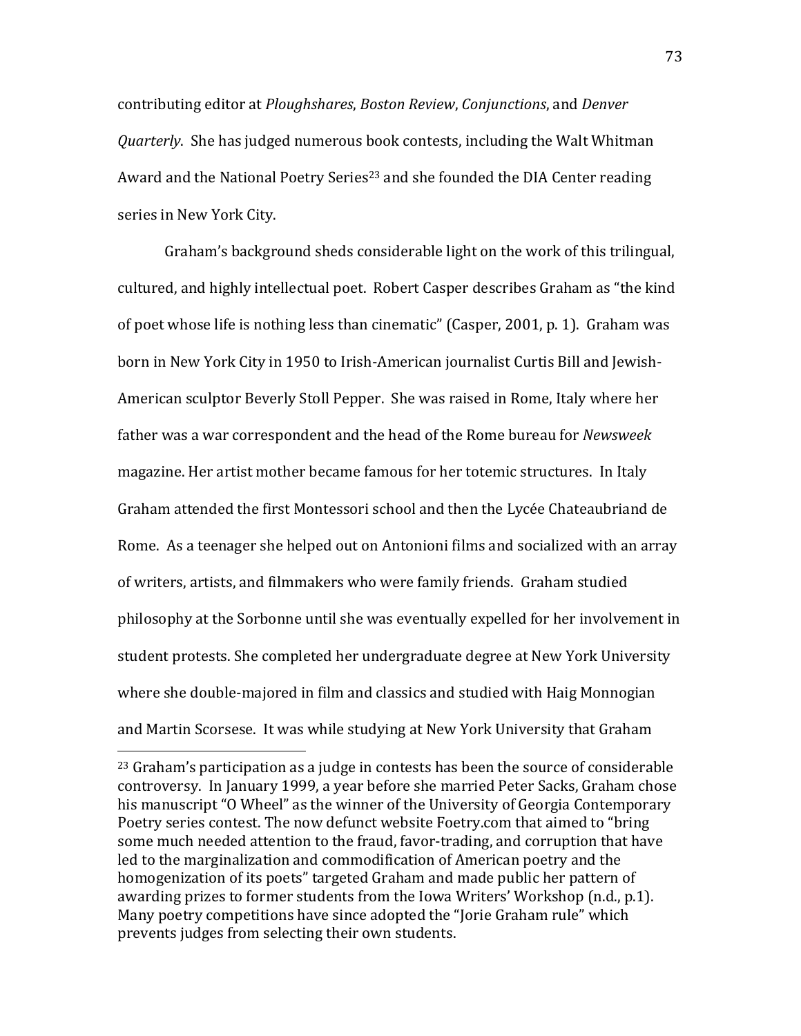contributing editor at *Ploughshares*, *Boston Review*, *Conjunctions*, and *Denver Quarterly*. She has judged numerous book contests, including the Walt Whitman Award and the National Poetry Series[23] and she founded the DIA Center reading series in New York City.

Graham's background sheds considerable light on the work of this trilingual, cultured, and highly intellectual poet. Robert Casper describes Graham as "the kind of poet whose life is nothing less than cinematic" (Casper, 2001, p. 1). Graham was born in New York City in 1950 to Irish-American journalist Curtis Bill and Jewish-American sculptor Beverly Stoll Pepper. She was raised in Rome, Italy where her father was a war correspondent and the head of the Rome bureau for *Newsweek* magazine. Her artist mother became famous for her totemic structures. In Italy Graham attended the first Montessori school and then the Lycée Chateaubriand de Rome. As a teenager she helped out on Antonioni films and socialized with an array of writers, artists, and filmmakers who were family friends. Graham studied philosophy at the Sorbonne until she was eventually expelled for her involvement in student protests. She completed her undergraduate degree at New York University where she double-majored in film and classics and studied with Haig Monnogian and Martin Scorsese. It was while studying at New York University that Graham

---

[23] Graham's participation as a judge in contests has been the source of considerable controversy. In January 1999, a year before she married Peter Sacks, Graham chose his manuscript "O Wheel" as the winner of the University of Georgia Contemporary Poetry series contest. The now defunct website Foetry.com that aimed to "bring some much needed attention to the fraud, favor-trading, and corruption that have led to the marginalization and commodification of American poetry and the homogenization of its poets" targeted Graham and made public her pattern of awarding prizes to former students from the Iowa Writers' Workshop (n.d., p.1). Many poetry competitions have since adopted the "Jorie Graham rule" which prevents judges from selecting their own students.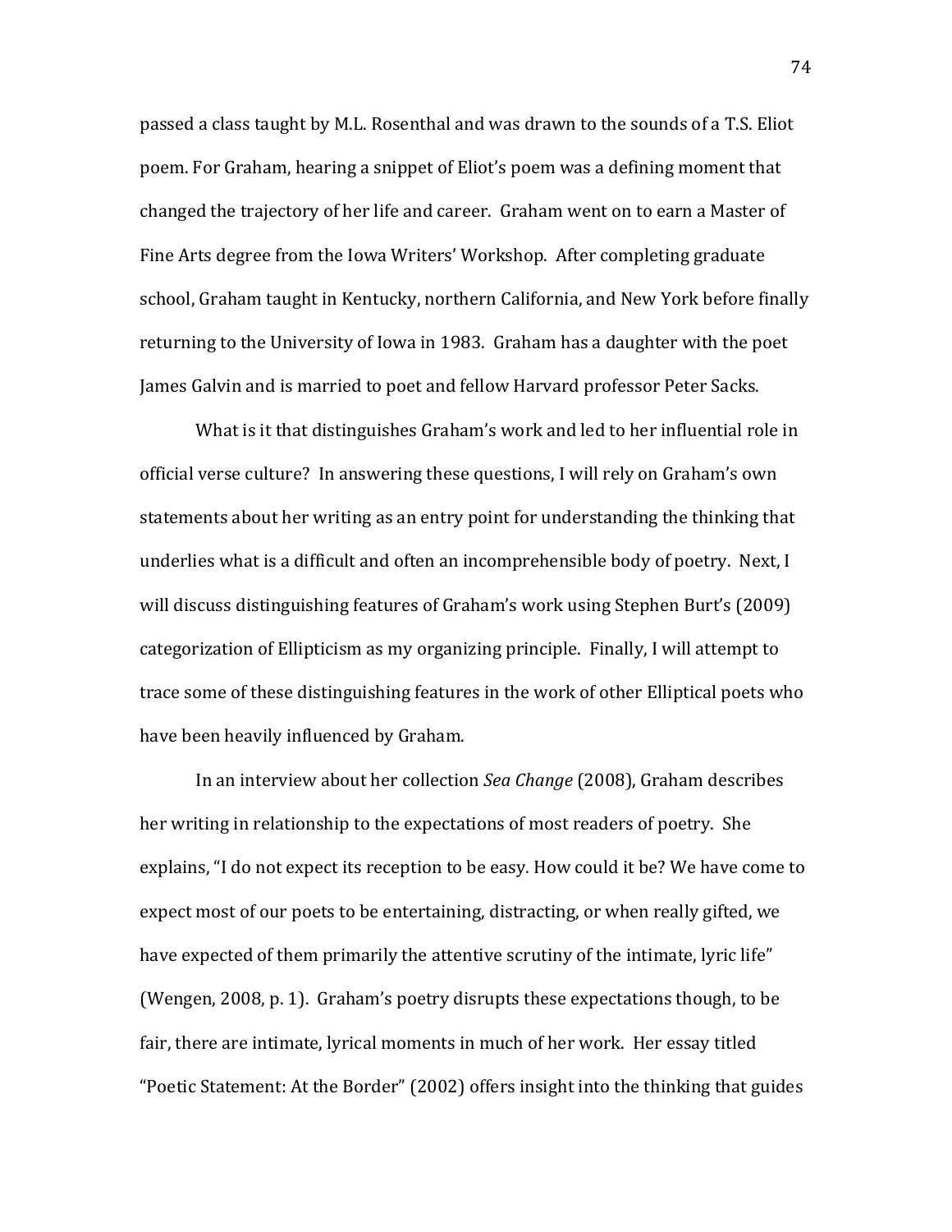passed a class taught by M.L. Rosenthal and was drawn to the sounds of a T.S. Eliot poem. For Graham, hearing a snippet of Eliot's poem was a defining moment that changed the trajectory of her life and career. Graham went on to earn a Master of Fine Arts degree from the Iowa Writers' Workshop. After completing graduate school, Graham taught in Kentucky, northern California, and New York before finally returning to the University of Iowa in 1983. Graham has a daughter with the poet James Galvin and is married to poet and fellow Harvard professor Peter Sacks.

What is it that distinguishes Graham's work and led to her influential role in official verse culture? In answering these questions, I will rely on Graham's own statements about her writing as an entry point for understanding the thinking that underlies what is a difficult and often an incomprehensible body of poetry. Next, I will discuss distinguishing features of Graham's work using Stephen Burt's (2009) categorization of Ellipticism as my organizing principle. Finally, I will attempt to trace some of these distinguishing features in the work of other Elliptical poets who have been heavily influenced by Graham.

In an interview about her collection *Sea Change* (2008), Graham describes her writing in relationship to the expectations of most readers of poetry. She explains, "I do not expect its reception to be easy. How could it be? We have come to expect most of our poets to be entertaining, distracting, or when really gifted, we have expected of them primarily the attentive scrutiny of the intimate, lyric life" (Wengen, 2008, p. 1). Graham's poetry disrupts these expectations though, to be fair, there are intimate, lyrical moments in much of her work. Her essay titled "Poetic Statement: At the Border" (2002) offers insight into the thinking that guides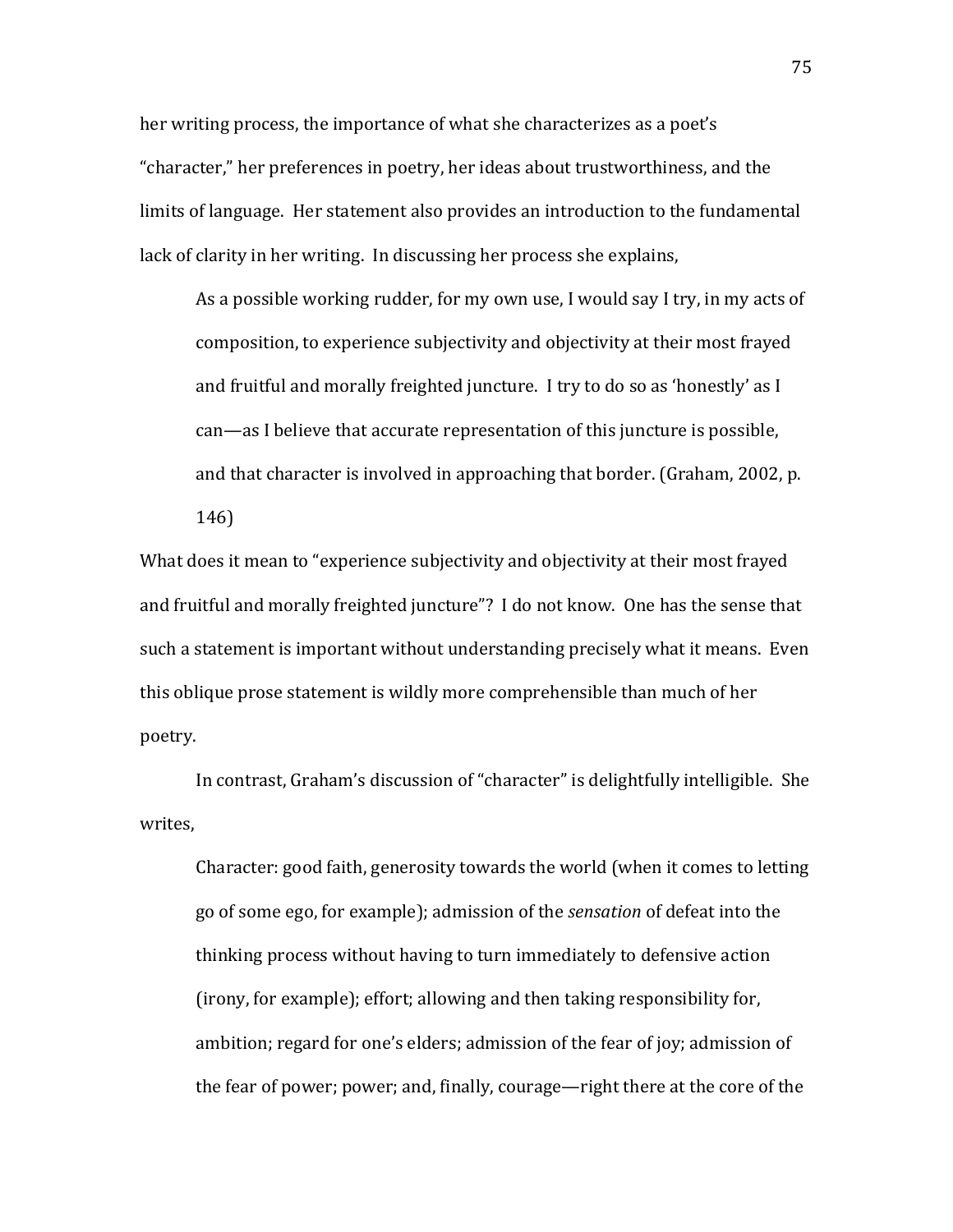her writing process, the importance of what she characterizes as a poet's "character," her preferences in poetry, her ideas about trustworthiness, and the limits of language. Her statement also provides an introduction to the fundamental lack of clarity in her writing. In discussing her process she explains,

> As a possible working rudder, for my own use, I would say I try, in my acts of composition, to experience subjectivity and objectivity at their most frayed and fruitful and morally freighted juncture. I try to do so as 'honestly' as I can—as I believe that accurate representation of this juncture is possible, and that character is involved in approaching that border. (Graham, 2002, p. 146)

What does it mean to "experience subjectivity and objectivity at their most frayed and fruitful and morally freighted juncture"? I do not know. One has the sense that such a statement is important without understanding precisely what it means. Even this oblique prose statement is wildly more comprehensible than much of her poetry.

In contrast, Graham's discussion of "character" is delightfully intelligible. She writes,

> Character: good faith, generosity towards the world (when it comes to letting go of some ego, for example); admission of the *sensation* of defeat into the thinking process without having to turn immediately to defensive action (irony, for example); effort; allowing and then taking responsibility for, ambition; regard for one's elders; admission of the fear of joy; admission of the fear of power; power; and, finally, courage—right there at the core of the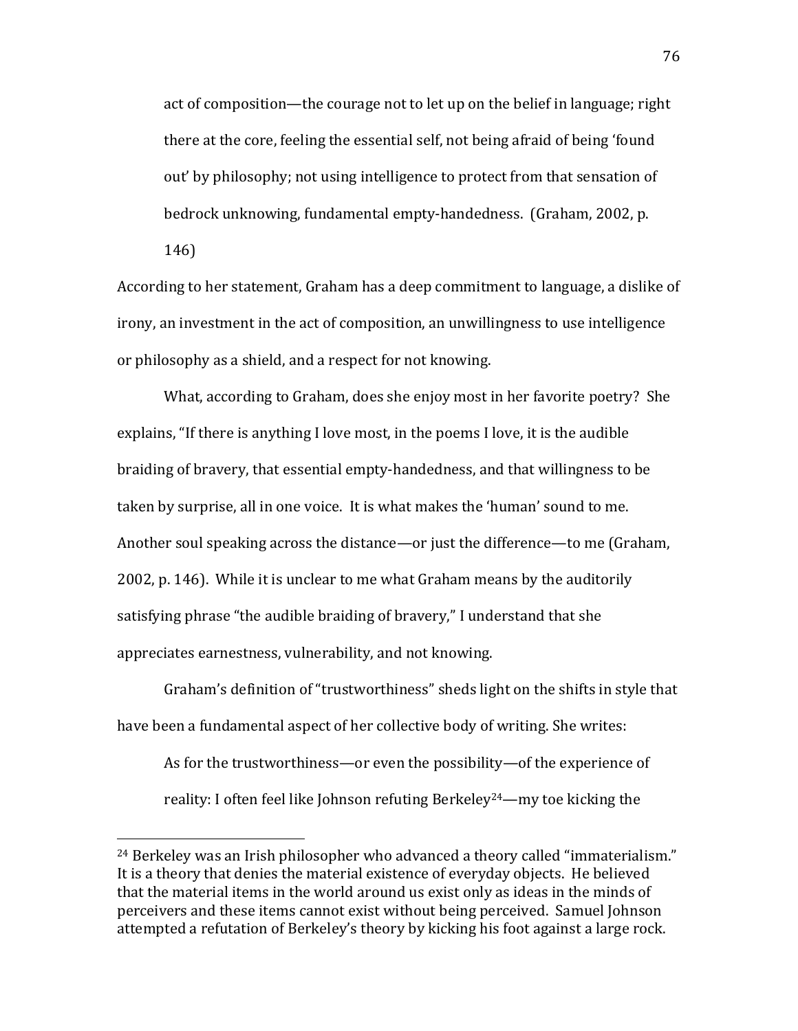> act of composition—the courage not to let up on the belief in language; right there at the core, feeling the essential self, not being afraid of being 'found out' by philosophy; not using intelligence to protect from that sensation of bedrock unknowing, fundamental empty-handedness. (Graham, 2002, p. 146)

According to her statement, Graham has a deep commitment to language, a dislike of irony, an investment in the act of composition, an unwillingness to use intelligence or philosophy as a shield, and a respect for not knowing.

What, according to Graham, does she enjoy most in her favorite poetry? She explains, "If there is anything I love most, in the poems I love, it is the audible braiding of bravery, that essential empty-handedness, and that willingness to be taken by surprise, all in one voice. It is what makes the 'human' sound to me. Another soul speaking across the distance—or just the difference—to me (Graham, 2002, p. 146). While it is unclear to me what Graham means by the auditorily satisfying phrase "the audible braiding of bravery," I understand that she appreciates earnestness, vulnerability, and not knowing.

Graham's definition of "trustworthiness" sheds light on the shifts in style that have been a fundamental aspect of her collective body of writing. She writes:

> As for the trustworthiness—or even the possibility—of the experience of reality: I often feel like Johnson refuting Berkeley[24]—my toe kicking the

[24] Berkeley was an Irish philosopher who advanced a theory called "immaterialism." It is a theory that denies the material existence of everyday objects. He believed that the material items in the world around us exist only as ideas in the minds of perceivers and these items cannot exist without being perceived. Samuel Johnson attempted a refutation of Berkeley's theory by kicking his foot against a large rock.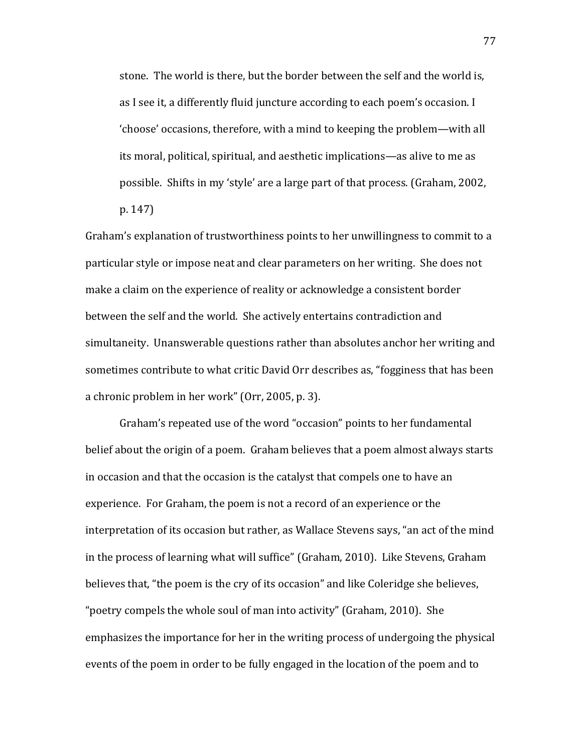> stone. The world is there, but the border between the self and the world is, as I see it, a differently fluid juncture according to each poem's occasion. I 'choose' occasions, therefore, with a mind to keeping the problem—with all its moral, political, spiritual, and aesthetic implications—as alive to me as possible. Shifts in my 'style' are a large part of that process. (Graham, 2002, p. 147)

Graham's explanation of trustworthiness points to her unwillingness to commit to a particular style or impose neat and clear parameters on her writing. She does not make a claim on the experience of reality or acknowledge a consistent border between the self and the world. She actively entertains contradiction and simultaneity. Unanswerable questions rather than absolutes anchor her writing and sometimes contribute to what critic David Orr describes as, "fogginess that has been a chronic problem in her work" (Orr, 2005, p. 3).

Graham's repeated use of the word "occasion" points to her fundamental belief about the origin of a poem. Graham believes that a poem almost always starts in occasion and that the occasion is the catalyst that compels one to have an experience. For Graham, the poem is not a record of an experience or the interpretation of its occasion but rather, as Wallace Stevens says, "an act of the mind in the process of learning what will suffice" (Graham, 2010). Like Stevens, Graham believes that, "the poem is the cry of its occasion" and like Coleridge she believes, "poetry compels the whole soul of man into activity" (Graham, 2010). She emphasizes the importance for her in the writing process of undergoing the physical events of the poem in order to be fully engaged in the location of the poem and to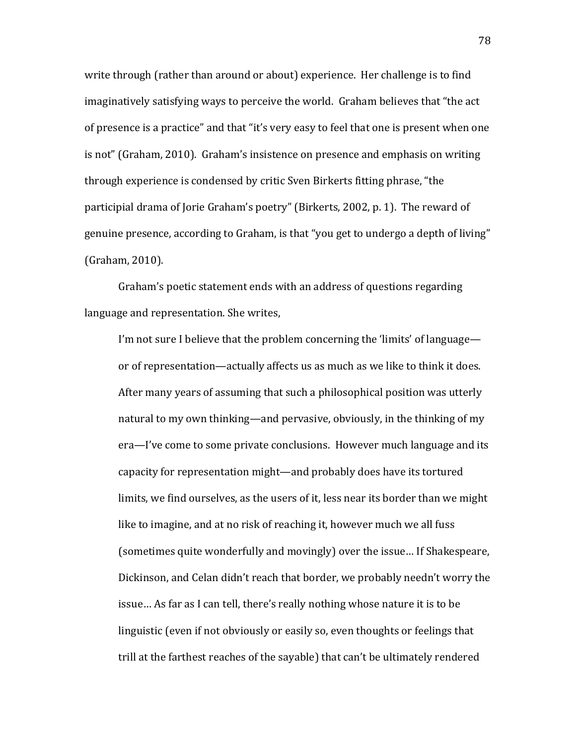write through (rather than around or about) experience. Her challenge is to find imaginatively satisfying ways to perceive the world. Graham believes that "the act of presence is a practice" and that "it's very easy to feel that one is present when one is not" (Graham, 2010). Graham's insistence on presence and emphasis on writing through experience is condensed by critic Sven Birkerts fitting phrase, "the participial drama of Jorie Graham's poetry" (Birkerts, 2002, p. 1). The reward of genuine presence, according to Graham, is that "you get to undergo a depth of living" (Graham, 2010).

Graham's poetic statement ends with an address of questions regarding language and representation. She writes,

> I'm not sure I believe that the problem concerning the 'limits' of language—or of representation—actually affects us as much as we like to think it does. After many years of assuming that such a philosophical position was utterly natural to my own thinking—and pervasive, obviously, in the thinking of my era—I've come to some private conclusions. However much language and its capacity for representation might—and probably does have its tortured limits, we find ourselves, as the users of it, less near its border than we might like to imagine, and at no risk of reaching it, however much we all fuss (sometimes quite wonderfully and movingly) over the issue… If Shakespeare, Dickinson, and Celan didn't reach that border, we probably needn't worry the issue… As far as I can tell, there's really nothing whose nature it is to be linguistic (even if not obviously or easily so, even thoughts or feelings that trill at the farthest reaches of the sayable) that can't be ultimately rendered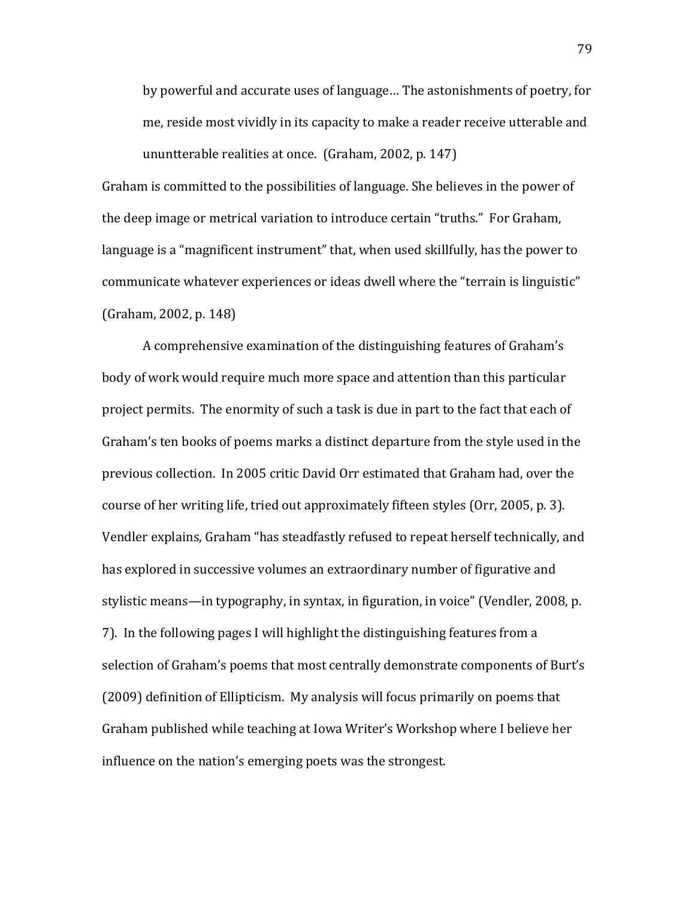> by powerful and accurate uses of language… The astonishments of poetry, for me, reside most vividly in its capacity to make a reader receive utterable and ununtterable realities at once. (Graham, 2002, p. 147)

Graham is committed to the possibilities of language. She believes in the power of the deep image or metrical variation to introduce certain "truths." For Graham, language is a "magnificent instrument" that, when used skillfully, has the power to communicate whatever experiences or ideas dwell where the "terrain is linguistic" (Graham, 2002, p. 148)

A comprehensive examination of the distinguishing features of Graham's body of work would require much more space and attention than this particular project permits. The enormity of such a task is due in part to the fact that each of Graham's ten books of poems marks a distinct departure from the style used in the previous collection. In 2005 critic David Orr estimated that Graham had, over the course of her writing life, tried out approximately fifteen styles (Orr, 2005, p. 3). Vendler explains, Graham "has steadfastly refused to repeat herself technically, and has explored in successive volumes an extraordinary number of figurative and stylistic means—in typography, in syntax, in figuration, in voice" (Vendler, 2008, p. 7). In the following pages I will highlight the distinguishing features from a selection of Graham's poems that most centrally demonstrate components of Burt's (2009) definition of Ellipticism. My analysis will focus primarily on poems that Graham published while teaching at Iowa Writer's Workshop where I believe her influence on the nation's emerging poets was the strongest.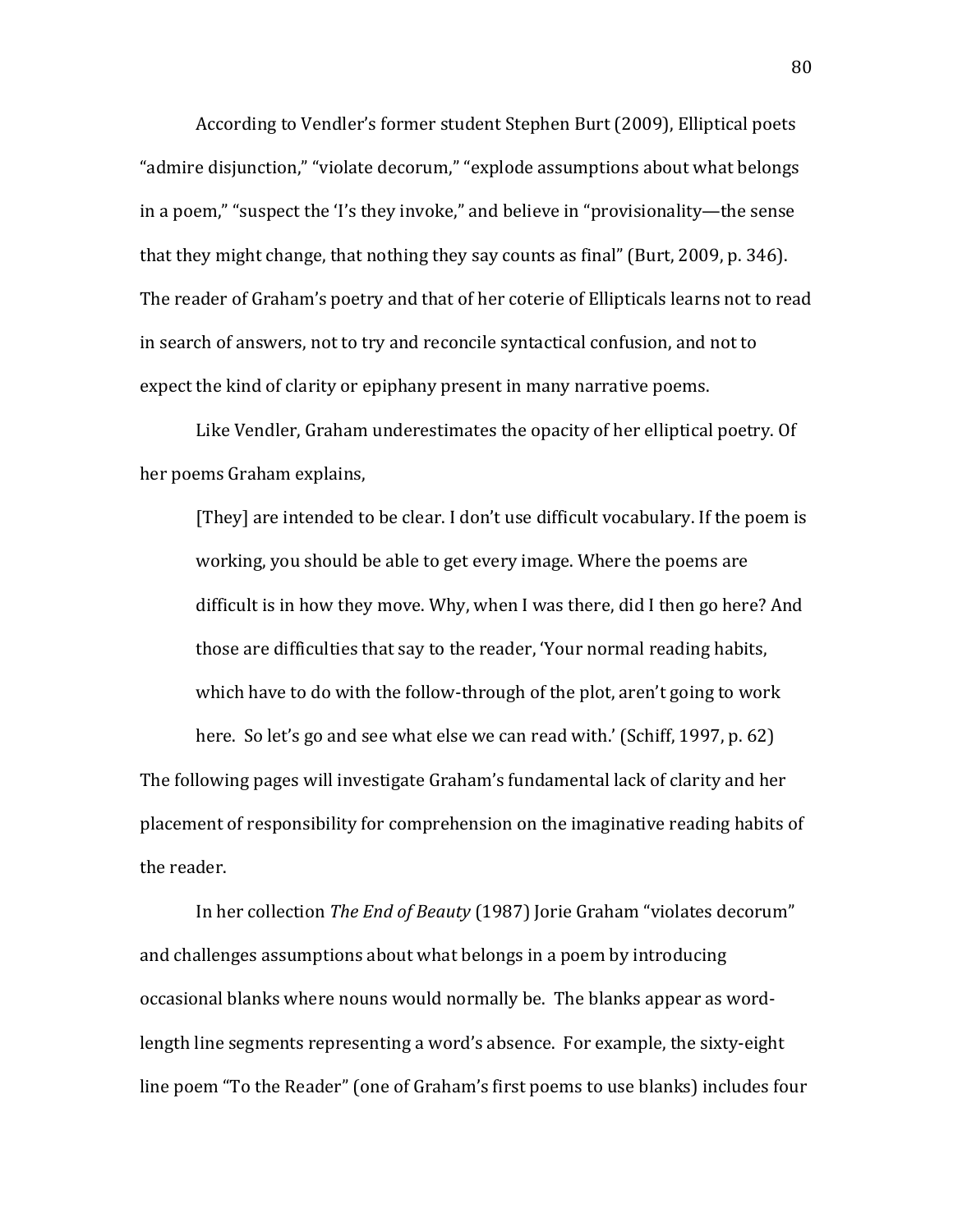According to Vendler's former student Stephen Burt (2009), Elliptical poets "admire disjunction," "violate decorum," "explode assumptions about what belongs in a poem," "suspect the 'I's they invoke," and believe in "provisionality—the sense that they might change, that nothing they say counts as final" (Burt, 2009, p. 346). The reader of Graham's poetry and that of her coterie of Ellipticals learns not to read in search of answers, not to try and reconcile syntactical confusion, and not to expect the kind of clarity or epiphany present in many narrative poems.

Like Vendler, Graham underestimates the opacity of her elliptical poetry. Of her poems Graham explains,

> [They] are intended to be clear. I don't use difficult vocabulary. If the poem is working, you should be able to get every image. Where the poems are difficult is in how they move. Why, when I was there, did I then go here? And those are difficulties that say to the reader, 'Your normal reading habits, which have to do with the follow-through of the plot, aren't going to work here. So let's go and see what else we can read with.' (Schiff, 1997, p. 62)

The following pages will investigate Graham's fundamental lack of clarity and her placement of responsibility for comprehension on the imaginative reading habits of the reader.

In her collection *The End of Beauty* (1987) Jorie Graham "violates decorum" and challenges assumptions about what belongs in a poem by introducing occasional blanks where nouns would normally be. The blanks appear as word-length line segments representing a word's absence. For example, the sixty-eight line poem "To the Reader" (one of Graham's first poems to use blanks) includes four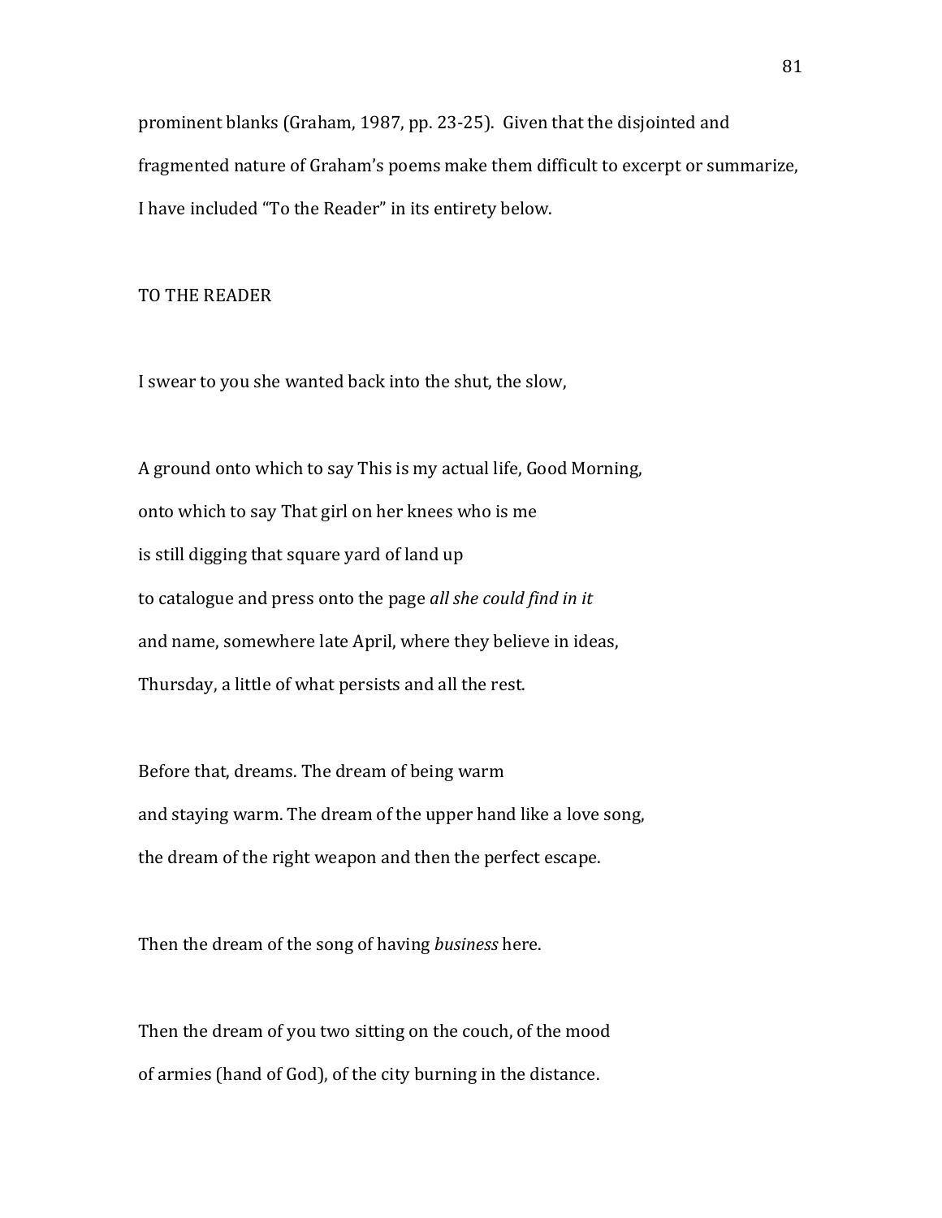prominent blanks (Graham, 1987, pp. 23-25). Given that the disjointed and fragmented nature of Graham's poems make them difficult to excerpt or summarize, I have included "To the Reader" in its entirety below.

TO THE READER

I swear to you she wanted back into the shut, the slow,

A ground onto which to say This is my actual life, Good Morning,  
onto which to say That girl on her knees who is me  
is still digging that square yard of land up  
to catalogue and press onto the page *all she could find in it*  
and name, somewhere late April, where they believe in ideas,  
Thursday, a little of what persists and all the rest.

Before that, dreams. The dream of being warm  
and staying warm. The dream of the upper hand like a love song,  
the dream of the right weapon and then the perfect escape.

Then the dream of the song of having *business* here.

Then the dream of you two sitting on the couch, of the mood  
of armies (hand of God), of the city burning in the distance.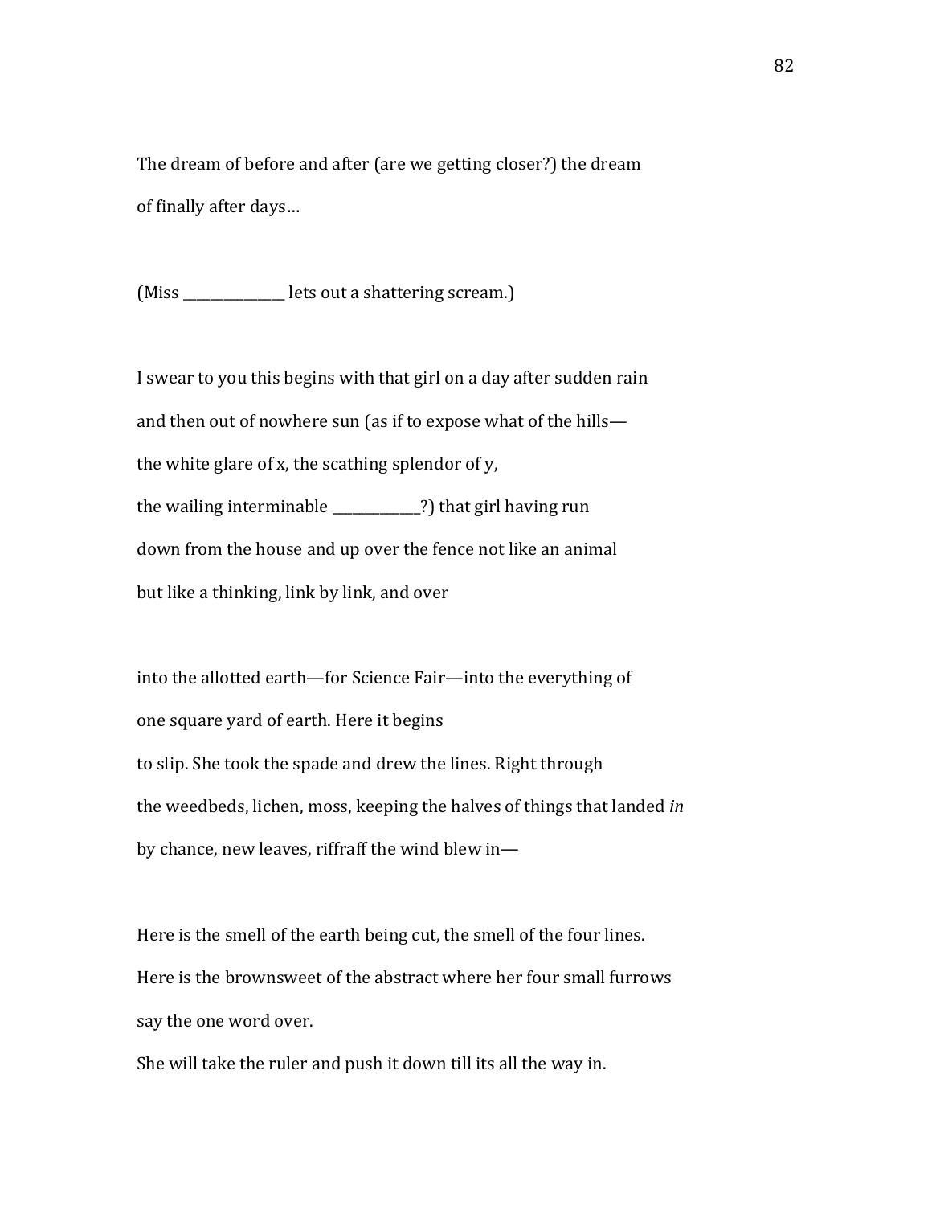The dream of before and after (are we getting closer?) the dream
of finally after days…

(Miss _______________ lets out a shattering scream.)

I swear to you this begins with that girl on a day after sudden rain
and then out of nowhere sun (as if to expose what of the hills—
the white glare of x, the scathing splendor of y,
the wailing interminable _____________?) that girl having run
down from the house and up over the fence not like an animal
but like a thinking, link by link, and over

into the allotted earth—for Science Fair—into the everything of
one square yard of earth. Here it begins
to slip. She took the spade and drew the lines. Right through
the weedbeds, lichen, moss, keeping the halves of things that landed *in*
by chance, new leaves, riffraff the wind blew in—

Here is the smell of the earth being cut, the smell of the four lines.
Here is the brownsweet of the abstract where her four small furrows
say the one word over.
She will take the ruler and push it down till its all the way in.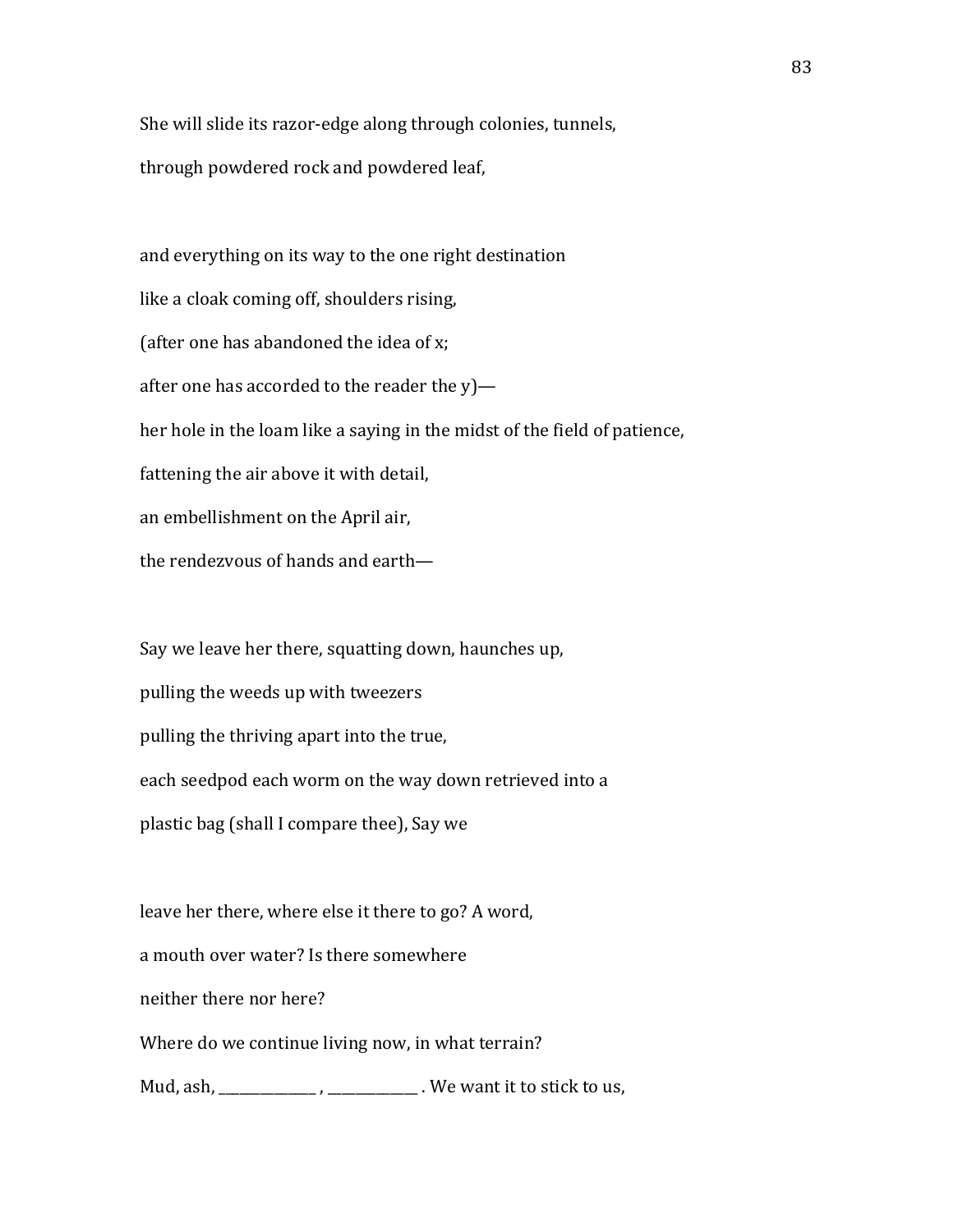She will slide its razor-edge along through colonies, tunnels,

through powdered rock and powdered leaf,

and everything on its way to the one right destination

like a cloak coming off, shoulders rising,

(after one has abandoned the idea of x;

after one has accorded to the reader the y)—

her hole in the loam like a saying in the midst of the field of patience,

fattening the air above it with detail,

an embellishment on the April air,

the rendezvous of hands and earth—

Say we leave her there, squatting down, haunches up,

pulling the weeds up with tweezers

pulling the thriving apart into the true,

each seedpod each worm on the way down retrieved into a

plastic bag (shall I compare thee), Say we

leave her there, where else it there to go? A word,

a mouth over water? Is there somewhere

neither there nor here?

Where do we continue living now, in what terrain?

Mud, ash, _____________ , ____________ . We want it to stick to us,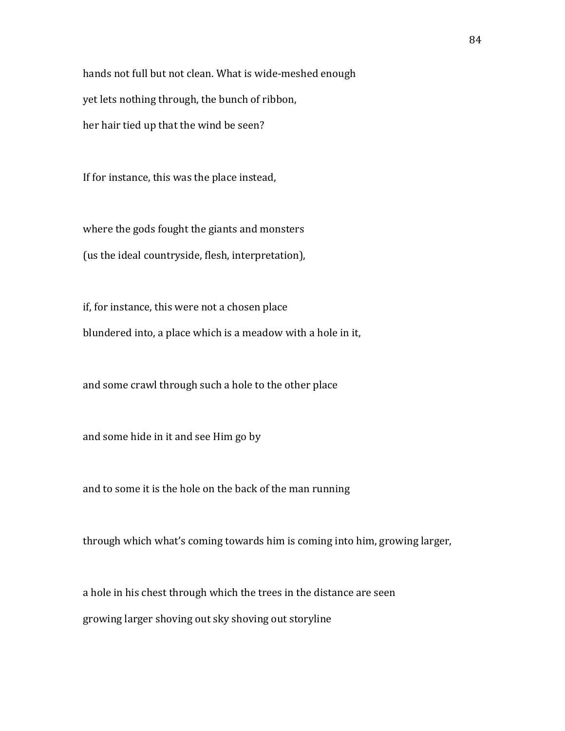hands not full but not clean. What is wide-meshed enough
yet lets nothing through, the bunch of ribbon,
her hair tied up that the wind be seen?

If for instance, this was the place instead,

where the gods fought the giants and monsters
(us the ideal countryside, flesh, interpretation),

if, for instance, this were not a chosen place
blundered into, a place which is a meadow with a hole in it,

and some crawl through such a hole to the other place

and some hide in it and see Him go by

and to some it is the hole on the back of the man running

through which what's coming towards him is coming into him, growing larger,

a hole in his chest through which the trees in the distance are seen
growing larger shoving out sky shoving out storyline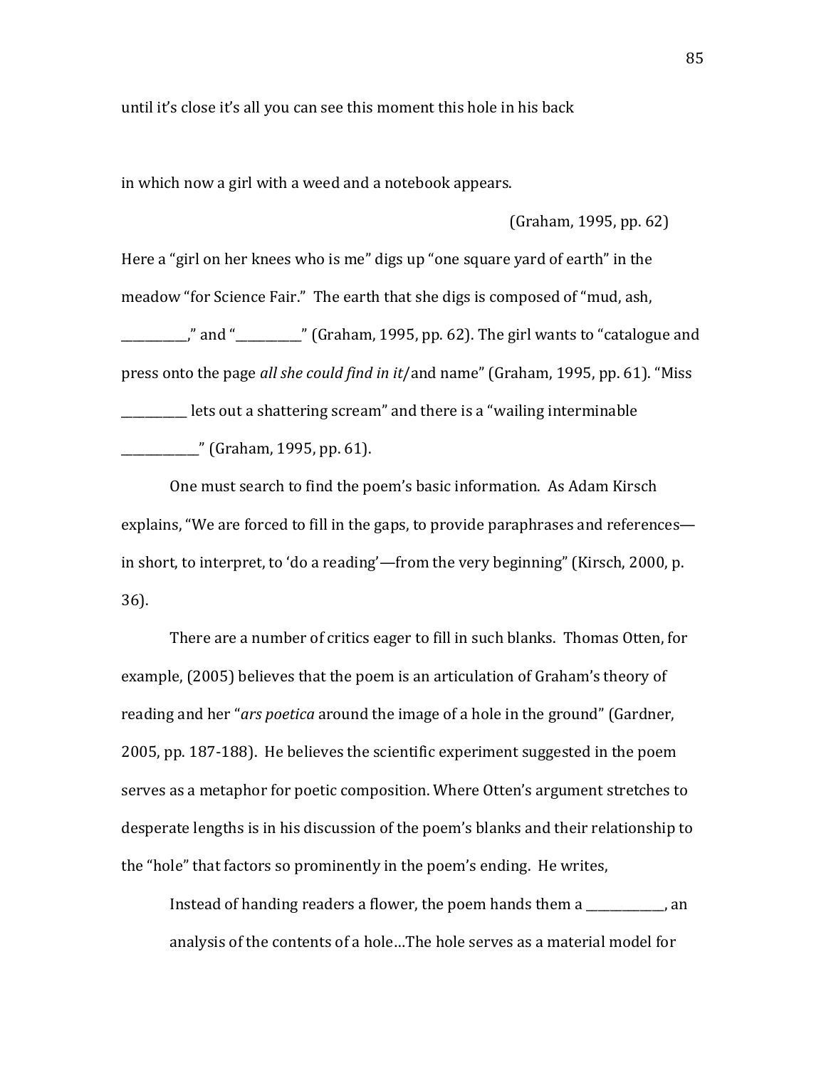until it's close it's all you can see this moment this hole in his back

in which now a girl with a weed and a notebook appears.

(Graham, 1995, pp. 62)

Here a "girl on her knees who is me" digs up "one square yard of earth" in the meadow "for Science Fair." The earth that she digs is composed of "mud, ash, __________," and "__________" (Graham, 1995, pp. 62). The girl wants to "catalogue and press onto the page *all she could find in it*/and name" (Graham, 1995, pp. 61). "Miss __________ lets out a shattering scream" and there is a "wailing interminable ____________" (Graham, 1995, pp. 61).

One must search to find the poem's basic information. As Adam Kirsch explains, "We are forced to fill in the gaps, to provide paraphrases and references—in short, to interpret, to 'do a reading'—from the very beginning" (Kirsch, 2000, p. 36).

There are a number of critics eager to fill in such blanks. Thomas Otten, for example, (2005) believes that the poem is an articulation of Graham's theory of reading and her "*ars poetica* around the image of a hole in the ground" (Gardner, 2005, pp. 187-188). He believes the scientific experiment suggested in the poem serves as a metaphor for poetic composition. Where Otten's argument stretches to desperate lengths is in his discussion of the poem's blanks and their relationship to the "hole" that factors so prominently in the poem's ending. He writes,

> Instead of handing readers a flower, the poem hands them a ____________, an analysis of the contents of a hole…The hole serves as a material model for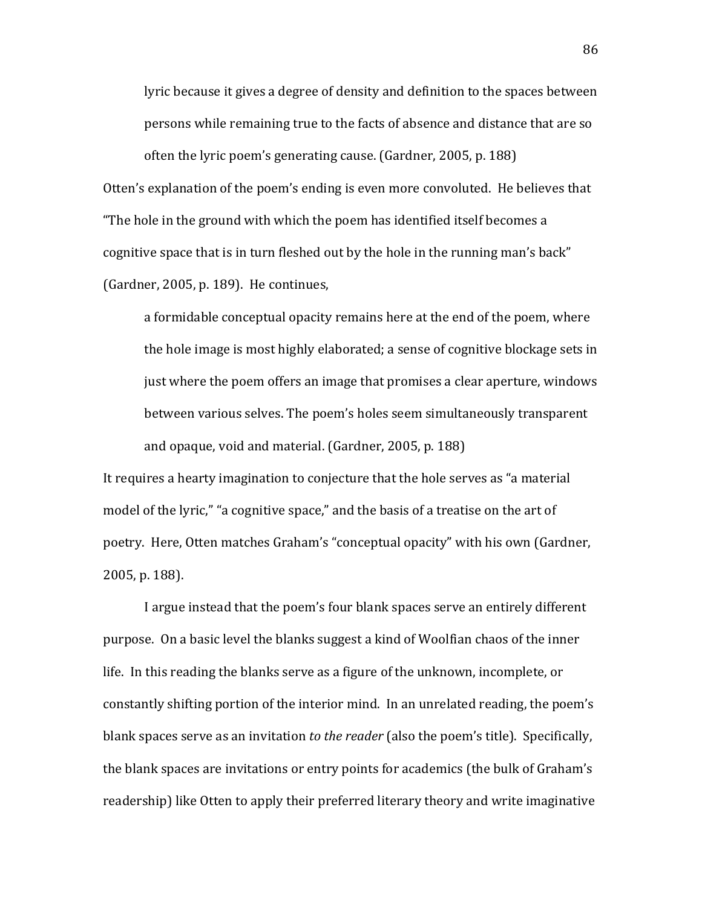> lyric because it gives a degree of density and definition to the spaces between persons while remaining true to the facts of absence and distance that are so often the lyric poem's generating cause. (Gardner, 2005, p. 188)

Otten's explanation of the poem's ending is even more convoluted. He believes that "The hole in the ground with which the poem has identified itself becomes a cognitive space that is in turn fleshed out by the hole in the running man's back" (Gardner, 2005, p. 189). He continues,

> a formidable conceptual opacity remains here at the end of the poem, where the hole image is most highly elaborated; a sense of cognitive blockage sets in just where the poem offers an image that promises a clear aperture, windows between various selves. The poem's holes seem simultaneously transparent and opaque, void and material. (Gardner, 2005, p. 188)

It requires a hearty imagination to conjecture that the hole serves as "a material model of the lyric," "a cognitive space," and the basis of a treatise on the art of poetry. Here, Otten matches Graham's "conceptual opacity" with his own (Gardner, 2005, p. 188).

I argue instead that the poem's four blank spaces serve an entirely different purpose. On a basic level the blanks suggest a kind of Woolfian chaos of the inner life. In this reading the blanks serve as a figure of the unknown, incomplete, or constantly shifting portion of the interior mind. In an unrelated reading, the poem's blank spaces serve as an invitation *to the reader* (also the poem's title). Specifically, the blank spaces are invitations or entry points for academics (the bulk of Graham's readership) like Otten to apply their preferred literary theory and write imaginative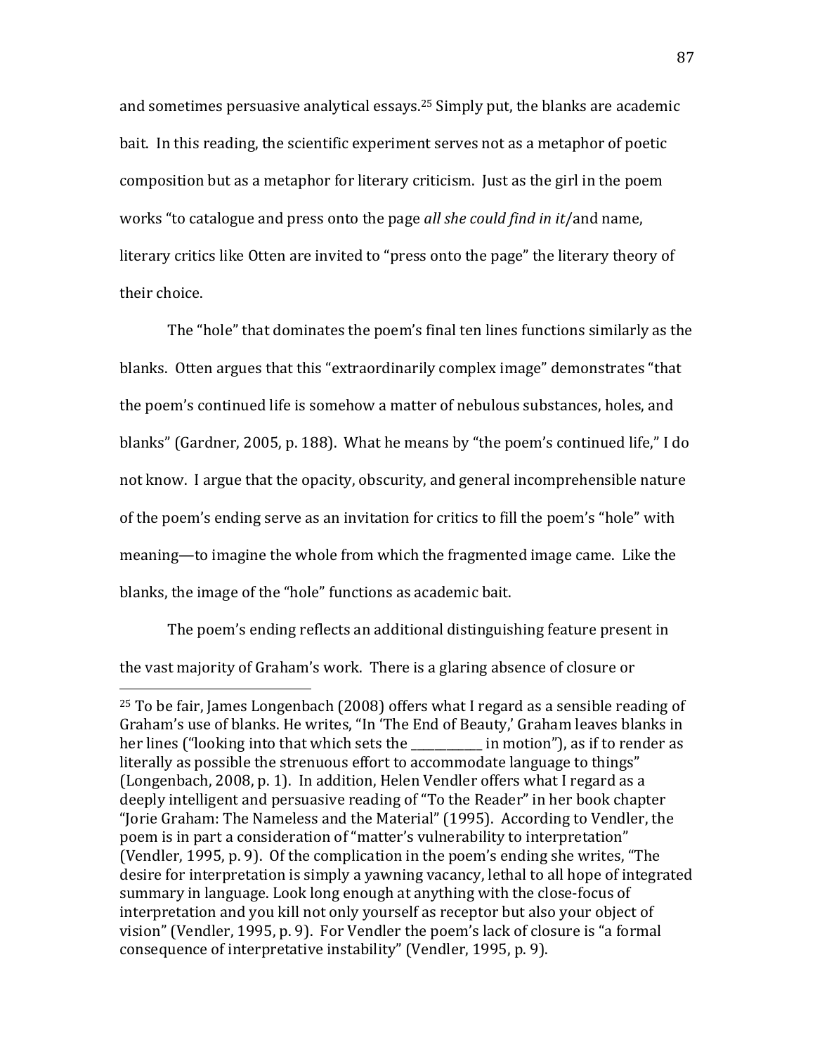and sometimes persuasive analytical essays.[25] Simply put, the blanks are academic bait. In this reading, the scientific experiment serves not as a metaphor of poetic composition but as a metaphor for literary criticism. Just as the girl in the poem works "to catalogue and press onto the page *all she could find in it*/and name, literary critics like Otten are invited to "press onto the page" the literary theory of their choice.

The "hole" that dominates the poem's final ten lines functions similarly as the blanks. Otten argues that this "extraordinarily complex image" demonstrates "that the poem's continued life is somehow a matter of nebulous substances, holes, and blanks" (Gardner, 2005, p. 188). What he means by "the poem's continued life," I do not know. I argue that the opacity, obscurity, and general incomprehensible nature of the poem's ending serve as an invitation for critics to fill the poem's "hole" with meaning—to imagine the whole from which the fragmented image came. Like the blanks, the image of the "hole" functions as academic bait.

The poem's ending reflects an additional distinguishing feature present in the vast majority of Graham's work. There is a glaring absence of closure or

---

[25] To be fair, James Longenbach (2008) offers what I regard as a sensible reading of Graham's use of blanks. He writes, "In 'The End of Beauty,' Graham leaves blanks in her lines ("looking into that which sets the ____________ in motion"), as if to render as literally as possible the strenuous effort to accommodate language to things" (Longenbach, 2008, p. 1). In addition, Helen Vendler offers what I regard as a deeply intelligent and persuasive reading of "To the Reader" in her book chapter "Jorie Graham: The Nameless and the Material" (1995). According to Vendler, the poem is in part a consideration of "matter's vulnerability to interpretation" (Vendler, 1995, p. 9). Of the complication in the poem's ending she writes, "The desire for interpretation is simply a yawning vacancy, lethal to all hope of integrated summary in language. Look long enough at anything with the close-focus of interpretation and you kill not only yourself as receptor but also your object of vision" (Vendler, 1995, p. 9). For Vendler the poem's lack of closure is "a formal consequence of interpretative instability" (Vendler, 1995, p. 9).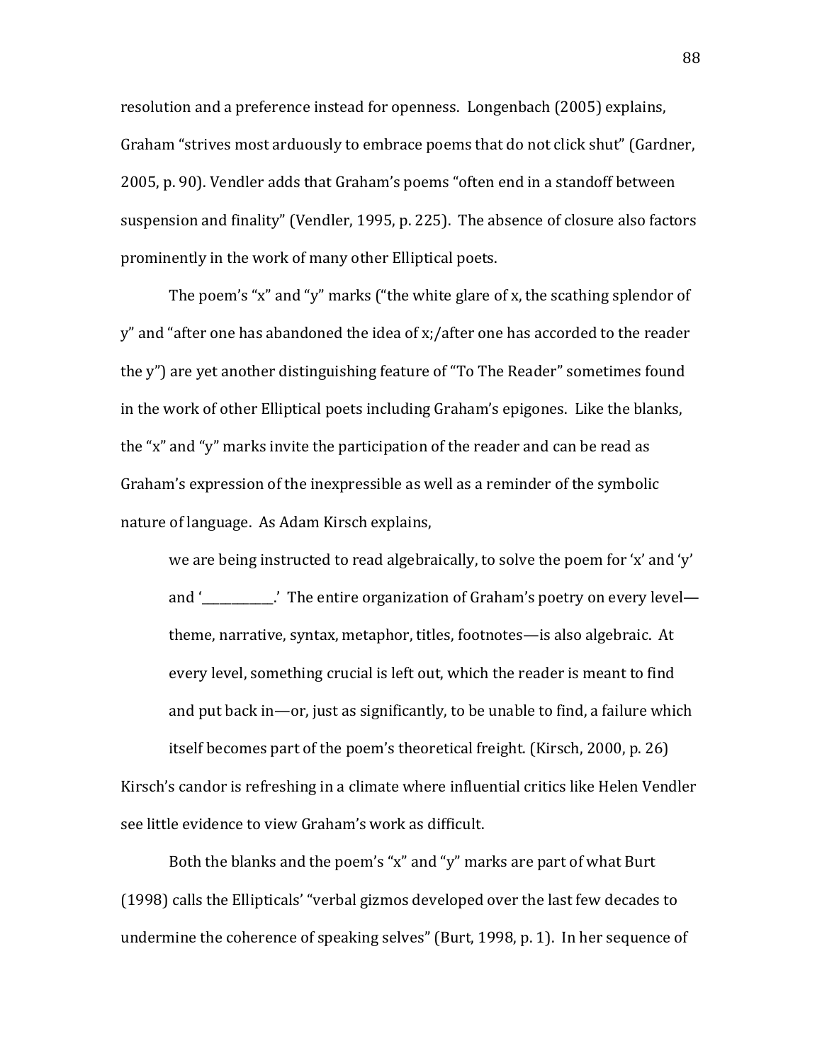resolution and a preference instead for openness. Longenbach (2005) explains, Graham "strives most arduously to embrace poems that do not click shut" (Gardner, 2005, p. 90). Vendler adds that Graham's poems "often end in a standoff between suspension and finality" (Vendler, 1995, p. 225). The absence of closure also factors prominently in the work of many other Elliptical poets.

The poem's "x" and "y" marks ("the white glare of x, the scathing splendor of y" and "after one has abandoned the idea of x;/after one has accorded to the reader the y") are yet another distinguishing feature of "To The Reader" sometimes found in the work of other Elliptical poets including Graham's epigones. Like the blanks, the "x" and "y" marks invite the participation of the reader and can be read as Graham's expression of the inexpressible as well as a reminder of the symbolic nature of language. As Adam Kirsch explains,

> we are being instructed to read algebraically, to solve the poem for 'x' and 'y' and '___________.' The entire organization of Graham's poetry on every level—theme, narrative, syntax, metaphor, titles, footnotes—is also algebraic. At every level, something crucial is left out, which the reader is meant to find and put back in—or, just as significantly, to be unable to find, a failure which itself becomes part of the poem's theoretical freight. (Kirsch, 2000, p. 26)

Kirsch's candor is refreshing in a climate where influential critics like Helen Vendler see little evidence to view Graham's work as difficult.

Both the blanks and the poem's "x" and "y" marks are part of what Burt (1998) calls the Ellipticals' "verbal gizmos developed over the last few decades to undermine the coherence of speaking selves" (Burt, 1998, p. 1). In her sequence of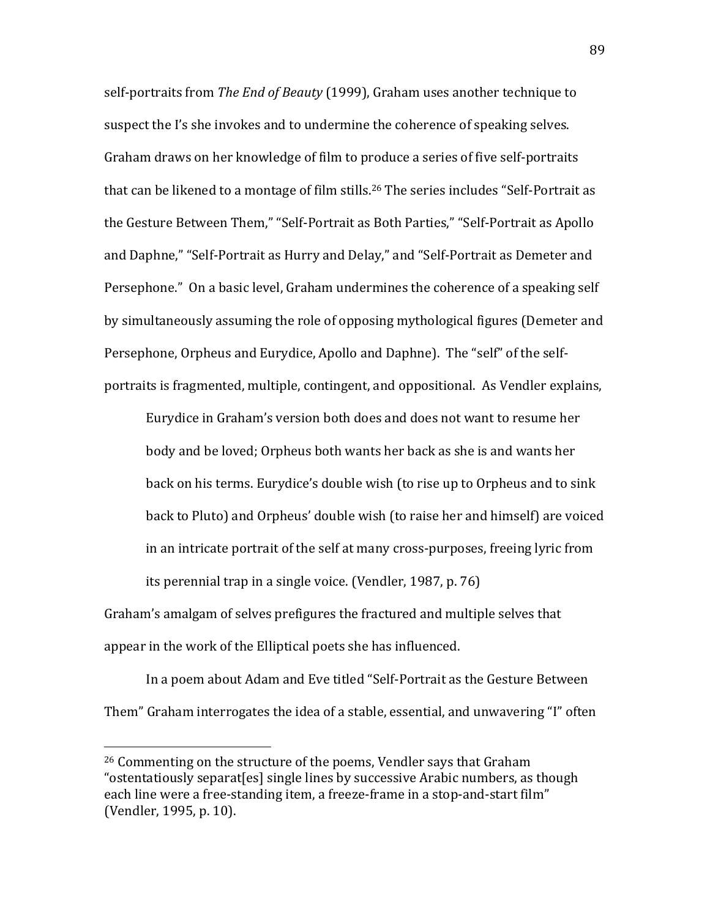self-portraits from *The End of Beauty* (1999), Graham uses another technique to suspect the I's she invokes and to undermine the coherence of speaking selves. Graham draws on her knowledge of film to produce a series of five self-portraits that can be likened to a montage of film stills.[26] The series includes "Self-Portrait as the Gesture Between Them," "Self-Portrait as Both Parties," "Self-Portrait as Apollo and Daphne," "Self-Portrait as Hurry and Delay," and "Self-Portrait as Demeter and Persephone." On a basic level, Graham undermines the coherence of a speaking self by simultaneously assuming the role of opposing mythological figures (Demeter and Persephone, Orpheus and Eurydice, Apollo and Daphne). The "self" of the self-portraits is fragmented, multiple, contingent, and oppositional. As Vendler explains,

> Eurydice in Graham's version both does and does not want to resume her body and be loved; Orpheus both wants her back as she is and wants her back on his terms. Eurydice's double wish (to rise up to Orpheus and to sink back to Pluto) and Orpheus' double wish (to raise her and himself) are voiced in an intricate portrait of the self at many cross-purposes, freeing lyric from its perennial trap in a single voice. (Vendler, 1987, p. 76)

Graham's amalgam of selves prefigures the fractured and multiple selves that appear in the work of the Elliptical poets she has influenced.

In a poem about Adam and Eve titled "Self-Portrait as the Gesture Between Them" Graham interrogates the idea of a stable, essential, and unwavering "I" often

---

[26] Commenting on the structure of the poems, Vendler says that Graham "ostentatiously separat[es] single lines by successive Arabic numbers, as though each line were a free-standing item, a freeze-frame in a stop-and-start film" (Vendler, 1995, p. 10).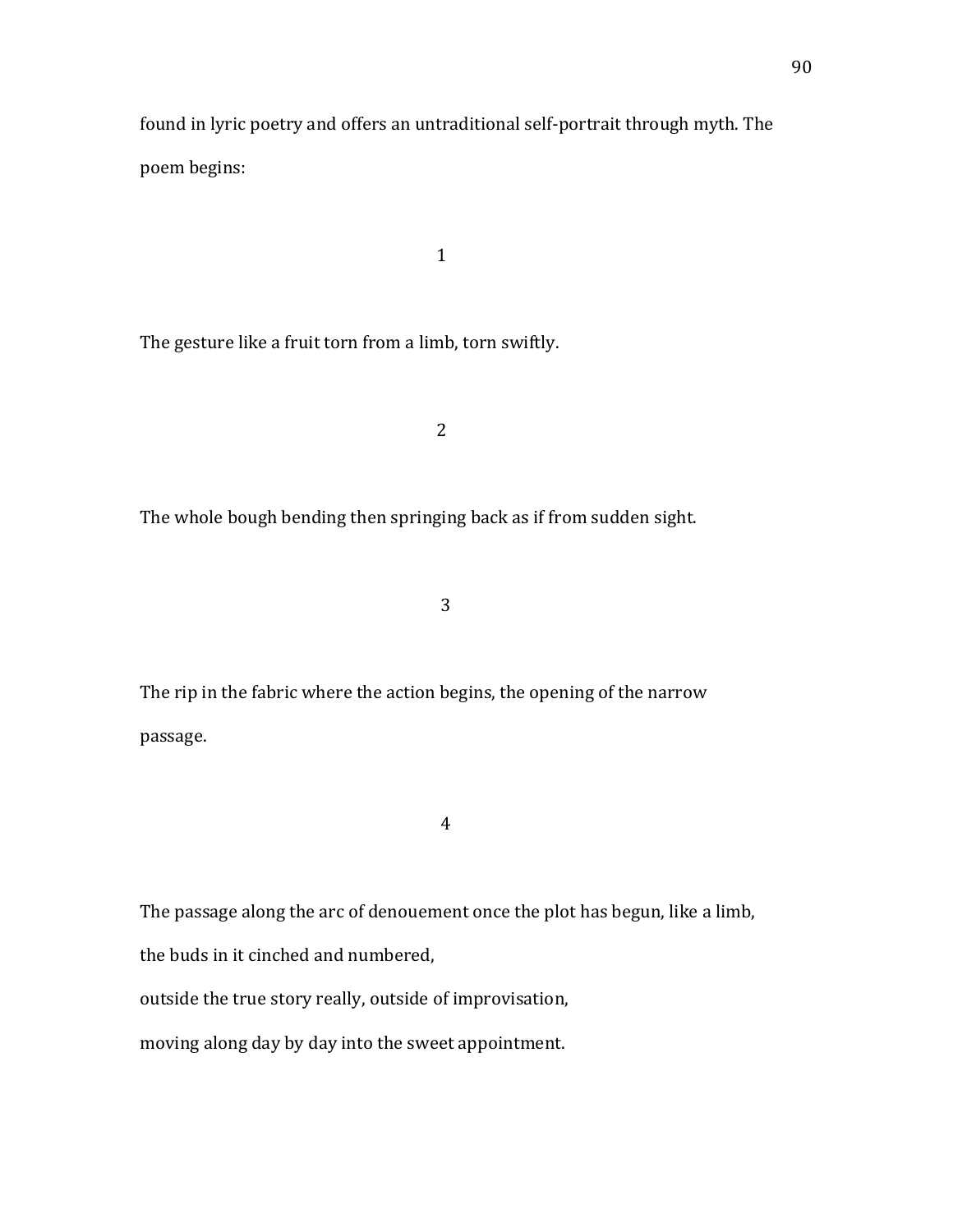found in lyric poetry and offers an untraditional self-portrait through myth. The poem begins:

1

The gesture like a fruit torn from a limb, torn swiftly.

2

The whole bough bending then springing back as if from sudden sight.

3

The rip in the fabric where the action begins, the opening of the narrow passage.

4

The passage along the arc of denouement once the plot has begun, like a limb,  
the buds in it cinched and numbered,  
outside the true story really, outside of improvisation,  
moving along day by day into the sweet appointment.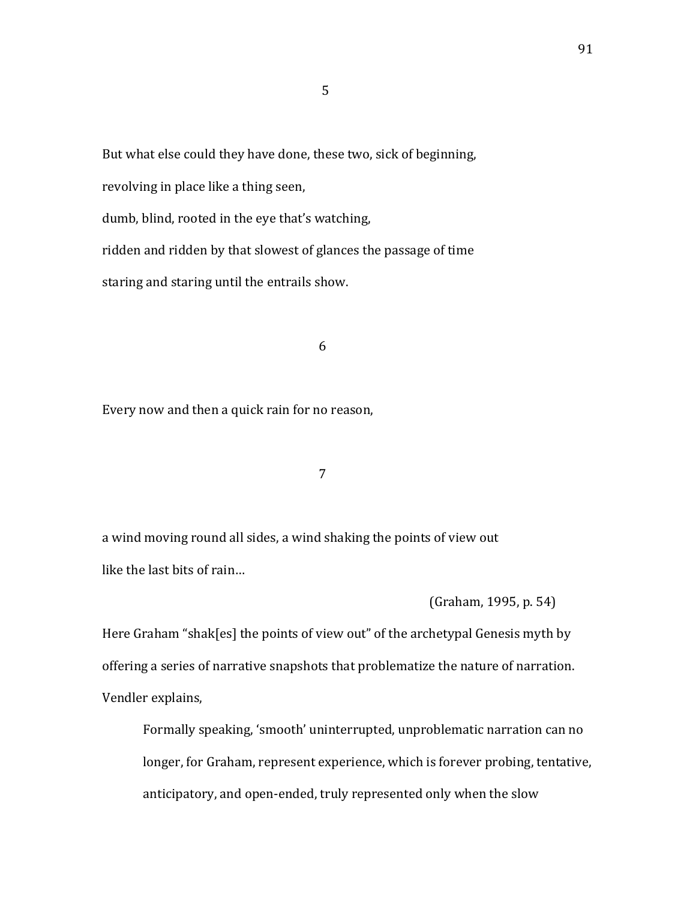5

But what else could they have done, these two, sick of beginning,

revolving in place like a thing seen,

dumb, blind, rooted in the eye that's watching,

ridden and ridden by that slowest of glances the passage of time

staring and staring until the entrails show.

6

Every now and then a quick rain for no reason,

7

a wind moving round all sides, a wind shaking the points of view out

like the last bits of rain…

(Graham, 1995, p. 54)

Here Graham "shak[es] the points of view out" of the archetypal Genesis myth by offering a series of narrative snapshots that problematize the nature of narration. Vendler explains,

> Formally speaking, 'smooth' uninterrupted, unproblematic narration can no longer, for Graham, represent experience, which is forever probing, tentative, anticipatory, and open-ended, truly represented only when the slow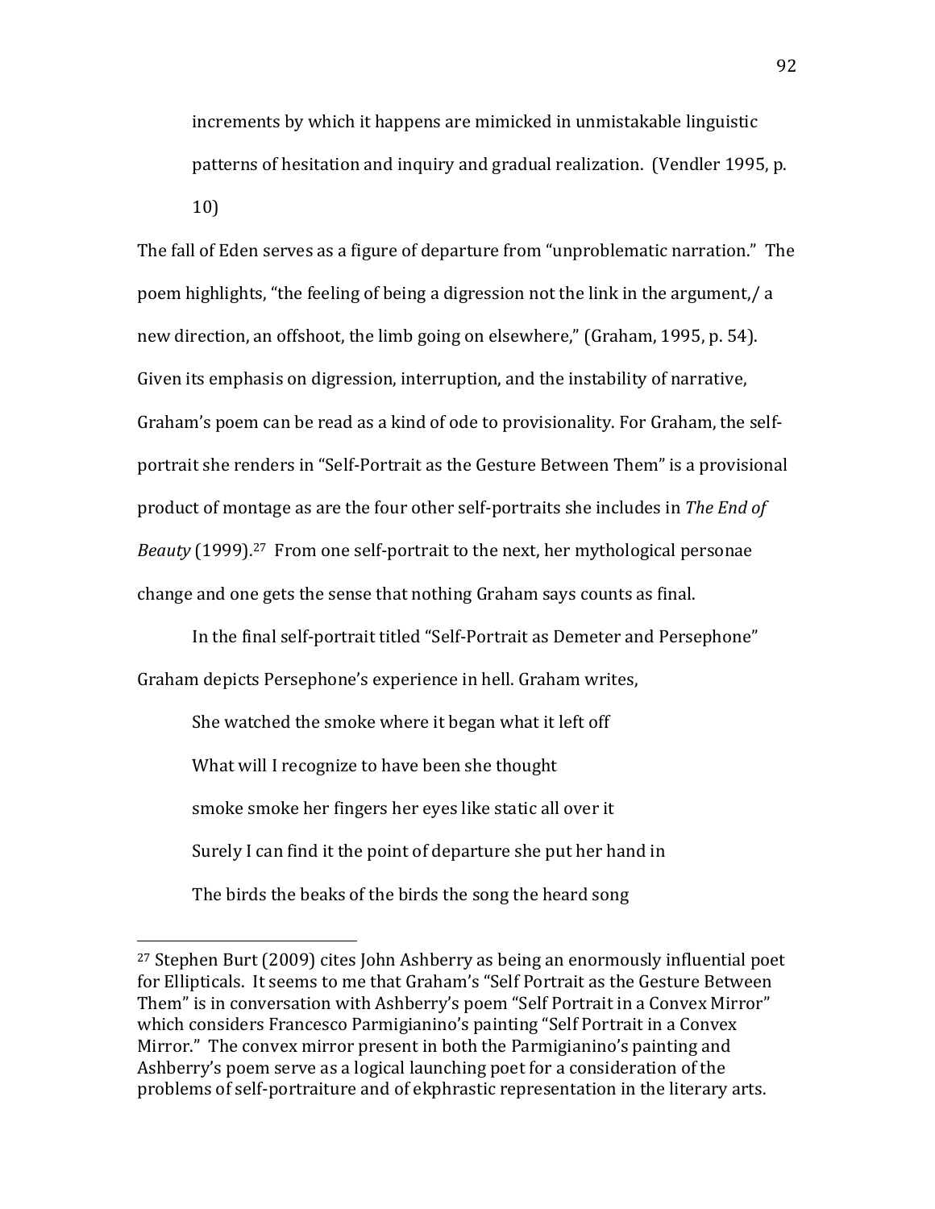> increments by which it happens are mimicked in unmistakable linguistic patterns of hesitation and inquiry and gradual realization. (Vendler 1995, p. 10)

The fall of Eden serves as a figure of departure from "unproblematic narration." The poem highlights, "the feeling of being a digression not the link in the argument,/ a new direction, an offshoot, the limb going on elsewhere," (Graham, 1995, p. 54). Given its emphasis on digression, interruption, and the instability of narrative, Graham's poem can be read as a kind of ode to provisionality. For Graham, the self-portrait she renders in "Self-Portrait as the Gesture Between Them" is a provisional product of montage as are the four other self-portraits she includes in *The End of Beauty* (1999).[27] From one self-portrait to the next, her mythological personae change and one gets the sense that nothing Graham says counts as final.

In the final self-portrait titled "Self-Portrait as Demeter and Persephone" Graham depicts Persephone's experience in hell. Graham writes,

> She watched the smoke where it began what it left off
>
> What will I recognize to have been she thought
>
> smoke smoke her fingers her eyes like static all over it
>
> Surely I can find it the point of departure she put her hand in
>
> The birds the beaks of the birds the song the heard song

---

[27] Stephen Burt (2009) cites John Ashberry as being an enormously influential poet for Ellipticals. It seems to me that Graham's "Self Portrait as the Gesture Between Them" is in conversation with Ashberry's poem "Self Portrait in a Convex Mirror" which considers Francesco Parmigianino's painting "Self Portrait in a Convex Mirror." The convex mirror present in both the Parmigianino's painting and Ashberry's poem serve as a logical launching poet for a consideration of the problems of self-portraiture and of ekphrastic representation in the literary arts.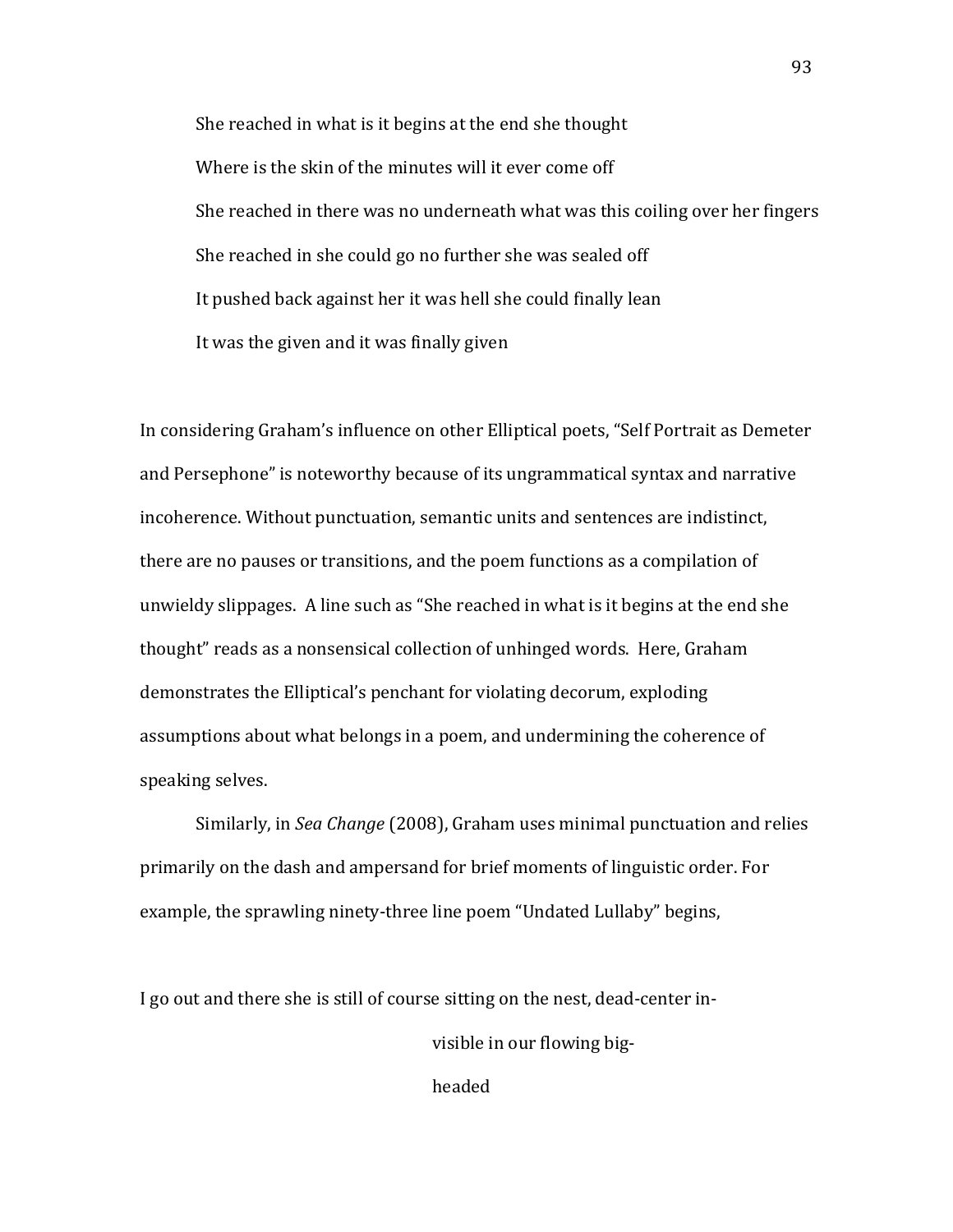She reached in what is it begins at the end she thought

Where is the skin of the minutes will it ever come off

She reached in there was no underneath what was this coiling over her fingers

She reached in she could go no further she was sealed off

It pushed back against her it was hell she could finally lean

It was the given and it was finally given

In considering Graham's influence on other Elliptical poets, "Self Portrait as Demeter and Persephone" is noteworthy because of its ungrammatical syntax and narrative incoherence. Without punctuation, semantic units and sentences are indistinct, there are no pauses or transitions, and the poem functions as a compilation of unwieldy slippages. A line such as "She reached in what is it begins at the end she thought" reads as a nonsensical collection of unhinged words. Here, Graham demonstrates the Elliptical's penchant for violating decorum, exploding assumptions about what belongs in a poem, and undermining the coherence of speaking selves.

Similarly, in *Sea Change* (2008), Graham uses minimal punctuation and relies primarily on the dash and ampersand for brief moments of linguistic order. For example, the sprawling ninety-three line poem "Undated Lullaby" begins,

I go out and there she is still of course sitting on the nest, dead-center in-

visible in our flowing big-

headed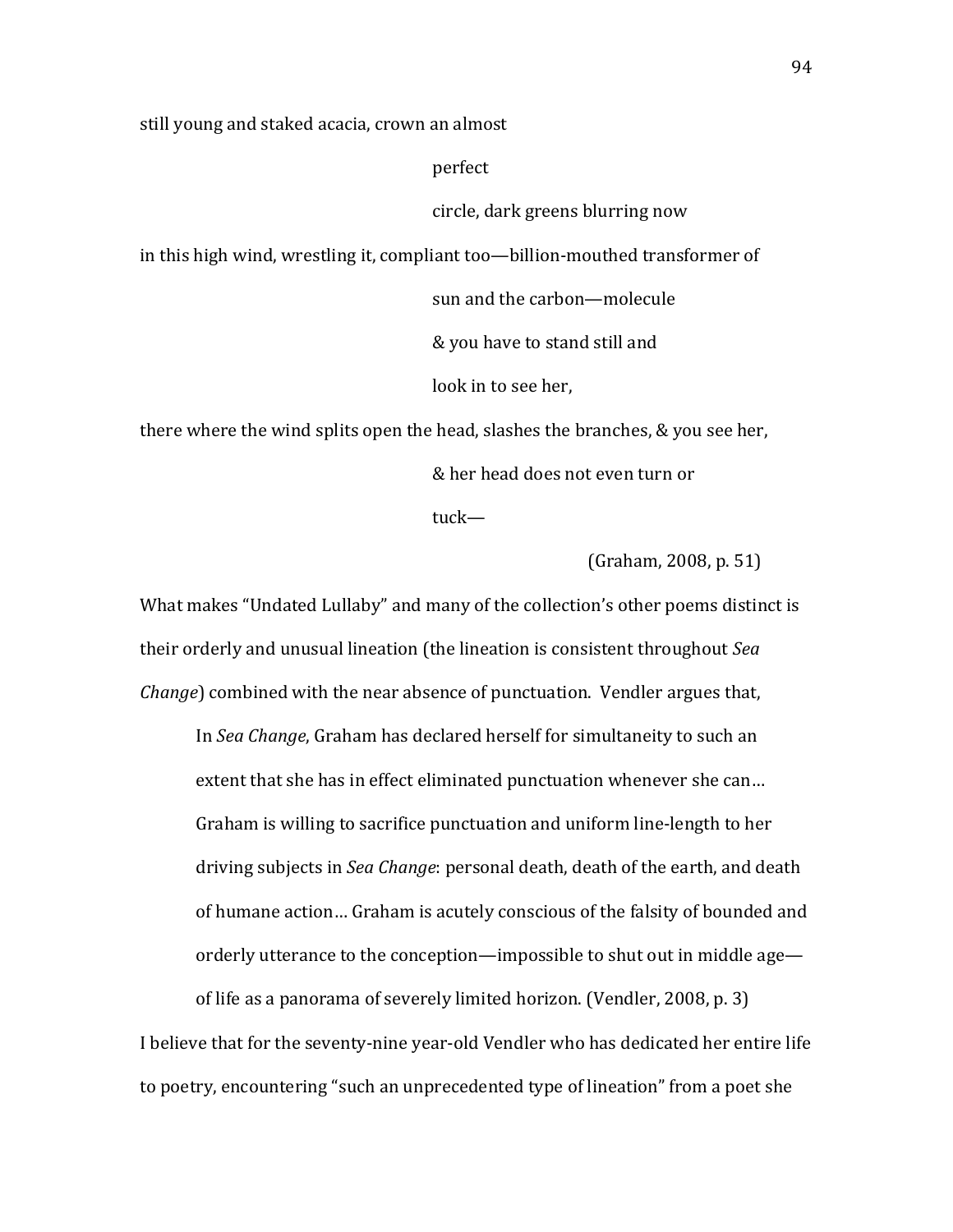still young and staked acacia, crown an almost

perfect

circle, dark greens blurring now

in this high wind, wrestling it, compliant too—billion-mouthed transformer of

sun and the carbon—molecule

& you have to stand still and

look in to see her,

there where the wind splits open the head, slashes the branches, & you see her,

& her head does not even turn or

tuck—

(Graham, 2008, p. 51)

What makes "Undated Lullaby" and many of the collection's other poems distinct is their orderly and unusual lineation (the lineation is consistent throughout *Sea Change*) combined with the near absence of punctuation. Vendler argues that,

> In *Sea Change*, Graham has declared herself for simultaneity to such an extent that she has in effect eliminated punctuation whenever she can… Graham is willing to sacrifice punctuation and uniform line-length to her driving subjects in *Sea Change*: personal death, death of the earth, and death of humane action… Graham is acutely conscious of the falsity of bounded and orderly utterance to the conception—impossible to shut out in middle age—of life as a panorama of severely limited horizon. (Vendler, 2008, p. 3)

I believe that for the seventy-nine year-old Vendler who has dedicated her entire life to poetry, encountering "such an unprecedented type of lineation" from a poet she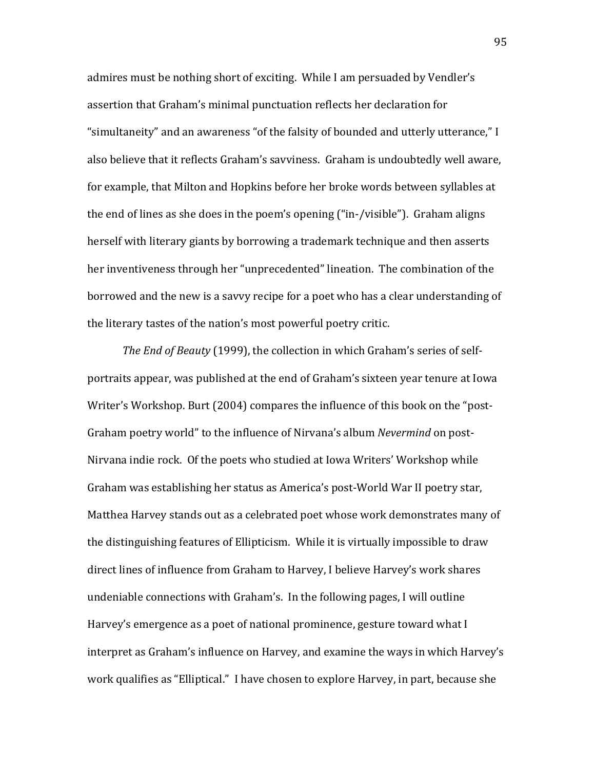admires must be nothing short of exciting. While I am persuaded by Vendler's assertion that Graham's minimal punctuation reflects her declaration for "simultaneity" and an awareness "of the falsity of bounded and utterly utterance," I also believe that it reflects Graham's savviness. Graham is undoubtedly well aware, for example, that Milton and Hopkins before her broke words between syllables at the end of lines as she does in the poem's opening ("in-/visible"). Graham aligns herself with literary giants by borrowing a trademark technique and then asserts her inventiveness through her "unprecedented" lineation. The combination of the borrowed and the new is a savvy recipe for a poet who has a clear understanding of the literary tastes of the nation's most powerful poetry critic.

*The End of Beauty* (1999), the collection in which Graham's series of self-portraits appear, was published at the end of Graham's sixteen year tenure at Iowa Writer's Workshop. Burt (2004) compares the influence of this book on the "post-Graham poetry world" to the influence of Nirvana's album *Nevermind* on post-Nirvana indie rock. Of the poets who studied at Iowa Writers' Workshop while Graham was establishing her status as America's post-World War II poetry star, Matthea Harvey stands out as a celebrated poet whose work demonstrates many of the distinguishing features of Ellipticism. While it is virtually impossible to draw direct lines of influence from Graham to Harvey, I believe Harvey's work shares undeniable connections with Graham's. In the following pages, I will outline Harvey's emergence as a poet of national prominence, gesture toward what I interpret as Graham's influence on Harvey, and examine the ways in which Harvey's work qualifies as "Elliptical." I have chosen to explore Harvey, in part, because she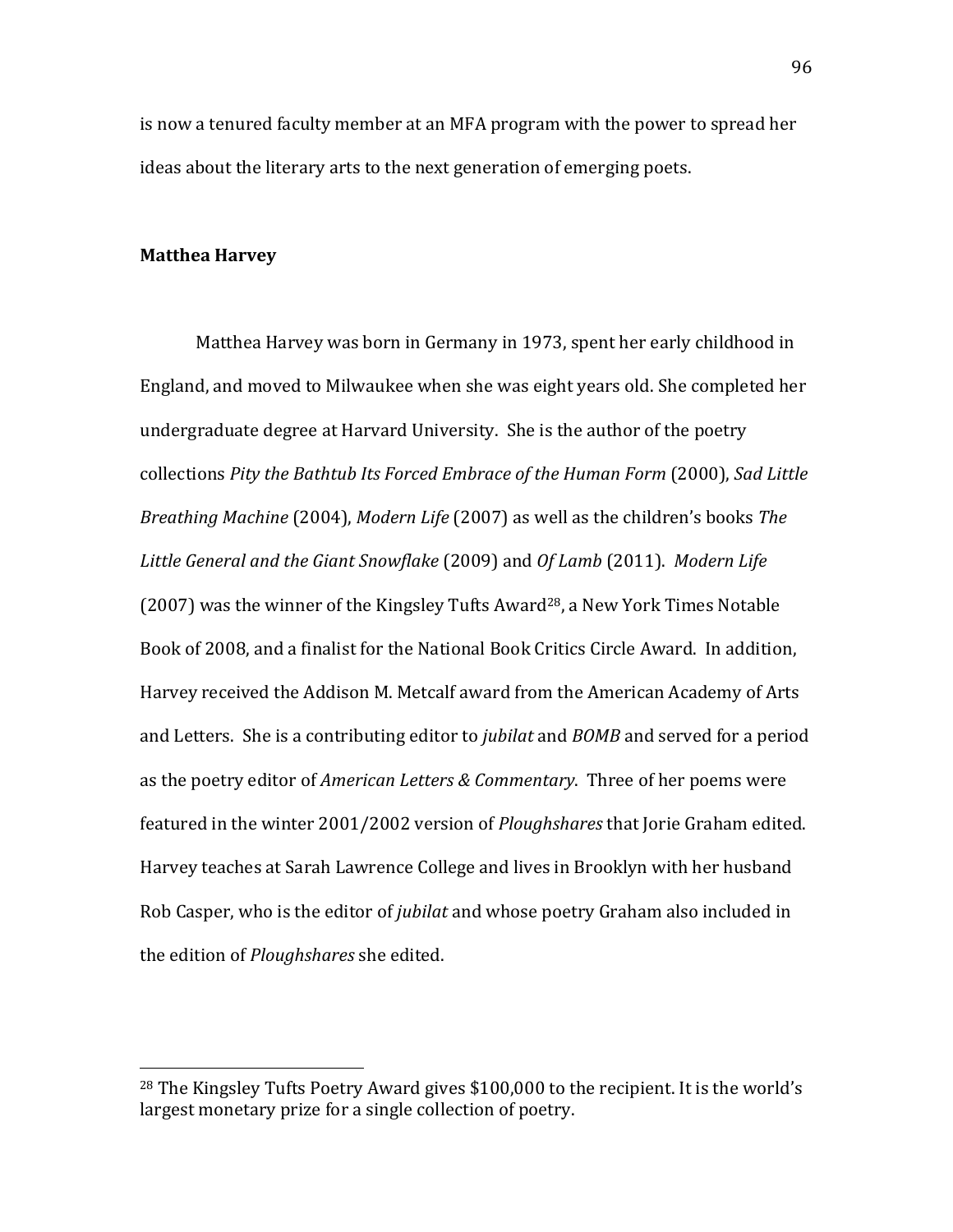is now a tenured faculty member at an MFA program with the power to spread her ideas about the literary arts to the next generation of emerging poets.

**Matthea Harvey**

Matthea Harvey was born in Germany in 1973, spent her early childhood in England, and moved to Milwaukee when she was eight years old. She completed her undergraduate degree at Harvard University. She is the author of the poetry collections *Pity the Bathtub Its Forced Embrace of the Human Form* (2000), *Sad Little Breathing Machine* (2004), *Modern Life* (2007) as well as the children's books *The Little General and the Giant Snowflake* (2009) and *Of Lamb* (2011). *Modern Life* (2007) was the winner of the Kingsley Tufts Award[28], a New York Times Notable Book of 2008, and a finalist for the National Book Critics Circle Award. In addition, Harvey received the Addison M. Metcalf award from the American Academy of Arts and Letters. She is a contributing editor to *jubilat* and *BOMB* and served for a period as the poetry editor of *American Letters & Commentary*. Three of her poems were featured in the winter 2001/2002 version of *Ploughshares* that Jorie Graham edited. Harvey teaches at Sarah Lawrence College and lives in Brooklyn with her husband Rob Casper, who is the editor of *jubilat* and whose poetry Graham also included in the edition of *Ploughshares* she edited.

[28] The Kingsley Tufts Poetry Award gives $100,000 to the recipient. It is the world's largest monetary prize for a single collection of poetry.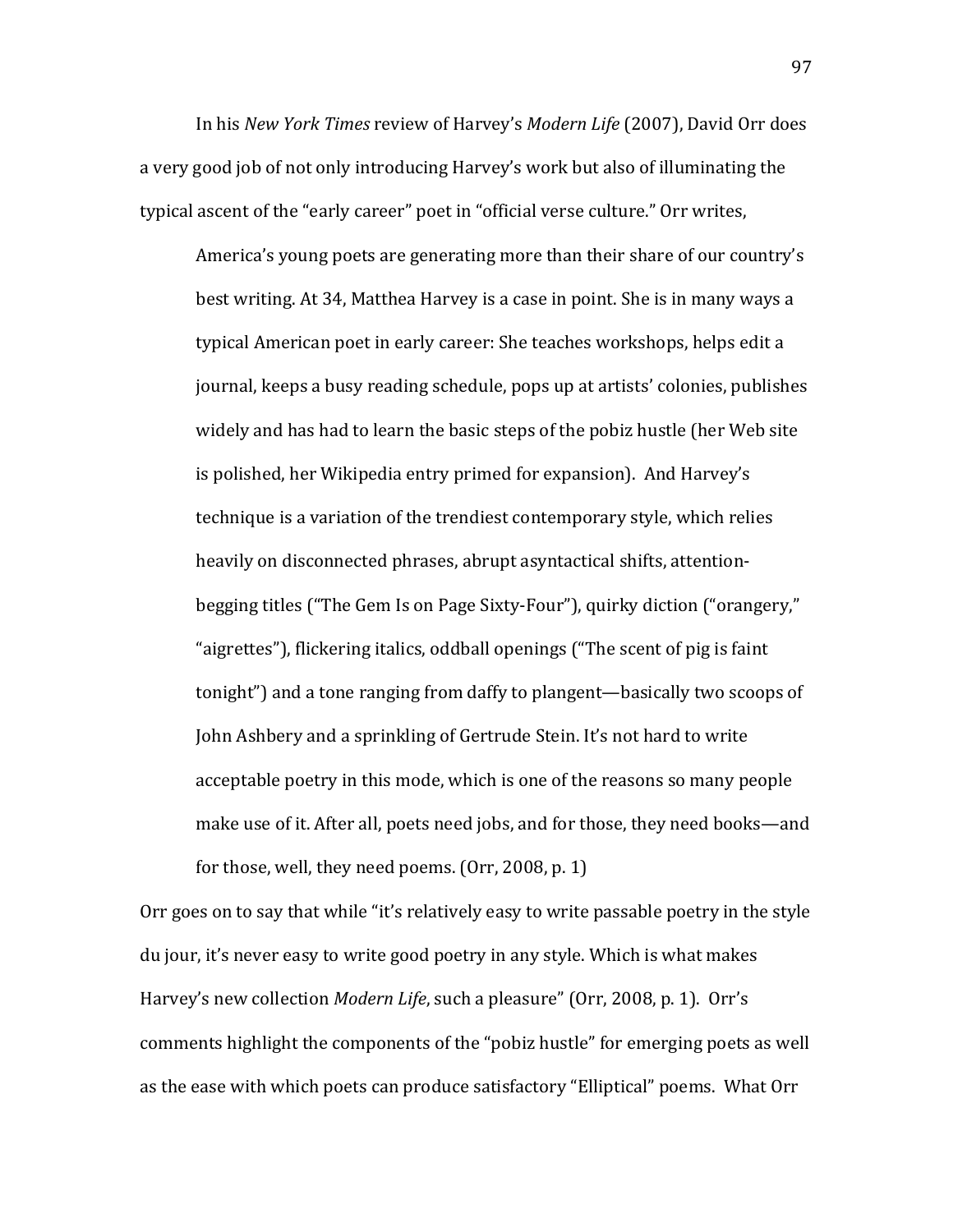In his *New York Times* review of Harvey's *Modern Life* (2007), David Orr does a very good job of not only introducing Harvey's work but also of illuminating the typical ascent of the "early career" poet in "official verse culture." Orr writes,

> America's young poets are generating more than their share of our country's best writing. At 34, Matthea Harvey is a case in point. She is in many ways a typical American poet in early career: She teaches workshops, helps edit a journal, keeps a busy reading schedule, pops up at artists' colonies, publishes widely and has had to learn the basic steps of the pobiz hustle (her Web site is polished, her Wikipedia entry primed for expansion). And Harvey's technique is a variation of the trendiest contemporary style, which relies heavily on disconnected phrases, abrupt asyntactical shifts, attention-begging titles ("The Gem Is on Page Sixty-Four"), quirky diction ("orangery," "aigrettes"), flickering italics, oddball openings ("The scent of pig is faint tonight") and a tone ranging from daffy to plangent—basically two scoops of John Ashbery and a sprinkling of Gertrude Stein. It's not hard to write acceptable poetry in this mode, which is one of the reasons so many people make use of it. After all, poets need jobs, and for those, they need books—and for those, well, they need poems. (Orr, 2008, p. 1)

Orr goes on to say that while "it's relatively easy to write passable poetry in the style du jour, it's never easy to write good poetry in any style. Which is what makes Harvey's new collection *Modern Life*, such a pleasure" (Orr, 2008, p. 1). Orr's comments highlight the components of the "pobiz hustle" for emerging poets as well as the ease with which poets can produce satisfactory "Elliptical" poems. What Orr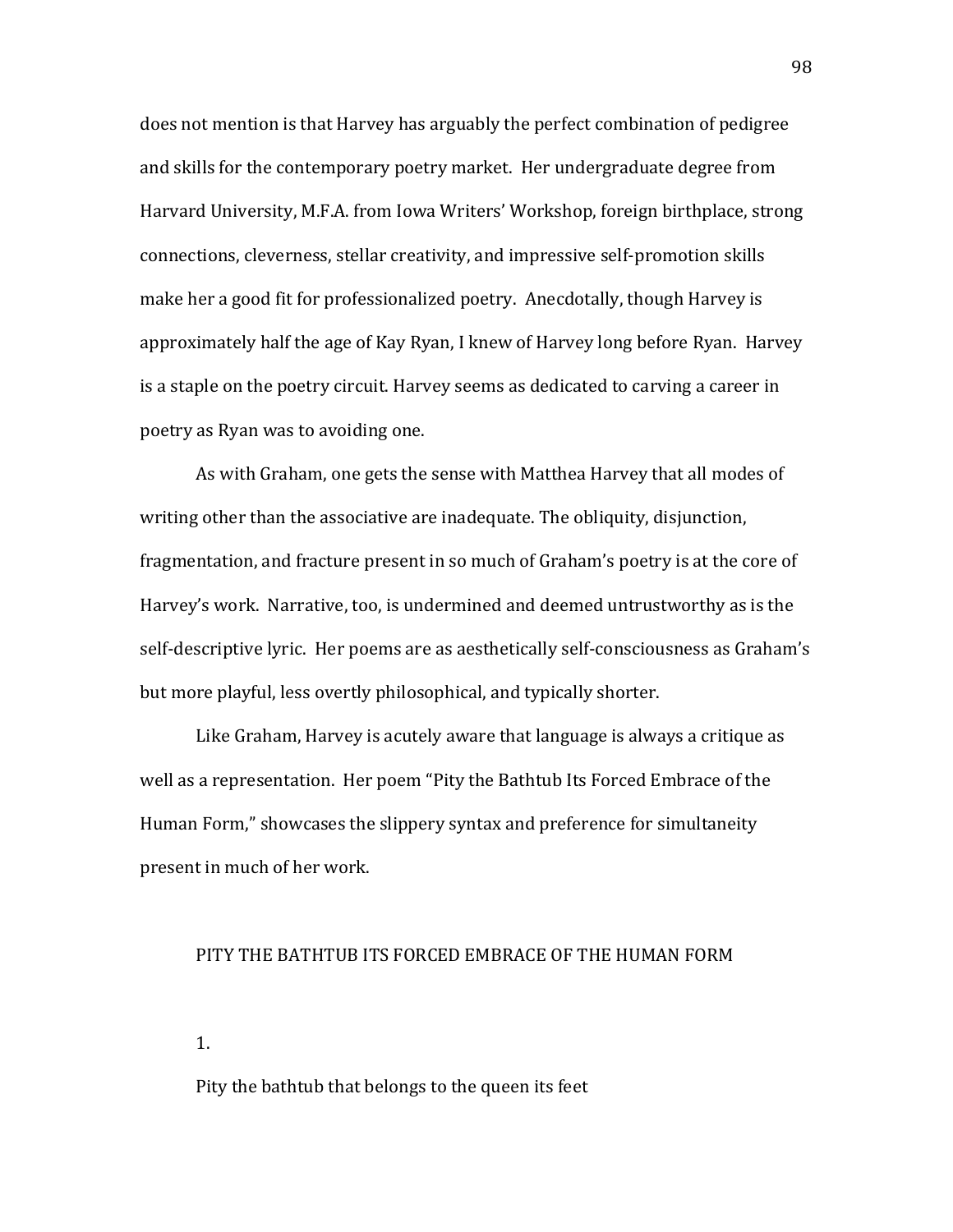does not mention is that Harvey has arguably the perfect combination of pedigree and skills for the contemporary poetry market. Her undergraduate degree from Harvard University, M.F.A. from Iowa Writers' Workshop, foreign birthplace, strong connections, cleverness, stellar creativity, and impressive self-promotion skills make her a good fit for professionalized poetry. Anecdotally, though Harvey is approximately half the age of Kay Ryan, I knew of Harvey long before Ryan. Harvey is a staple on the poetry circuit. Harvey seems as dedicated to carving a career in poetry as Ryan was to avoiding one.

As with Graham, one gets the sense with Matthea Harvey that all modes of writing other than the associative are inadequate. The obliquity, disjunction, fragmentation, and fracture present in so much of Graham's poetry is at the core of Harvey's work. Narrative, too, is undermined and deemed untrustworthy as is the self-descriptive lyric. Her poems are as aesthetically self-consciousness as Graham's but more playful, less overtly philosophical, and typically shorter.

Like Graham, Harvey is acutely aware that language is always a critique as well as a representation. Her poem "Pity the Bathtub Its Forced Embrace of the Human Form," showcases the slippery syntax and preference for simultaneity present in much of her work.

PITY THE BATHTUB ITS FORCED EMBRACE OF THE HUMAN FORM

1.

Pity the bathtub that belongs to the queen its feet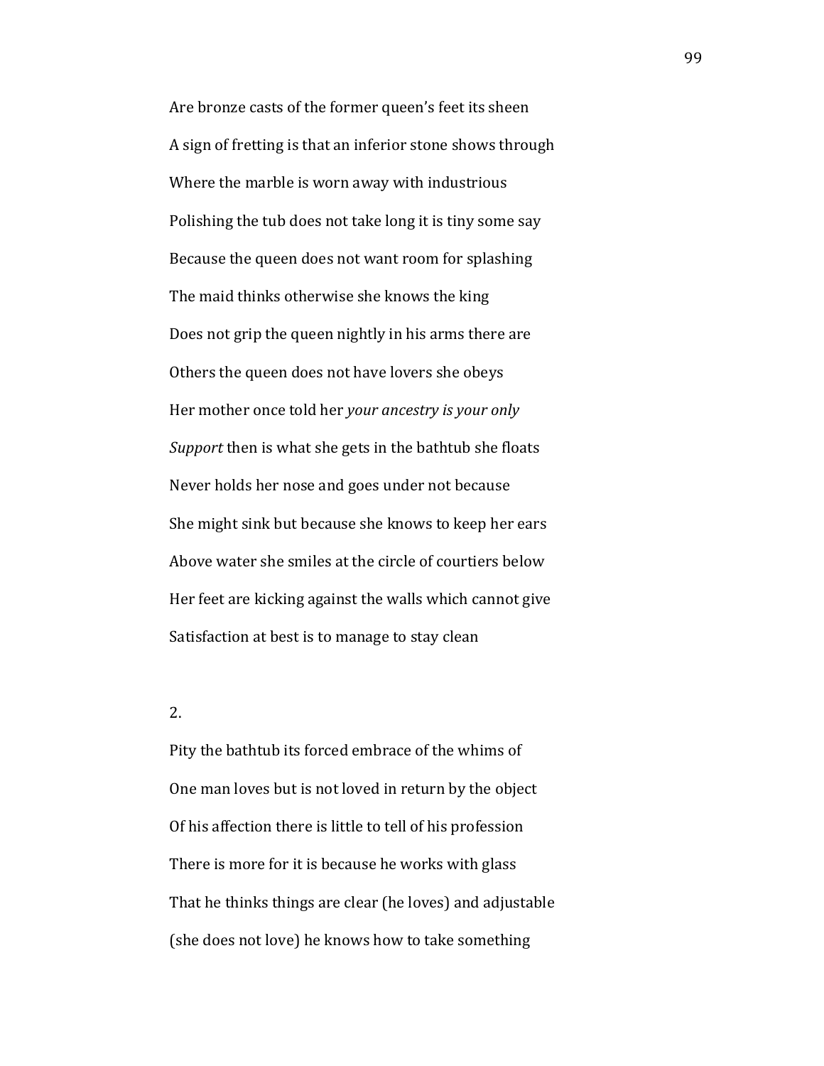Are bronze casts of the former queen's feet its sheen

A sign of fretting is that an inferior stone shows through

Where the marble is worn away with industrious

Polishing the tub does not take long it is tiny some say

Because the queen does not want room for splashing

The maid thinks otherwise she knows the king

Does not grip the queen nightly in his arms there are

Others the queen does not have lovers she obeys

Her mother once told her *your ancestry is your only*

*Support* then is what she gets in the bathtub she floats

Never holds her nose and goes under not because

She might sink but because she knows to keep her ears

Above water she smiles at the circle of courtiers below

Her feet are kicking against the walls which cannot give

Satisfaction at best is to manage to stay clean

2.

Pity the bathtub its forced embrace of the whims of

One man loves but is not loved in return by the object

Of his affection there is little to tell of his profession

There is more for it is because he works with glass

That he thinks things are clear (he loves) and adjustable

(she does not love) he knows how to take something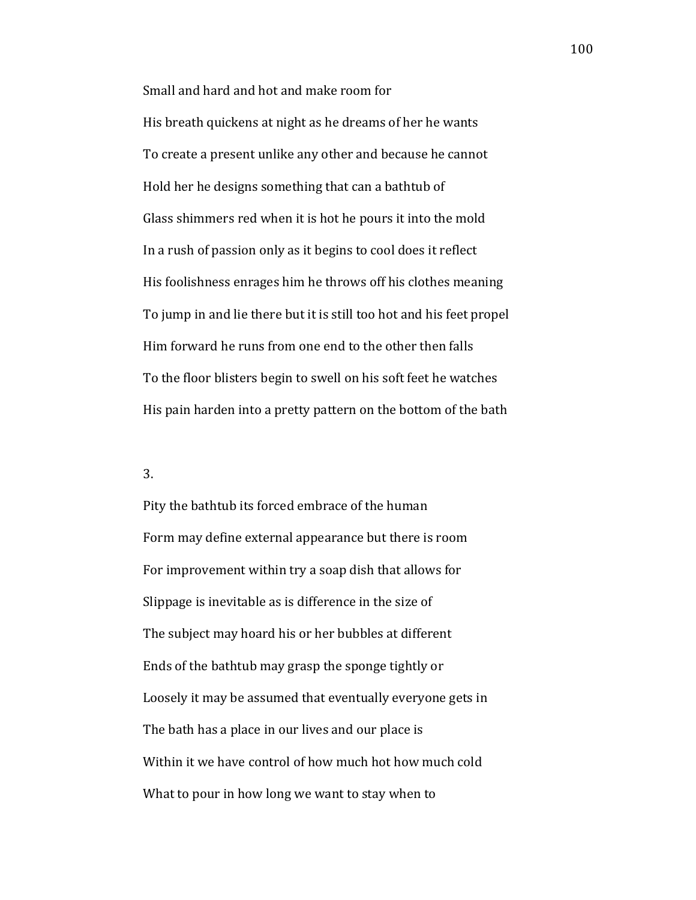Small and hard and hot and make room for

His breath quickens at night as he dreams of her he wants

To create a present unlike any other and because he cannot

Hold her he designs something that can a bathtub of

Glass shimmers red when it is hot he pours it into the mold

In a rush of passion only as it begins to cool does it reflect

His foolishness enrages him he throws off his clothes meaning

To jump in and lie there but it is still too hot and his feet propel

Him forward he runs from one end to the other then falls

To the floor blisters begin to swell on his soft feet he watches

His pain harden into a pretty pattern on the bottom of the bath

3.

Pity the bathtub its forced embrace of the human

Form may define external appearance but there is room

For improvement within try a soap dish that allows for

Slippage is inevitable as is difference in the size of

The subject may hoard his or her bubbles at different

Ends of the bathtub may grasp the sponge tightly or

Loosely it may be assumed that eventually everyone gets in

The bath has a place in our lives and our place is

Within it we have control of how much hot how much cold

What to pour in how long we want to stay when to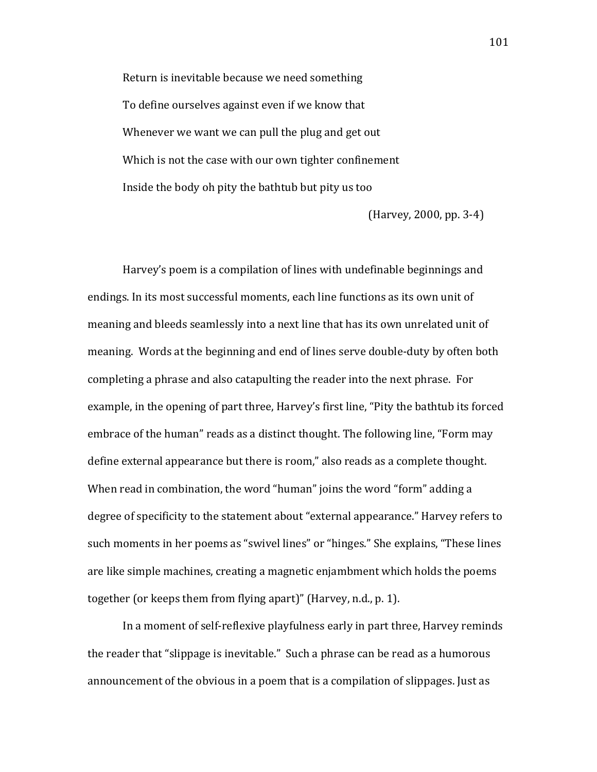> Return is inevitable because we need something
>
> To define ourselves against even if we know that
>
> Whenever we want we can pull the plug and get out
>
> Which is not the case with our own tighter confinement
>
> Inside the body oh pity the bathtub but pity us too
>
> (Harvey, 2000, pp. 3-4)

Harvey's poem is a compilation of lines with undefinable beginnings and endings. In its most successful moments, each line functions as its own unit of meaning and bleeds seamlessly into a next line that has its own unrelated unit of meaning. Words at the beginning and end of lines serve double-duty by often both completing a phrase and also catapulting the reader into the next phrase. For example, in the opening of part three, Harvey's first line, "Pity the bathtub its forced embrace of the human" reads as a distinct thought. The following line, "Form may define external appearance but there is room," also reads as a complete thought. When read in combination, the word "human" joins the word "form" adding a degree of specificity to the statement about "external appearance." Harvey refers to such moments in her poems as "swivel lines" or "hinges." She explains, "These lines are like simple machines, creating a magnetic enjambment which holds the poems together (or keeps them from flying apart)" (Harvey, n.d., p. 1).

In a moment of self-reflexive playfulness early in part three, Harvey reminds the reader that "slippage is inevitable." Such a phrase can be read as a humorous announcement of the obvious in a poem that is a compilation of slippages. Just as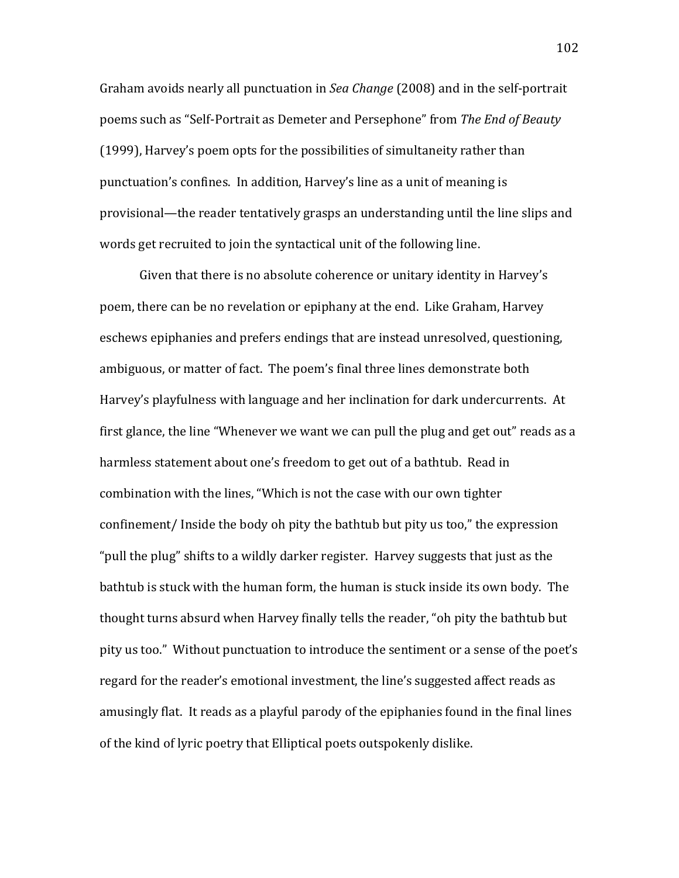Graham avoids nearly all punctuation in *Sea Change* (2008) and in the self-portrait poems such as "Self-Portrait as Demeter and Persephone" from *The End of Beauty* (1999), Harvey's poem opts for the possibilities of simultaneity rather than punctuation's confines. In addition, Harvey's line as a unit of meaning is provisional—the reader tentatively grasps an understanding until the line slips and words get recruited to join the syntactical unit of the following line.

Given that there is no absolute coherence or unitary identity in Harvey's poem, there can be no revelation or epiphany at the end. Like Graham, Harvey eschews epiphanies and prefers endings that are instead unresolved, questioning, ambiguous, or matter of fact. The poem's final three lines demonstrate both Harvey's playfulness with language and her inclination for dark undercurrents. At first glance, the line "Whenever we want we can pull the plug and get out" reads as a harmless statement about one's freedom to get out of a bathtub. Read in combination with the lines, "Which is not the case with our own tighter confinement/ Inside the body oh pity the bathtub but pity us too," the expression "pull the plug" shifts to a wildly darker register. Harvey suggests that just as the bathtub is stuck with the human form, the human is stuck inside its own body. The thought turns absurd when Harvey finally tells the reader, "oh pity the bathtub but pity us too." Without punctuation to introduce the sentiment or a sense of the poet's regard for the reader's emotional investment, the line's suggested affect reads as amusingly flat. It reads as a playful parody of the epiphanies found in the final lines of the kind of lyric poetry that Elliptical poets outspokenly dislike.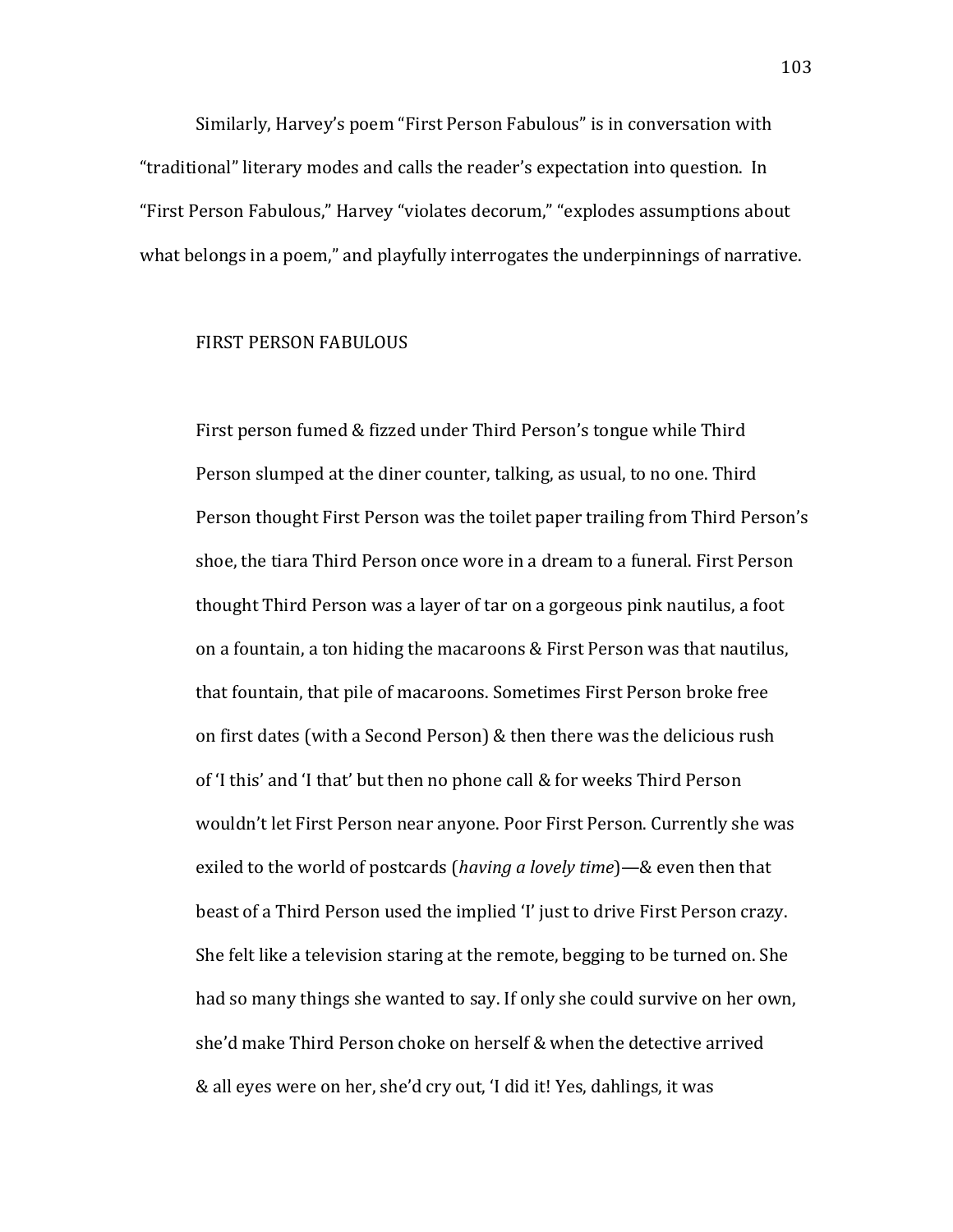Similarly, Harvey's poem "First Person Fabulous" is in conversation with "traditional" literary modes and calls the reader's expectation into question. In "First Person Fabulous," Harvey "violates decorum," "explodes assumptions about what belongs in a poem," and playfully interrogates the underpinnings of narrative.

FIRST PERSON FABULOUS

First person fumed & fizzed under Third Person's tongue while Third Person slumped at the diner counter, talking, as usual, to no one. Third Person thought First Person was the toilet paper trailing from Third Person's shoe, the tiara Third Person once wore in a dream to a funeral. First Person thought Third Person was a layer of tar on a gorgeous pink nautilus, a foot on a fountain, a ton hiding the macaroons & First Person was that nautilus, that fountain, that pile of macaroons. Sometimes First Person broke free on first dates (with a Second Person) & then there was the delicious rush of 'I this' and 'I that' but then no phone call & for weeks Third Person wouldn't let First Person near anyone. Poor First Person. Currently she was exiled to the world of postcards (*having a lovely time*)—& even then that beast of a Third Person used the implied 'I' just to drive First Person crazy. She felt like a television staring at the remote, begging to be turned on. She had so many things she wanted to say. If only she could survive on her own, she'd make Third Person choke on herself & when the detective arrived & all eyes were on her, she'd cry out, 'I did it! Yes, dahlings, it was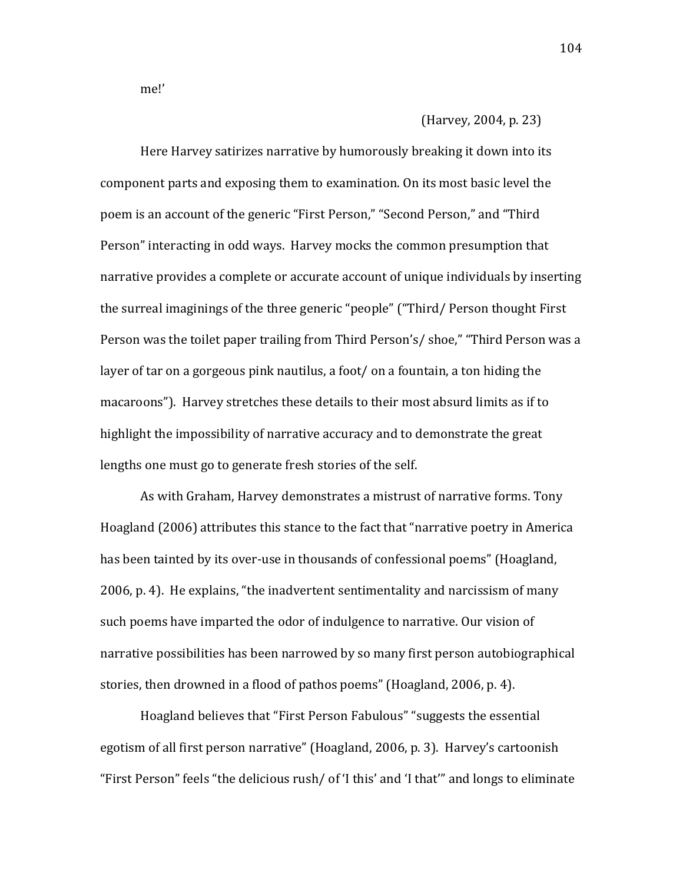me!'

(Harvey, 2004, p. 23)

Here Harvey satirizes narrative by humorously breaking it down into its component parts and exposing them to examination. On its most basic level the poem is an account of the generic "First Person," "Second Person," and "Third Person" interacting in odd ways. Harvey mocks the common presumption that narrative provides a complete or accurate account of unique individuals by inserting the surreal imaginings of the three generic "people" ("Third/ Person thought First Person was the toilet paper trailing from Third Person's/ shoe," "Third Person was a layer of tar on a gorgeous pink nautilus, a foot/ on a fountain, a ton hiding the macaroons"). Harvey stretches these details to their most absurd limits as if to highlight the impossibility of narrative accuracy and to demonstrate the great lengths one must go to generate fresh stories of the self.

As with Graham, Harvey demonstrates a mistrust of narrative forms. Tony Hoagland (2006) attributes this stance to the fact that "narrative poetry in America has been tainted by its over-use in thousands of confessional poems" (Hoagland, 2006, p. 4). He explains, "the inadvertent sentimentality and narcissism of many such poems have imparted the odor of indulgence to narrative. Our vision of narrative possibilities has been narrowed by so many first person autobiographical stories, then drowned in a flood of pathos poems" (Hoagland, 2006, p. 4).

Hoagland believes that "First Person Fabulous" "suggests the essential egotism of all first person narrative" (Hoagland, 2006, p. 3). Harvey's cartoonish "First Person" feels "the delicious rush/ of 'I this' and 'I that'" and longs to eliminate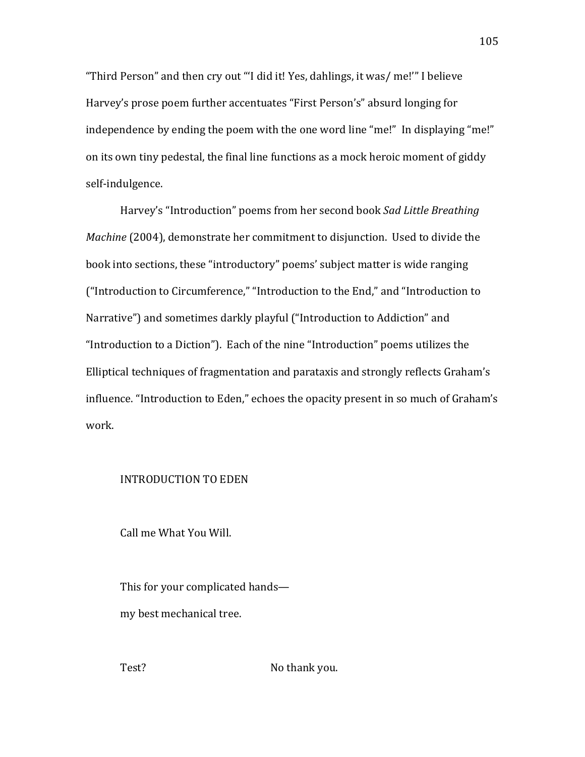"Third Person" and then cry out "'I did it! Yes, dahlings, it was/ me!'" I believe Harvey's prose poem further accentuates "First Person's" absurd longing for independence by ending the poem with the one word line "me!" In displaying "me!" on its own tiny pedestal, the final line functions as a mock heroic moment of giddy self-indulgence.

Harvey's "Introduction" poems from her second book *Sad Little Breathing Machine* (2004), demonstrate her commitment to disjunction. Used to divide the book into sections, these "introductory" poems' subject matter is wide ranging ("Introduction to Circumference," "Introduction to the End," and "Introduction to Narrative") and sometimes darkly playful ("Introduction to Addiction" and "Introduction to a Diction"). Each of the nine "Introduction" poems utilizes the Elliptical techniques of fragmentation and parataxis and strongly reflects Graham's influence. "Introduction to Eden," echoes the opacity present in so much of Graham's work.

INTRODUCTION TO EDEN

Call me What You Will.

This for your complicated hands—
my best mechanical tree.

Test?                                        No thank you.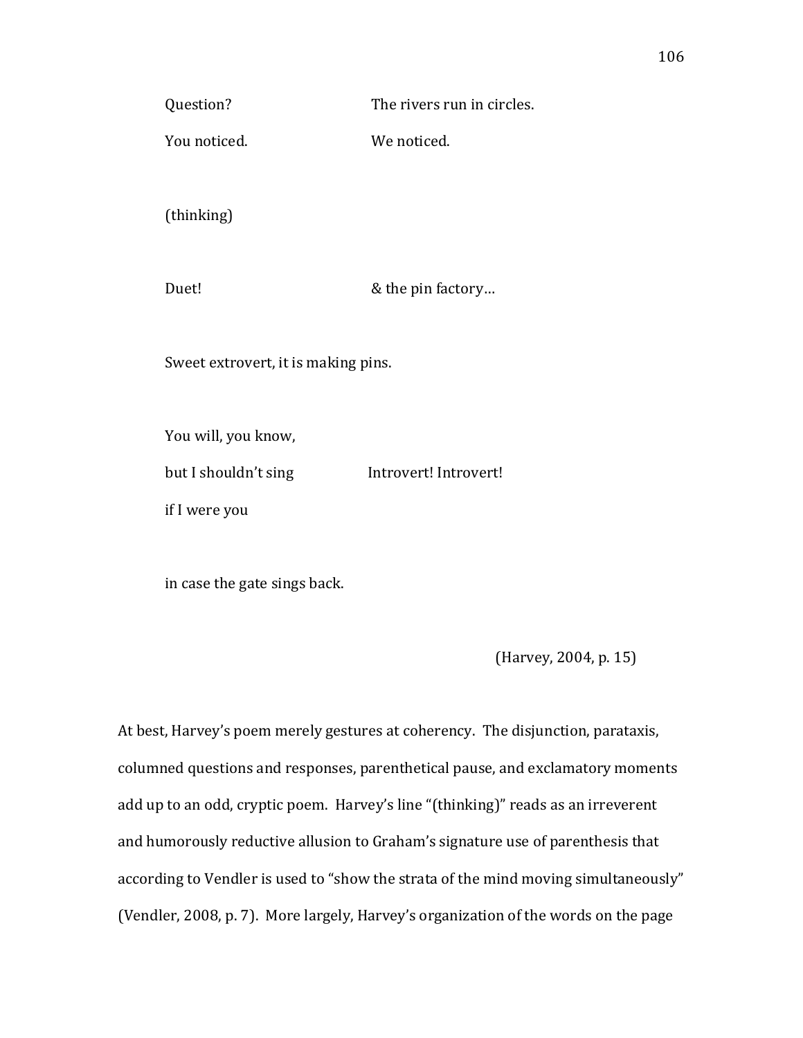Question?                     The rivers run in circles.

You noticed.                  We noticed.

(thinking)

Duet!                         & the pin factory…

Sweet extrovert, it is making pins.

You will, you know,

but I shouldn't sing          Introvert! Introvert!

if I were you

in case the gate sings back.

(Harvey, 2004, p. 15)

At best, Harvey's poem merely gestures at coherency. The disjunction, parataxis, columned questions and responses, parenthetical pause, and exclamatory moments add up to an odd, cryptic poem. Harvey's line "(thinking)" reads as an irreverent and humorously reductive allusion to Graham's signature use of parenthesis that according to Vendler is used to "show the strata of the mind moving simultaneously" (Vendler, 2008, p. 7). More largely, Harvey's organization of the words on the page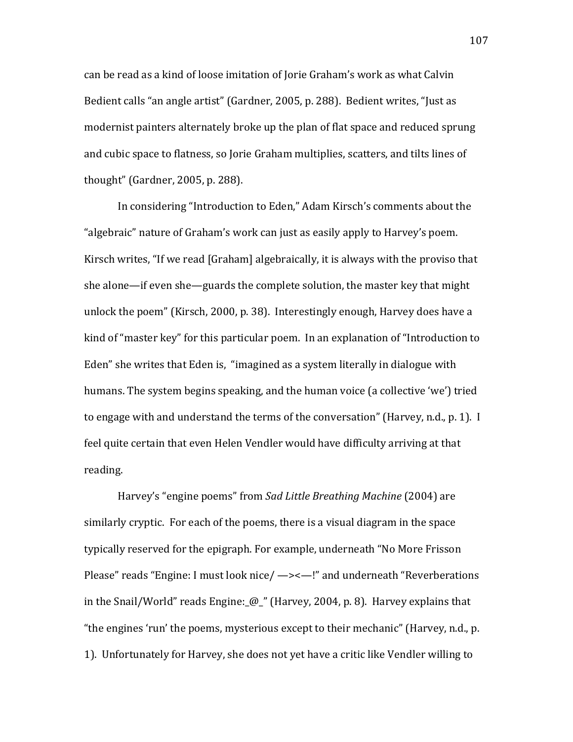can be read as a kind of loose imitation of Jorie Graham's work as what Calvin Bedient calls "an angle artist" (Gardner, 2005, p. 288). Bedient writes, "Just as modernist painters alternately broke up the plan of flat space and reduced sprung and cubic space to flatness, so Jorie Graham multiplies, scatters, and tilts lines of thought" (Gardner, 2005, p. 288).

In considering "Introduction to Eden," Adam Kirsch's comments about the "algebraic" nature of Graham's work can just as easily apply to Harvey's poem. Kirsch writes, "If we read [Graham] algebraically, it is always with the proviso that she alone—if even she—guards the complete solution, the master key that might unlock the poem" (Kirsch, 2000, p. 38). Interestingly enough, Harvey does have a kind of "master key" for this particular poem. In an explanation of "Introduction to Eden" she writes that Eden is, "imagined as a system literally in dialogue with humans. The system begins speaking, and the human voice (a collective 'we') tried to engage with and understand the terms of the conversation" (Harvey, n.d., p. 1). I feel quite certain that even Helen Vendler would have difficulty arriving at that reading.

Harvey's "engine poems" from *Sad Little Breathing Machine* (2004) are similarly cryptic. For each of the poems, there is a visual diagram in the space typically reserved for the epigraph. For example, underneath "No More Frisson Please" reads "Engine: I must look nice/ —><—!" and underneath "Reverberations in the Snail/World" reads Engine:_@_" (Harvey, 2004, p. 8). Harvey explains that "the engines 'run' the poems, mysterious except to their mechanic" (Harvey, n.d., p. 1). Unfortunately for Harvey, she does not yet have a critic like Vendler willing to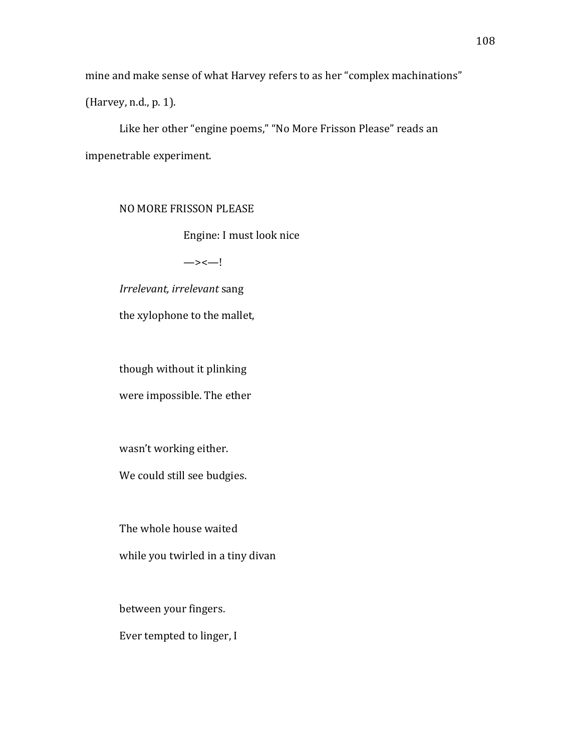mine and make sense of what Harvey refers to as her "complex machinations" (Harvey, n.d., p. 1).

Like her other "engine poems," "No More Frisson Please" reads an impenetrable experiment.

NO MORE FRISSON PLEASE

Engine: I must look nice

—><—!

*Irrelevant, irrelevant* sang
the xylophone to the mallet,

though without it plinking
were impossible. The ether

wasn't working either.
We could still see budgies.

The whole house waited
while you twirled in a tiny divan

between your fingers.
Ever tempted to linger, I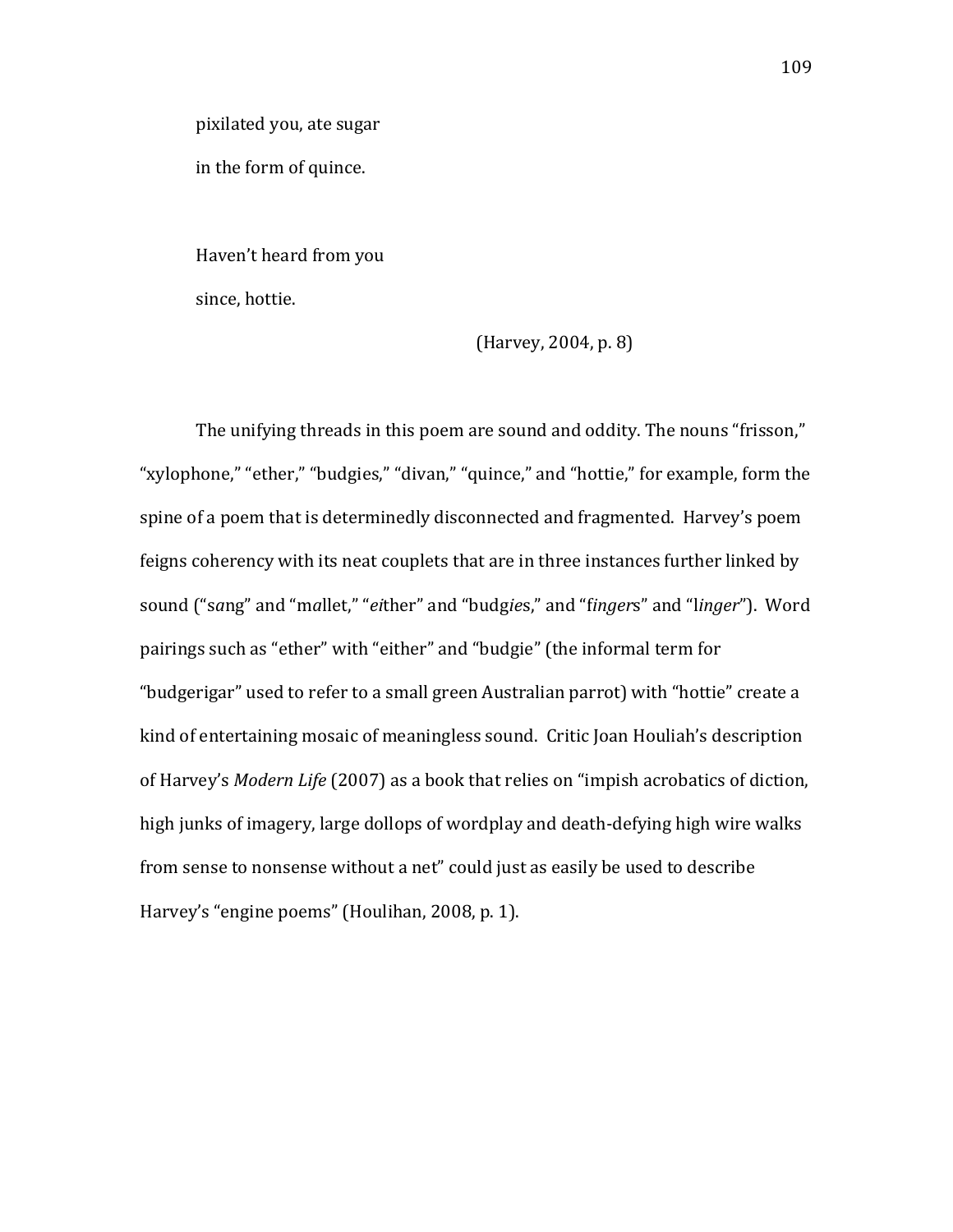pixilated you, ate sugar

in the form of quince.

Haven't heard from you

since, hottie.

(Harvey, 2004, p. 8)

The unifying threads in this poem are sound and oddity. The nouns "frisson," "xylophone," "ether," "budgies," "divan," "quince," and "hottie," for example, form the spine of a poem that is determinedly disconnected and fragmented. Harvey's poem feigns coherency with its neat couplets that are in three instances further linked by sound ("s*a*ng" and "m*a*llet," "*ei*ther" and "budg*ie*s," and "f*inger*s" and "l*inger*"). Word pairings such as "ether" with "either" and "budgie" (the informal term for "budgerigar" used to refer to a small green Australian parrot) with "hottie" create a kind of entertaining mosaic of meaningless sound. Critic Joan Houliah's description of Harvey's *Modern Life* (2007) as a book that relies on "impish acrobatics of diction, high junks of imagery, large dollops of wordplay and death-defying high wire walks from sense to nonsense without a net" could just as easily be used to describe Harvey's "engine poems" (Houlihan, 2008, p. 1).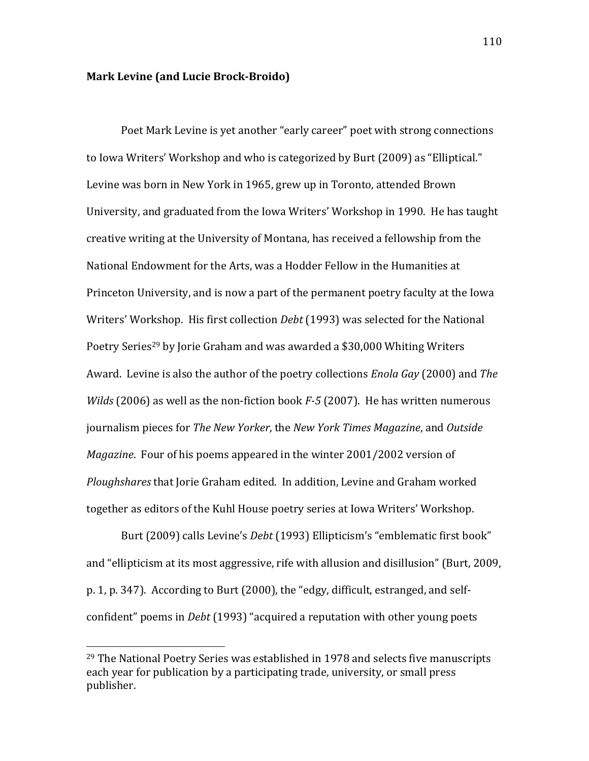**Mark Levine (and Lucie Brock-Broido)**

Poet Mark Levine is yet another "early career" poet with strong connections to Iowa Writers' Workshop and who is categorized by Burt (2009) as "Elliptical." Levine was born in New York in 1965, grew up in Toronto, attended Brown University, and graduated from the Iowa Writers' Workshop in 1990. He has taught creative writing at the University of Montana, has received a fellowship from the National Endowment for the Arts, was a Hodder Fellow in the Humanities at Princeton University, and is now a part of the permanent poetry faculty at the Iowa Writers' Workshop. His first collection *Debt* (1993) was selected for the National Poetry Series[29] by Jorie Graham and was awarded a $30,000 Whiting Writers Award. Levine is also the author of the poetry collections *Enola Gay* (2000) and *The Wilds* (2006) as well as the non-fiction book *F-5* (2007). He has written numerous journalism pieces for *The New Yorker*, the *New York Times Magazine*, and *Outside Magazine*. Four of his poems appeared in the winter 2001/2002 version of *Ploughshares* that Jorie Graham edited. In addition, Levine and Graham worked together as editors of the Kuhl House poetry series at Iowa Writers' Workshop.

Burt (2009) calls Levine's *Debt* (1993) Ellipticism's "emblematic first book" and "ellipticism at its most aggressive, rife with allusion and disillusion" (Burt, 2009, p. 1, p. 347). According to Burt (2000), the "edgy, difficult, estranged, and self-confident" poems in *Debt* (1993) "acquired a reputation with other young poets

---

[29] The National Poetry Series was established in 1978 and selects five manuscripts each year for publication by a participating trade, university, or small press publisher.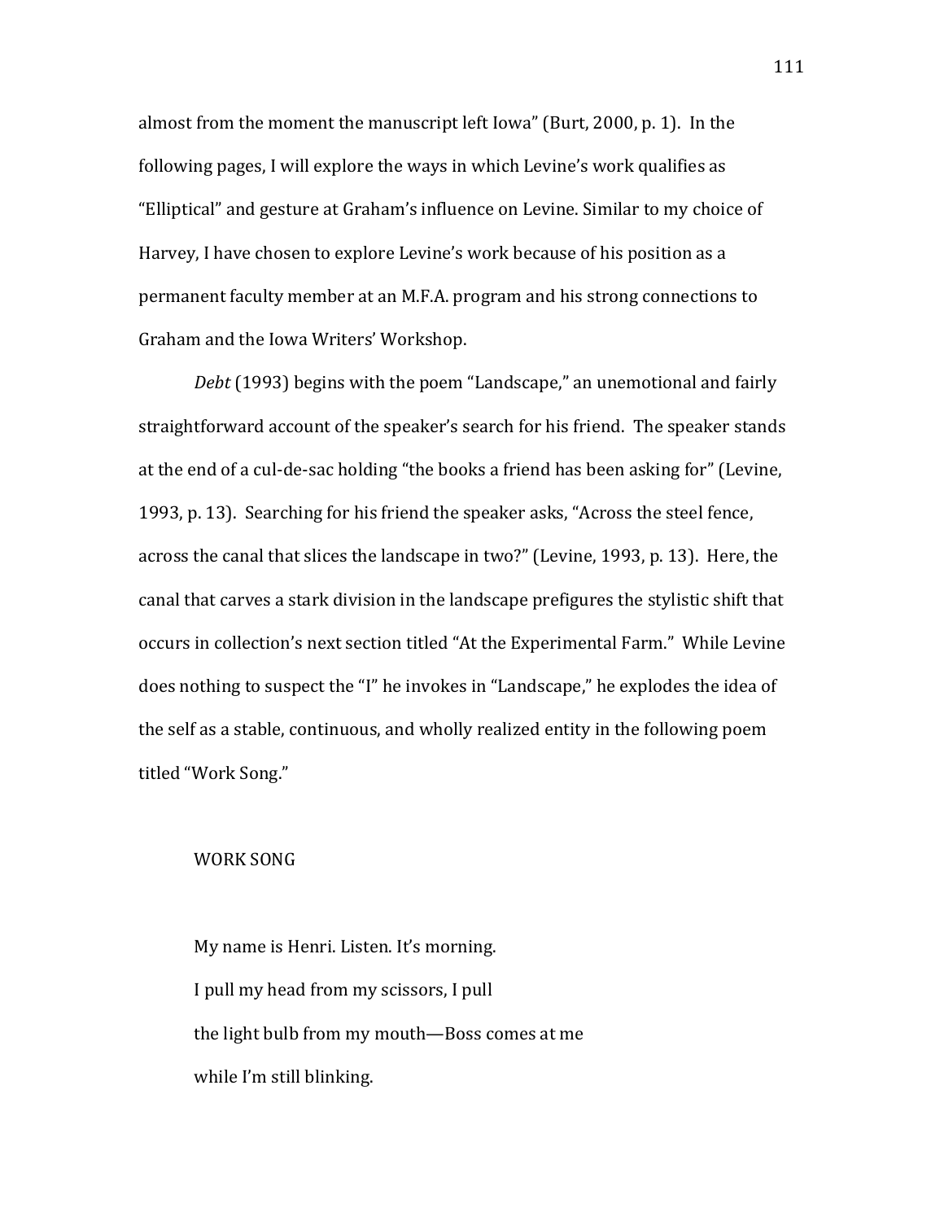almost from the moment the manuscript left Iowa" (Burt, 2000, p. 1). In the following pages, I will explore the ways in which Levine's work qualifies as "Elliptical" and gesture at Graham's influence on Levine. Similar to my choice of Harvey, I have chosen to explore Levine's work because of his position as a permanent faculty member at an M.F.A. program and his strong connections to Graham and the Iowa Writers' Workshop.

*Debt* (1993) begins with the poem "Landscape," an unemotional and fairly straightforward account of the speaker's search for his friend. The speaker stands at the end of a cul-de-sac holding "the books a friend has been asking for" (Levine, 1993, p. 13). Searching for his friend the speaker asks, "Across the steel fence, across the canal that slices the landscape in two?" (Levine, 1993, p. 13). Here, the canal that carves a stark division in the landscape prefigures the stylistic shift that occurs in collection's next section titled "At the Experimental Farm." While Levine does nothing to suspect the "I" he invokes in "Landscape," he explodes the idea of the self as a stable, continuous, and wholly realized entity in the following poem titled "Work Song."

WORK SONG

My name is Henri. Listen. It's morning.
I pull my head from my scissors, I pull
the light bulb from my mouth—Boss comes at me
while I'm still blinking.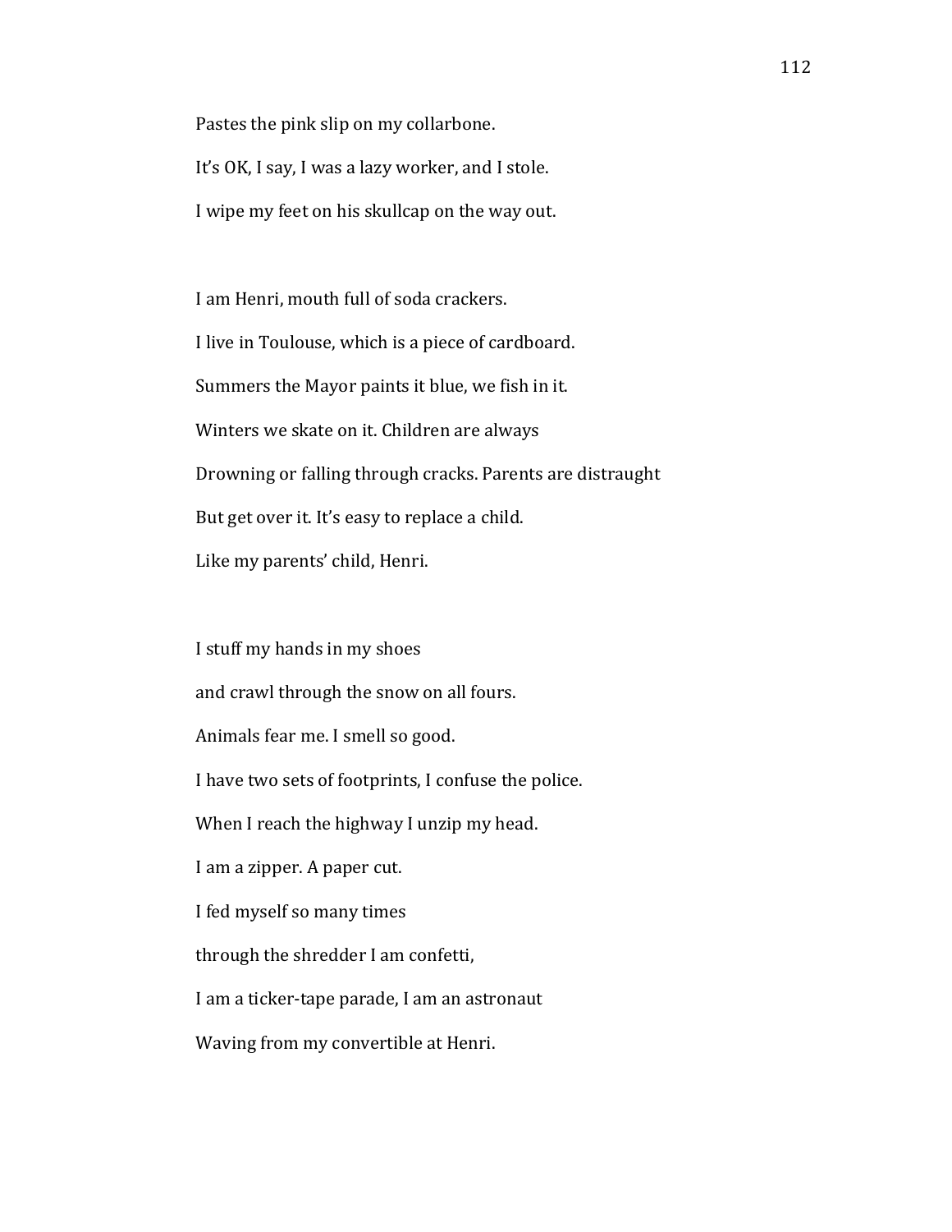Pastes the pink slip on my collarbone.

It’s OK, I say, I was a lazy worker, and I stole.

I wipe my feet on his skullcap on the way out.

I am Henri, mouth full of soda crackers.

I live in Toulouse, which is a piece of cardboard.

Summers the Mayor paints it blue, we fish in it.

Winters we skate on it. Children are always

Drowning or falling through cracks. Parents are distraught

But get over it. It’s easy to replace a child.

Like my parents’ child, Henri.

I stuff my hands in my shoes

and crawl through the snow on all fours.

Animals fear me. I smell so good.

I have two sets of footprints, I confuse the police.

When I reach the highway I unzip my head.

I am a zipper. A paper cut.

I fed myself so many times

through the shredder I am confetti,

I am a ticker-tape parade, I am an astronaut

Waving from my convertible at Henri.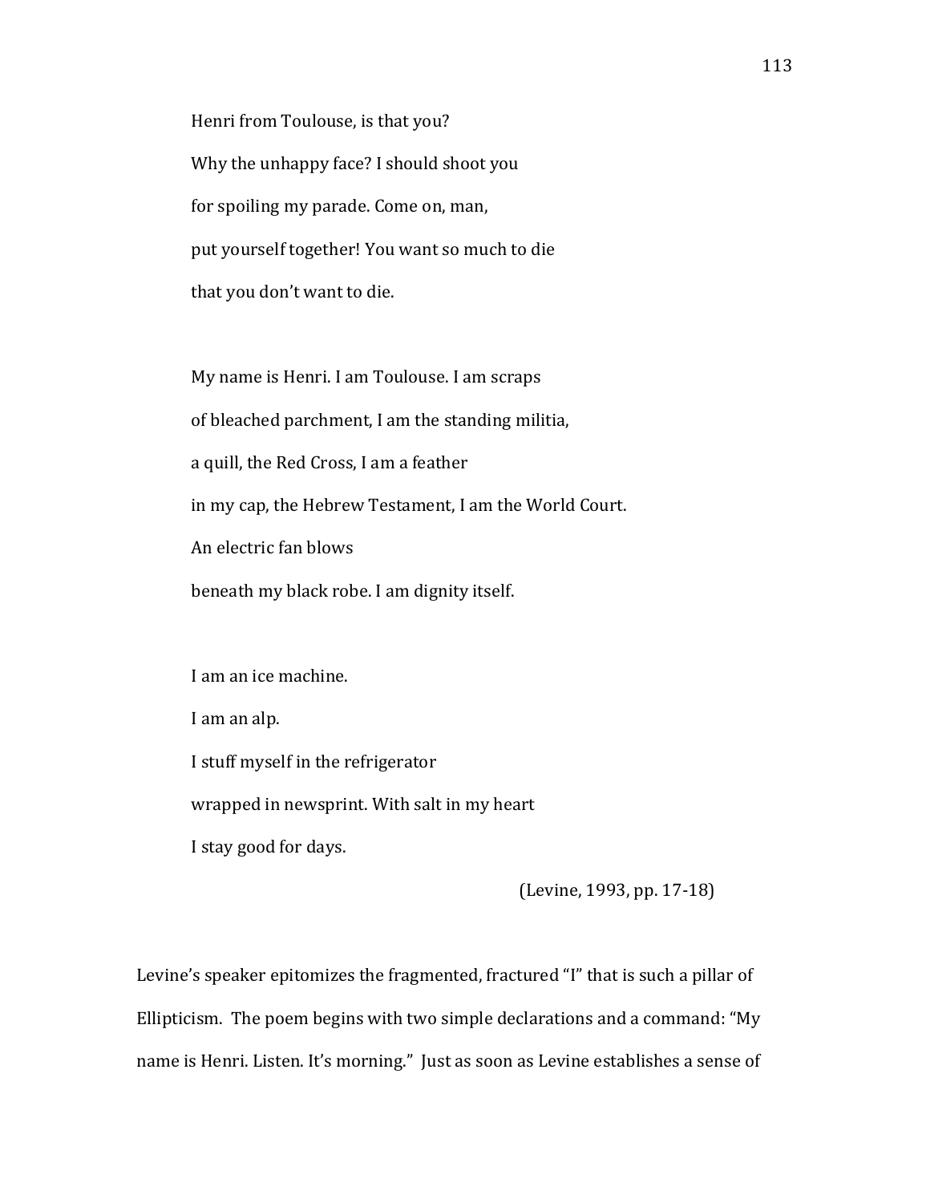Henri from Toulouse, is that you?
Why the unhappy face? I should shoot you
for spoiling my parade. Come on, man,
put yourself together! You want so much to die
that you don't want to die.

My name is Henri. I am Toulouse. I am scraps
of bleached parchment, I am the standing militia,
a quill, the Red Cross, I am a feather
in my cap, the Hebrew Testament, I am the World Court.
An electric fan blows
beneath my black robe. I am dignity itself.

I am an ice machine.
I am an alp.
I stuff myself in the refrigerator
wrapped in newsprint. With salt in my heart
I stay good for days.

(Levine, 1993, pp. 17-18)

Levine's speaker epitomizes the fragmented, fractured "I" that is such a pillar of Ellipticism. The poem begins with two simple declarations and a command: "My name is Henri. Listen. It's morning." Just as soon as Levine establishes a sense of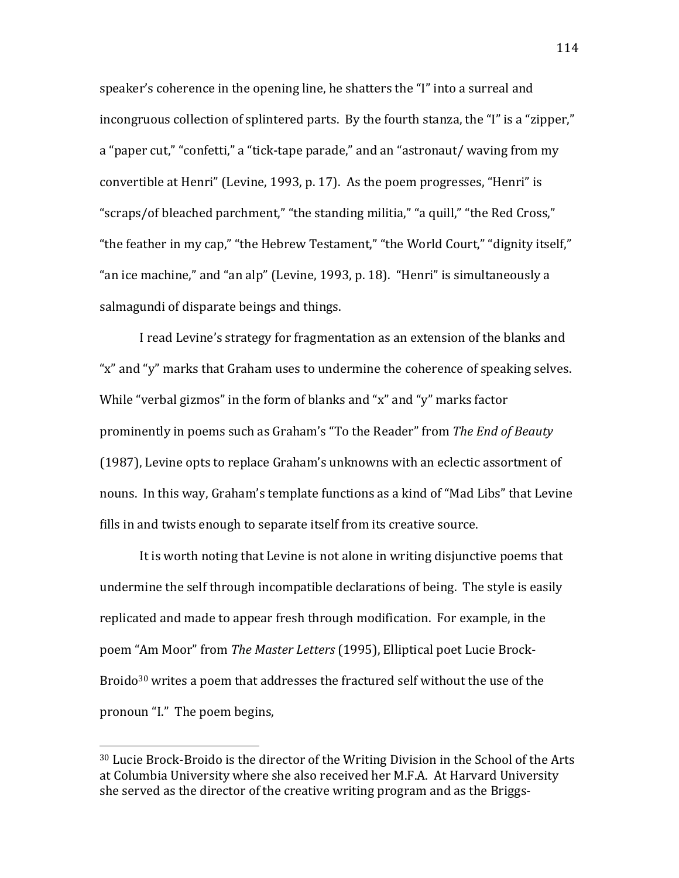speaker's coherence in the opening line, he shatters the "I" into a surreal and incongruous collection of splintered parts. By the fourth stanza, the "I" is a "zipper," a "paper cut," "confetti," a "tick-tape parade," and an "astronaut/ waving from my convertible at Henri" (Levine, 1993, p. 17). As the poem progresses, "Henri" is "scraps/of bleached parchment," "the standing militia," "a quill," "the Red Cross," "the feather in my cap," "the Hebrew Testament," "the World Court," "dignity itself," "an ice machine," and "an alp" (Levine, 1993, p. 18). "Henri" is simultaneously a salmagundi of disparate beings and things.

I read Levine's strategy for fragmentation as an extension of the blanks and "x" and "y" marks that Graham uses to undermine the coherence of speaking selves. While "verbal gizmos" in the form of blanks and "x" and "y" marks factor prominently in poems such as Graham's "To the Reader" from *The End of Beauty* (1987), Levine opts to replace Graham's unknowns with an eclectic assortment of nouns. In this way, Graham's template functions as a kind of "Mad Libs" that Levine fills in and twists enough to separate itself from its creative source.

It is worth noting that Levine is not alone in writing disjunctive poems that undermine the self through incompatible declarations of being. The style is easily replicated and made to appear fresh through modification. For example, in the poem "Am Moor" from *The Master Letters* (1995), Elliptical poet Lucie Brock-Broido[30] writes a poem that addresses the fractured self without the use of the pronoun "I." The poem begins,

---

[30] Lucie Brock-Broido is the director of the Writing Division in the School of the Arts at Columbia University where she also received her M.F.A. At Harvard University she served as the director of the creative writing program and as the Briggs-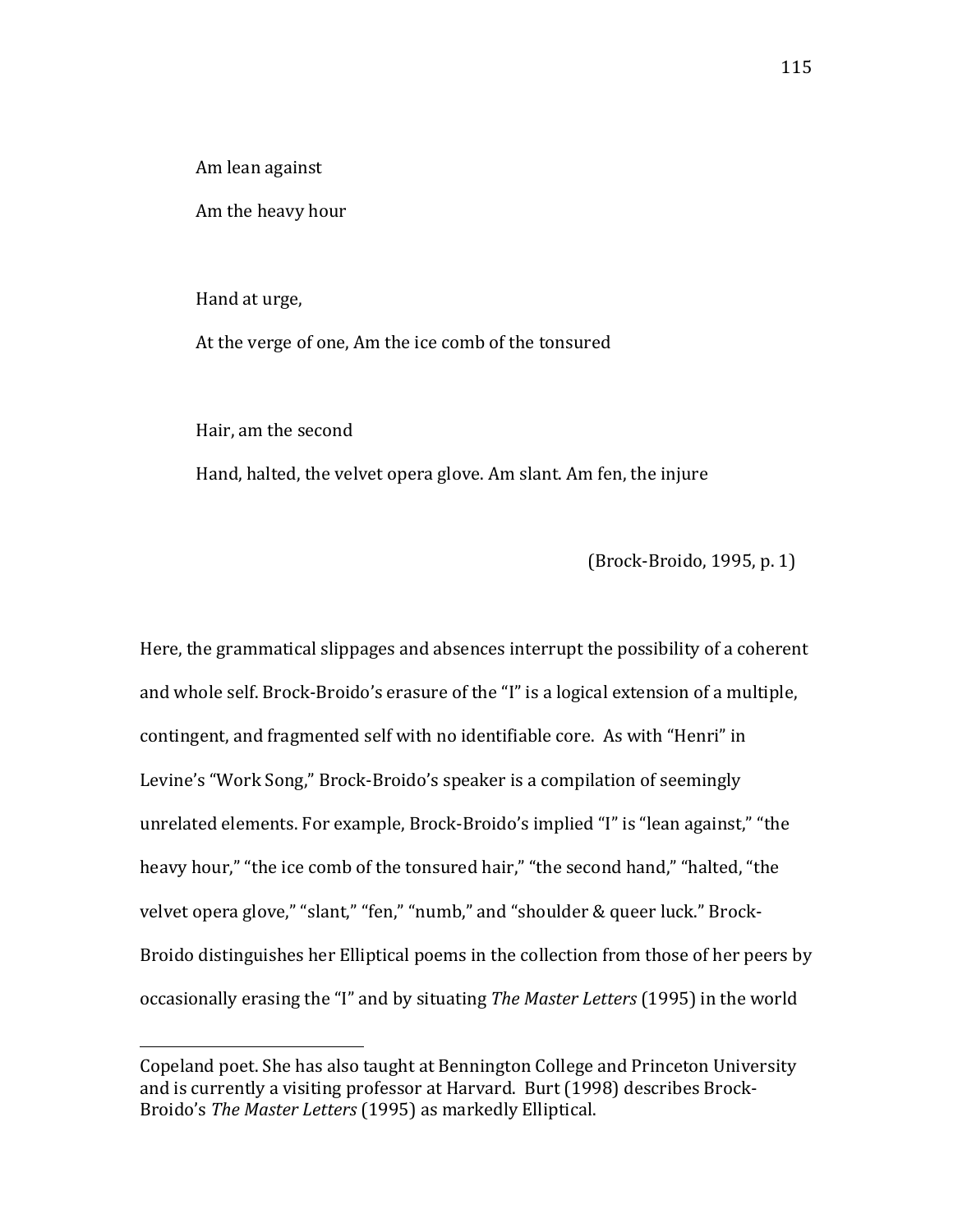Am lean against

Am the heavy hour

Hand at urge,

At the verge of one, Am the ice comb of the tonsured

Hair, am the second

Hand, halted, the velvet opera glove. Am slant. Am fen, the injure

(Brock-Broido, 1995, p. 1)

Here, the grammatical slippages and absences interrupt the possibility of a coherent and whole self. Brock-Broido's erasure of the "I" is a logical extension of a multiple, contingent, and fragmented self with no identifiable core. As with "Henri" in Levine's "Work Song," Brock-Broido's speaker is a compilation of seemingly unrelated elements. For example, Brock-Broido's implied "I" is "lean against," "the heavy hour," "the ice comb of the tonsured hair," "the second hand," "halted, "the velvet opera glove," "slant," "fen," "numb," and "shoulder & queer luck." Brock-Broido distinguishes her Elliptical poems in the collection from those of her peers by occasionally erasing the "I" and by situating *The Master Letters* (1995) in the world

Copeland poet. She has also taught at Bennington College and Princeton University and is currently a visiting professor at Harvard. Burt (1998) describes Brock-Broido's *The Master Letters* (1995) as markedly Elliptical.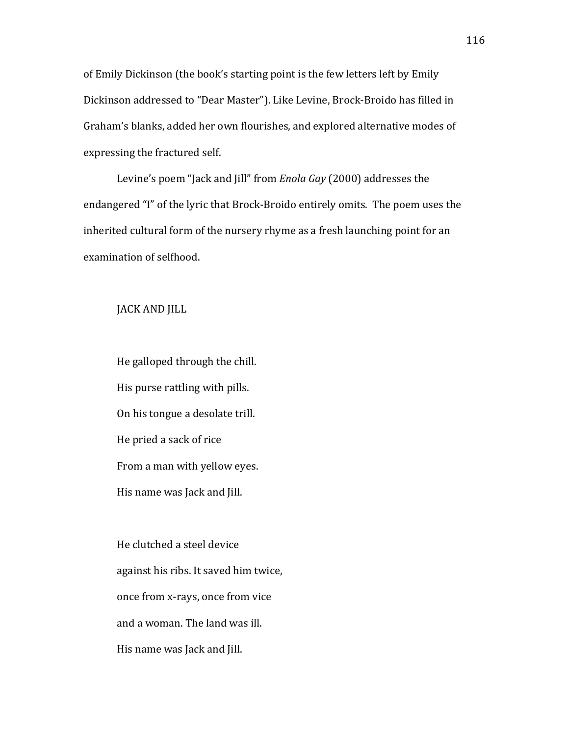of Emily Dickinson (the book's starting point is the few letters left by Emily Dickinson addressed to "Dear Master"). Like Levine, Brock-Broido has filled in Graham's blanks, added her own flourishes, and explored alternative modes of expressing the fractured self.

Levine's poem "Jack and Jill" from *Enola Gay* (2000) addresses the endangered "I" of the lyric that Brock-Broido entirely omits. The poem uses the inherited cultural form of the nursery rhyme as a fresh launching point for an examination of selfhood.

JACK AND JILL

He galloped through the chill.  
His purse rattling with pills.  
On his tongue a desolate trill.  
He pried a sack of rice  
From a man with yellow eyes.  
His name was Jack and Jill.

He clutched a steel device  
against his ribs. It saved him twice,  
once from x-rays, once from vice  
and a woman. The land was ill.  
His name was Jack and Jill.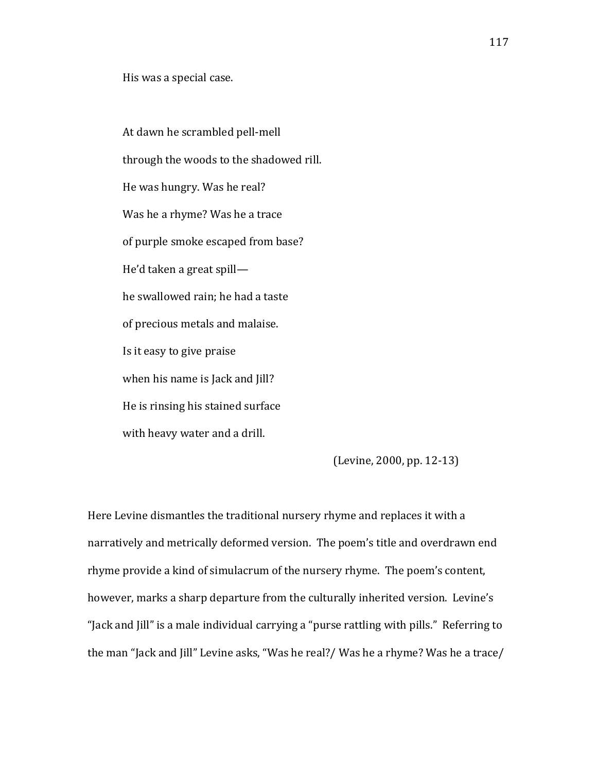His was a special case.

At dawn he scrambled pell-mell

through the woods to the shadowed rill.

He was hungry. Was he real?

Was he a rhyme? Was he a trace

of purple smoke escaped from base?

He'd taken a great spill—

he swallowed rain; he had a taste

of precious metals and malaise.

Is it easy to give praise

when his name is Jack and Jill?

He is rinsing his stained surface

with heavy water and a drill.

(Levine, 2000, pp. 12-13)

Here Levine dismantles the traditional nursery rhyme and replaces it with a narratively and metrically deformed version. The poem's title and overdrawn end rhyme provide a kind of simulacrum of the nursery rhyme. The poem's content, however, marks a sharp departure from the culturally inherited version. Levine's "Jack and Jill" is a male individual carrying a "purse rattling with pills." Referring to the man "Jack and Jill" Levine asks, "Was he real?/ Was he a rhyme? Was he a trace/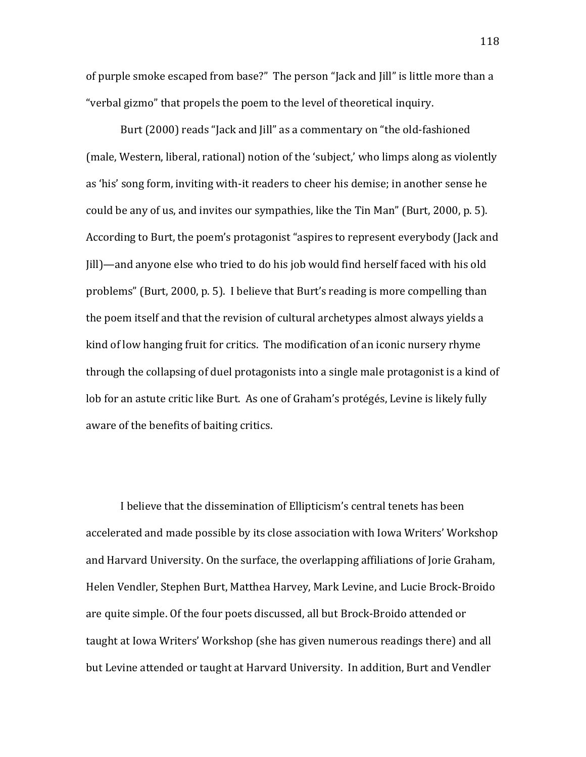of purple smoke escaped from base?" The person "Jack and Jill" is little more than a "verbal gizmo" that propels the poem to the level of theoretical inquiry.

Burt (2000) reads "Jack and Jill" as a commentary on "the old-fashioned (male, Western, liberal, rational) notion of the 'subject,' who limps along as violently as 'his' song form, inviting with-it readers to cheer his demise; in another sense he could be any of us, and invites our sympathies, like the Tin Man" (Burt, 2000, p. 5). According to Burt, the poem's protagonist "aspires to represent everybody (Jack and Jill)—and anyone else who tried to do his job would find herself faced with his old problems" (Burt, 2000, p. 5). I believe that Burt's reading is more compelling than the poem itself and that the revision of cultural archetypes almost always yields a kind of low hanging fruit for critics. The modification of an iconic nursery rhyme through the collapsing of duel protagonists into a single male protagonist is a kind of lob for an astute critic like Burt. As one of Graham's protégés, Levine is likely fully aware of the benefits of baiting critics.

I believe that the dissemination of Ellipticism's central tenets has been accelerated and made possible by its close association with Iowa Writers' Workshop and Harvard University. On the surface, the overlapping affiliations of Jorie Graham, Helen Vendler, Stephen Burt, Matthea Harvey, Mark Levine, and Lucie Brock-Broido are quite simple. Of the four poets discussed, all but Brock-Broido attended or taught at Iowa Writers' Workshop (she has given numerous readings there) and all but Levine attended or taught at Harvard University. In addition, Burt and Vendler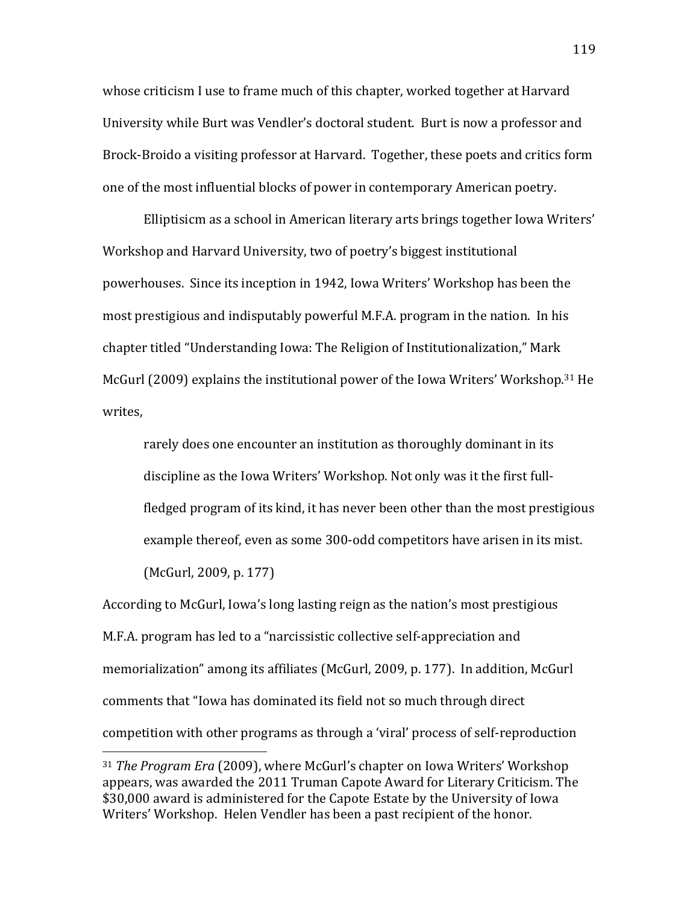whose criticism I use to frame much of this chapter, worked together at Harvard University while Burt was Vendler's doctoral student. Burt is now a professor and Brock-Broido a visiting professor at Harvard. Together, these poets and critics form one of the most influential blocks of power in contemporary American poetry.

Elliptisicm as a school in American literary arts brings together Iowa Writers' Workshop and Harvard University, two of poetry's biggest institutional powerhouses. Since its inception in 1942, Iowa Writers' Workshop has been the most prestigious and indisputably powerful M.F.A. program in the nation. In his chapter titled "Understanding Iowa: The Religion of Institutionalization," Mark McGurl (2009) explains the institutional power of the Iowa Writers' Workshop.[31] He writes,

> rarely does one encounter an institution as thoroughly dominant in its discipline as the Iowa Writers' Workshop. Not only was it the first full-fledged program of its kind, it has never been other than the most prestigious example thereof, even as some 300-odd competitors have arisen in its mist. (McGurl, 2009, p. 177)

According to McGurl, Iowa's long lasting reign as the nation's most prestigious M.F.A. program has led to a "narcissistic collective self-appreciation and memorialization" among its affiliates (McGurl, 2009, p. 177). In addition, McGurl comments that "Iowa has dominated its field not so much through direct competition with other programs as through a 'viral' process of self-reproduction

---

[31] *The Program Era* (2009), where McGurl's chapter on Iowa Writers' Workshop appears, was awarded the 2011 Truman Capote Award for Literary Criticism. The $30,000 award is administered for the Capote Estate by the University of Iowa Writers' Workshop. Helen Vendler has been a past recipient of the honor.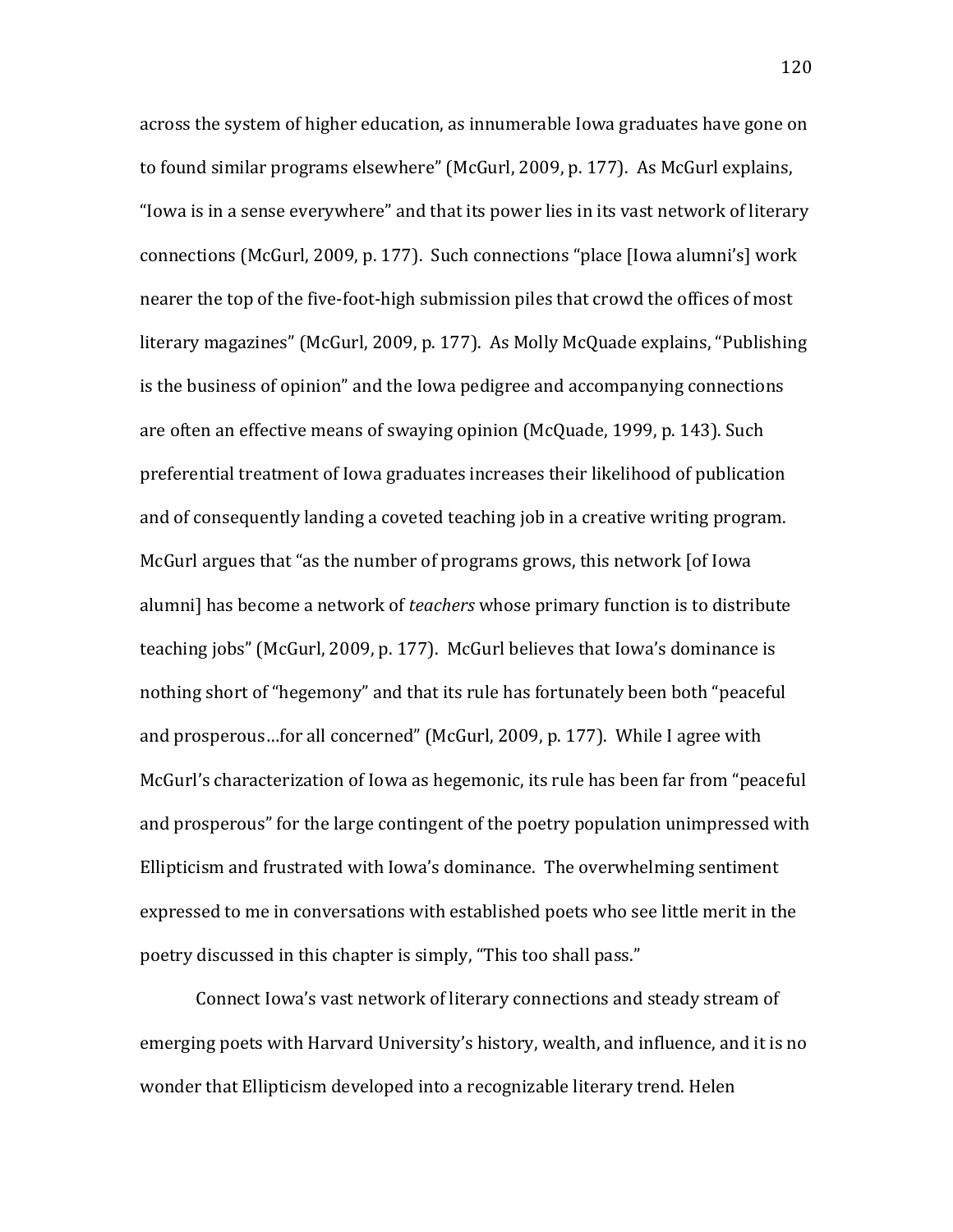across the system of higher education, as innumerable Iowa graduates have gone on to found similar programs elsewhere" (McGurl, 2009, p. 177). As McGurl explains, "Iowa is in a sense everywhere" and that its power lies in its vast network of literary connections (McGurl, 2009, p. 177). Such connections "place [Iowa alumni's] work nearer the top of the five-foot-high submission piles that crowd the offices of most literary magazines" (McGurl, 2009, p. 177). As Molly McQuade explains, "Publishing is the business of opinion" and the Iowa pedigree and accompanying connections are often an effective means of swaying opinion (McQuade, 1999, p. 143). Such preferential treatment of Iowa graduates increases their likelihood of publication and of consequently landing a coveted teaching job in a creative writing program. McGurl argues that "as the number of programs grows, this network [of Iowa alumni] has become a network of *teachers* whose primary function is to distribute teaching jobs" (McGurl, 2009, p. 177). McGurl believes that Iowa's dominance is nothing short of "hegemony" and that its rule has fortunately been both "peaceful and prosperous…for all concerned" (McGurl, 2009, p. 177). While I agree with McGurl's characterization of Iowa as hegemonic, its rule has been far from "peaceful and prosperous" for the large contingent of the poetry population unimpressed with Ellipticism and frustrated with Iowa's dominance. The overwhelming sentiment expressed to me in conversations with established poets who see little merit in the poetry discussed in this chapter is simply, "This too shall pass."

Connect Iowa's vast network of literary connections and steady stream of emerging poets with Harvard University's history, wealth, and influence, and it is no wonder that Ellipticism developed into a recognizable literary trend. Helen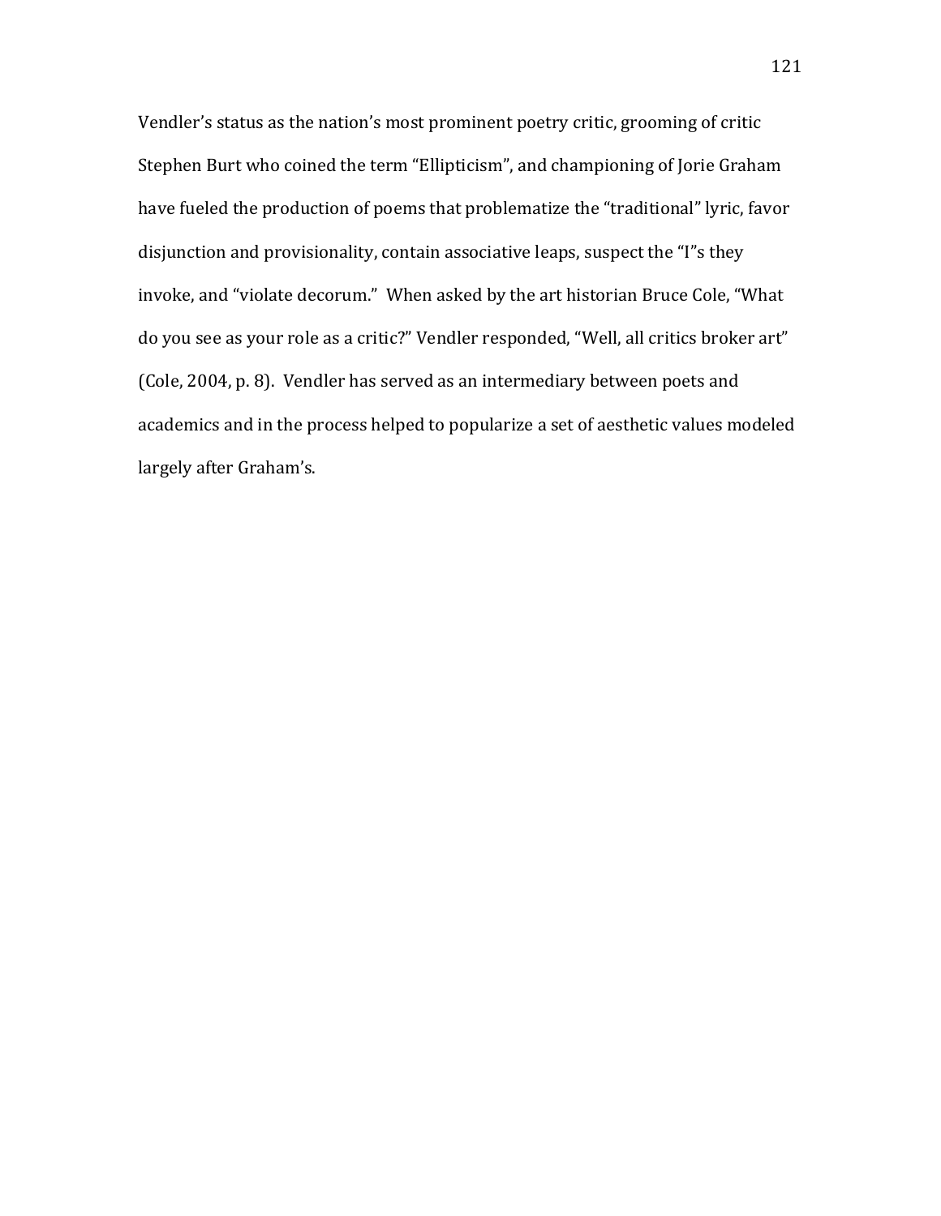Vendler's status as the nation's most prominent poetry critic, grooming of critic Stephen Burt who coined the term "Ellipticism", and championing of Jorie Graham have fueled the production of poems that problematize the "traditional" lyric, favor disjunction and provisionality, contain associative leaps, suspect the "I"s they invoke, and "violate decorum." When asked by the art historian Bruce Cole, "What do you see as your role as a critic?" Vendler responded, "Well, all critics broker art" (Cole, 2004, p. 8). Vendler has served as an intermediary between poets and academics and in the process helped to popularize a set of aesthetic values modeled largely after Graham's.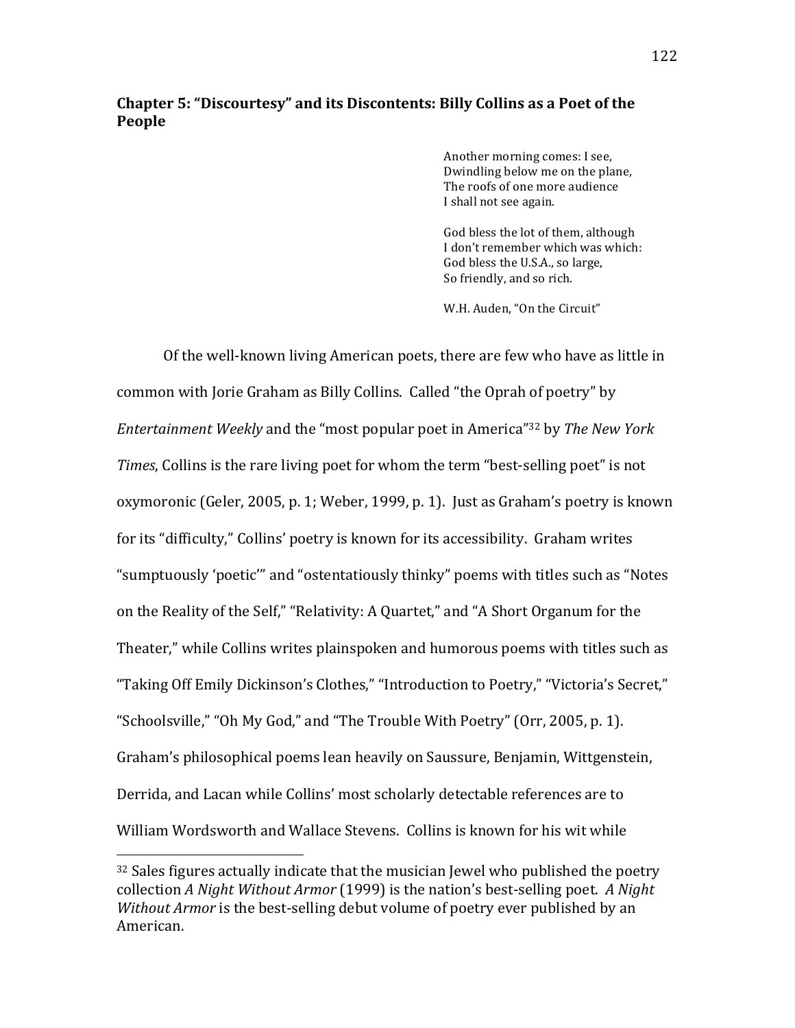## Chapter 5: "Discourtesy" and its Discontents: Billy Collins as a Poet of the People

> Another morning comes: I see,
> Dwindling below me on the plane,
> The roofs of one more audience
> I shall not see again.
>
> God bless the lot of them, although
> I don't remember which was which:
> God bless the U.S.A., so large,
> So friendly, and so rich.
>
> W.H. Auden, "On the Circuit"

Of the well-known living American poets, there are few who have as little in common with Jorie Graham as Billy Collins. Called "the Oprah of poetry" by *Entertainment Weekly* and the "most popular poet in America"[32] by *The New York Times*, Collins is the rare living poet for whom the term "best-selling poet" is not oxymoronic (Geler, 2005, p. 1; Weber, 1999, p. 1). Just as Graham's poetry is known for its "difficulty," Collins' poetry is known for its accessibility. Graham writes "sumptuously 'poetic'" and "ostentatiously thinky" poems with titles such as "Notes on the Reality of the Self," "Relativity: A Quartet," and "A Short Organum for the Theater," while Collins writes plainspoken and humorous poems with titles such as "Taking Off Emily Dickinson's Clothes," "Introduction to Poetry," "Victoria's Secret," "Schoolsville," "Oh My God," and "The Trouble With Poetry" (Orr, 2005, p. 1). Graham's philosophical poems lean heavily on Saussure, Benjamin, Wittgenstein, Derrida, and Lacan while Collins' most scholarly detectable references are to William Wordsworth and Wallace Stevens. Collins is known for his wit while

---

[32] Sales figures actually indicate that the musician Jewel who published the poetry collection *A Night Without Armor* (1999) is the nation's best-selling poet. *A Night Without Armor* is the best-selling debut volume of poetry ever published by an American.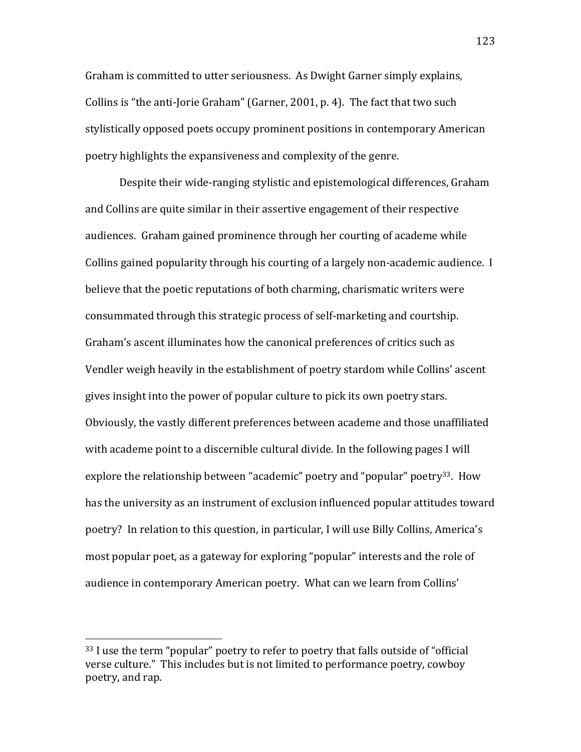Graham is committed to utter seriousness. As Dwight Garner simply explains, Collins is "the anti-Jorie Graham" (Garner, 2001, p. 4). The fact that two such stylistically opposed poets occupy prominent positions in contemporary American poetry highlights the expansiveness and complexity of the genre.

Despite their wide-ranging stylistic and epistemological differences, Graham and Collins are quite similar in their assertive engagement of their respective audiences. Graham gained prominence through her courting of academe while Collins gained popularity through his courting of a largely non-academic audience. I believe that the poetic reputations of both charming, charismatic writers were consummated through this strategic process of self-marketing and courtship. Graham's ascent illuminates how the canonical preferences of critics such as Vendler weigh heavily in the establishment of poetry stardom while Collins' ascent gives insight into the power of popular culture to pick its own poetry stars. Obviously, the vastly different preferences between academe and those unaffiliated with academe point to a discernible cultural divide. In the following pages I will explore the relationship between "academic" poetry and "popular" poetry[33]. How has the university as an instrument of exclusion influenced popular attitudes toward poetry? In relation to this question, in particular, I will use Billy Collins, America's most popular poet, as a gateway for exploring "popular" interests and the role of audience in contemporary American poetry. What can we learn from Collins'

---

[33] I use the term "popular" poetry to refer to poetry that falls outside of "official verse culture." This includes but is not limited to performance poetry, cowboy poetry, and rap.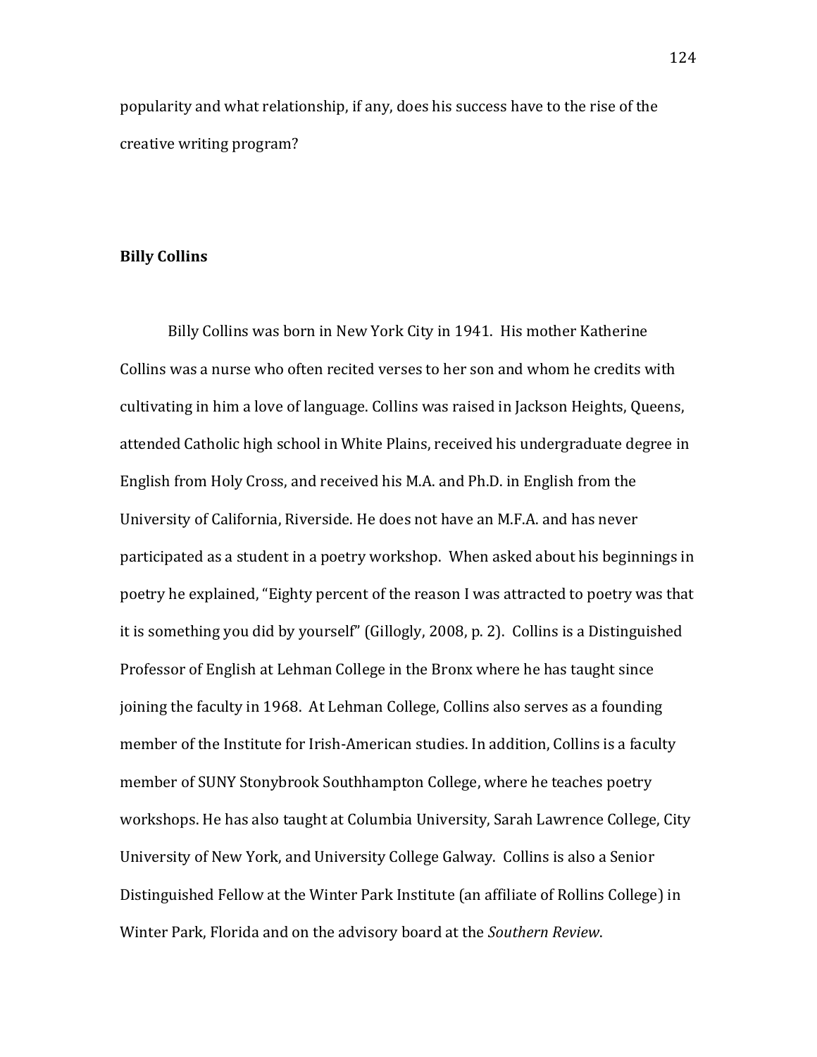popularity and what relationship, if any, does his success have to the rise of the creative writing program?

**Billy Collins**

Billy Collins was born in New York City in 1941. His mother Katherine Collins was a nurse who often recited verses to her son and whom he credits with cultivating in him a love of language. Collins was raised in Jackson Heights, Queens, attended Catholic high school in White Plains, received his undergraduate degree in English from Holy Cross, and received his M.A. and Ph.D. in English from the University of California, Riverside. He does not have an M.F.A. and has never participated as a student in a poetry workshop. When asked about his beginnings in poetry he explained, "Eighty percent of the reason I was attracted to poetry was that it is something you did by yourself" (Gillogly, 2008, p. 2). Collins is a Distinguished Professor of English at Lehman College in the Bronx where he has taught since joining the faculty in 1968. At Lehman College, Collins also serves as a founding member of the Institute for Irish-American studies. In addition, Collins is a faculty member of SUNY Stonybrook Southhampton College, where he teaches poetry workshops. He has also taught at Columbia University, Sarah Lawrence College, City University of New York, and University College Galway. Collins is also a Senior Distinguished Fellow at the Winter Park Institute (an affiliate of Rollins College) in Winter Park, Florida and on the advisory board at the *Southern Review*.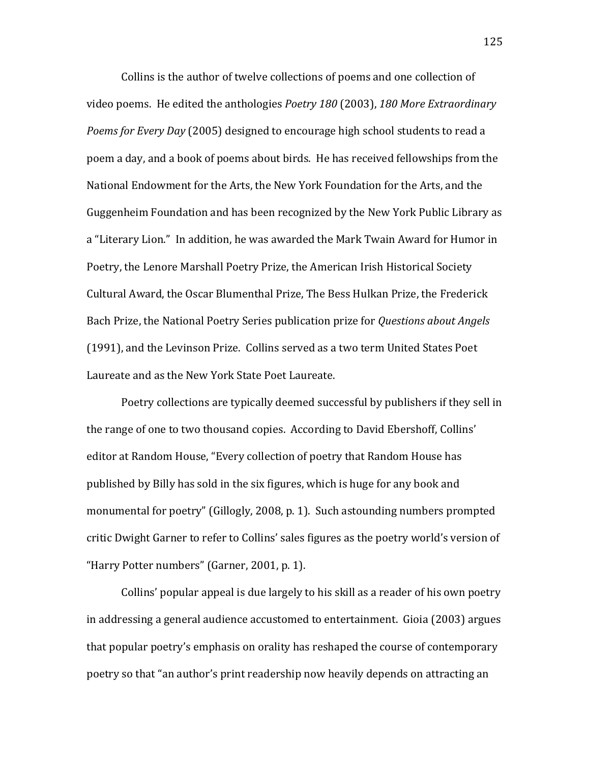Collins is the author of twelve collections of poems and one collection of video poems. He edited the anthologies *Poetry 180* (2003), *180 More Extraordinary Poems for Every Day* (2005) designed to encourage high school students to read a poem a day, and a book of poems about birds. He has received fellowships from the National Endowment for the Arts, the New York Foundation for the Arts, and the Guggenheim Foundation and has been recognized by the New York Public Library as a "Literary Lion." In addition, he was awarded the Mark Twain Award for Humor in Poetry, the Lenore Marshall Poetry Prize, the American Irish Historical Society Cultural Award, the Oscar Blumenthal Prize, The Bess Hulkan Prize, the Frederick Bach Prize, the National Poetry Series publication prize for *Questions about Angels* (1991), and the Levinson Prize. Collins served as a two term United States Poet Laureate and as the New York State Poet Laureate.

Poetry collections are typically deemed successful by publishers if they sell in the range of one to two thousand copies. According to David Ebershoff, Collins' editor at Random House, "Every collection of poetry that Random House has published by Billy has sold in the six figures, which is huge for any book and monumental for poetry" (Gillogly, 2008, p. 1). Such astounding numbers prompted critic Dwight Garner to refer to Collins' sales figures as the poetry world's version of "Harry Potter numbers" (Garner, 2001, p. 1).

Collins' popular appeal is due largely to his skill as a reader of his own poetry in addressing a general audience accustomed to entertainment. Gioia (2003) argues that popular poetry's emphasis on orality has reshaped the course of contemporary poetry so that "an author's print readership now heavily depends on attracting an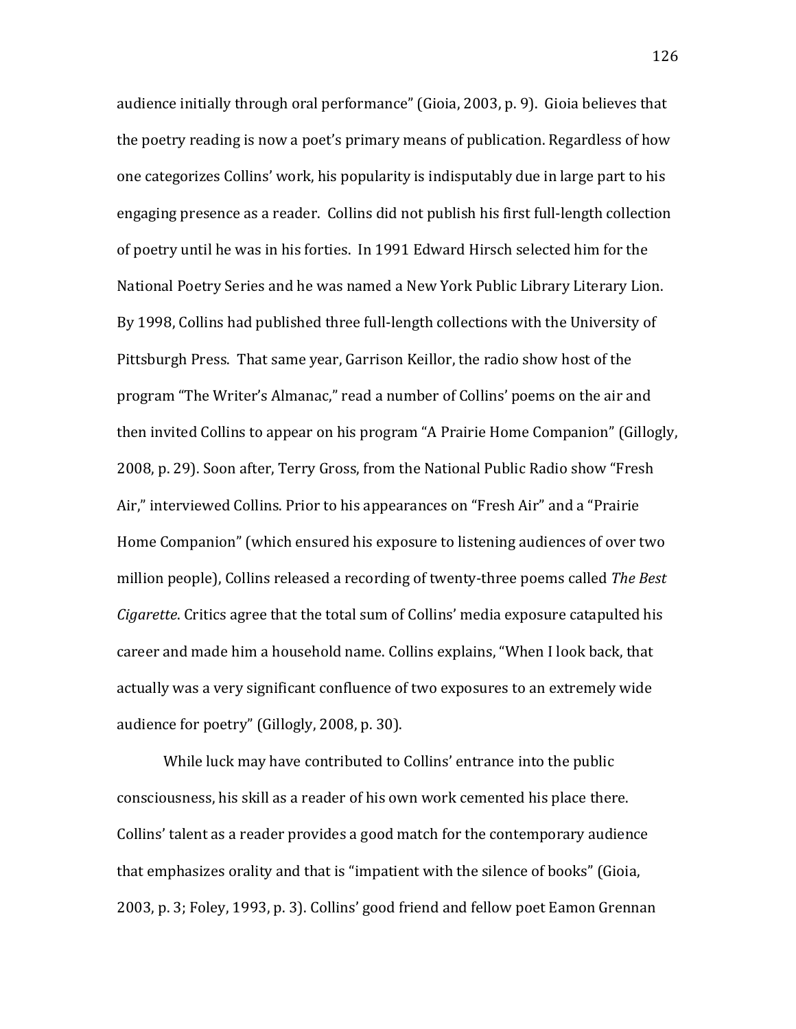audience initially through oral performance" (Gioia, 2003, p. 9). Gioia believes that the poetry reading is now a poet's primary means of publication. Regardless of how one categorizes Collins' work, his popularity is indisputably due in large part to his engaging presence as a reader. Collins did not publish his first full-length collection of poetry until he was in his forties. In 1991 Edward Hirsch selected him for the National Poetry Series and he was named a New York Public Library Literary Lion. By 1998, Collins had published three full-length collections with the University of Pittsburgh Press. That same year, Garrison Keillor, the radio show host of the program "The Writer's Almanac," read a number of Collins' poems on the air and then invited Collins to appear on his program "A Prairie Home Companion" (Gillogly, 2008, p. 29). Soon after, Terry Gross, from the National Public Radio show "Fresh Air," interviewed Collins. Prior to his appearances on "Fresh Air" and a "Prairie Home Companion" (which ensured his exposure to listening audiences of over two million people), Collins released a recording of twenty-three poems called *The Best Cigarette*. Critics agree that the total sum of Collins' media exposure catapulted his career and made him a household name. Collins explains, "When I look back, that actually was a very significant confluence of two exposures to an extremely wide audience for poetry" (Gillogly, 2008, p. 30).

While luck may have contributed to Collins' entrance into the public consciousness, his skill as a reader of his own work cemented his place there. Collins' talent as a reader provides a good match for the contemporary audience that emphasizes orality and that is "impatient with the silence of books" (Gioia, 2003, p. 3; Foley, 1993, p. 3). Collins' good friend and fellow poet Eamon Grennan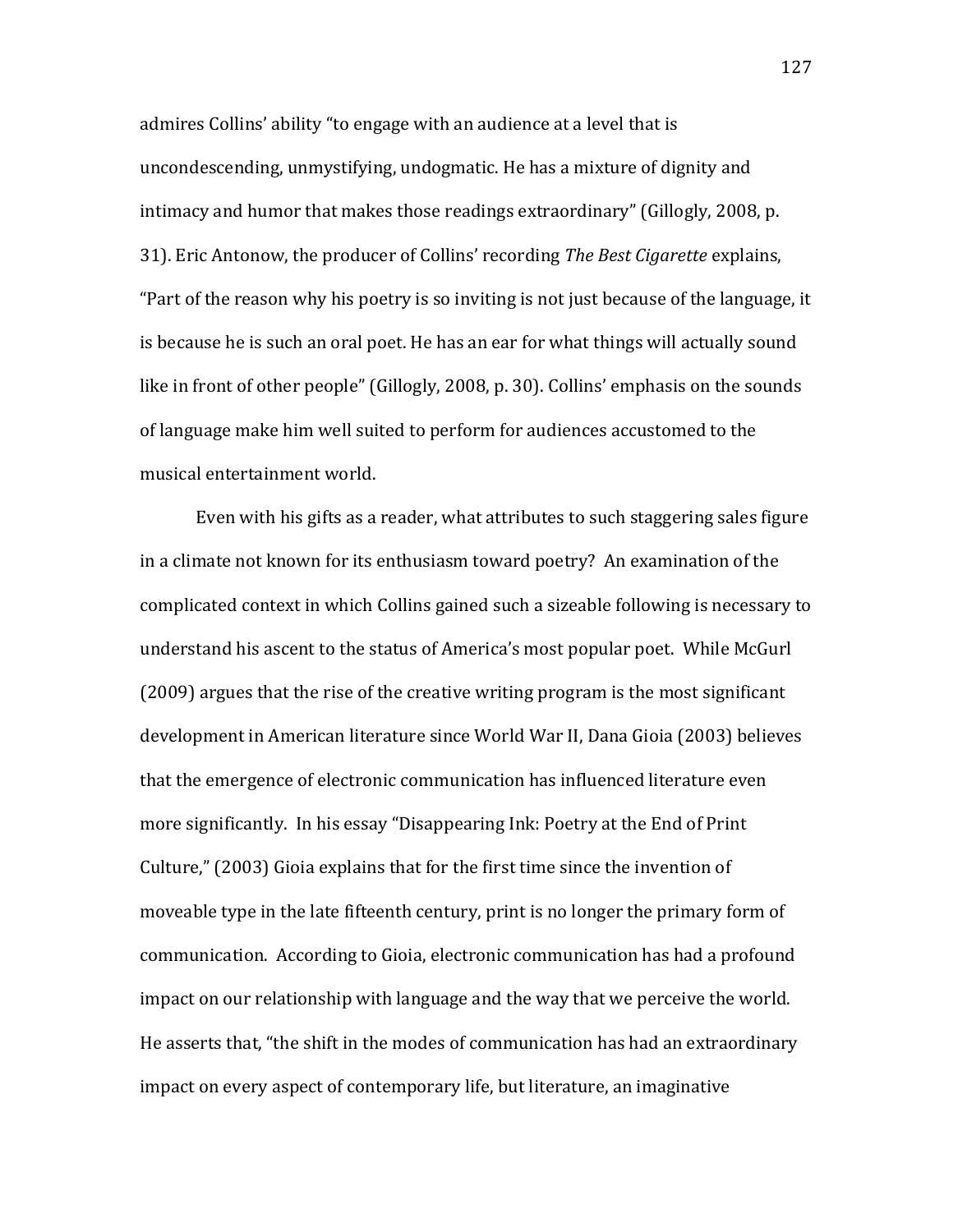admires Collins' ability "to engage with an audience at a level that is uncondescending, unmystifying, undogmatic. He has a mixture of dignity and intimacy and humor that makes those readings extraordinary" (Gillogly, 2008, p. 31). Eric Antonow, the producer of Collins' recording *The Best Cigarette* explains, "Part of the reason why his poetry is so inviting is not just because of the language, it is because he is such an oral poet. He has an ear for what things will actually sound like in front of other people" (Gillogly, 2008, p. 30). Collins' emphasis on the sounds of language make him well suited to perform for audiences accustomed to the musical entertainment world.

Even with his gifts as a reader, what attributes to such staggering sales figure in a climate not known for its enthusiasm toward poetry? An examination of the complicated context in which Collins gained such a sizeable following is necessary to understand his ascent to the status of America's most popular poet. While McGurl (2009) argues that the rise of the creative writing program is the most significant development in American literature since World War II, Dana Gioia (2003) believes that the emergence of electronic communication has influenced literature even more significantly. In his essay "Disappearing Ink: Poetry at the End of Print Culture," (2003) Gioia explains that for the first time since the invention of moveable type in the late fifteenth century, print is no longer the primary form of communication. According to Gioia, electronic communication has had a profound impact on our relationship with language and the way that we perceive the world. He asserts that, "the shift in the modes of communication has had an extraordinary impact on every aspect of contemporary life, but literature, an imaginative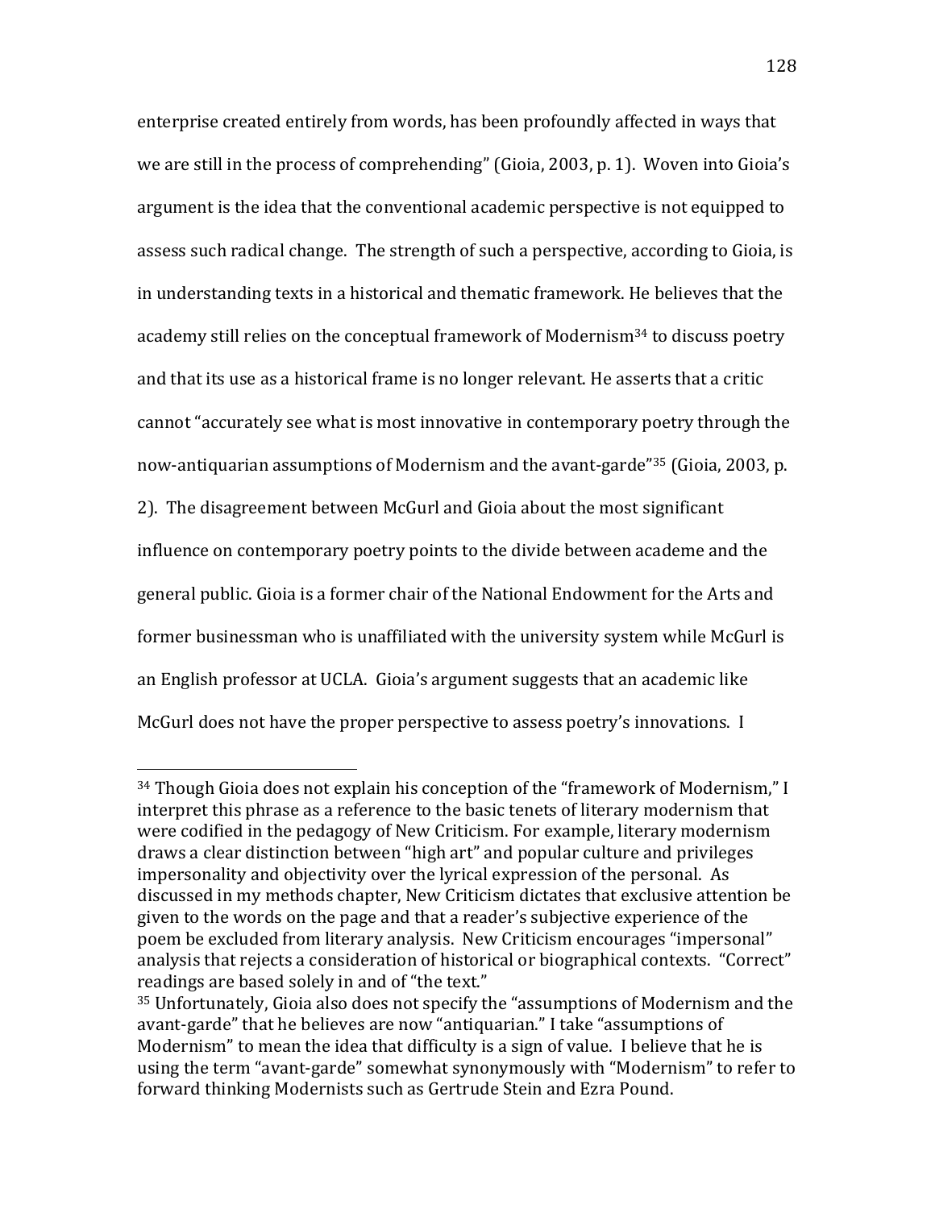enterprise created entirely from words, has been profoundly affected in ways that we are still in the process of comprehending" (Gioia, 2003, p. 1). Woven into Gioia's argument is the idea that the conventional academic perspective is not equipped to assess such radical change. The strength of such a perspective, according to Gioia, is in understanding texts in a historical and thematic framework. He believes that the academy still relies on the conceptual framework of Modernism[34] to discuss poetry and that its use as a historical frame is no longer relevant. He asserts that a critic cannot "accurately see what is most innovative in contemporary poetry through the now-antiquarian assumptions of Modernism and the avant-garde"[35] (Gioia, 2003, p. 2). The disagreement between McGurl and Gioia about the most significant influence on contemporary poetry points to the divide between academe and the general public. Gioia is a former chair of the National Endowment for the Arts and former businessman who is unaffiliated with the university system while McGurl is an English professor at UCLA. Gioia's argument suggests that an academic like McGurl does not have the proper perspective to assess poetry's innovations. I

---

[34] Though Gioia does not explain his conception of the "framework of Modernism," I interpret this phrase as a reference to the basic tenets of literary modernism that were codified in the pedagogy of New Criticism. For example, literary modernism draws a clear distinction between "high art" and popular culture and privileges impersonality and objectivity over the lyrical expression of the personal. As discussed in my methods chapter, New Criticism dictates that exclusive attention be given to the words on the page and that a reader's subjective experience of the poem be excluded from literary analysis. New Criticism encourages "impersonal" analysis that rejects a consideration of historical or biographical contexts. "Correct" readings are based solely in and of "the text."

[35] Unfortunately, Gioia also does not specify the "assumptions of Modernism and the avant-garde" that he believes are now "antiquarian." I take "assumptions of Modernism" to mean the idea that difficulty is a sign of value. I believe that he is using the term "avant-garde" somewhat synonymously with "Modernism" to refer to forward thinking Modernists such as Gertrude Stein and Ezra Pound.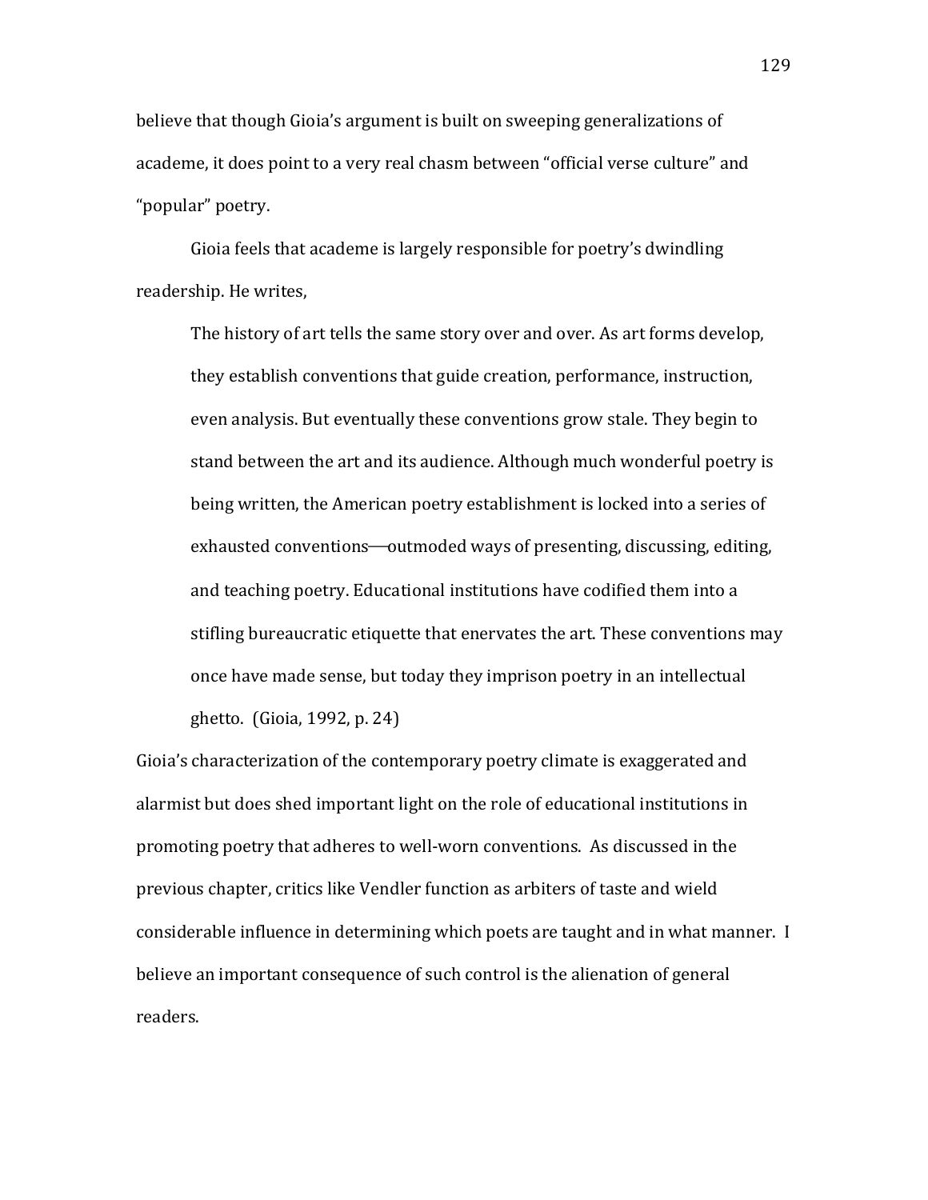believe that though Gioia's argument is built on sweeping generalizations of academe, it does point to a very real chasm between "official verse culture" and "popular" poetry.

Gioia feels that academe is largely responsible for poetry's dwindling readership. He writes,

> The history of art tells the same story over and over. As art forms develop, they establish conventions that guide creation, performance, instruction, even analysis. But eventually these conventions grow stale. They begin to stand between the art and its audience. Although much wonderful poetry is being written, the American poetry establishment is locked into a series of exhausted conventions—outmoded ways of presenting, discussing, editing, and teaching poetry. Educational institutions have codified them into a stifling bureaucratic etiquette that enervates the art. These conventions may once have made sense, but today they imprison poetry in an intellectual ghetto. (Gioia, 1992, p. 24)

Gioia's characterization of the contemporary poetry climate is exaggerated and alarmist but does shed important light on the role of educational institutions in promoting poetry that adheres to well-worn conventions. As discussed in the previous chapter, critics like Vendler function as arbiters of taste and wield considerable influence in determining which poets are taught and in what manner. I believe an important consequence of such control is the alienation of general readers.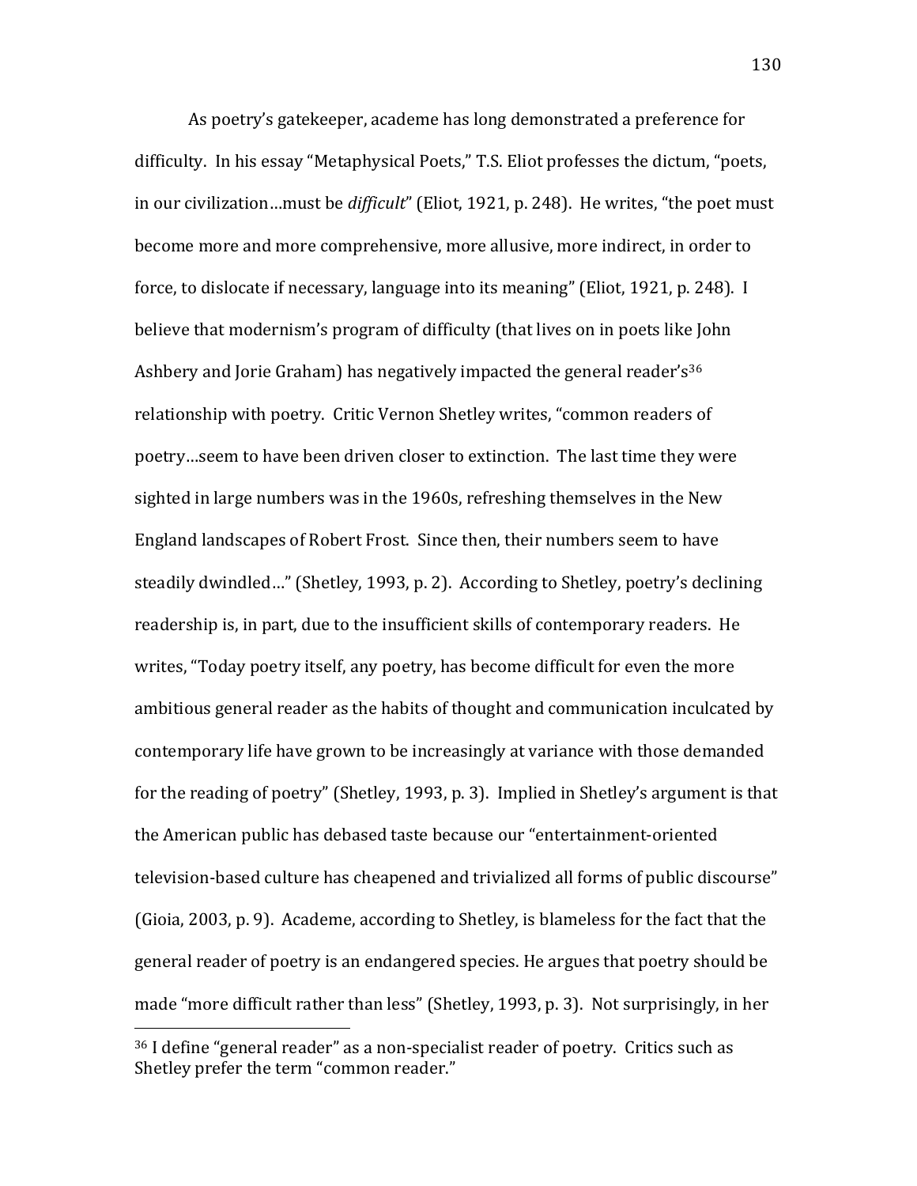As poetry's gatekeeper, academe has long demonstrated a preference for difficulty. In his essay "Metaphysical Poets," T.S. Eliot professes the dictum, "poets, in our civilization…must be *difficult*" (Eliot, 1921, p. 248). He writes, "the poet must become more and more comprehensive, more allusive, more indirect, in order to force, to dislocate if necessary, language into its meaning" (Eliot, 1921, p. 248). I believe that modernism's program of difficulty (that lives on in poets like John Ashbery and Jorie Graham) has negatively impacted the general reader's[36] relationship with poetry. Critic Vernon Shetley writes, "common readers of poetry…seem to have been driven closer to extinction. The last time they were sighted in large numbers was in the 1960s, refreshing themselves in the New England landscapes of Robert Frost. Since then, their numbers seem to have steadily dwindled…" (Shetley, 1993, p. 2). According to Shetley, poetry's declining readership is, in part, due to the insufficient skills of contemporary readers. He writes, "Today poetry itself, any poetry, has become difficult for even the more ambitious general reader as the habits of thought and communication inculcated by contemporary life have grown to be increasingly at variance with those demanded for the reading of poetry" (Shetley, 1993, p. 3). Implied in Shetley's argument is that the American public has debased taste because our "entertainment-oriented television-based culture has cheapened and trivialized all forms of public discourse" (Gioia, 2003, p. 9). Academe, according to Shetley, is blameless for the fact that the general reader of poetry is an endangered species. He argues that poetry should be made "more difficult rather than less" (Shetley, 1993, p. 3). Not surprisingly, in her

---

[36] I define "general reader" as a non-specialist reader of poetry. Critics such as Shetley prefer the term "common reader."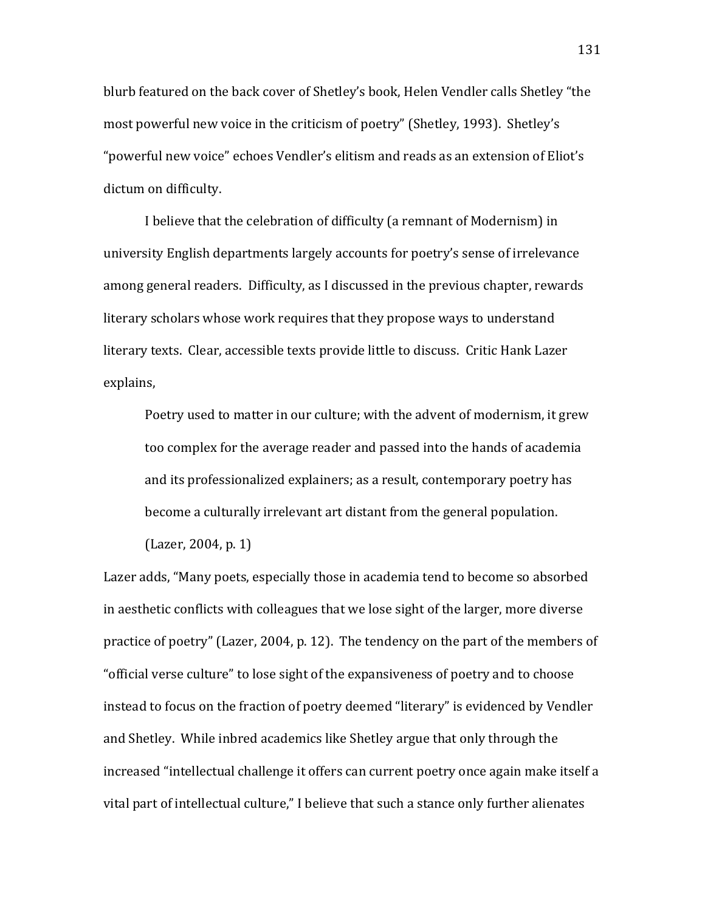blurb featured on the back cover of Shetley's book, Helen Vendler calls Shetley "the most powerful new voice in the criticism of poetry" (Shetley, 1993). Shetley's "powerful new voice" echoes Vendler's elitism and reads as an extension of Eliot's dictum on difficulty.

I believe that the celebration of difficulty (a remnant of Modernism) in university English departments largely accounts for poetry's sense of irrelevance among general readers. Difficulty, as I discussed in the previous chapter, rewards literary scholars whose work requires that they propose ways to understand literary texts. Clear, accessible texts provide little to discuss. Critic Hank Lazer explains,

> Poetry used to matter in our culture; with the advent of modernism, it grew too complex for the average reader and passed into the hands of academia and its professionalized explainers; as a result, contemporary poetry has become a culturally irrelevant art distant from the general population. (Lazer, 2004, p. 1)

Lazer adds, "Many poets, especially those in academia tend to become so absorbed in aesthetic conflicts with colleagues that we lose sight of the larger, more diverse practice of poetry" (Lazer, 2004, p. 12). The tendency on the part of the members of "official verse culture" to lose sight of the expansiveness of poetry and to choose instead to focus on the fraction of poetry deemed "literary" is evidenced by Vendler and Shetley. While inbred academics like Shetley argue that only through the increased "intellectual challenge it offers can current poetry once again make itself a vital part of intellectual culture," I believe that such a stance only further alienates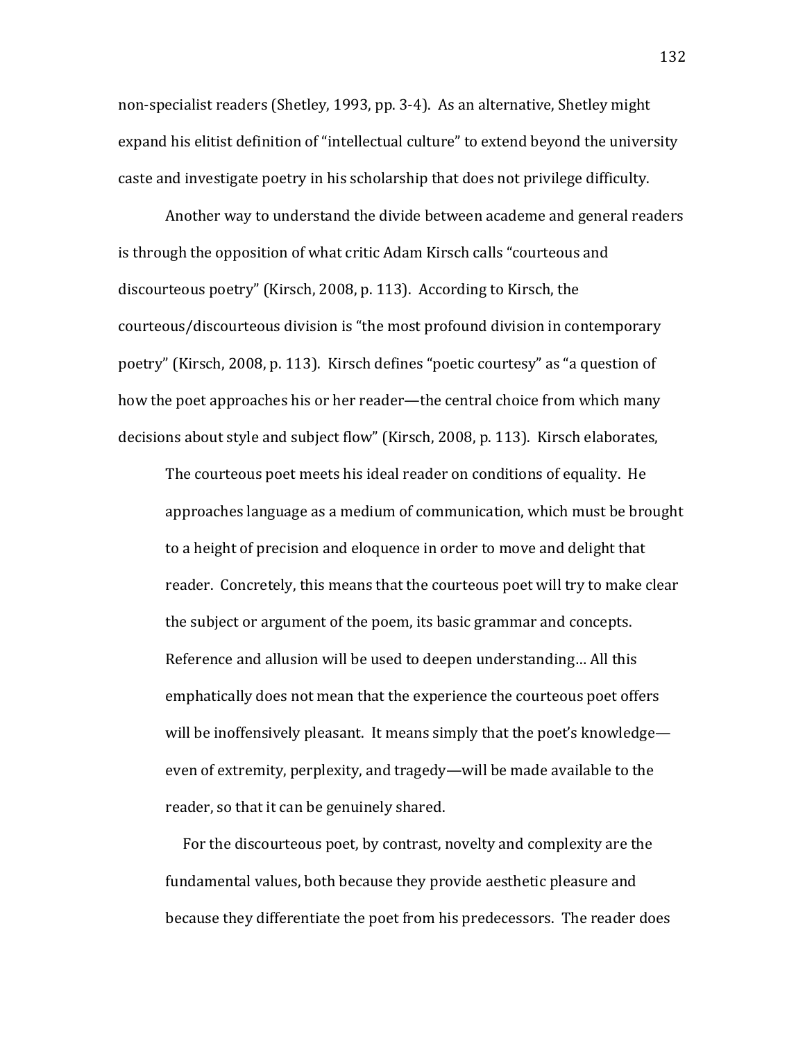non-specialist readers (Shetley, 1993, pp. 3-4). As an alternative, Shetley might expand his elitist definition of "intellectual culture" to extend beyond the university caste and investigate poetry in his scholarship that does not privilege difficulty.

Another way to understand the divide between academe and general readers is through the opposition of what critic Adam Kirsch calls "courteous and discourteous poetry" (Kirsch, 2008, p. 113). According to Kirsch, the courteous/discourteous division is "the most profound division in contemporary poetry" (Kirsch, 2008, p. 113). Kirsch defines "poetic courtesy" as "a question of how the poet approaches his or her reader—the central choice from which many decisions about style and subject flow" (Kirsch, 2008, p. 113). Kirsch elaborates,

> The courteous poet meets his ideal reader on conditions of equality. He approaches language as a medium of communication, which must be brought to a height of precision and eloquence in order to move and delight that reader. Concretely, this means that the courteous poet will try to make clear the subject or argument of the poem, its basic grammar and concepts. Reference and allusion will be used to deepen understanding… All this emphatically does not mean that the experience the courteous poet offers will be inoffensively pleasant. It means simply that the poet's knowledge—even of extremity, perplexity, and tragedy—will be made available to the reader, so that it can be genuinely shared.
>
> For the discourteous poet, by contrast, novelty and complexity are the fundamental values, both because they provide aesthetic pleasure and because they differentiate the poet from his predecessors. The reader does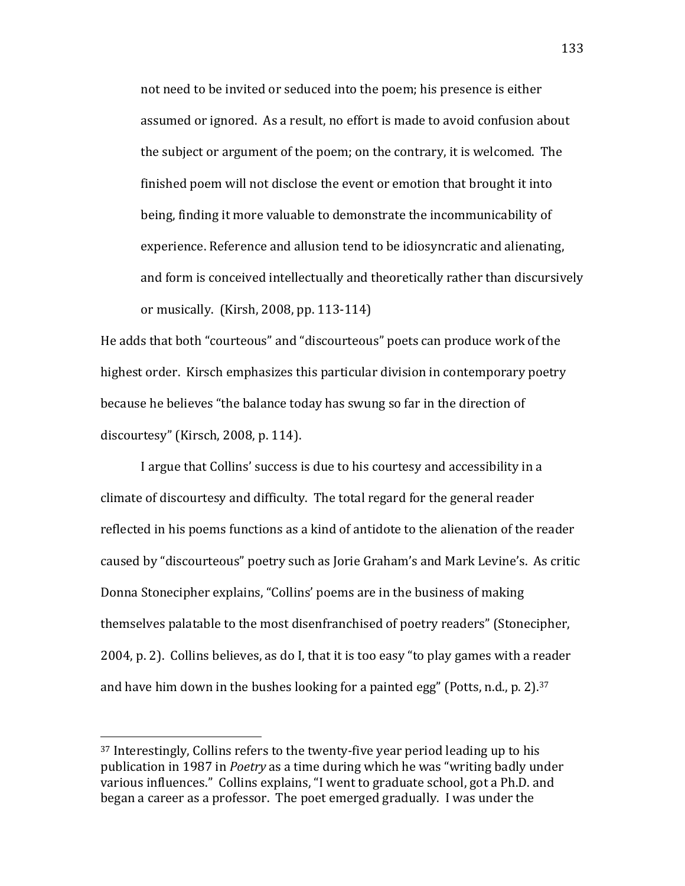> not need to be invited or seduced into the poem; his presence is either assumed or ignored. As a result, no effort is made to avoid confusion about the subject or argument of the poem; on the contrary, it is welcomed. The finished poem will not disclose the event or emotion that brought it into being, finding it more valuable to demonstrate the incommunicability of experience. Reference and allusion tend to be idiosyncratic and alienating, and form is conceived intellectually and theoretically rather than discursively or musically. (Kirsh, 2008, pp. 113-114)

He adds that both "courteous" and "discourteous" poets can produce work of the highest order. Kirsch emphasizes this particular division in contemporary poetry because he believes "the balance today has swung so far in the direction of discourtesy" (Kirsch, 2008, p. 114).

I argue that Collins' success is due to his courtesy and accessibility in a climate of discourtesy and difficulty. The total regard for the general reader reflected in his poems functions as a kind of antidote to the alienation of the reader caused by "discourteous" poetry such as Jorie Graham's and Mark Levine's. As critic Donna Stonecipher explains, "Collins' poems are in the business of making themselves palatable to the most disenfranchised of poetry readers" (Stonecipher, 2004, p. 2). Collins believes, as do I, that it is too easy "to play games with a reader and have him down in the bushes looking for a painted egg" (Potts, n.d., p. 2).[37]

---

[37] Interestingly, Collins refers to the twenty-five year period leading up to his publication in 1987 in *Poetry* as a time during which he was "writing badly under various influences." Collins explains, "I went to graduate school, got a Ph.D. and began a career as a professor. The poet emerged gradually. I was under the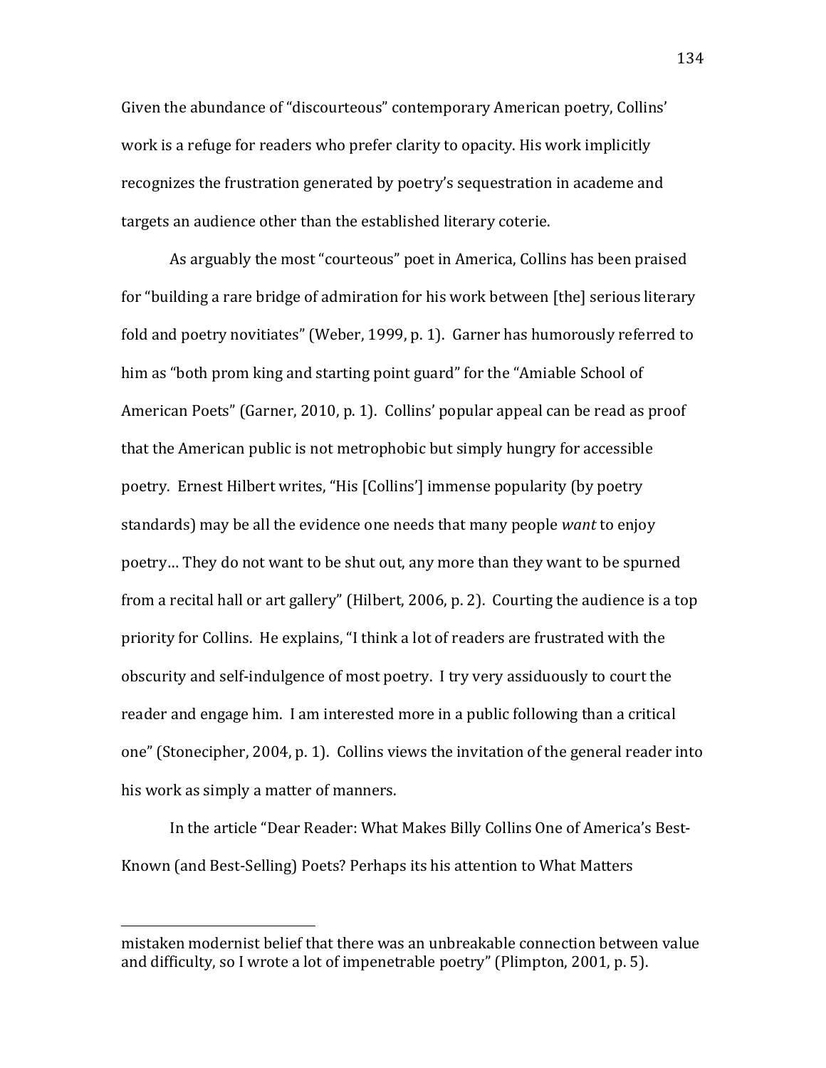Given the abundance of “discourteous” contemporary American poetry, Collins’ work is a refuge for readers who prefer clarity to opacity. His work implicitly recognizes the frustration generated by poetry’s sequestration in academe and targets an audience other than the established literary coterie.

As arguably the most “courteous” poet in America, Collins has been praised for “building a rare bridge of admiration for his work between [the] serious literary fold and poetry novitiates” (Weber, 1999, p. 1). Garner has humorously referred to him as “both prom king and starting point guard” for the “Amiable School of American Poets” (Garner, 2010, p. 1). Collins’ popular appeal can be read as proof that the American public is not metrophobic but simply hungry for accessible poetry. Ernest Hilbert writes, “His [Collins’] immense popularity (by poetry standards) may be all the evidence one needs that many people *want* to enjoy poetry… They do not want to be shut out, any more than they want to be spurned from a recital hall or art gallery” (Hilbert, 2006, p. 2). Courting the audience is a top priority for Collins. He explains, “I think a lot of readers are frustrated with the obscurity and self-indulgence of most poetry. I try very assiduously to court the reader and engage him. I am interested more in a public following than a critical one” (Stonecipher, 2004, p. 1). Collins views the invitation of the general reader into his work as simply a matter of manners.

In the article “Dear Reader: What Makes Billy Collins One of America’s Best-Known (and Best-Selling) Poets? Perhaps its his attention to What Matters

---

mistaken modernist belief that there was an unbreakable connection between value and difficulty, so I wrote a lot of impenetrable poetry” (Plimpton, 2001, p. 5).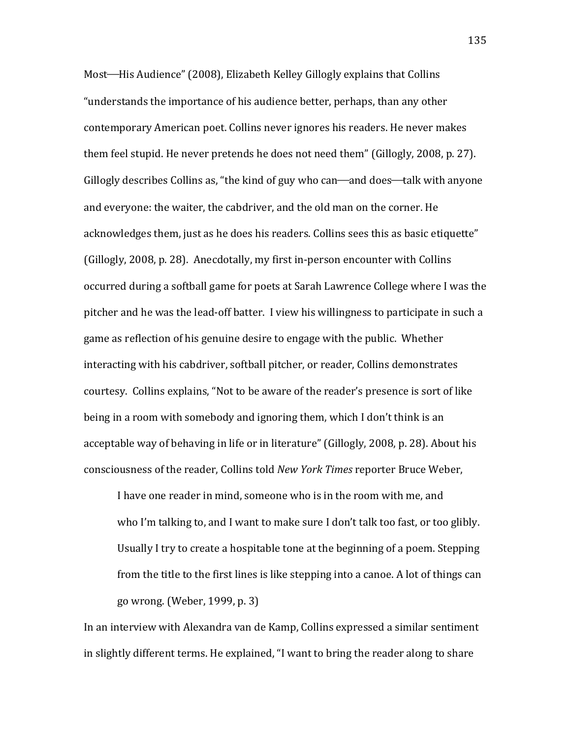Most—His Audience" (2008), Elizabeth Kelley Gillogly explains that Collins "understands the importance of his audience better, perhaps, than any other contemporary American poet. Collins never ignores his readers. He never makes them feel stupid. He never pretends he does not need them" (Gillogly, 2008, p. 27). Gillogly describes Collins as, "the kind of guy who can—and does—talk with anyone and everyone: the waiter, the cabdriver, and the old man on the corner. He acknowledges them, just as he does his readers. Collins sees this as basic etiquette" (Gillogly, 2008, p. 28). Anecdotally, my first in-person encounter with Collins occurred during a softball game for poets at Sarah Lawrence College where I was the pitcher and he was the lead-off batter. I view his willingness to participate in such a game as reflection of his genuine desire to engage with the public. Whether interacting with his cabdriver, softball pitcher, or reader, Collins demonstrates courtesy. Collins explains, "Not to be aware of the reader's presence is sort of like being in a room with somebody and ignoring them, which I don't think is an acceptable way of behaving in life or in literature" (Gillogly, 2008, p. 28). About his consciousness of the reader, Collins told *New York Times* reporter Bruce Weber,

> I have one reader in mind, someone who is in the room with me, and who I'm talking to, and I want to make sure I don't talk too fast, or too glibly. Usually I try to create a hospitable tone at the beginning of a poem. Stepping from the title to the first lines is like stepping into a canoe. A lot of things can go wrong. (Weber, 1999, p. 3)

In an interview with Alexandra van de Kamp, Collins expressed a similar sentiment in slightly different terms. He explained, "I want to bring the reader along to share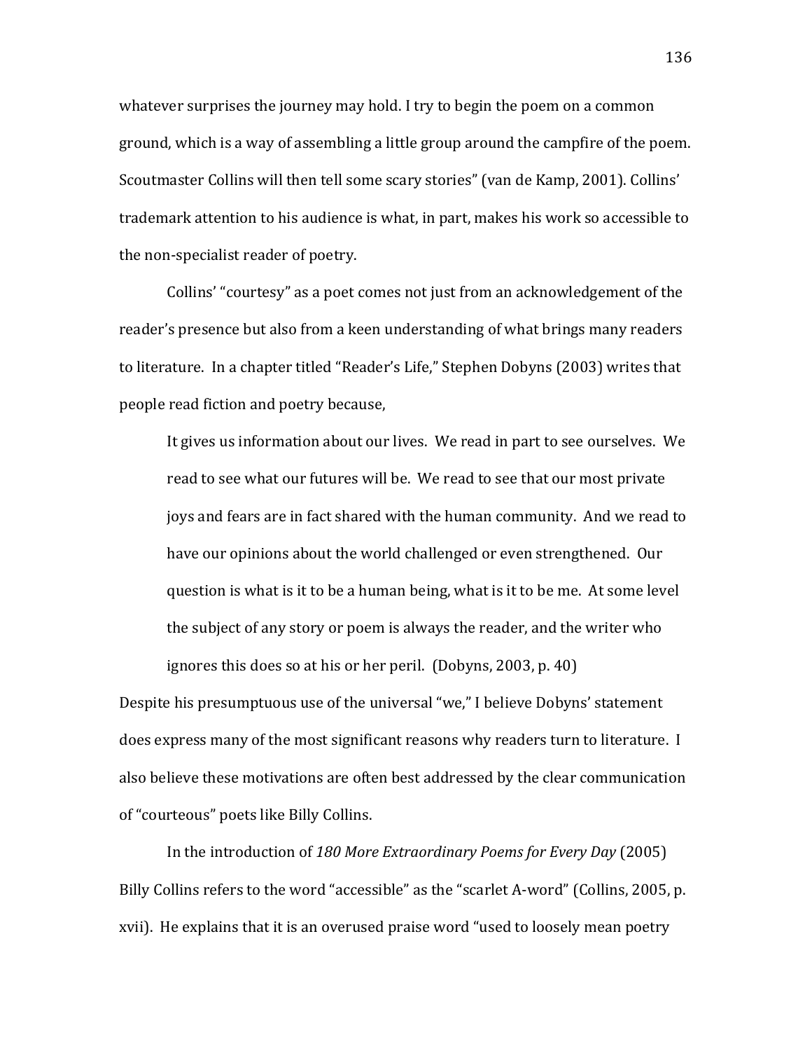whatever surprises the journey may hold. I try to begin the poem on a common ground, which is a way of assembling a little group around the campfire of the poem. Scoutmaster Collins will then tell some scary stories" (van de Kamp, 2001). Collins' trademark attention to his audience is what, in part, makes his work so accessible to the non-specialist reader of poetry.

Collins' "courtesy" as a poet comes not just from an acknowledgement of the reader's presence but also from a keen understanding of what brings many readers to literature. In a chapter titled "Reader's Life," Stephen Dobyns (2003) writes that people read fiction and poetry because,

> It gives us information about our lives. We read in part to see ourselves. We read to see what our futures will be. We read to see that our most private joys and fears are in fact shared with the human community. And we read to have our opinions about the world challenged or even strengthened. Our question is what is it to be a human being, what is it to be me. At some level the subject of any story or poem is always the reader, and the writer who ignores this does so at his or her peril. (Dobyns, 2003, p. 40)

Despite his presumptuous use of the universal "we," I believe Dobyns' statement does express many of the most significant reasons why readers turn to literature. I also believe these motivations are often best addressed by the clear communication of "courteous" poets like Billy Collins.

In the introduction of *180 More Extraordinary Poems for Every Day* (2005) Billy Collins refers to the word "accessible" as the "scarlet A-word" (Collins, 2005, p. xvii). He explains that it is an overused praise word "used to loosely mean poetry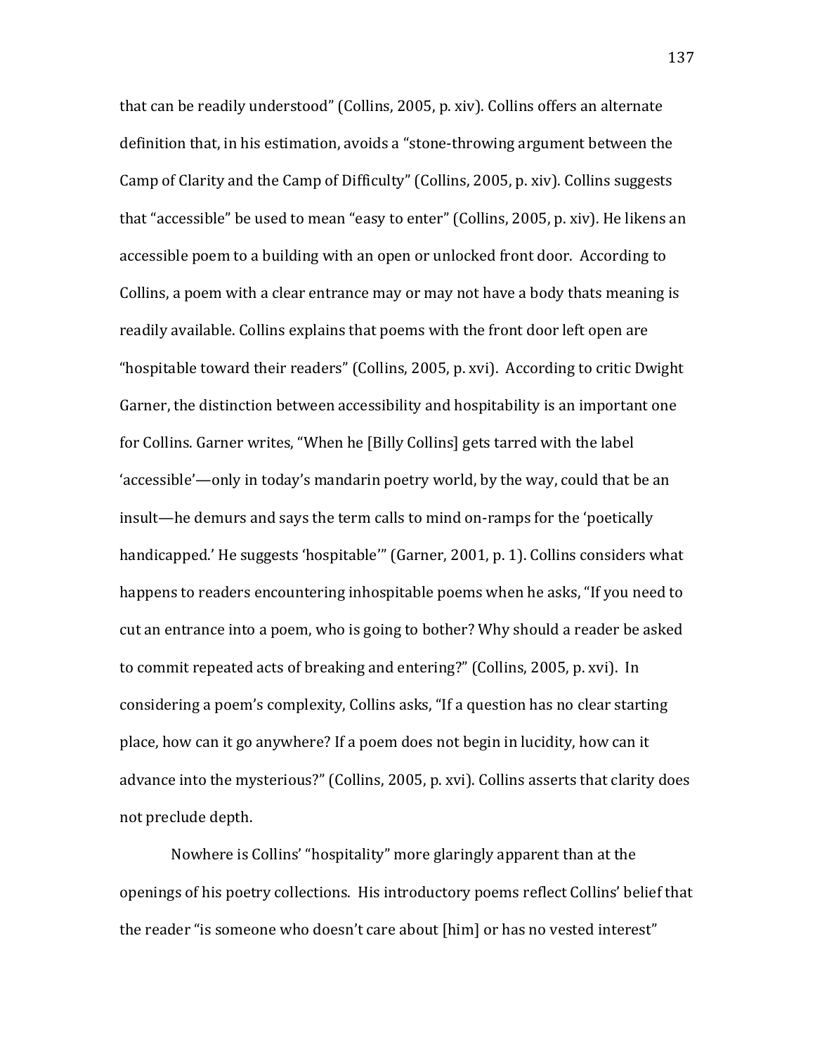that can be readily understood" (Collins, 2005, p. xiv). Collins offers an alternate definition that, in his estimation, avoids a "stone-throwing argument between the Camp of Clarity and the Camp of Difficulty" (Collins, 2005, p. xiv). Collins suggests that "accessible" be used to mean "easy to enter" (Collins, 2005, p. xiv). He likens an accessible poem to a building with an open or unlocked front door. According to Collins, a poem with a clear entrance may or may not have a body thats meaning is readily available. Collins explains that poems with the front door left open are "hospitable toward their readers" (Collins, 2005, p. xvi). According to critic Dwight Garner, the distinction between accessibility and hospitability is an important one for Collins. Garner writes, "When he [Billy Collins] gets tarred with the label 'accessible'—only in today's mandarin poetry world, by the way, could that be an insult—he demurs and says the term calls to mind on-ramps for the 'poetically handicapped.' He suggests 'hospitable'" (Garner, 2001, p. 1). Collins considers what happens to readers encountering inhospitable poems when he asks, "If you need to cut an entrance into a poem, who is going to bother? Why should a reader be asked to commit repeated acts of breaking and entering?" (Collins, 2005, p. xvi). In considering a poem's complexity, Collins asks, "If a question has no clear starting place, how can it go anywhere? If a poem does not begin in lucidity, how can it advance into the mysterious?" (Collins, 2005, p. xvi). Collins asserts that clarity does not preclude depth.

Nowhere is Collins' "hospitality" more glaringly apparent than at the openings of his poetry collections. His introductory poems reflect Collins' belief that the reader "is someone who doesn't care about [him] or has no vested interest"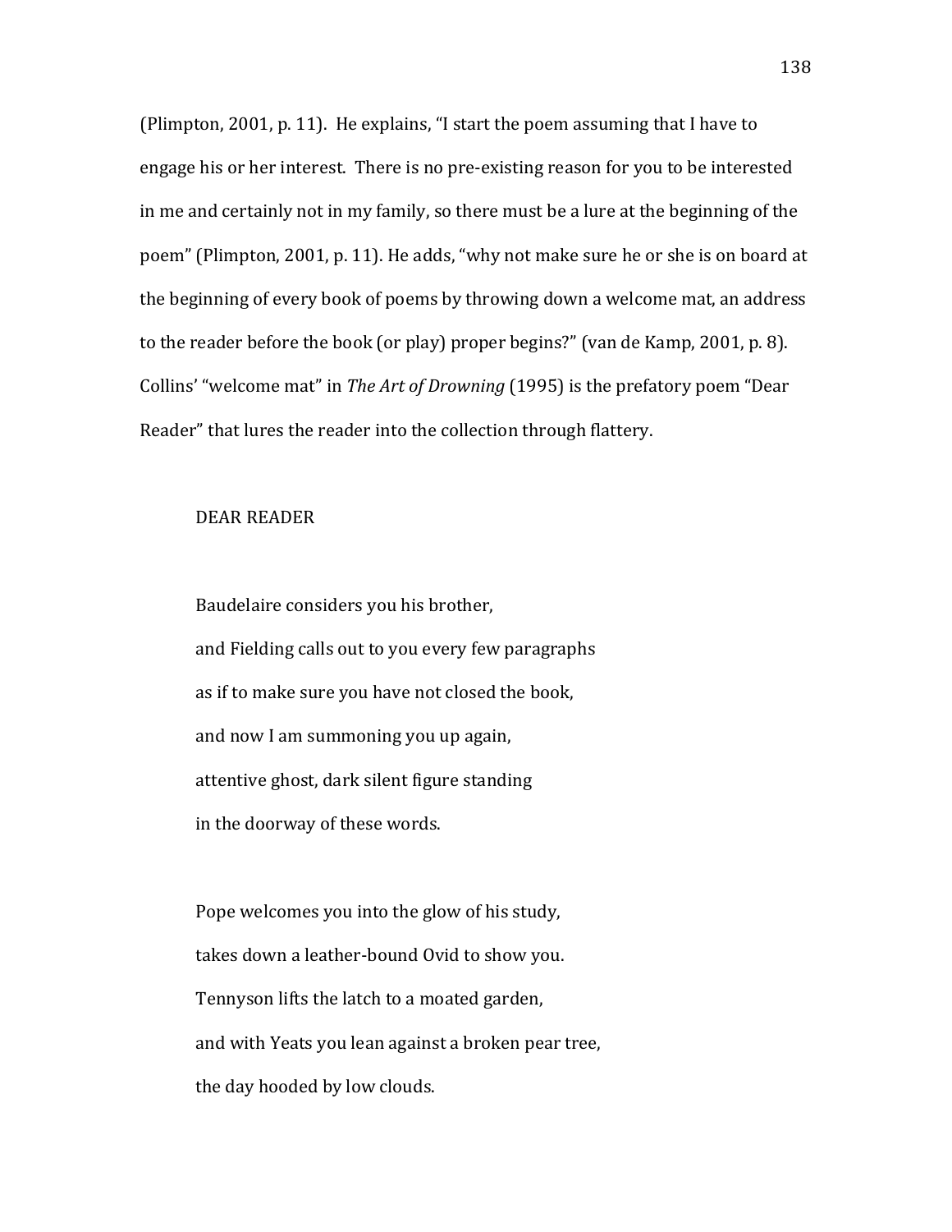(Plimpton, 2001, p. 11). He explains, "I start the poem assuming that I have to engage his or her interest. There is no pre-existing reason for you to be interested in me and certainly not in my family, so there must be a lure at the beginning of the poem" (Plimpton, 2001, p. 11). He adds, "why not make sure he or she is on board at the beginning of every book of poems by throwing down a welcome mat, an address to the reader before the book (or play) proper begins?" (van de Kamp, 2001, p. 8). Collins' "welcome mat" in *The Art of Drowning* (1995) is the prefatory poem "Dear Reader" that lures the reader into the collection through flattery.

DEAR READER

Baudelaire considers you his brother,  
and Fielding calls out to you every few paragraphs  
as if to make sure you have not closed the book,  
and now I am summoning you up again,  
attentive ghost, dark silent figure standing  
in the doorway of these words.

Pope welcomes you into the glow of his study,  
takes down a leather-bound Ovid to show you.  
Tennyson lifts the latch to a moated garden,  
and with Yeats you lean against a broken pear tree,  
the day hooded by low clouds.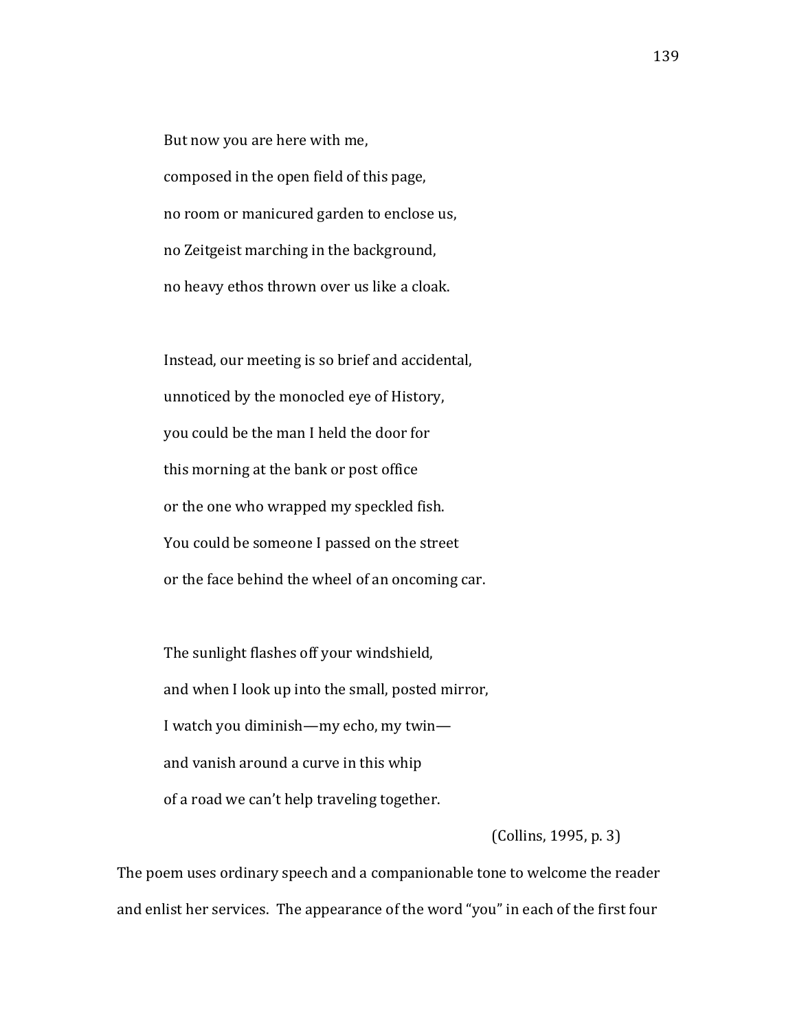> But now you are here with me,
> composed in the open field of this page,
> no room or manicured garden to enclose us,
> no Zeitgeist marching in the background,
> no heavy ethos thrown over us like a cloak.
>
> Instead, our meeting is so brief and accidental,
> unnoticed by the monocled eye of History,
> you could be the man I held the door for
> this morning at the bank or post office
> or the one who wrapped my speckled fish.
> You could be someone I passed on the street
> or the face behind the wheel of an oncoming car.
>
> The sunlight flashes off your windshield,
> and when I look up into the small, posted mirror,
> I watch you diminish—my echo, my twin—
> and vanish around a curve in this whip
> of a road we can't help traveling together.
>
> (Collins, 1995, p. 3)

The poem uses ordinary speech and a companionable tone to welcome the reader and enlist her services. The appearance of the word "you" in each of the first four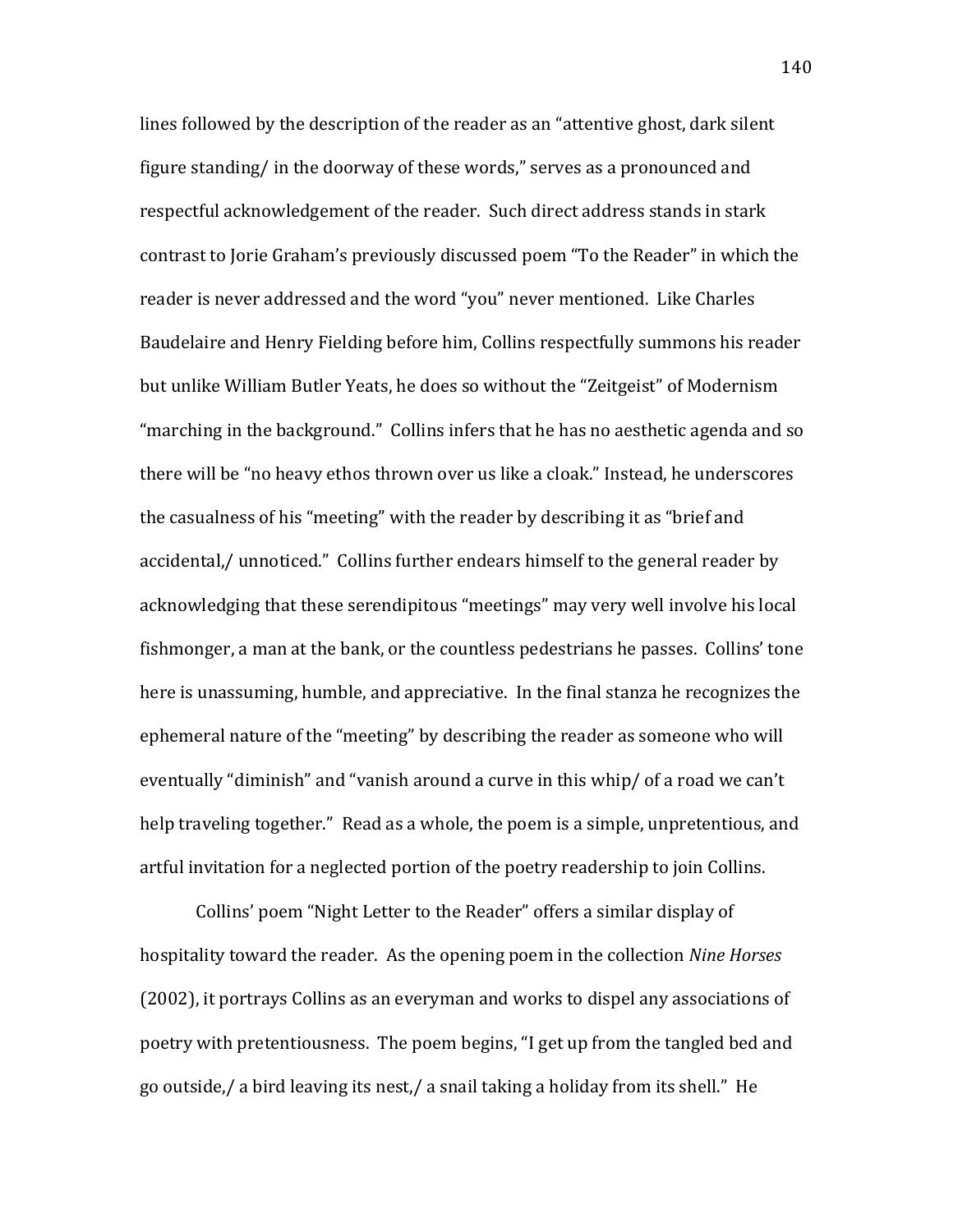lines followed by the description of the reader as an "attentive ghost, dark silent figure standing/ in the doorway of these words," serves as a pronounced and respectful acknowledgement of the reader. Such direct address stands in stark contrast to Jorie Graham's previously discussed poem "To the Reader" in which the reader is never addressed and the word "you" never mentioned. Like Charles Baudelaire and Henry Fielding before him, Collins respectfully summons his reader but unlike William Butler Yeats, he does so without the "Zeitgeist" of Modernism "marching in the background." Collins infers that he has no aesthetic agenda and so there will be "no heavy ethos thrown over us like a cloak." Instead, he underscores the casualness of his "meeting" with the reader by describing it as "brief and accidental,/ unnoticed." Collins further endears himself to the general reader by acknowledging that these serendipitous "meetings" may very well involve his local fishmonger, a man at the bank, or the countless pedestrians he passes. Collins' tone here is unassuming, humble, and appreciative. In the final stanza he recognizes the ephemeral nature of the "meeting" by describing the reader as someone who will eventually "diminish" and "vanish around a curve in this whip/ of a road we can't help traveling together." Read as a whole, the poem is a simple, unpretentious, and artful invitation for a neglected portion of the poetry readership to join Collins.

Collins' poem "Night Letter to the Reader" offers a similar display of hospitality toward the reader. As the opening poem in the collection *Nine Horses* (2002), it portrays Collins as an everyman and works to dispel any associations of poetry with pretentiousness. The poem begins, "I get up from the tangled bed and go outside,/ a bird leaving its nest,/ a snail taking a holiday from its shell." He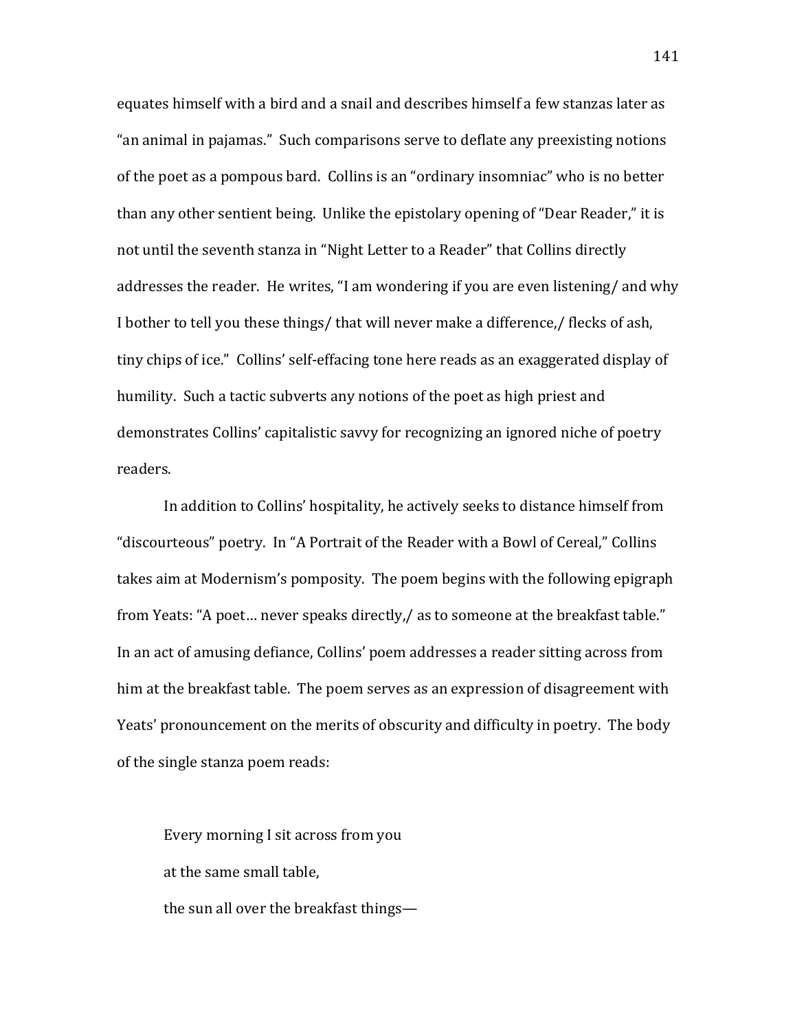equates himself with a bird and a snail and describes himself a few stanzas later as "an animal in pajamas." Such comparisons serve to deflate any preexisting notions of the poet as a pompous bard. Collins is an "ordinary insomniac" who is no better than any other sentient being. Unlike the epistolary opening of "Dear Reader," it is not until the seventh stanza in "Night Letter to a Reader" that Collins directly addresses the reader. He writes, "I am wondering if you are even listening/ and why I bother to tell you these things/ that will never make a difference,/ flecks of ash, tiny chips of ice." Collins' self-effacing tone here reads as an exaggerated display of humility. Such a tactic subverts any notions of the poet as high priest and demonstrates Collins' capitalistic savvy for recognizing an ignored niche of poetry readers.

In addition to Collins' hospitality, he actively seeks to distance himself from "discourteous" poetry. In "A Portrait of the Reader with a Bowl of Cereal," Collins takes aim at Modernism's pomposity. The poem begins with the following epigraph from Yeats: "A poet… never speaks directly,/ as to someone at the breakfast table." In an act of amusing defiance, Collins' poem addresses a reader sitting across from him at the breakfast table. The poem serves as an expression of disagreement with Yeats' pronouncement on the merits of obscurity and difficulty in poetry. The body of the single stanza poem reads:

> Every morning I sit across from you
>
> at the same small table,
>
> the sun all over the breakfast things—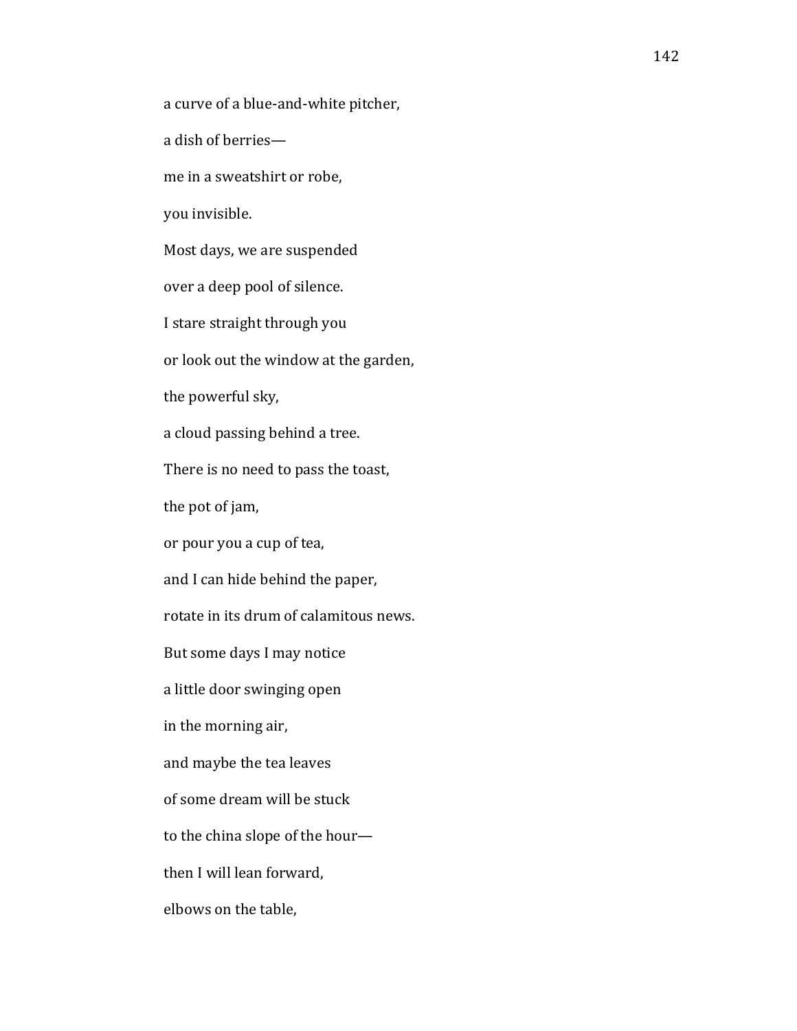a curve of a blue-and-white pitcher,

a dish of berries—

me in a sweatshirt or robe,

you invisible.

Most days, we are suspended

over a deep pool of silence.

I stare straight through you

or look out the window at the garden,

the powerful sky,

a cloud passing behind a tree.

There is no need to pass the toast,

the pot of jam,

or pour you a cup of tea,

and I can hide behind the paper,

rotate in its drum of calamitous news.

But some days I may notice

a little door swinging open

in the morning air,

and maybe the tea leaves

of some dream will be stuck

to the china slope of the hour—

then I will lean forward,

elbows on the table,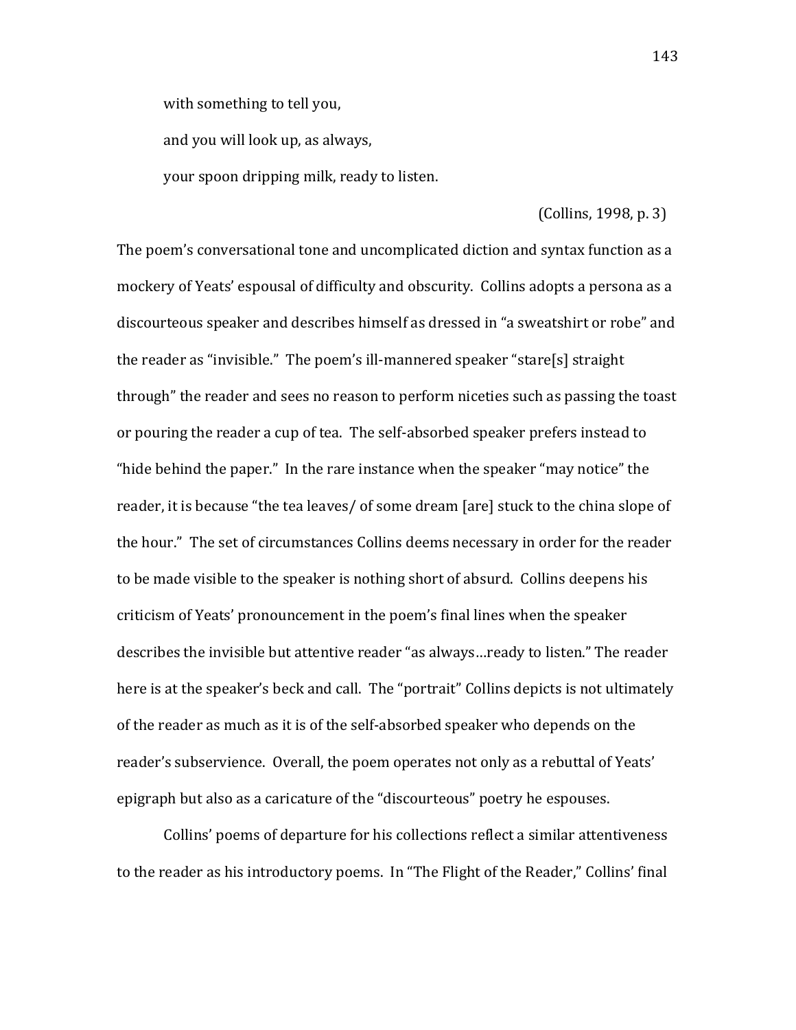with something to tell you,

and you will look up, as always,

your spoon dripping milk, ready to listen.

(Collins, 1998, p. 3)

The poem's conversational tone and uncomplicated diction and syntax function as a mockery of Yeats' espousal of difficulty and obscurity. Collins adopts a persona as a discourteous speaker and describes himself as dressed in "a sweatshirt or robe" and the reader as "invisible." The poem's ill-mannered speaker "stare[s] straight through" the reader and sees no reason to perform niceties such as passing the toast or pouring the reader a cup of tea. The self-absorbed speaker prefers instead to "hide behind the paper." In the rare instance when the speaker "may notice" the reader, it is because "the tea leaves/ of some dream [are] stuck to the china slope of the hour." The set of circumstances Collins deems necessary in order for the reader to be made visible to the speaker is nothing short of absurd. Collins deepens his criticism of Yeats' pronouncement in the poem's final lines when the speaker describes the invisible but attentive reader "as always…ready to listen." The reader here is at the speaker's beck and call. The "portrait" Collins depicts is not ultimately of the reader as much as it is of the self-absorbed speaker who depends on the reader's subservience. Overall, the poem operates not only as a rebuttal of Yeats' epigraph but also as a caricature of the "discourteous" poetry he espouses.

Collins' poems of departure for his collections reflect a similar attentiveness to the reader as his introductory poems. In "The Flight of the Reader," Collins' final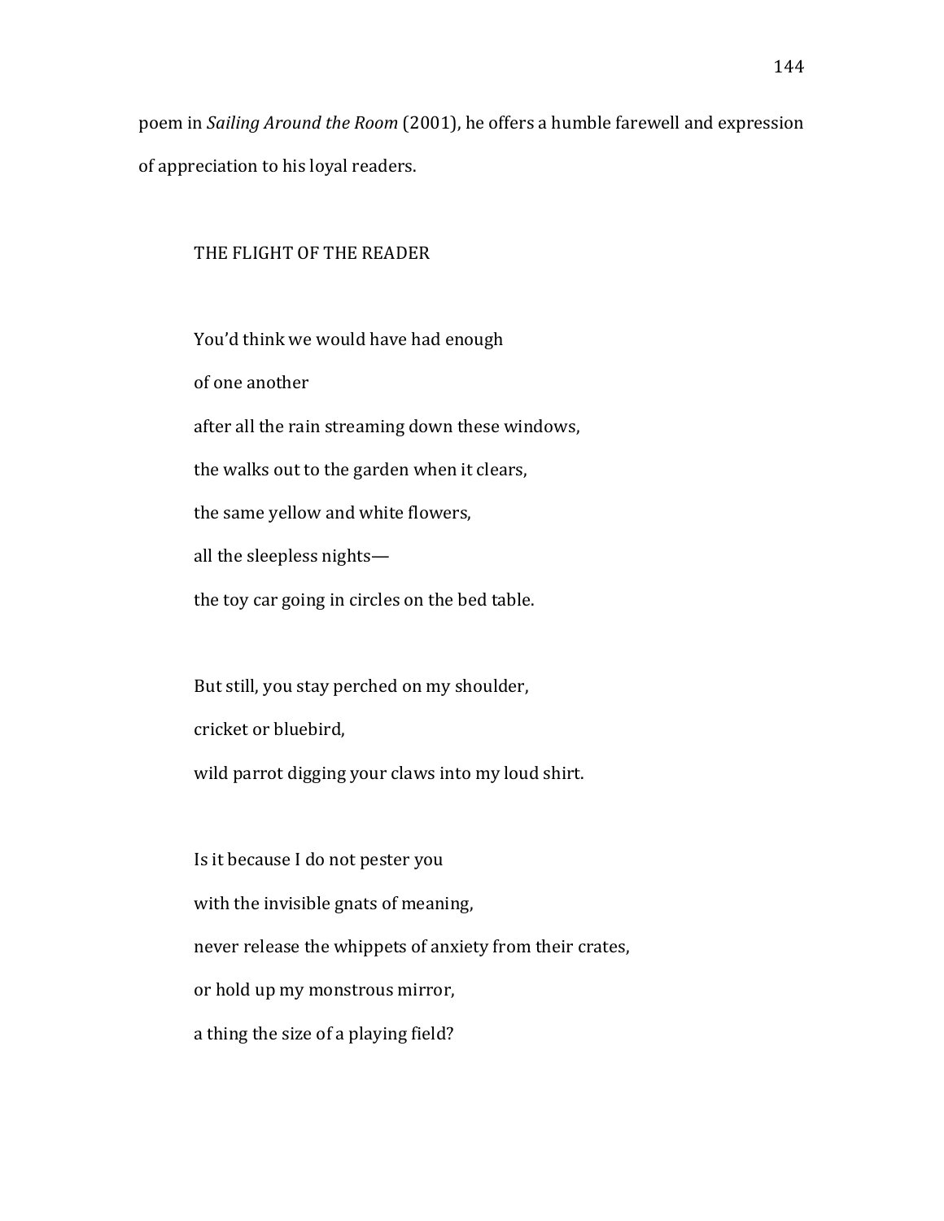poem in *Sailing Around the Room* (2001), he offers a humble farewell and expression of appreciation to his loyal readers.

THE FLIGHT OF THE READER

You'd think we would have had enough  
of one another  
after all the rain streaming down these windows,  
the walks out to the garden when it clears,  
the same yellow and white flowers,  
all the sleepless nights—  
the toy car going in circles on the bed table.

But still, you stay perched on my shoulder,  
cricket or bluebird,  
wild parrot digging your claws into my loud shirt.

Is it because I do not pester you  
with the invisible gnats of meaning,  
never release the whippets of anxiety from their crates,  
or hold up my monstrous mirror,  
a thing the size of a playing field?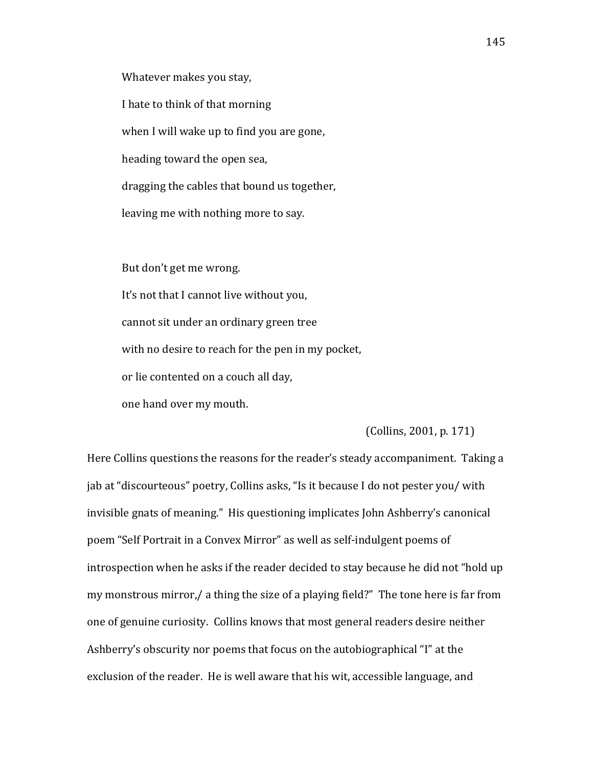Whatever makes you stay,

I hate to think of that morning

when I will wake up to find you are gone,

heading toward the open sea,

dragging the cables that bound us together,

leaving me with nothing more to say.

But don't get me wrong.

It's not that I cannot live without you,

cannot sit under an ordinary green tree

with no desire to reach for the pen in my pocket,

or lie contented on a couch all day,

one hand over my mouth.

(Collins, 2001, p. 171)

Here Collins questions the reasons for the reader's steady accompaniment. Taking a jab at "discourteous" poetry, Collins asks, "Is it because I do not pester you/ with invisible gnats of meaning." His questioning implicates John Ashberry's canonical poem "Self Portrait in a Convex Mirror" as well as self-indulgent poems of introspection when he asks if the reader decided to stay because he did not "hold up my monstrous mirror,/ a thing the size of a playing field?" The tone here is far from one of genuine curiosity. Collins knows that most general readers desire neither Ashberry's obscurity nor poems that focus on the autobiographical "I" at the exclusion of the reader. He is well aware that his wit, accessible language, and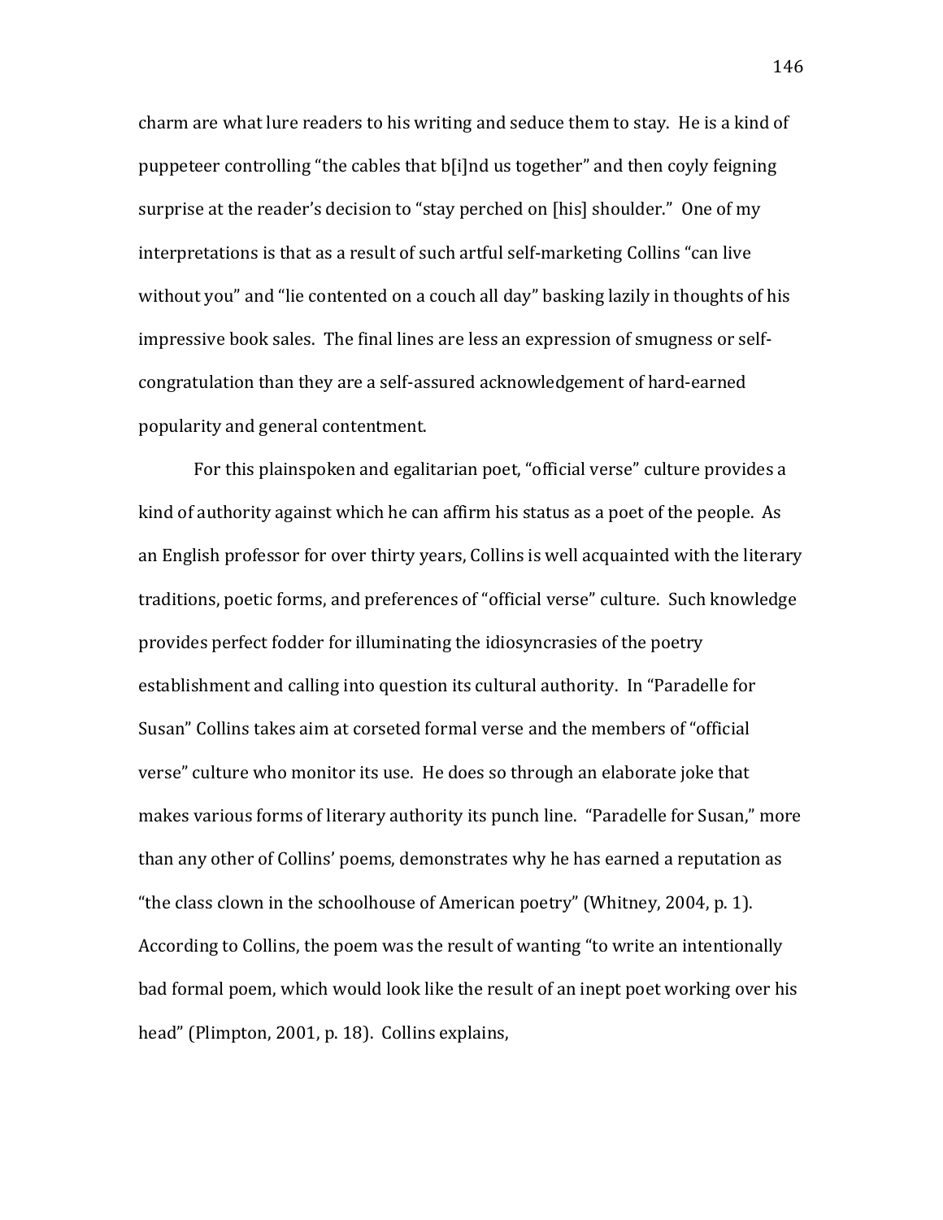charm are what lure readers to his writing and seduce them to stay. He is a kind of puppeteer controlling "the cables that b[i]nd us together" and then coyly feigning surprise at the reader's decision to "stay perched on [his] shoulder." One of my interpretations is that as a result of such artful self-marketing Collins "can live without you" and "lie contented on a couch all day" basking lazily in thoughts of his impressive book sales. The final lines are less an expression of smugness or self-congratulation than they are a self-assured acknowledgement of hard-earned popularity and general contentment.

For this plainspoken and egalitarian poet, "official verse" culture provides a kind of authority against which he can affirm his status as a poet of the people. As an English professor for over thirty years, Collins is well acquainted with the literary traditions, poetic forms, and preferences of "official verse" culture. Such knowledge provides perfect fodder for illuminating the idiosyncrasies of the poetry establishment and calling into question its cultural authority. In "Paradelle for Susan" Collins takes aim at corseted formal verse and the members of "official verse" culture who monitor its use. He does so through an elaborate joke that makes various forms of literary authority its punch line. "Paradelle for Susan," more than any other of Collins' poems, demonstrates why he has earned a reputation as "the class clown in the schoolhouse of American poetry" (Whitney, 2004, p. 1). According to Collins, the poem was the result of wanting "to write an intentionally bad formal poem, which would look like the result of an inept poet working over his head" (Plimpton, 2001, p. 18). Collins explains,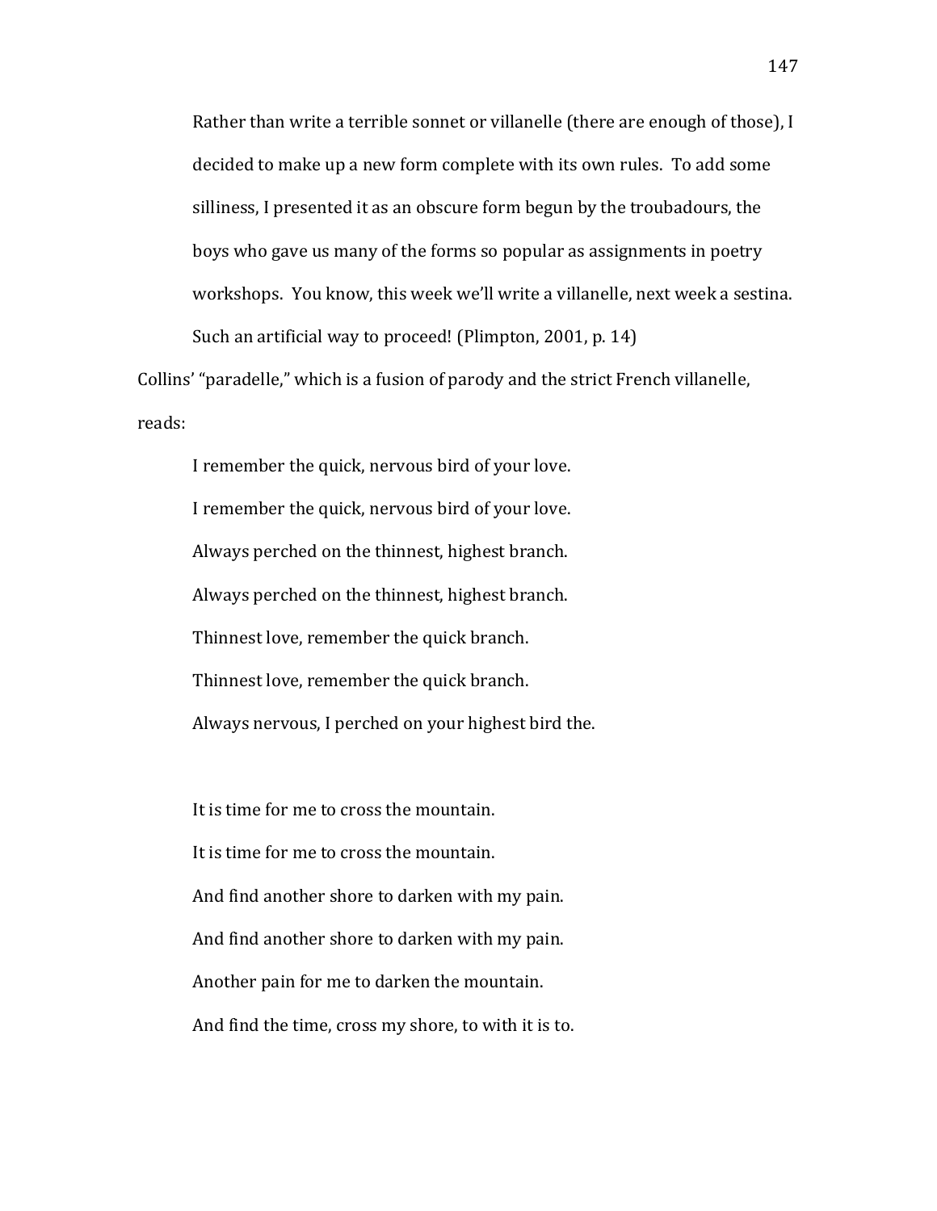> Rather than write a terrible sonnet or villanelle (there are enough of those), I decided to make up a new form complete with its own rules. To add some silliness, I presented it as an obscure form begun by the troubadours, the boys who gave us many of the forms so popular as assignments in poetry workshops. You know, this week we'll write a villanelle, next week a sestina. Such an artificial way to proceed! (Plimpton, 2001, p. 14)

Collins' "paradelle," which is a fusion of parody and the strict French villanelle, reads:

> I remember the quick, nervous bird of your love.
>
> I remember the quick, nervous bird of your love.
>
> Always perched on the thinnest, highest branch.
>
> Always perched on the thinnest, highest branch.
>
> Thinnest love, remember the quick branch.
>
> Thinnest love, remember the quick branch.
>
> Always nervous, I perched on your highest bird the.
>
> It is time for me to cross the mountain.
>
> It is time for me to cross the mountain.
>
> And find another shore to darken with my pain.
>
> And find another shore to darken with my pain.
>
> Another pain for me to darken the mountain.
>
> And find the time, cross my shore, to with it is to.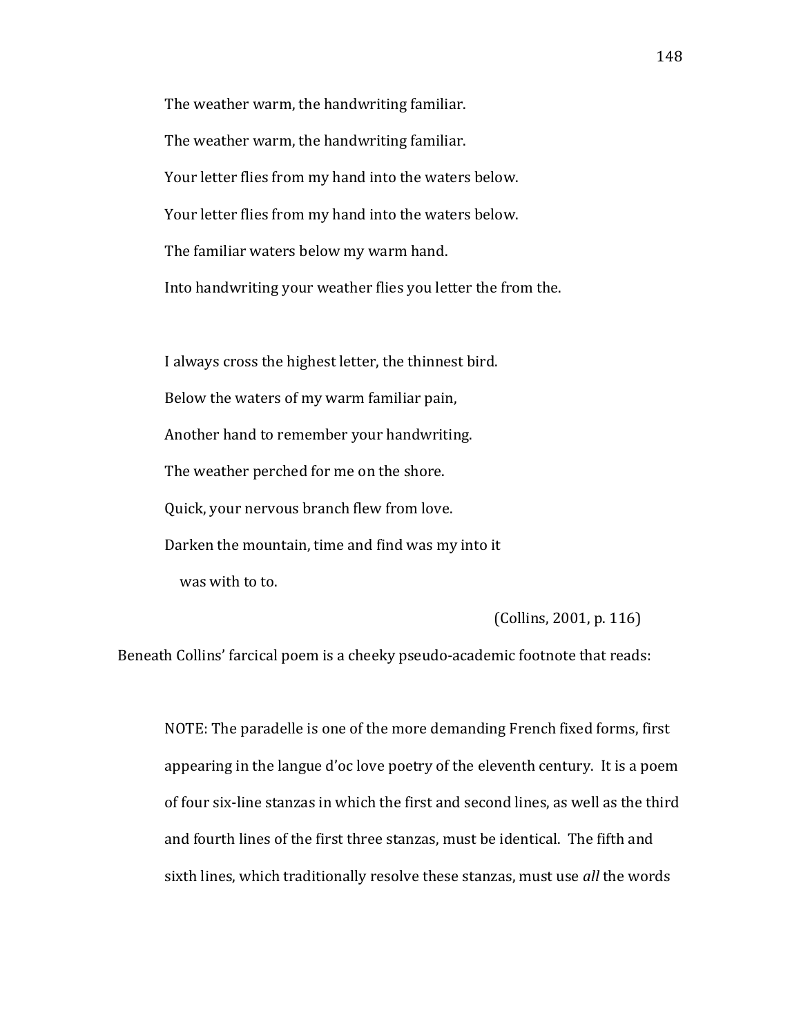The weather warm, the handwriting familiar.

The weather warm, the handwriting familiar.

Your letter flies from my hand into the waters below.

Your letter flies from my hand into the waters below.

The familiar waters below my warm hand.

Into handwriting your weather flies you letter the from the.

I always cross the highest letter, the thinnest bird.

Below the waters of my warm familiar pain,

Another hand to remember your handwriting.

The weather perched for me on the shore.

Quick, your nervous branch flew from love.

Darken the mountain, time and find was my into it
  was with to to.

(Collins, 2001, p. 116)

Beneath Collins' farcical poem is a cheeky pseudo-academic footnote that reads:

> NOTE: The paradelle is one of the more demanding French fixed forms, first appearing in the langue d'oc love poetry of the eleventh century. It is a poem of four six-line stanzas in which the first and second lines, as well as the third and fourth lines of the first three stanzas, must be identical. The fifth and sixth lines, which traditionally resolve these stanzas, must use *all* the words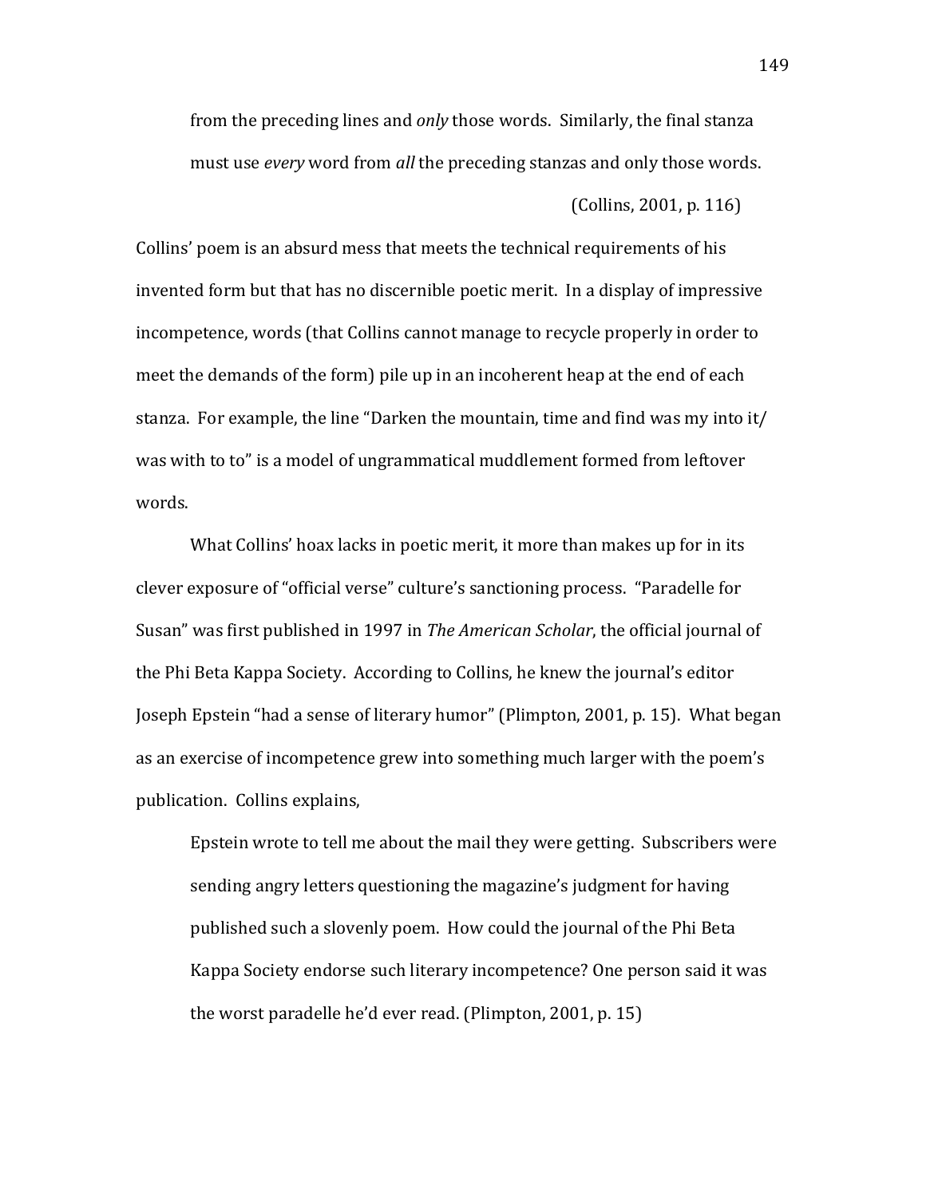> from the preceding lines and *only* those words. Similarly, the final stanza must use *every* word from *all* the preceding stanzas and only those words.
>
> (Collins, 2001, p. 116)

Collins' poem is an absurd mess that meets the technical requirements of his invented form but that has no discernible poetic merit. In a display of impressive incompetence, words (that Collins cannot manage to recycle properly in order to meet the demands of the form) pile up in an incoherent heap at the end of each stanza. For example, the line "Darken the mountain, time and find was my into it/ was with to to" is a model of ungrammatical muddlement formed from leftover words.

What Collins' hoax lacks in poetic merit, it more than makes up for in its clever exposure of "official verse" culture's sanctioning process. "Paradelle for Susan" was first published in 1997 in *The American Scholar*, the official journal of the Phi Beta Kappa Society. According to Collins, he knew the journal's editor Joseph Epstein "had a sense of literary humor" (Plimpton, 2001, p. 15). What began as an exercise of incompetence grew into something much larger with the poem's publication. Collins explains,

> Epstein wrote to tell me about the mail they were getting. Subscribers were sending angry letters questioning the magazine's judgment for having published such a slovenly poem. How could the journal of the Phi Beta Kappa Society endorse such literary incompetence? One person said it was the worst paradelle he'd ever read. (Plimpton, 2001, p. 15)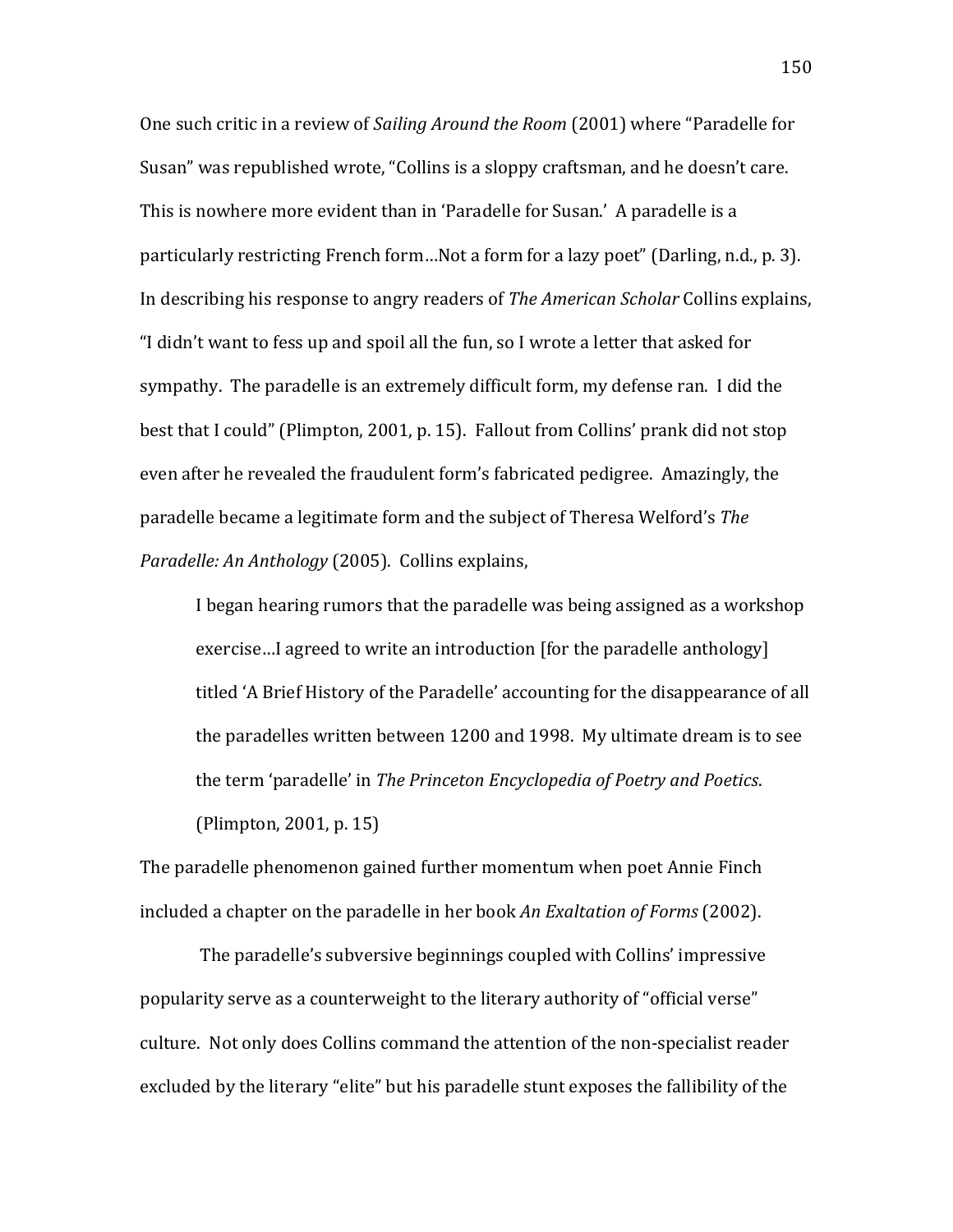One such critic in a review of *Sailing Around the Room* (2001) where "Paradelle for Susan" was republished wrote, "Collins is a sloppy craftsman, and he doesn't care. This is nowhere more evident than in 'Paradelle for Susan.' A paradelle is a particularly restricting French form…Not a form for a lazy poet" (Darling, n.d., p. 3). In describing his response to angry readers of *The American Scholar* Collins explains, "I didn't want to fess up and spoil all the fun, so I wrote a letter that asked for sympathy. The paradelle is an extremely difficult form, my defense ran. I did the best that I could" (Plimpton, 2001, p. 15). Fallout from Collins' prank did not stop even after he revealed the fraudulent form's fabricated pedigree. Amazingly, the paradelle became a legitimate form and the subject of Theresa Welford's *The Paradelle: An Anthology* (2005). Collins explains,

> I began hearing rumors that the paradelle was being assigned as a workshop exercise…I agreed to write an introduction [for the paradelle anthology] titled 'A Brief History of the Paradelle' accounting for the disappearance of all the paradelles written between 1200 and 1998. My ultimate dream is to see the term 'paradelle' in *The Princeton Encyclopedia of Poetry and Poetics*. (Plimpton, 2001, p. 15)

The paradelle phenomenon gained further momentum when poet Annie Finch included a chapter on the paradelle in her book *An Exaltation of Forms* (2002).

The paradelle's subversive beginnings coupled with Collins' impressive popularity serve as a counterweight to the literary authority of "official verse" culture. Not only does Collins command the attention of the non-specialist reader excluded by the literary "elite" but his paradelle stunt exposes the fallibility of the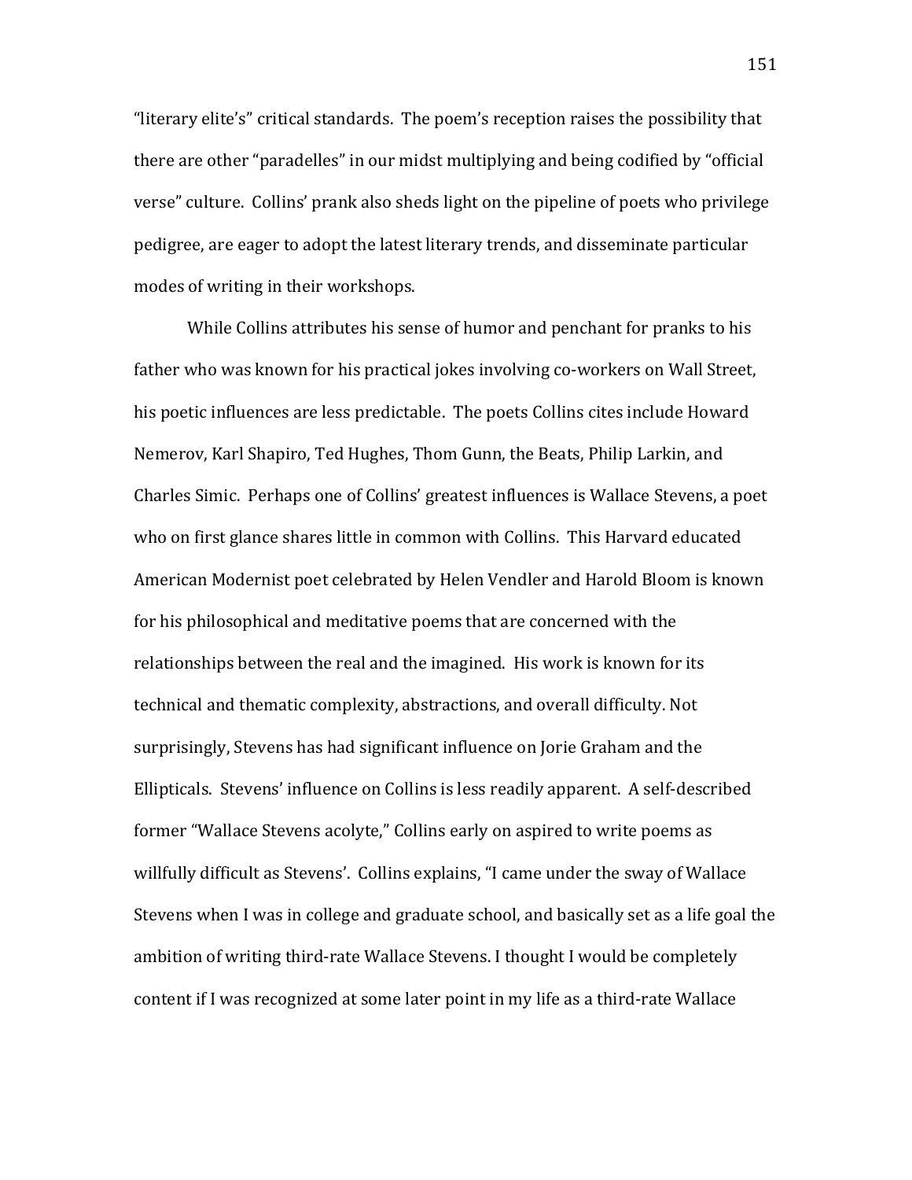"literary elite's" critical standards. The poem's reception raises the possibility that there are other "paradelles" in our midst multiplying and being codified by "official verse" culture. Collins' prank also sheds light on the pipeline of poets who privilege pedigree, are eager to adopt the latest literary trends, and disseminate particular modes of writing in their workshops.

While Collins attributes his sense of humor and penchant for pranks to his father who was known for his practical jokes involving co-workers on Wall Street, his poetic influences are less predictable. The poets Collins cites include Howard Nemerov, Karl Shapiro, Ted Hughes, Thom Gunn, the Beats, Philip Larkin, and Charles Simic. Perhaps one of Collins' greatest influences is Wallace Stevens, a poet who on first glance shares little in common with Collins. This Harvard educated American Modernist poet celebrated by Helen Vendler and Harold Bloom is known for his philosophical and meditative poems that are concerned with the relationships between the real and the imagined. His work is known for its technical and thematic complexity, abstractions, and overall difficulty. Not surprisingly, Stevens has had significant influence on Jorie Graham and the Ellipticals. Stevens' influence on Collins is less readily apparent. A self-described former "Wallace Stevens acolyte," Collins early on aspired to write poems as willfully difficult as Stevens'. Collins explains, "I came under the sway of Wallace Stevens when I was in college and graduate school, and basically set as a life goal the ambition of writing third-rate Wallace Stevens. I thought I would be completely content if I was recognized at some later point in my life as a third-rate Wallace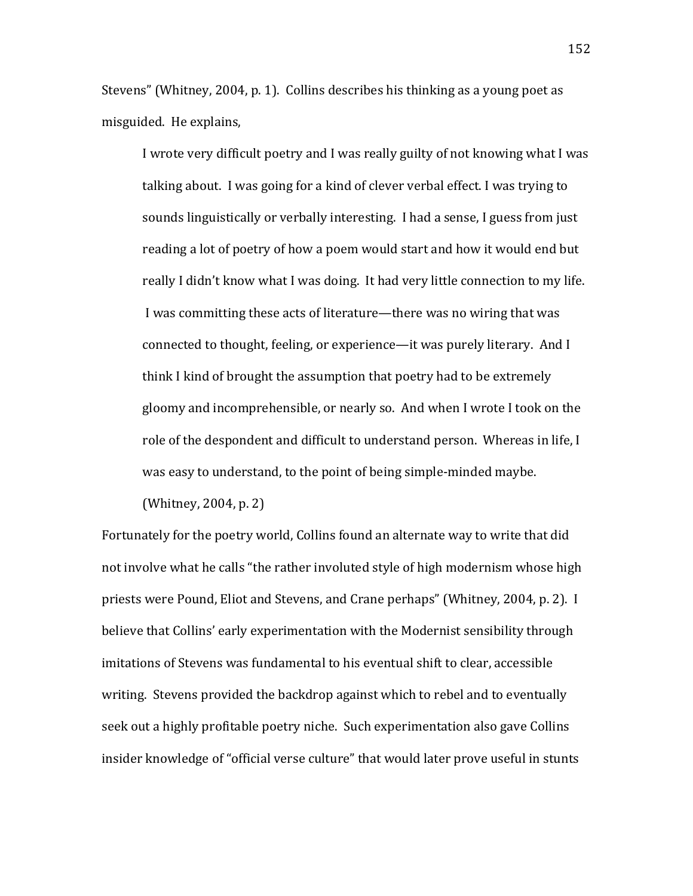Stevens" (Whitney, 2004, p. 1). Collins describes his thinking as a young poet as misguided. He explains,

> I wrote very difficult poetry and I was really guilty of not knowing what I was talking about. I was going for a kind of clever verbal effect. I was trying to sounds linguistically or verbally interesting. I had a sense, I guess from just reading a lot of poetry of how a poem would start and how it would end but really I didn't know what I was doing. It had very little connection to my life. I was committing these acts of literature—there was no wiring that was connected to thought, feeling, or experience—it was purely literary. And I think I kind of brought the assumption that poetry had to be extremely gloomy and incomprehensible, or nearly so. And when I wrote I took on the role of the despondent and difficult to understand person. Whereas in life, I was easy to understand, to the point of being simple-minded maybe. (Whitney, 2004, p. 2)

Fortunately for the poetry world, Collins found an alternate way to write that did not involve what he calls "the rather involuted style of high modernism whose high priests were Pound, Eliot and Stevens, and Crane perhaps" (Whitney, 2004, p. 2). I believe that Collins' early experimentation with the Modernist sensibility through imitations of Stevens was fundamental to his eventual shift to clear, accessible writing. Stevens provided the backdrop against which to rebel and to eventually seek out a highly profitable poetry niche. Such experimentation also gave Collins insider knowledge of "official verse culture" that would later prove useful in stunts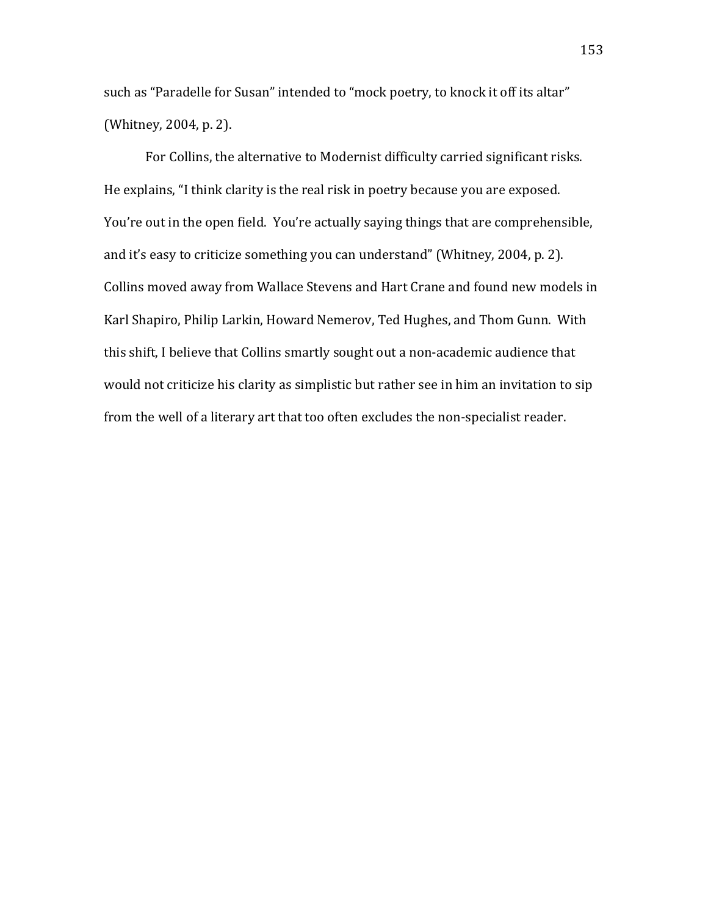such as “Paradelle for Susan” intended to “mock poetry, to knock it off its altar” (Whitney, 2004, p. 2).

For Collins, the alternative to Modernist difficulty carried significant risks. He explains, “I think clarity is the real risk in poetry because you are exposed. You’re out in the open field. You’re actually saying things that are comprehensible, and it’s easy to criticize something you can understand” (Whitney, 2004, p. 2). Collins moved away from Wallace Stevens and Hart Crane and found new models in Karl Shapiro, Philip Larkin, Howard Nemerov, Ted Hughes, and Thom Gunn. With this shift, I believe that Collins smartly sought out a non-academic audience that would not criticize his clarity as simplistic but rather see in him an invitation to sip from the well of a literary art that too often excludes the non-specialist reader.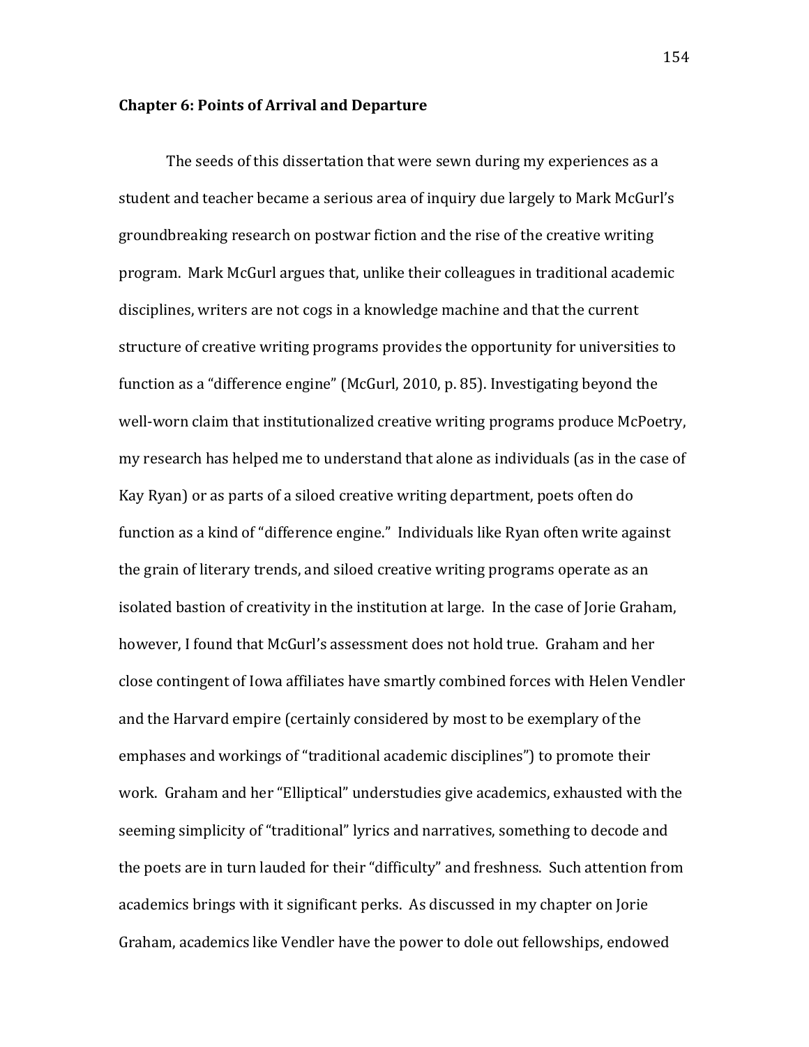**Chapter 6: Points of Arrival and Departure**

The seeds of this dissertation that were sewn during my experiences as a student and teacher became a serious area of inquiry due largely to Mark McGurl's groundbreaking research on postwar fiction and the rise of the creative writing program. Mark McGurl argues that, unlike their colleagues in traditional academic disciplines, writers are not cogs in a knowledge machine and that the current structure of creative writing programs provides the opportunity for universities to function as a "difference engine" (McGurl, 2010, p. 85). Investigating beyond the well-worn claim that institutionalized creative writing programs produce McPoetry, my research has helped me to understand that alone as individuals (as in the case of Kay Ryan) or as parts of a siloed creative writing department, poets often do function as a kind of "difference engine." Individuals like Ryan often write against the grain of literary trends, and siloed creative writing programs operate as an isolated bastion of creativity in the institution at large. In the case of Jorie Graham, however, I found that McGurl's assessment does not hold true. Graham and her close contingent of Iowa affiliates have smartly combined forces with Helen Vendler and the Harvard empire (certainly considered by most to be exemplary of the emphases and workings of "traditional academic disciplines") to promote their work. Graham and her "Elliptical" understudies give academics, exhausted with the seeming simplicity of "traditional" lyrics and narratives, something to decode and the poets are in turn lauded for their "difficulty" and freshness. Such attention from academics brings with it significant perks. As discussed in my chapter on Jorie Graham, academics like Vendler have the power to dole out fellowships, endowed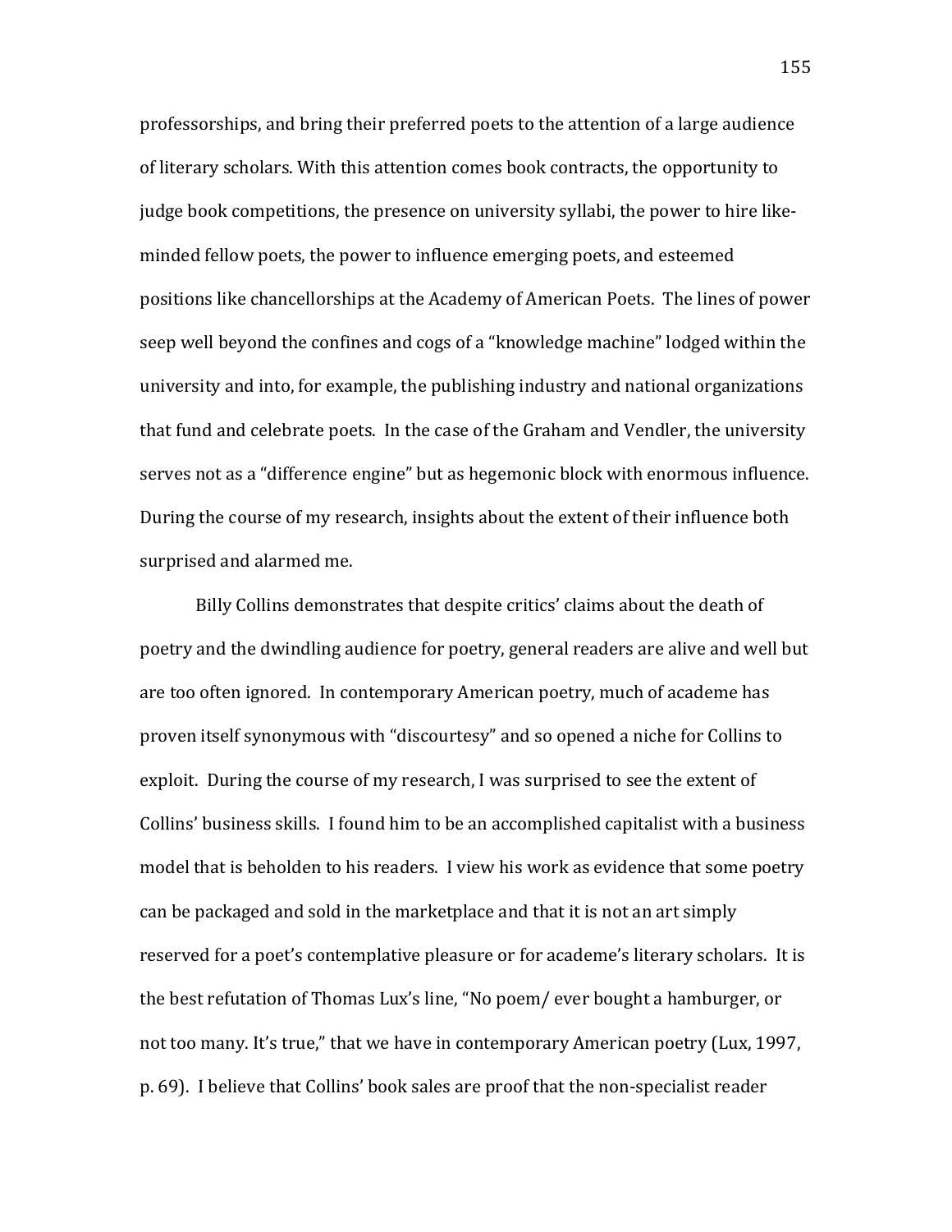professorships, and bring their preferred poets to the attention of a large audience of literary scholars. With this attention comes book contracts, the opportunity to judge book competitions, the presence on university syllabi, the power to hire like-minded fellow poets, the power to influence emerging poets, and esteemed positions like chancellorships at the Academy of American Poets. The lines of power seep well beyond the confines and cogs of a "knowledge machine" lodged within the university and into, for example, the publishing industry and national organizations that fund and celebrate poets. In the case of the Graham and Vendler, the university serves not as a "difference engine" but as hegemonic block with enormous influence. During the course of my research, insights about the extent of their influence both surprised and alarmed me.

Billy Collins demonstrates that despite critics' claims about the death of poetry and the dwindling audience for poetry, general readers are alive and well but are too often ignored. In contemporary American poetry, much of academe has proven itself synonymous with "discourtesy" and so opened a niche for Collins to exploit. During the course of my research, I was surprised to see the extent of Collins' business skills. I found him to be an accomplished capitalist with a business model that is beholden to his readers. I view his work as evidence that some poetry can be packaged and sold in the marketplace and that it is not an art simply reserved for a poet's contemplative pleasure or for academe's literary scholars. It is the best refutation of Thomas Lux's line, "No poem/ ever bought a hamburger, or not too many. It's true," that we have in contemporary American poetry (Lux, 1997, p. 69). I believe that Collins' book sales are proof that the non-specialist reader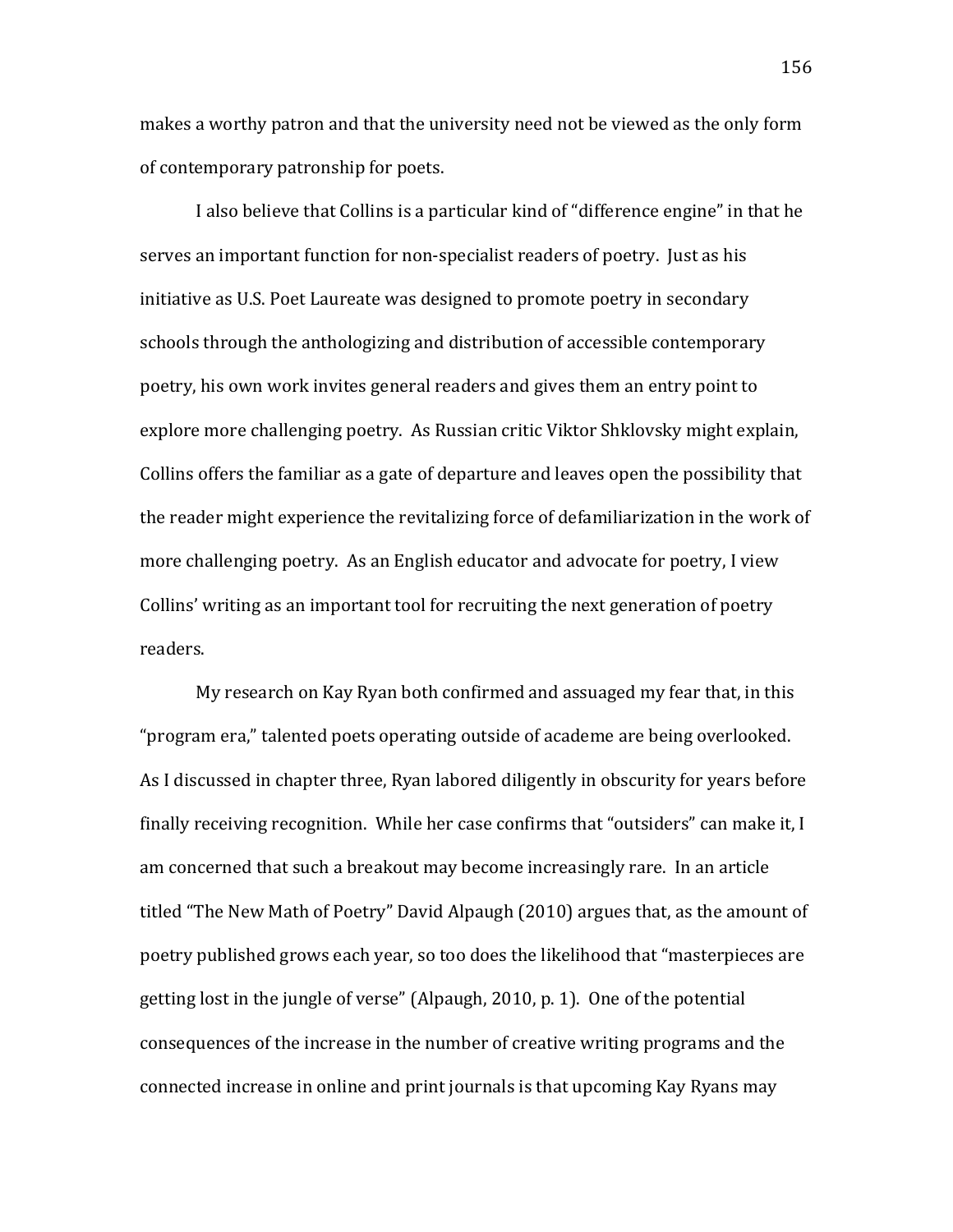makes a worthy patron and that the university need not be viewed as the only form of contemporary patronship for poets.

I also believe that Collins is a particular kind of "difference engine" in that he serves an important function for non-specialist readers of poetry. Just as his initiative as U.S. Poet Laureate was designed to promote poetry in secondary schools through the anthologizing and distribution of accessible contemporary poetry, his own work invites general readers and gives them an entry point to explore more challenging poetry. As Russian critic Viktor Shklovsky might explain, Collins offers the familiar as a gate of departure and leaves open the possibility that the reader might experience the revitalizing force of defamiliarization in the work of more challenging poetry. As an English educator and advocate for poetry, I view Collins' writing as an important tool for recruiting the next generation of poetry readers.

My research on Kay Ryan both confirmed and assuaged my fear that, in this "program era," talented poets operating outside of academe are being overlooked. As I discussed in chapter three, Ryan labored diligently in obscurity for years before finally receiving recognition. While her case confirms that "outsiders" can make it, I am concerned that such a breakout may become increasingly rare. In an article titled "The New Math of Poetry" David Alpaugh (2010) argues that, as the amount of poetry published grows each year, so too does the likelihood that "masterpieces are getting lost in the jungle of verse" (Alpaugh, 2010, p. 1). One of the potential consequences of the increase in the number of creative writing programs and the connected increase in online and print journals is that upcoming Kay Ryans may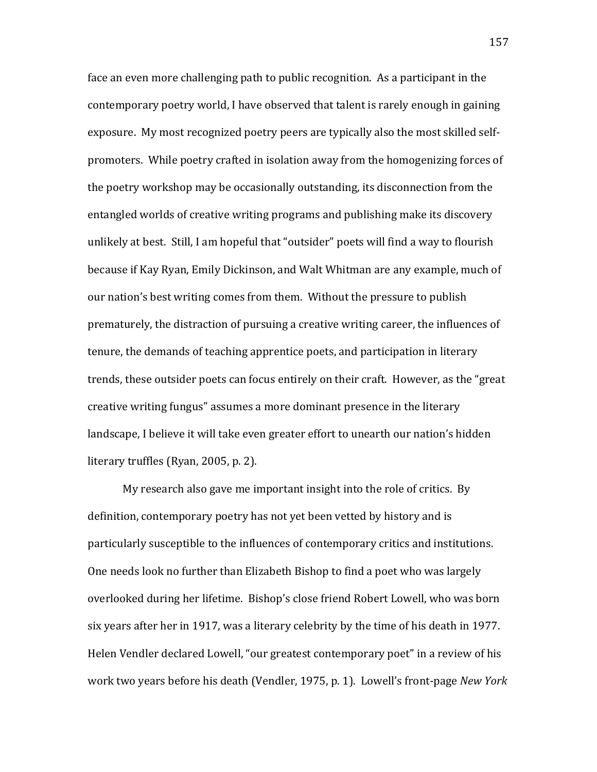face an even more challenging path to public recognition. As a participant in the contemporary poetry world, I have observed that talent is rarely enough in gaining exposure. My most recognized poetry peers are typically also the most skilled self-promoters. While poetry crafted in isolation away from the homogenizing forces of the poetry workshop may be occasionally outstanding, its disconnection from the entangled worlds of creative writing programs and publishing make its discovery unlikely at best. Still, I am hopeful that "outsider" poets will find a way to flourish because if Kay Ryan, Emily Dickinson, and Walt Whitman are any example, much of our nation's best writing comes from them. Without the pressure to publish prematurely, the distraction of pursuing a creative writing career, the influences of tenure, the demands of teaching apprentice poets, and participation in literary trends, these outsider poets can focus entirely on their craft. However, as the "great creative writing fungus" assumes a more dominant presence in the literary landscape, I believe it will take even greater effort to unearth our nation's hidden literary truffles (Ryan, 2005, p. 2).

My research also gave me important insight into the role of critics. By definition, contemporary poetry has not yet been vetted by history and is particularly susceptible to the influences of contemporary critics and institutions. One needs look no further than Elizabeth Bishop to find a poet who was largely overlooked during her lifetime. Bishop's close friend Robert Lowell, who was born six years after her in 1917, was a literary celebrity by the time of his death in 1977. Helen Vendler declared Lowell, "our greatest contemporary poet" in a review of his work two years before his death (Vendler, 1975, p. 1). Lowell's front-page *New York*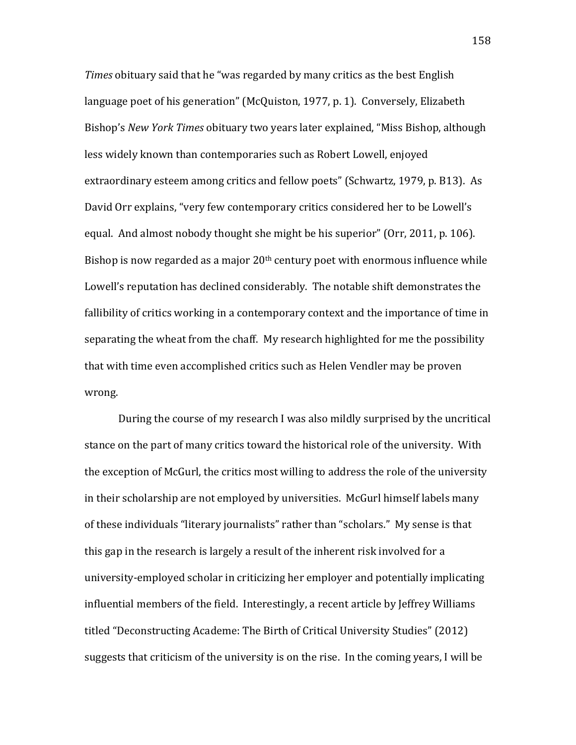*Times* obituary said that he "was regarded by many critics as the best English language poet of his generation" (McQuiston, 1977, p. 1). Conversely, Elizabeth Bishop's *New York Times* obituary two years later explained, "Miss Bishop, although less widely known than contemporaries such as Robert Lowell, enjoyed extraordinary esteem among critics and fellow poets" (Schwartz, 1979, p. B13). As David Orr explains, "very few contemporary critics considered her to be Lowell's equal. And almost nobody thought she might be his superior" (Orr, 2011, p. 106). Bishop is now regarded as a major 20th century poet with enormous influence while Lowell's reputation has declined considerably. The notable shift demonstrates the fallibility of critics working in a contemporary context and the importance of time in separating the wheat from the chaff. My research highlighted for me the possibility that with time even accomplished critics such as Helen Vendler may be proven wrong.

During the course of my research I was also mildly surprised by the uncritical stance on the part of many critics toward the historical role of the university. With the exception of McGurl, the critics most willing to address the role of the university in their scholarship are not employed by universities. McGurl himself labels many of these individuals "literary journalists" rather than "scholars." My sense is that this gap in the research is largely a result of the inherent risk involved for a university-employed scholar in criticizing her employer and potentially implicating influential members of the field. Interestingly, a recent article by Jeffrey Williams titled "Deconstructing Academe: The Birth of Critical University Studies" (2012) suggests that criticism of the university is on the rise. In the coming years, I will be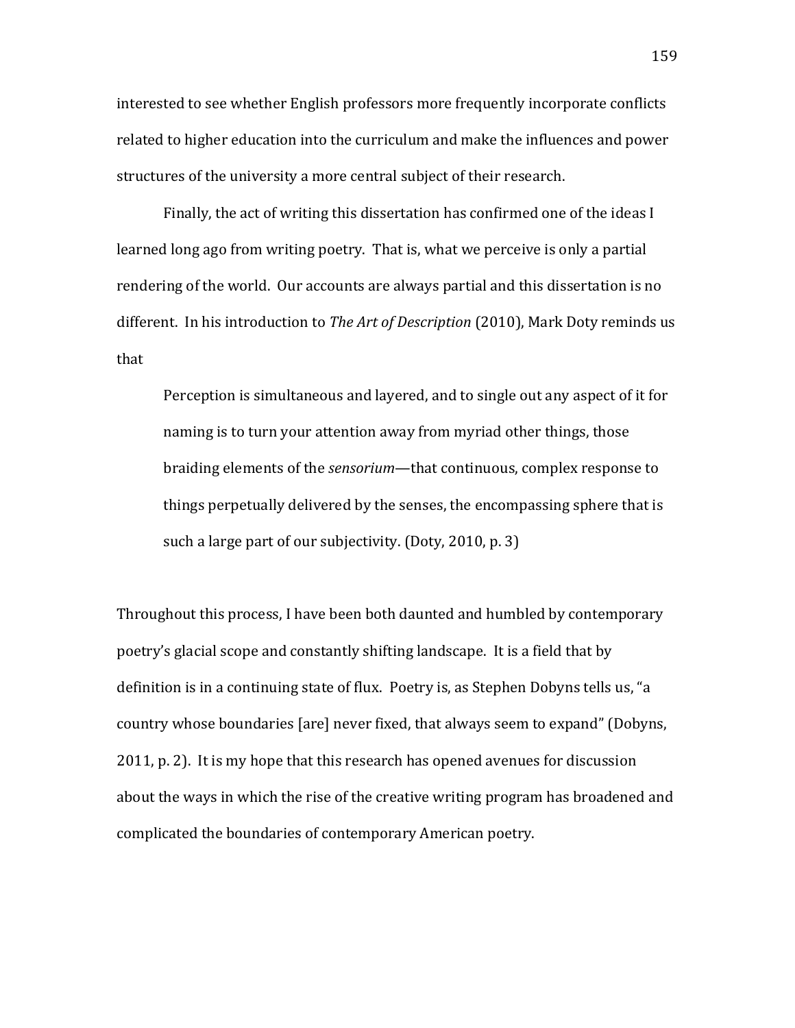interested to see whether English professors more frequently incorporate conflicts related to higher education into the curriculum and make the influences and power structures of the university a more central subject of their research.

Finally, the act of writing this dissertation has confirmed one of the ideas I learned long ago from writing poetry. That is, what we perceive is only a partial rendering of the world. Our accounts are always partial and this dissertation is no different. In his introduction to *The Art of Description* (2010), Mark Doty reminds us that

> Perception is simultaneous and layered, and to single out any aspect of it for naming is to turn your attention away from myriad other things, those braiding elements of the *sensorium*—that continuous, complex response to things perpetually delivered by the senses, the encompassing sphere that is such a large part of our subjectivity. (Doty, 2010, p. 3)

Throughout this process, I have been both daunted and humbled by contemporary poetry's glacial scope and constantly shifting landscape. It is a field that by definition is in a continuing state of flux. Poetry is, as Stephen Dobyns tells us, "a country whose boundaries [are] never fixed, that always seem to expand" (Dobyns, 2011, p. 2). It is my hope that this research has opened avenues for discussion about the ways in which the rise of the creative writing program has broadened and complicated the boundaries of contemporary American poetry.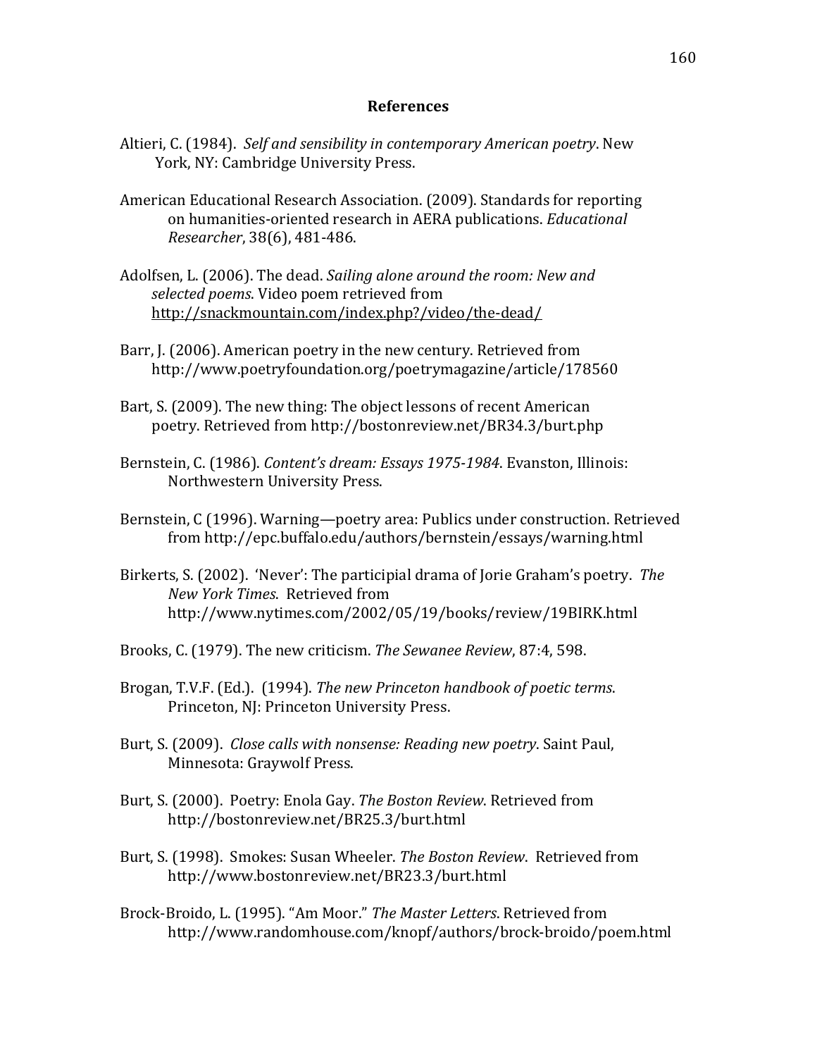# References

Altieri, C. (1984). *Self and sensibility in contemporary American poetry*. New York, NY: Cambridge University Press.

American Educational Research Association. (2009). Standards for reporting on humanities-oriented research in AERA publications. *Educational Researcher*, 38(6), 481-486.

Adolfsen, L. (2006). The dead. *Sailing alone around the room: New and selected poems*. Video poem retrieved from http://snackmountain.com/index.php?/video/the-dead/

Barr, J. (2006). American poetry in the new century. Retrieved from http://www.poetryfoundation.org/poetrymagazine/article/178560

Bart, S. (2009). The new thing: The object lessons of recent American poetry. Retrieved from http://bostonreview.net/BR34.3/burt.php

Bernstein, C. (1986). *Content's dream: Essays 1975-1984*. Evanston, Illinois: Northwestern University Press.

Bernstein, C (1996). Warning—poetry area: Publics under construction. Retrieved from http://epc.buffalo.edu/authors/bernstein/essays/warning.html

Birkerts, S. (2002). 'Never': The participial drama of Jorie Graham's poetry. *The New York Times*. Retrieved from http://www.nytimes.com/2002/05/19/books/review/19BIRK.html

Brooks, C. (1979). The new criticism. *The Sewanee Review*, 87:4, 598.

Brogan, T.V.F. (Ed.). (1994). *The new Princeton handbook of poetic terms*. Princeton, NJ: Princeton University Press.

Burt, S. (2009). *Close calls with nonsense: Reading new poetry*. Saint Paul, Minnesota: Graywolf Press.

Burt, S. (2000). Poetry: Enola Gay. *The Boston Review*. Retrieved from http://bostonreview.net/BR25.3/burt.html

Burt, S. (1998). Smokes: Susan Wheeler. *The Boston Review*. Retrieved from http://www.bostonreview.net/BR23.3/burt.html

Brock-Broido, L. (1995). "Am Moor." *The Master Letters*. Retrieved from http://www.randomhouse.com/knopf/authors/brock-broido/poem.html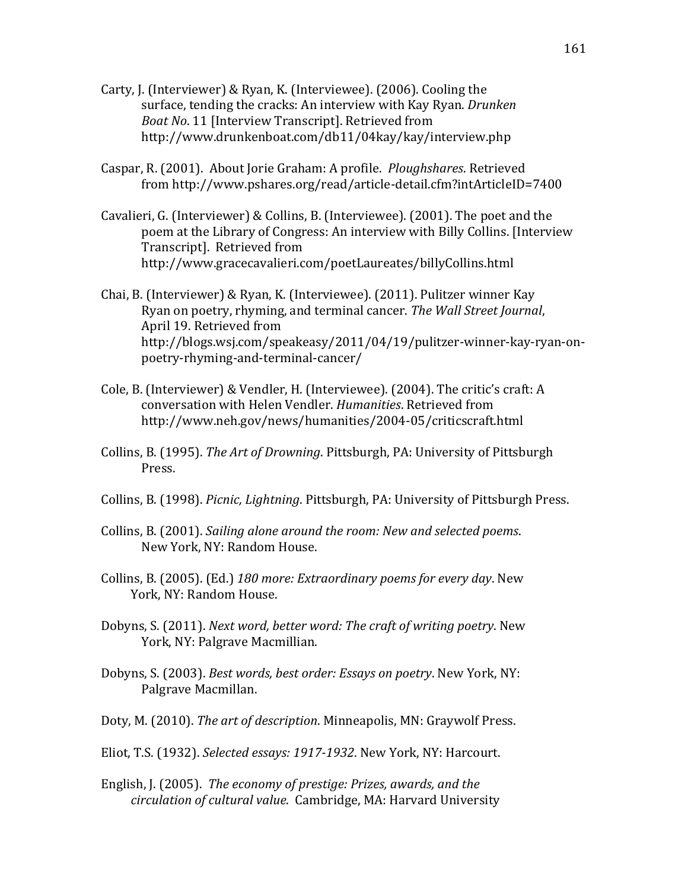Carty, J. (Interviewer) & Ryan, K. (Interviewee). (2006). Cooling the surface, tending the cracks: An interview with Kay Ryan. *Drunken Boat No*. 11 [Interview Transcript]. Retrieved from http://www.drunkenboat.com/db11/04kay/kay/interview.php

Caspar, R. (2001). About Jorie Graham: A profile. *Ploughshares*. Retrieved from http://www.pshares.org/read/article-detail.cfm?intArticleID=7400

Cavalieri, G. (Interviewer) & Collins, B. (Interviewee). (2001). The poet and the poem at the Library of Congress: An interview with Billy Collins. [Interview Transcript]. Retrieved from http://www.gracecavalieri.com/poetLaureates/billyCollins.html

Chai, B. (Interviewer) & Ryan, K. (Interviewee). (2011). Pulitzer winner Kay Ryan on poetry, rhyming, and terminal cancer. *The Wall Street Journal*, April 19. Retrieved from http://blogs.wsj.com/speakeasy/2011/04/19/pulitzer-winner-kay-ryan-on-poetry-rhyming-and-terminal-cancer/

Cole, B. (Interviewer) & Vendler, H. (Interviewee). (2004). The critic's craft: A conversation with Helen Vendler. *Humanities*. Retrieved from http://www.neh.gov/news/humanities/2004-05/criticscraft.html

Collins, B. (1995). *The Art of Drowning*. Pittsburgh, PA: University of Pittsburgh Press.

Collins, B. (1998). *Picnic, Lightning*. Pittsburgh, PA: University of Pittsburgh Press.

Collins, B. (2001). *Sailing alone around the room: New and selected poems*. New York, NY: Random House.

Collins, B. (2005). (Ed.) *180 more: Extraordinary poems for every day*. New York, NY: Random House.

Dobyns, S. (2011). *Next word, better word: The craft of writing poetry*. New York, NY: Palgrave Macmillian.

Dobyns, S. (2003). *Best words, best order: Essays on poetry*. New York, NY: Palgrave Macmillan.

Doty, M. (2010). *The art of description*. Minneapolis, MN: Graywolf Press.

Eliot, T.S. (1932). *Selected essays: 1917-1932*. New York, NY: Harcourt.

English, J. (2005). *The economy of prestige: Prizes, awards, and the circulation of cultural value*. Cambridge, MA: Harvard University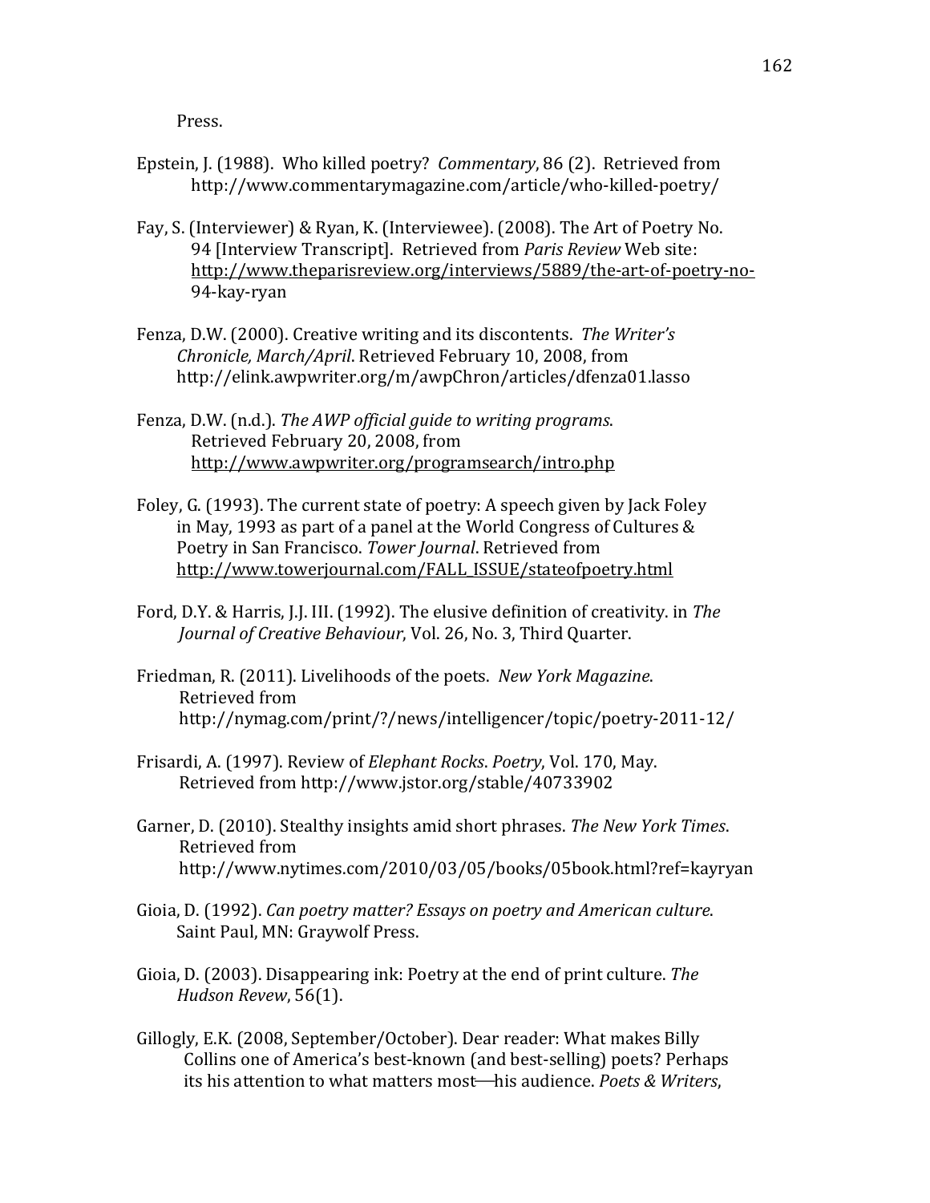Press.

Epstein, J. (1988). Who killed poetry? *Commentary*, 86 (2). Retrieved from http://www.commentarymagazine.com/article/who-killed-poetry/

Fay, S. (Interviewer) & Ryan, K. (Interviewee). (2008). The Art of Poetry No. 94 [Interview Transcript]. Retrieved from *Paris Review* Web site: http://www.theparisreview.org/interviews/5889/the-art-of-poetry-no-94-kay-ryan

Fenza, D.W. (2000). Creative writing and its discontents. *The Writer's Chronicle, March/April*. Retrieved February 10, 2008, from http://elink.awpwriter.org/m/awpChron/articles/dfenza01.lasso

Fenza, D.W. (n.d.). *The AWP official guide to writing programs*. Retrieved February 20, 2008, from http://www.awpwriter.org/programsearch/intro.php

Foley, G. (1993). The current state of poetry: A speech given by Jack Foley in May, 1993 as part of a panel at the World Congress of Cultures & Poetry in San Francisco. *Tower Journal*. Retrieved from http://www.towerjournal.com/FALL_ISSUE/stateofpoetry.html

Ford, D.Y. & Harris, J.J. III. (1992). The elusive definition of creativity. in *The Journal of Creative Behaviour*, Vol. 26, No. 3, Third Quarter.

Friedman, R. (2011). Livelihoods of the poets. *New York Magazine*. Retrieved from http://nymag.com/print/?/news/intelligencer/topic/poetry-2011-12/

Frisardi, A. (1997). Review of *Elephant Rocks*. *Poetry*, Vol. 170, May. Retrieved from http://www.jstor.org/stable/40733902

Garner, D. (2010). Stealthy insights amid short phrases. *The New York Times*. Retrieved from http://www.nytimes.com/2010/03/05/books/05book.html?ref=kayryan

Gioia, D. (1992). *Can poetry matter? Essays on poetry and American culture*. Saint Paul, MN: Graywolf Press.

Gioia, D. (2003). Disappearing ink: Poetry at the end of print culture. *The Hudson Revew*, 56(1).

Gillogly, E.K. (2008, September/October). Dear reader: What makes Billy Collins one of America's best-known (and best-selling) poets? Perhaps its his attention to what matters most—his audience. *Poets & Writers*,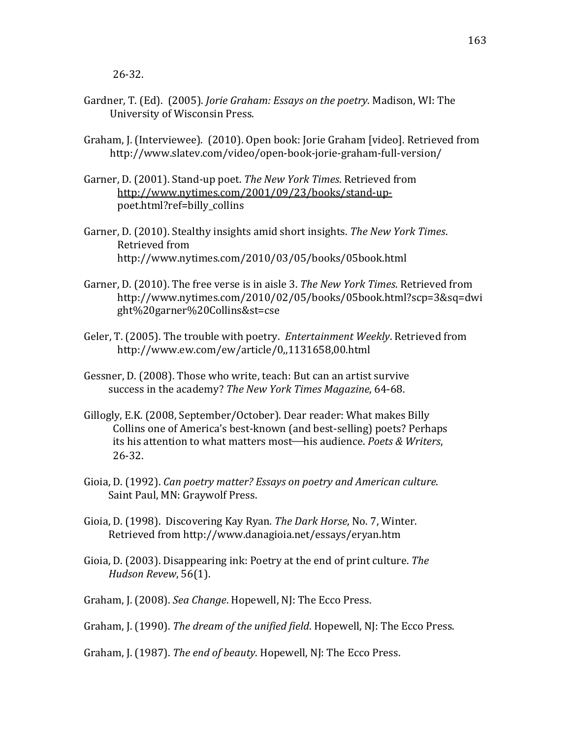26-32.

Gardner, T. (Ed). (2005). *Jorie Graham: Essays on the poetry*. Madison, WI: The University of Wisconsin Press.

Graham, J. (Interviewee). (2010). Open book: Jorie Graham [video]. Retrieved from http://www.slatev.com/video/open-book-jorie-graham-full-version/

Garner, D. (2001). Stand-up poet. *The New York Times*. Retrieved from http://www.nytimes.com/2001/09/23/books/stand-up-poet.html?ref=billy_collins

Garner, D. (2010). Stealthy insights amid short insights. *The New York Times*. Retrieved from http://www.nytimes.com/2010/03/05/books/05book.html

Garner, D. (2010). The free verse is in aisle 3. *The New York Times*. Retrieved from http://www.nytimes.com/2010/02/05/books/05book.html?scp=3&sq=dwight%20garner%20Collins&st=cse

Geler, T. (2005). The trouble with poetry. *Entertainment Weekly*. Retrieved from http://www.ew.com/ew/article/0,,1131658,00.html

Gessner, D. (2008). Those who write, teach: But can an artist survive success in the academy? *The New York Times Magazine*, 64-68.

Gillogly, E.K. (2008, September/October). Dear reader: What makes Billy Collins one of America's best-known (and best-selling) poets? Perhaps its his attention to what matters most—his audience. *Poets & Writers*, 26-32.

Gioia, D. (1992). *Can poetry matter? Essays on poetry and American culture*. Saint Paul, MN: Graywolf Press.

Gioia, D. (1998). Discovering Kay Ryan. *The Dark Horse*, No. 7, Winter. Retrieved from http://www.danagioia.net/essays/eryan.htm

Gioia, D. (2003). Disappearing ink: Poetry at the end of print culture. *The Hudson Revew*, 56(1).

Graham, J. (2008). *Sea Change*. Hopewell, NJ: The Ecco Press.

Graham, J. (1990). *The dream of the unified field*. Hopewell, NJ: The Ecco Press.

Graham, J. (1987). *The end of beauty*. Hopewell, NJ: The Ecco Press.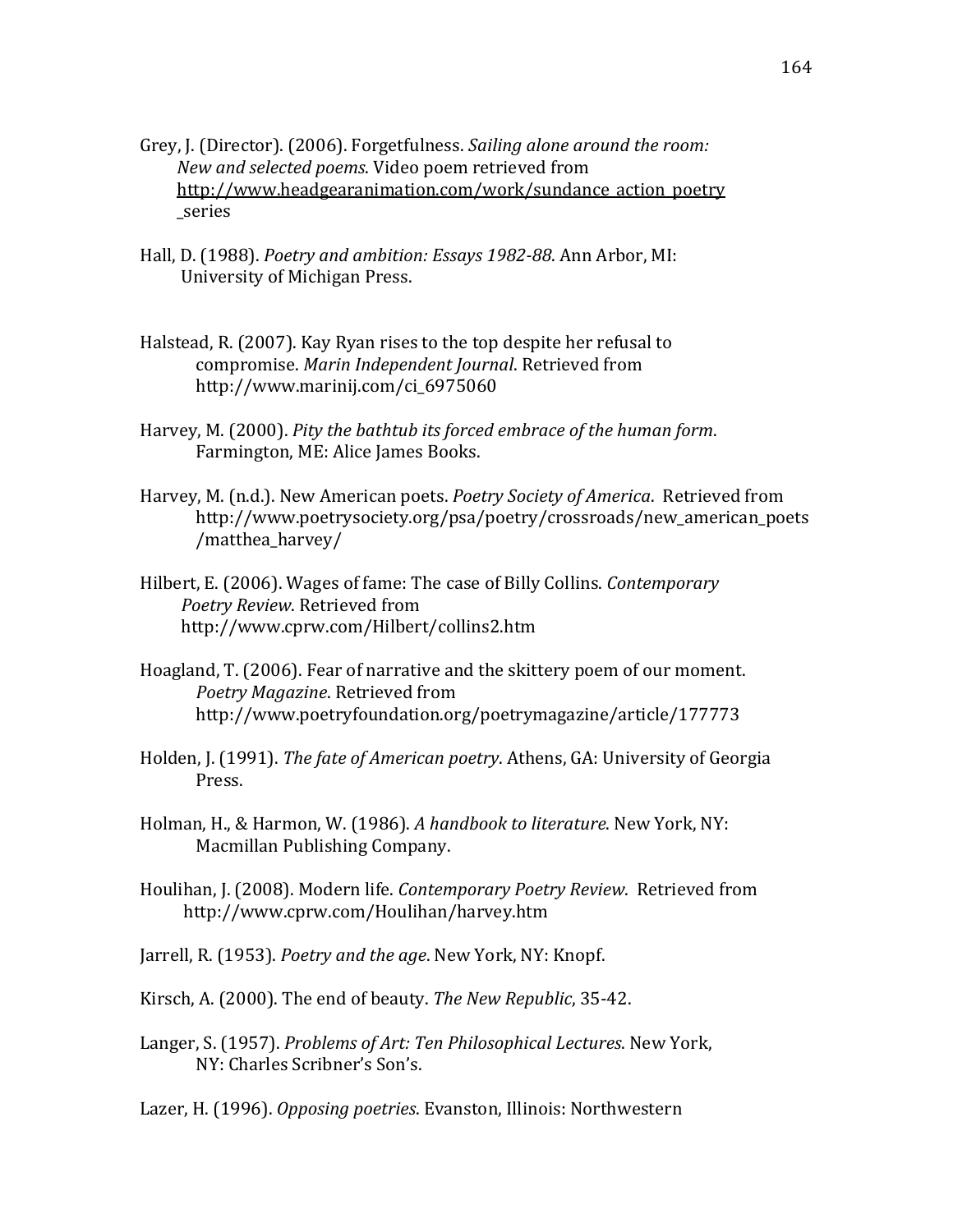Grey, J. (Director). (2006). Forgetfulness. *Sailing alone around the room: New and selected poems*. Video poem retrieved from http://www.headgearanimation.com/work/sundance_action_poetry_series

Hall, D. (1988). *Poetry and ambition: Essays 1982-88*. Ann Arbor, MI: University of Michigan Press.

Halstead, R. (2007). Kay Ryan rises to the top despite her refusal to compromise. *Marin Independent Journal*. Retrieved from http://www.marinij.com/ci_6975060

Harvey, M. (2000). *Pity the bathtub its forced embrace of the human form*. Farmington, ME: Alice James Books.

Harvey, M. (n.d.). New American poets. *Poetry Society of America*. Retrieved from http://www.poetrysociety.org/psa/poetry/crossroads/new_american_poets/matthea_harvey/

Hilbert, E. (2006). Wages of fame: The case of Billy Collins. *Contemporary Poetry Review*. Retrieved from http://www.cprw.com/Hilbert/collins2.htm

Hoagland, T. (2006). Fear of narrative and the skittery poem of our moment. *Poetry Magazine*. Retrieved from http://www.poetryfoundation.org/poetrymagazine/article/177773

Holden, J. (1991). *The fate of American poetry*. Athens, GA: University of Georgia Press.

Holman, H., & Harmon, W. (1986). *A handbook to literature*. New York, NY: Macmillan Publishing Company.

Houlihan, J. (2008). Modern life. *Contemporary Poetry Review*. Retrieved from http://www.cprw.com/Houlihan/harvey.htm

Jarrell, R. (1953). *Poetry and the age*. New York, NY: Knopf.

Kirsch, A. (2000). The end of beauty. *The New Republic*, 35-42.

Langer, S. (1957). *Problems of Art: Ten Philosophical Lectures*. New York, NY: Charles Scribner's Son's.

Lazer, H. (1996). *Opposing poetries*. Evanston, Illinois: Northwestern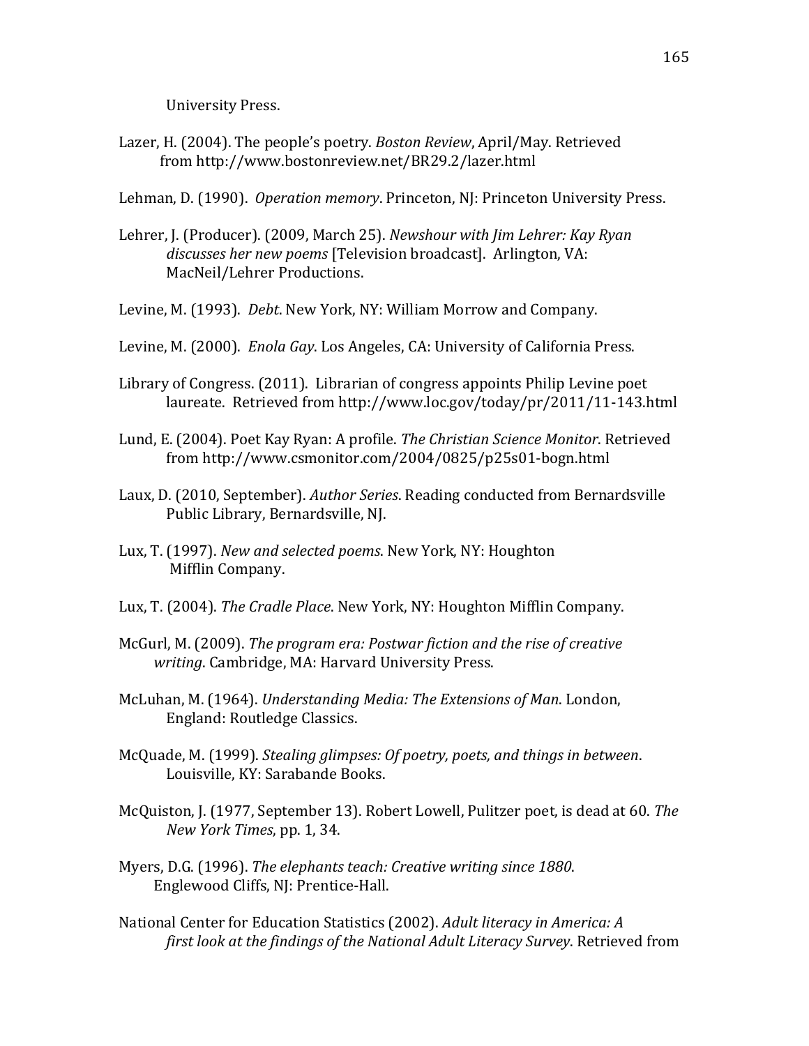University Press.

Lazer, H. (2004). The people's poetry. *Boston Review*, April/May. Retrieved from http://www.bostonreview.net/BR29.2/lazer.html

Lehman, D. (1990). *Operation memory*. Princeton, NJ: Princeton University Press.

Lehrer, J. (Producer). (2009, March 25). *Newshour with Jim Lehrer: Kay Ryan discusses her new poems* [Television broadcast]. Arlington, VA: MacNeil/Lehrer Productions.

Levine, M. (1993). *Debt*. New York, NY: William Morrow and Company.

Levine, M. (2000). *Enola Gay*. Los Angeles, CA: University of California Press.

Library of Congress. (2011). Librarian of congress appoints Philip Levine poet laureate. Retrieved from http://www.loc.gov/today/pr/2011/11-143.html

Lund, E. (2004). Poet Kay Ryan: A profile. *The Christian Science Monitor*. Retrieved from http://www.csmonitor.com/2004/0825/p25s01-bogn.html

Laux, D. (2010, September). *Author Series*. Reading conducted from Bernardsville Public Library, Bernardsville, NJ.

Lux, T. (1997). *New and selected poems*. New York, NY: Houghton Mifflin Company.

Lux, T. (2004). *The Cradle Place*. New York, NY: Houghton Mifflin Company.

McGurl, M. (2009). *The program era: Postwar fiction and the rise of creative writing*. Cambridge, MA: Harvard University Press.

McLuhan, M. (1964). *Understanding Media: The Extensions of Man*. London, England: Routledge Classics.

McQuade, M. (1999). *Stealing glimpses: Of poetry, poets, and things in between*. Louisville, KY: Sarabande Books.

McQuiston, J. (1977, September 13). Robert Lowell, Pulitzer poet, is dead at 60. *The New York Times*, pp. 1, 34.

Myers, D.G. (1996). *The elephants teach: Creative writing since 1880*. Englewood Cliffs, NJ: Prentice-Hall.

National Center for Education Statistics (2002). *Adult literacy in America: A first look at the findings of the National Adult Literacy Survey*. Retrieved from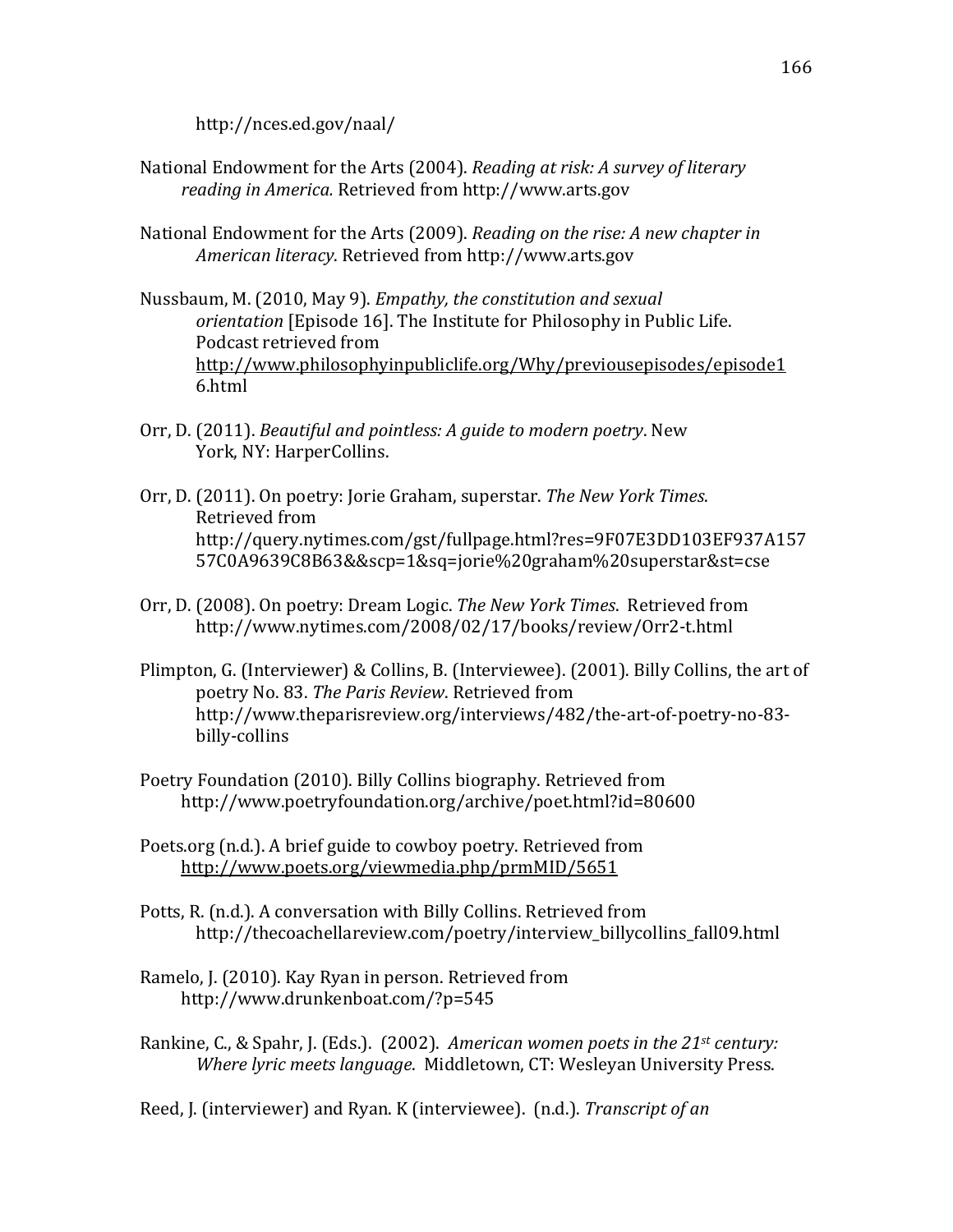http://nces.ed.gov/naal/

National Endowment for the Arts (2004). *Reading at risk: A survey of literary reading in America.* Retrieved from http://www.arts.gov

National Endowment for the Arts (2009). *Reading on the rise: A new chapter in American literacy*. Retrieved from http://www.arts.gov

Nussbaum, M. (2010, May 9). *Empathy, the constitution and sexual orientation* [Episode 16]. The Institute for Philosophy in Public Life. Podcast retrieved from http://www.philosophyinpubliclife.org/Why/previousepisodes/episode16.html

Orr, D. (2011). *Beautiful and pointless: A guide to modern poetry*. New York, NY: HarperCollins.

Orr, D. (2011). On poetry: Jorie Graham, superstar. *The New York Times*. Retrieved from http://query.nytimes.com/gst/fullpage.html?res=9F07E3DD103EF937A15757C0A9639C8B63&&scp=1&sq=jorie%20graham%20superstar&st=cse

Orr, D. (2008). On poetry: Dream Logic. *The New York Times*. Retrieved from http://www.nytimes.com/2008/02/17/books/review/Orr2-t.html

Plimpton, G. (Interviewer) & Collins, B. (Interviewee). (2001). Billy Collins, the art of poetry No. 83. *The Paris Review*. Retrieved from http://www.theparisreview.org/interviews/482/the-art-of-poetry-no-83-billy-collins

Poetry Foundation (2010). Billy Collins biography. Retrieved from http://www.poetryfoundation.org/archive/poet.html?id=80600

Poets.org (n.d.). A brief guide to cowboy poetry. Retrieved from http://www.poets.org/viewmedia.php/prmMID/5651

Potts, R. (n.d.). A conversation with Billy Collins. Retrieved from http://thecoachellareview.com/poetry/interview_billycollins_fall09.html

Ramelo, J. (2010). Kay Ryan in person. Retrieved from http://www.drunkenboat.com/?p=545

Rankine, C., & Spahr, J. (Eds.). (2002). *American women poets in the 21st century: Where lyric meets language*. Middletown, CT: Wesleyan University Press.

Reed, J. (interviewer) and Ryan. K (interviewee). (n.d.). *Transcript of an*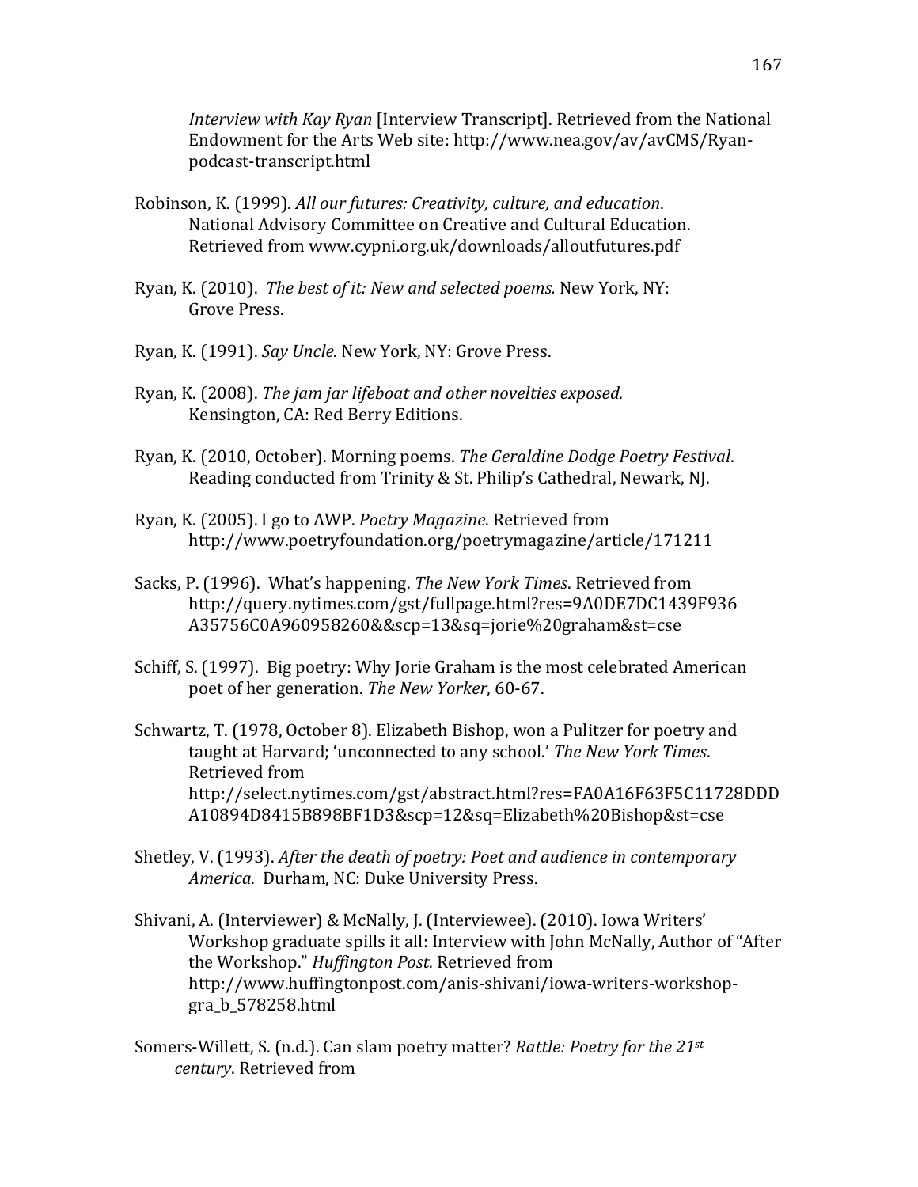*Interview with Kay Ryan* [Interview Transcript]. Retrieved from the National Endowment for the Arts Web site: http://www.nea.gov/av/avCMS/Ryan-podcast-transcript.html

Robinson, K. (1999). *All our futures: Creativity, culture, and education*. National Advisory Committee on Creative and Cultural Education. Retrieved from www.cypni.org.uk/downloads/alloutfutures.pdf

Ryan, K. (2010). *The best of it: New and selected poems.* New York, NY: Grove Press.

Ryan, K. (1991). *Say Uncle*. New York, NY: Grove Press.

Ryan, K. (2008). *The jam jar lifeboat and other novelties exposed.* Kensington, CA: Red Berry Editions.

Ryan, K. (2010, October). Morning poems. *The Geraldine Dodge Poetry Festival*. Reading conducted from Trinity & St. Philip's Cathedral, Newark, NJ.

Ryan, K. (2005). I go to AWP. *Poetry Magazine*. Retrieved from http://www.poetryfoundation.org/poetrymagazine/article/171211

Sacks, P. (1996). What's happening. *The New York Times*. Retrieved from http://query.nytimes.com/gst/fullpage.html?res=9A0DE7DC1439F936A35756C0A960958260&&scp=13&sq=jorie%20graham&st=cse

Schiff, S. (1997). Big poetry: Why Jorie Graham is the most celebrated American poet of her generation. *The New Yorker*, 60-67.

Schwartz, T. (1978, October 8). Elizabeth Bishop, won a Pulitzer for poetry and taught at Harvard; 'unconnected to any school.' *The New York Times*. Retrieved from http://select.nytimes.com/gst/abstract.html?res=FA0A16F63F5C11728DDDA10894D8415B898BF1D3&scp=12&sq=Elizabeth%20Bishop&st=cse

Shetley, V. (1993). *After the death of poetry: Poet and audience in contemporary America*. Durham, NC: Duke University Press.

Shivani, A. (Interviewer) & McNally, J. (Interviewee). (2010). Iowa Writers' Workshop graduate spills it all: Interview with John McNally, Author of "After the Workshop." *Huffington Post*. Retrieved from http://www.huffingtonpost.com/anis-shivani/iowa-writers-workshop-gra_b_578258.html

Somers-Willett, S. (n.d.). Can slam poetry matter? *Rattle: Poetry for the 21st century*. Retrieved from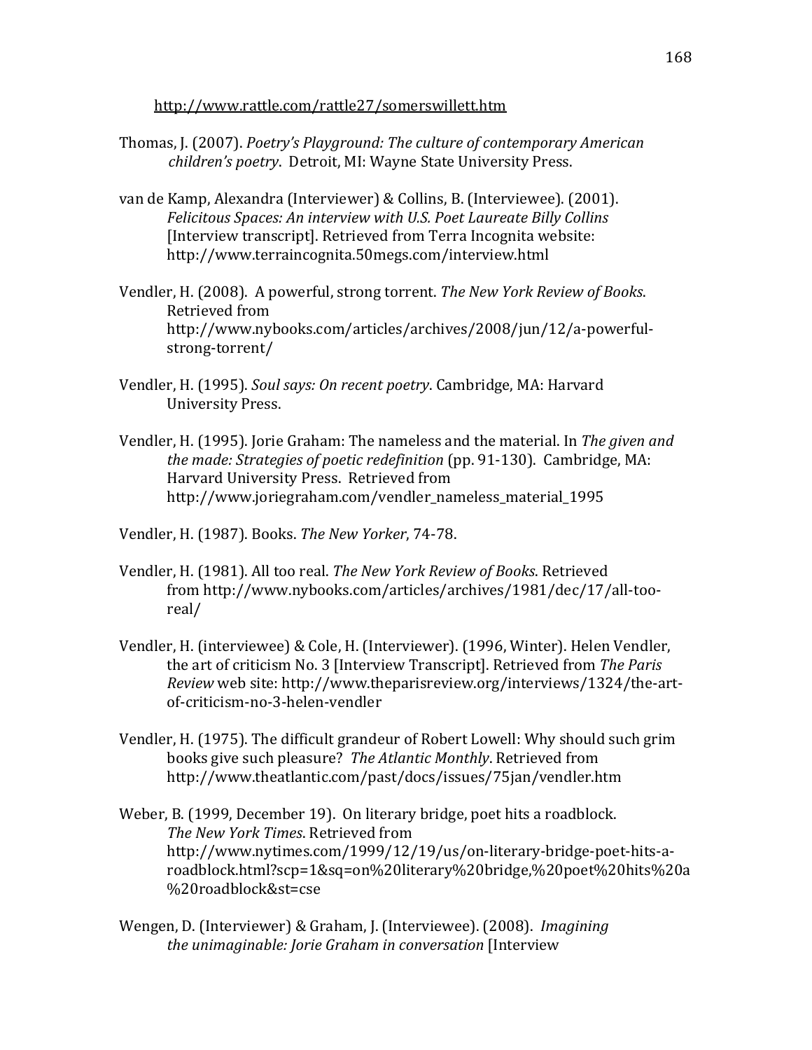http://www.rattle.com/rattle27/somerswillett.htm

Thomas, J. (2007). *Poetry's Playground: The culture of contemporary American children's poetry*. Detroit, MI: Wayne State University Press.

van de Kamp, Alexandra (Interviewer) & Collins, B. (Interviewee). (2001). *Felicitous Spaces: An interview with U.S. Poet Laureate Billy Collins* [Interview transcript]. Retrieved from Terra Incognita website: http://www.terraincognita.50megs.com/interview.html

Vendler, H. (2008). A powerful, strong torrent. *The New York Review of Books*. Retrieved from http://www.nybooks.com/articles/archives/2008/jun/12/a-powerful-strong-torrent/

Vendler, H. (1995). *Soul says: On recent poetry*. Cambridge, MA: Harvard University Press.

Vendler, H. (1995). Jorie Graham: The nameless and the material. In *The given and the made: Strategies of poetic redefinition* (pp. 91-130). Cambridge, MA: Harvard University Press. Retrieved from http://www.joriegraham.com/vendler_nameless_material_1995

Vendler, H. (1987). Books. *The New Yorker*, 74-78.

Vendler, H. (1981). All too real. *The New York Review of Books*. Retrieved from http://www.nybooks.com/articles/archives/1981/dec/17/all-too-real/

Vendler, H. (interviewee) & Cole, H. (Interviewer). (1996, Winter). Helen Vendler, the art of criticism No. 3 [Interview Transcript]. Retrieved from *The Paris Review* web site: http://www.theparisreview.org/interviews/1324/the-art-of-criticism-no-3-helen-vendler

Vendler, H. (1975). The difficult grandeur of Robert Lowell: Why should such grim books give such pleasure? *The Atlantic Monthly*. Retrieved from http://www.theatlantic.com/past/docs/issues/75jan/vendler.htm

Weber, B. (1999, December 19). On literary bridge, poet hits a roadblock. *The New York Times*. Retrieved from http://www.nytimes.com/1999/12/19/us/on-literary-bridge-poet-hits-a-roadblock.html?scp=1&sq=on%20literary%20bridge,%20poet%20hits%20a%20roadblock&st=cse

Wengen, D. (Interviewer) & Graham, J. (Interviewee). (2008). *Imagining the unimaginable: Jorie Graham in conversation* [Interview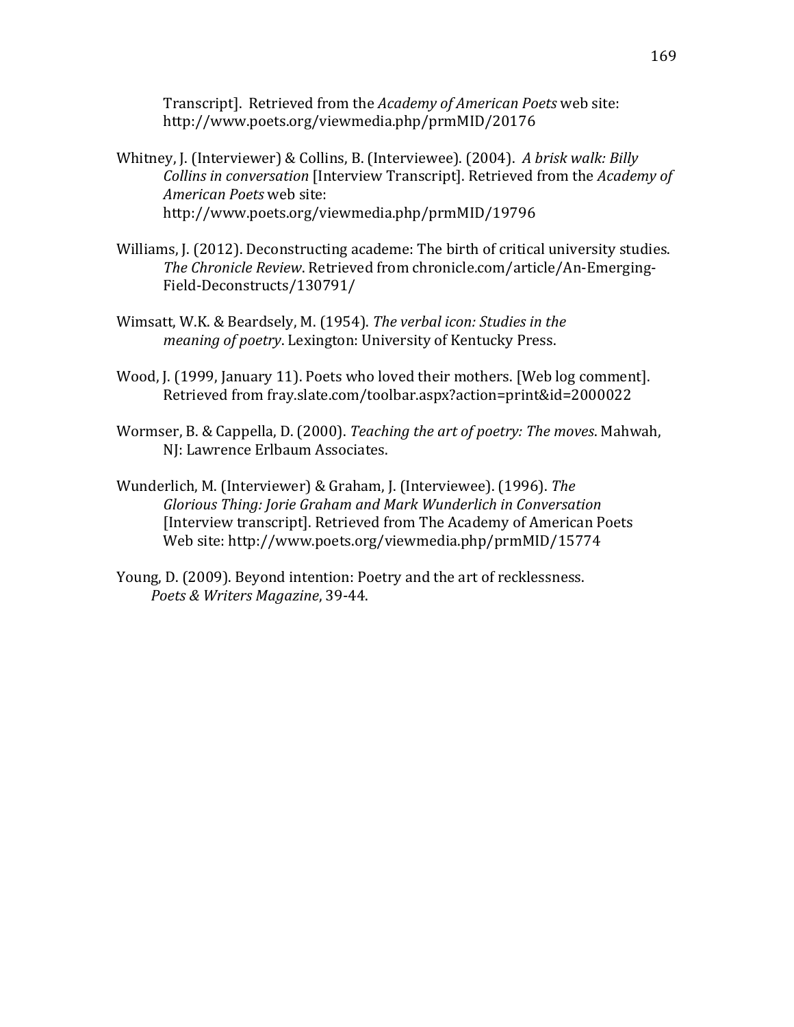Transcript]. Retrieved from the *Academy of American Poets* web site: http://www.poets.org/viewmedia.php/prmMID/20176

Whitney, J. (Interviewer) & Collins, B. (Interviewee). (2004). *A brisk walk: Billy Collins in conversation* [Interview Transcript]. Retrieved from the *Academy of American Poets* web site: http://www.poets.org/viewmedia.php/prmMID/19796

Williams, J. (2012). Deconstructing academe: The birth of critical university studies. *The Chronicle Review*. Retrieved from chronicle.com/article/An-Emerging-Field-Deconstructs/130791/

Wimsatt, W.K. & Beardsely, M. (1954). *The verbal icon: Studies in the meaning of poetry*. Lexington: University of Kentucky Press.

Wood, J. (1999, January 11). Poets who loved their mothers. [Web log comment]. Retrieved from fray.slate.com/toolbar.aspx?action=print&id=2000022

Wormser, B. & Cappella, D. (2000). *Teaching the art of poetry: The moves*. Mahwah, NJ: Lawrence Erlbaum Associates.

Wunderlich, M. (Interviewer) & Graham, J. (Interviewee). (1996). *The Glorious Thing: Jorie Graham and Mark Wunderlich in Conversation* [Interview transcript]. Retrieved from The Academy of American Poets Web site: http://www.poets.org/viewmedia.php/prmMID/15774

Young, D. (2009). Beyond intention: Poetry and the art of recklessness. *Poets & Writers Magazine*, 39-44.